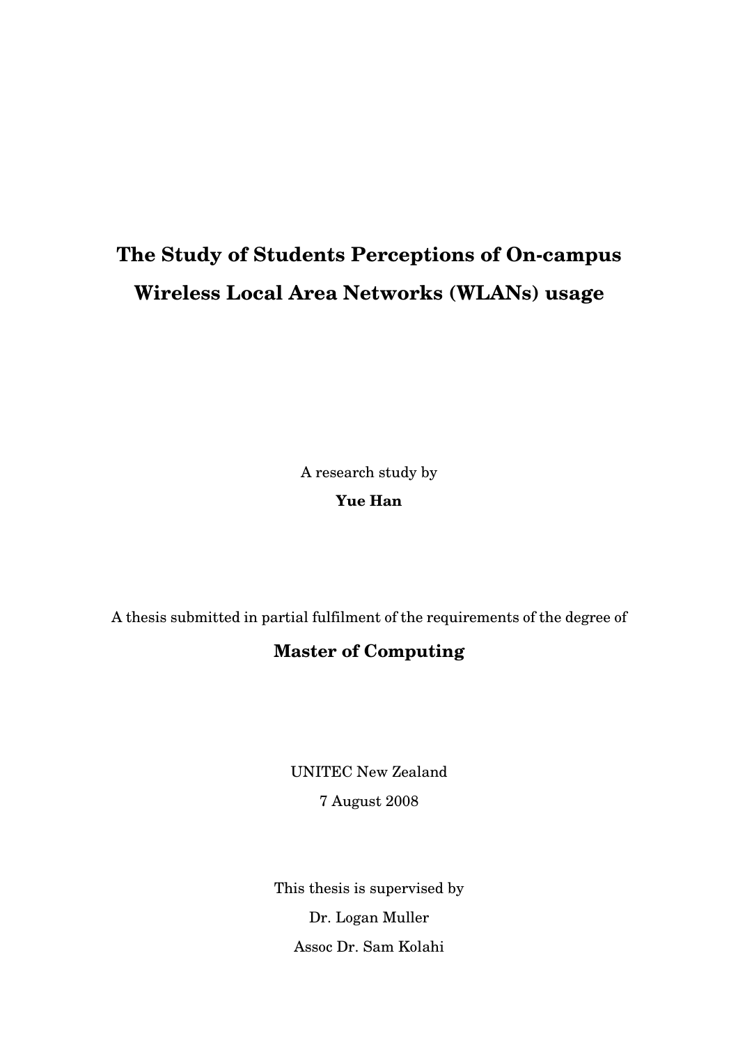# The Study of Students Perceptions of On-campus Wireless Local Area Networks (WLANs) usage

A research study by

**Yue Han**

A thesis submitted in partial fulfilment of the requirements of the degree of

**Master of Computing**

UNITEC New Zealand

7 August 2008

This thesis is supervised by

Dr. Logan Muller

Assoc Dr. Sam Kolahi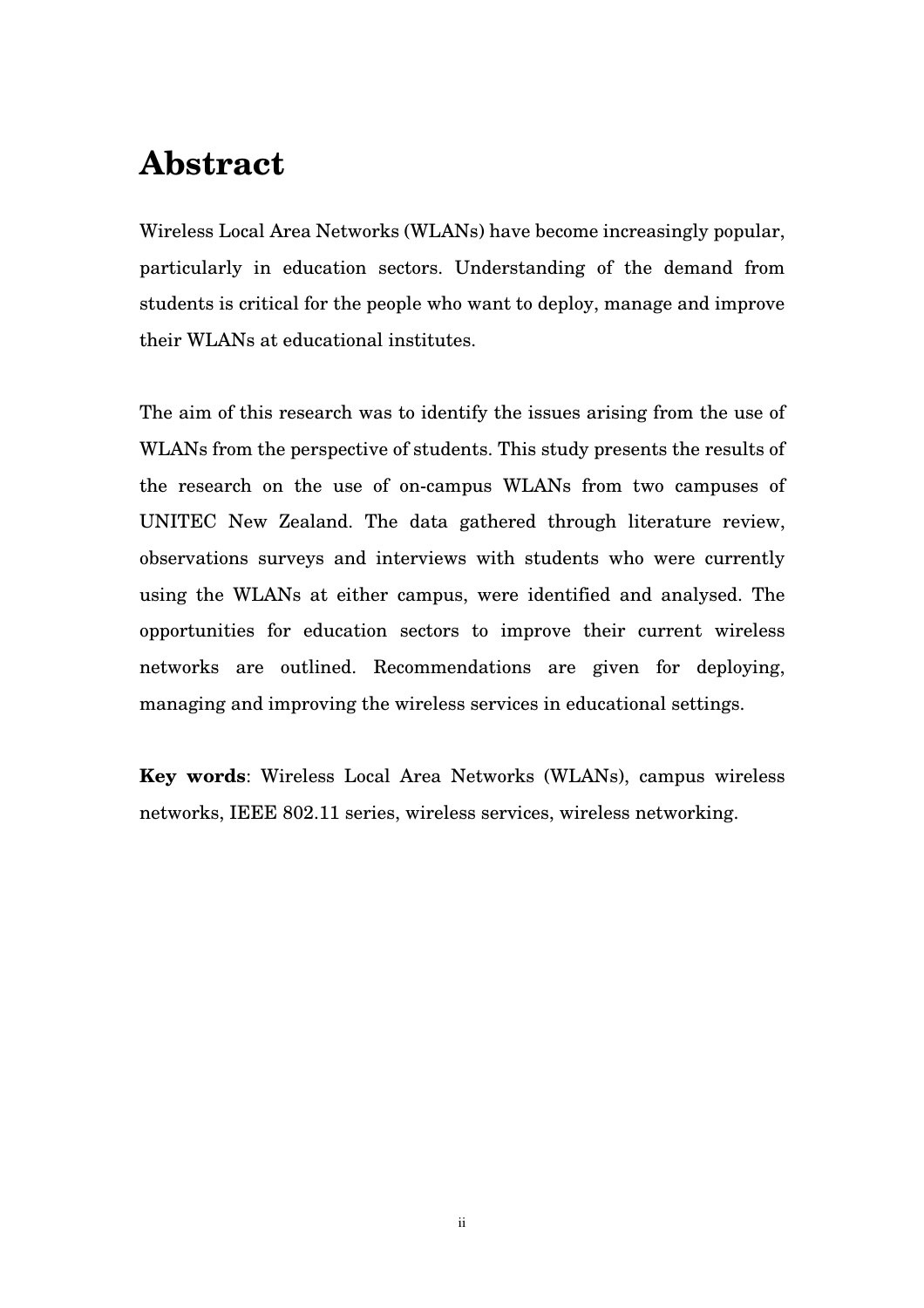# Abstract

Wireless Local Area Networks (WLANs) have become increasingly popular, particularly in education sectors. Understanding of the demand from students is critical for the people who want to deploy, manage and improve their WLANs at educational institutes.

The aim of this research was to identify the issues arising from the use of WLANs from the perspective of students. This study presents the results of the research on the use of on-campus WLANs from two campuses of UNITEC New Zealand. The data gathered through literature review, observations surveys and interviews with students who were currently using the WLANs at either campus, were identified and analysed. The opportunities for education sectors to improve their current wireless networks are outlined. Recommendations are given for deploying, managing and improving the wireless services in educational settings.

**Key words**: Wireless Local Area Networks (WLANs), campus wireless networks, IEEE 802.11 series, wireless services, wireless networking.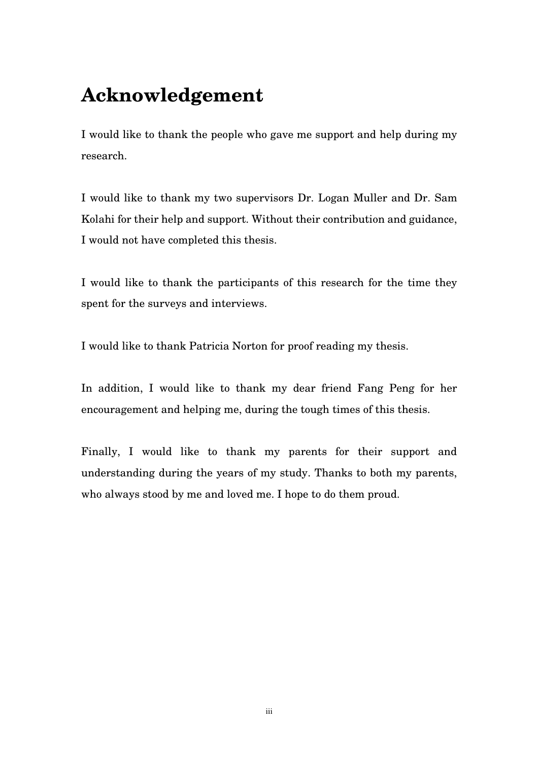# Acknowledgement

I would like to thank the people who gave me support and help during my research.

I would like to thank my two supervisors Dr. Logan Muller and Dr. Sam Kolahi for their help and support. Without their contribution and guidance, I would not have completed this thesis.

I would like to thank the participants of this research for the time they spent for the surveys and interviews.

I would like to thank Patricia Norton for proof reading my thesis.

In addition, I would like to thank my dear friend Fang Peng for her encouragement and helping me, during the tough times of this thesis.

Finally, I would like to thank my parents for their support and understanding during the years of my study. Thanks to both my parents, who always stood by me and loved me. I hope to do them proud.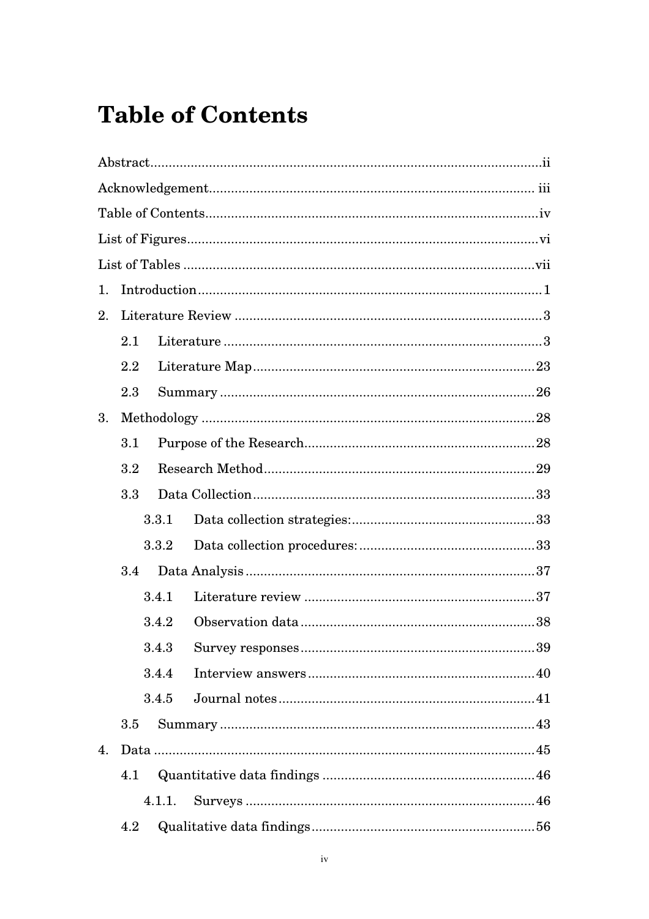# Table of Contents

Abstract....................................................................................................ii

Acknowledgement..................................................................................... iii

Table of Contents.......................................................................................iv

List of Figures............................................................................................vi

List of Tables ...........................................................................................vii

1. Introduction..........................................................................................1

2. Literature Review ..................................................................................3

    2.1 Literature ......................................................................................3

    2.2 Literature Map..............................................................................23

    2.3 Summary ......................................................................................26

3. Methodology .........................................................................................28

    3.1 Purpose of the Research...............................................................28

    3.2 Research Method..........................................................................29

    3.3 Data Collection.............................................................................33

        3.3.1 Data collection strategies:..................................................33

        3.3.2 Data collection procedures: ................................................33

    3.4 Data Analysis ...............................................................................37

        3.4.1 Literature review ...............................................................37

        3.4.2 Observation data ................................................................38

        3.4.3 Survey responses ................................................................39

        3.4.4 Interview answers ..............................................................40

        3.4.5 Journal notes ......................................................................41

    3.5 Summary ......................................................................................43

4. Data .....................................................................................................45

    4.1 Quantitative data findings ..........................................................46

        4.1.1. Surveys ..............................................................................46

    4.2 Qualitative data findings.............................................................56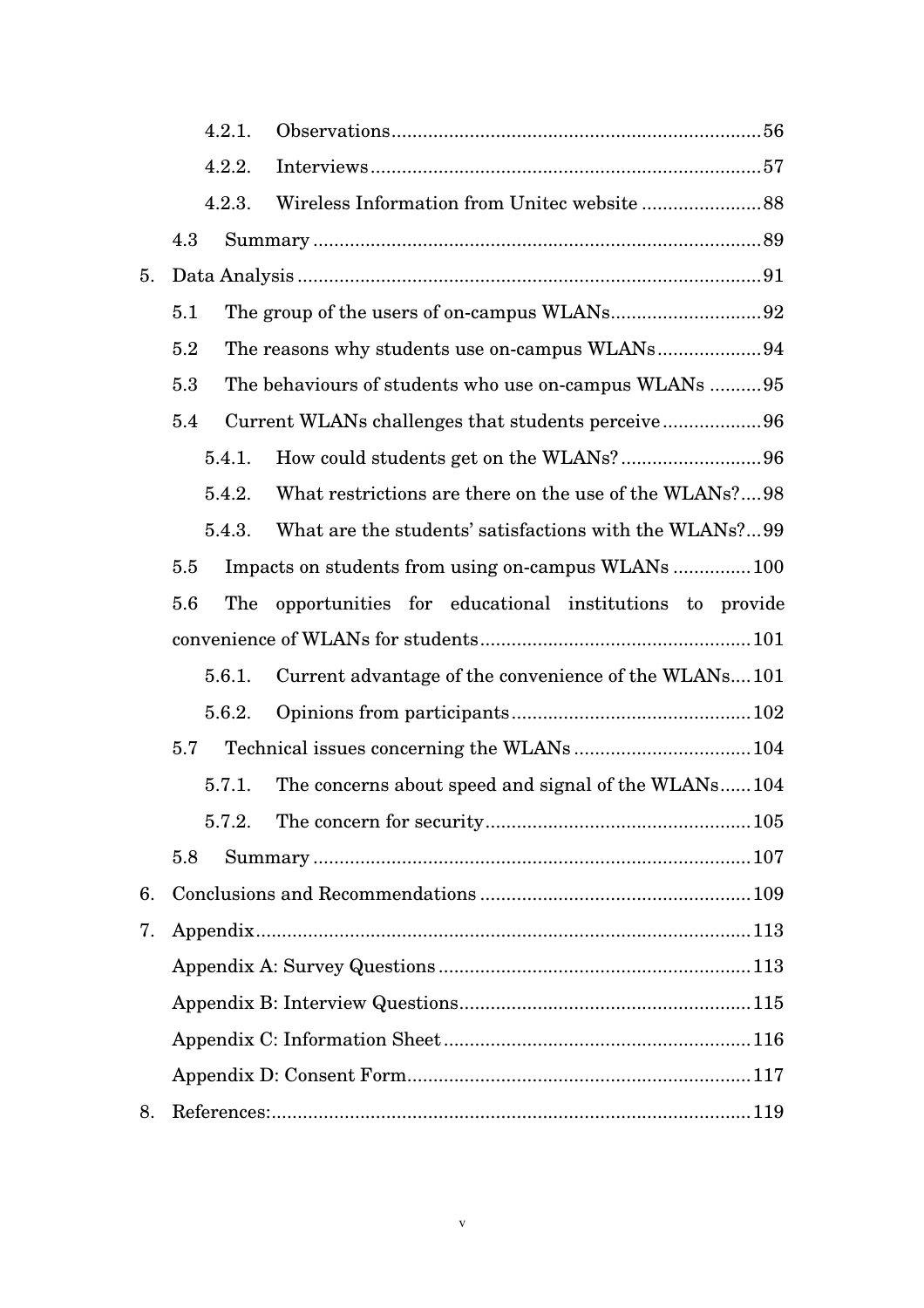- 4.2.1. Observations ........ 56
- 4.2.2. Interviews ........ 57
- 4.2.3. Wireless Information from Unitec website ........ 88

4.3 Summary ........ 89

5. Data Analysis ........ 91

5.1 The group of the users of on-campus WLANs ........ 92

5.2 The reasons why students use on-campus WLANs ........ 94

5.3 The behaviours of students who use on-campus WLANs ........ 95

5.4 Current WLANs challenges that students perceive ........ 96

- 5.4.1. How could students get on the WLANs? ........ 96
- 5.4.2. What restrictions are there on the use of the WLANs? ........ 98
- 5.4.3. What are the students' satisfactions with the WLANs? ........ 99

5.5 Impacts on students from using on-campus WLANs ........ 100

5.6 The opportunities for educational institutions to provide convenience of WLANs for students ........ 101

- 5.6.1. Current advantage of the convenience of the WLANs ........ 101
- 5.6.2. Opinions from participants ........ 102

5.7 Technical issues concerning the WLANs ........ 104

- 5.7.1. The concerns about speed and signal of the WLANs ........ 104
- 5.7.2. The concern for security ........ 105

5.8 Summary ........ 107

6. Conclusions and Recommendations ........ 109

7. Appendix ........ 113

Appendix A: Survey Questions ........ 113

Appendix B: Interview Questions ........ 115

Appendix C: Information Sheet ........ 116

Appendix D: Consent Form ........ 117

8. References: ........ 119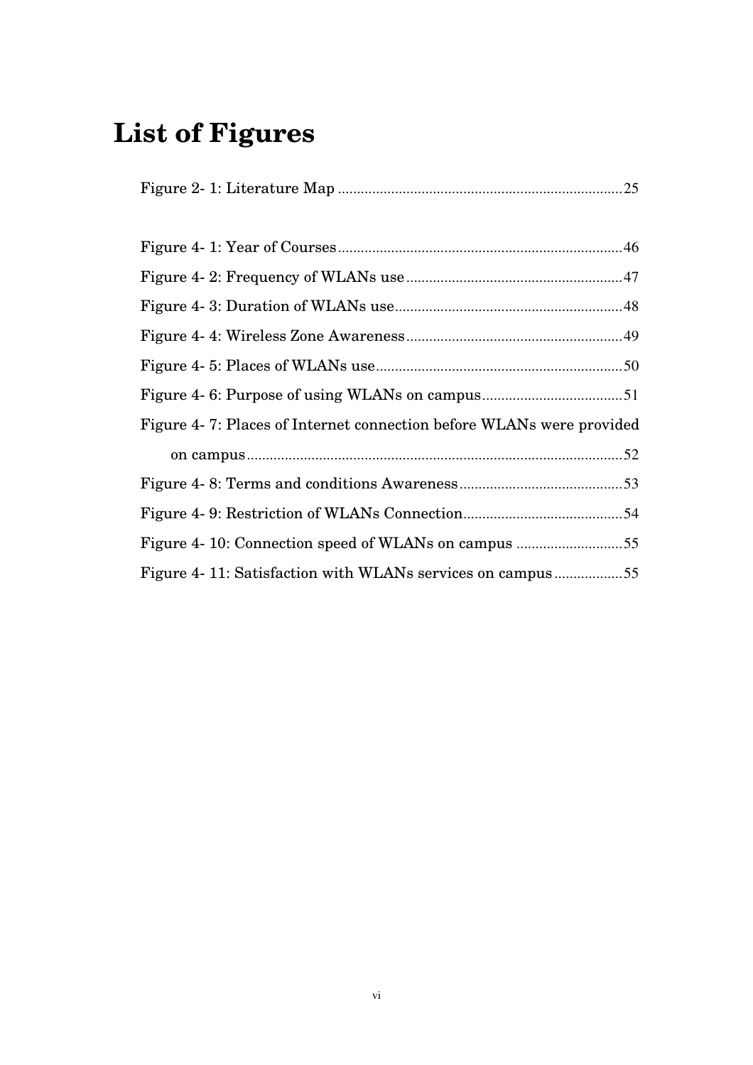# List of Figures

Figure 2- 1: Literature Map ........................................................................25

Figure 4- 1: Year of Courses ........................................................................46

Figure 4- 2: Frequency of WLANs use .........................................................47

Figure 4- 3: Duration of WLANs use ............................................................48

Figure 4- 4: Wireless Zone Awareness .........................................................49

Figure 4- 5: Places of WLANs use ................................................................50

Figure 4- 6: Purpose of using WLANs on campus .......................................51

Figure 4- 7: Places of Internet connection before WLANs were provided on campus ..................................................................................................52

Figure 4- 8: Terms and conditions Awareness ............................................53

Figure 4- 9: Restriction of WLANs Connection ...........................................54

Figure 4- 10: Connection speed of WLANs on campus ...............................55

Figure 4- 11: Satisfaction with WLANs services on campus .......................55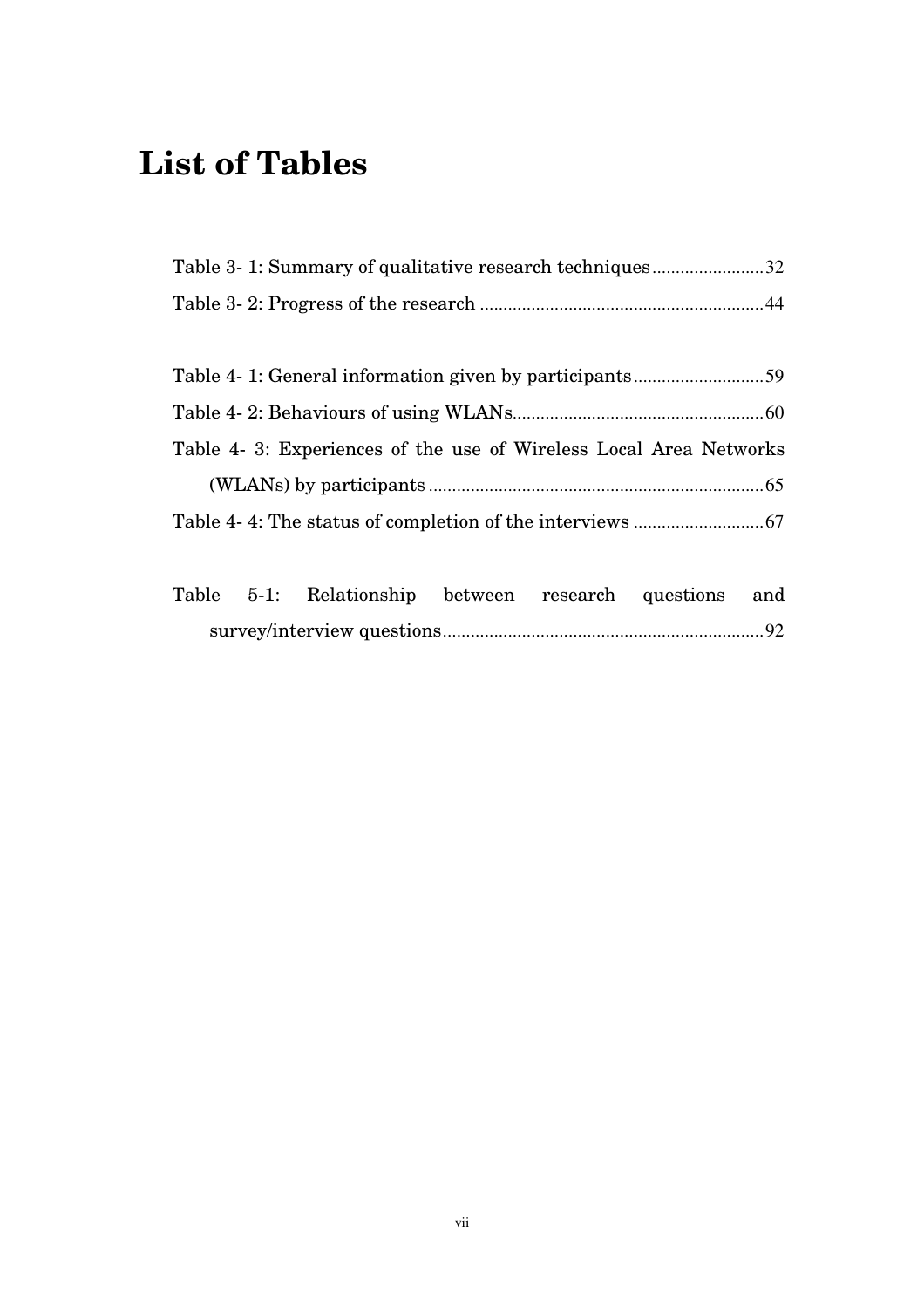# List of Tables

Table 3- 1: Summary of qualitative research techniques........................32

Table 3- 2: Progress of the research ............................................................44

Table 4- 1: General information given by participants............................59

Table 4- 2: Behaviours of using WLANs......................................................60

Table 4- 3: Experiences of the use of Wireless Local Area Networks (WLANs) by participants ........................................................................65

Table 4- 4: The status of completion of the interviews ............................67

Table 5-1: Relationship between research questions and survey/interview questions....................................................................92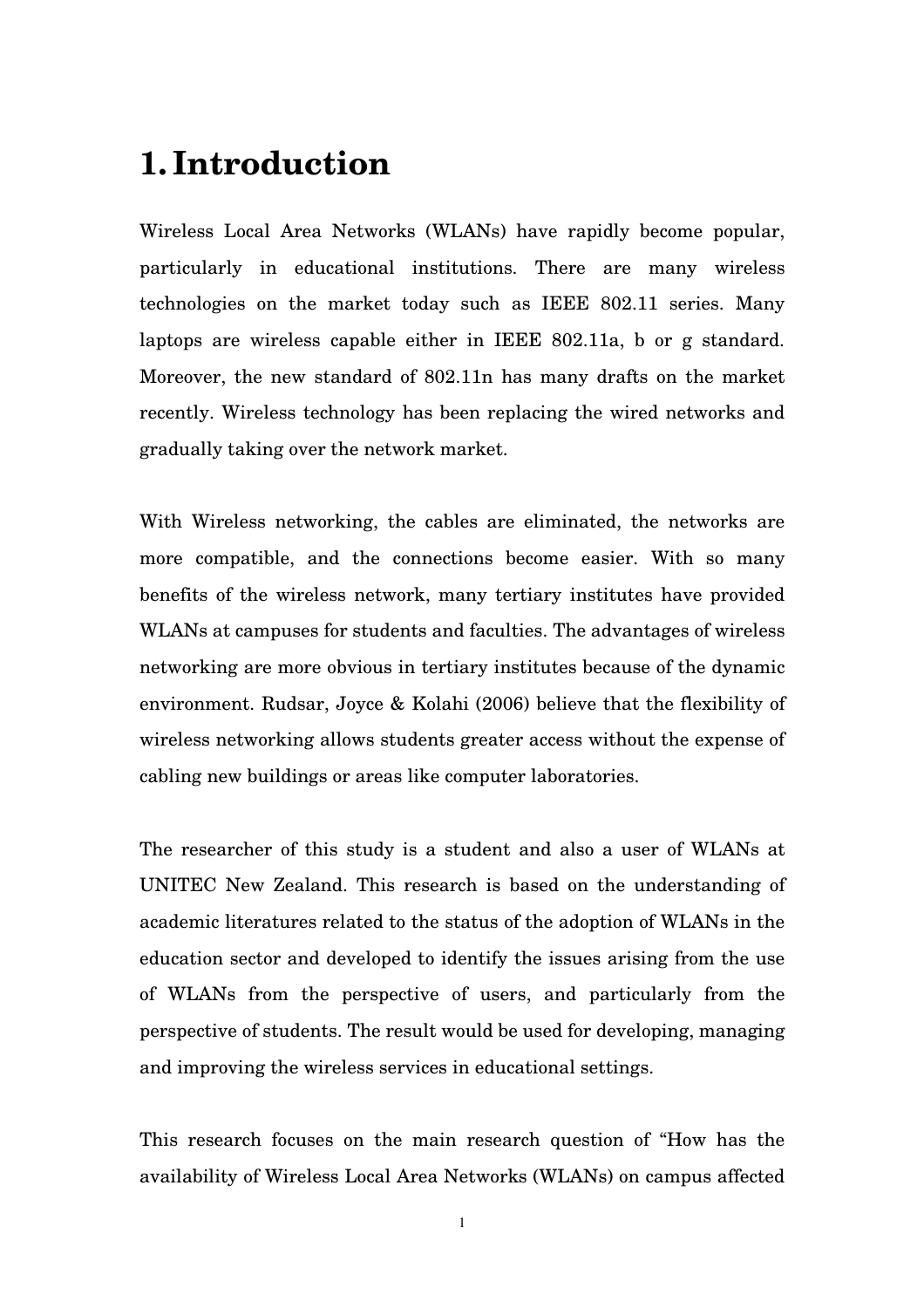# 1. Introduction

Wireless Local Area Networks (WLANs) have rapidly become popular, particularly in educational institutions. There are many wireless technologies on the market today such as IEEE 802.11 series. Many laptops are wireless capable either in IEEE 802.11a, b or g standard. Moreover, the new standard of 802.11n has many drafts on the market recently. Wireless technology has been replacing the wired networks and gradually taking over the network market.

With Wireless networking, the cables are eliminated, the networks are more compatible, and the connections become easier. With so many benefits of the wireless network, many tertiary institutes have provided WLANs at campuses for students and faculties. The advantages of wireless networking are more obvious in tertiary institutes because of the dynamic environment. Rudsar, Joyce & Kolahi (2006) believe that the flexibility of wireless networking allows students greater access without the expense of cabling new buildings or areas like computer laboratories.

The researcher of this study is a student and also a user of WLANs at UNITEC New Zealand. This research is based on the understanding of academic literatures related to the status of the adoption of WLANs in the education sector and developed to identify the issues arising from the use of WLANs from the perspective of users, and particularly from the perspective of students. The result would be used for developing, managing and improving the wireless services in educational settings.

This research focuses on the main research question of "How has the availability of Wireless Local Area Networks (WLANs) on campus affected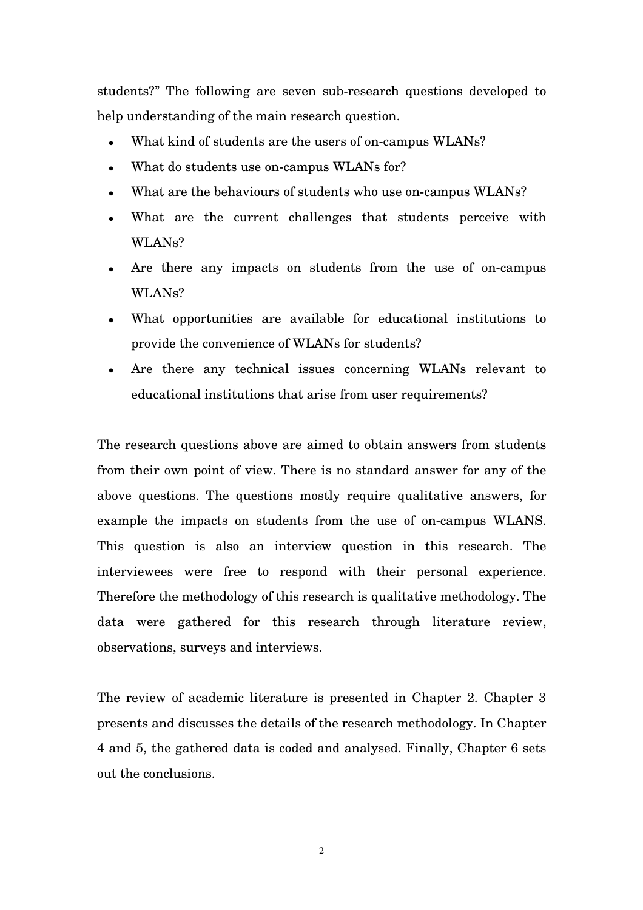students?" The following are seven sub-research questions developed to help understanding of the main research question.

- What kind of students are the users of on-campus WLANs?
- What do students use on-campus WLANs for?
- What are the behaviours of students who use on-campus WLANs?
- What are the current challenges that students perceive with WLANs?
- Are there any impacts on students from the use of on-campus WLANs?
- What opportunities are available for educational institutions to provide the convenience of WLANs for students?
- Are there any technical issues concerning WLANs relevant to educational institutions that arise from user requirements?

The research questions above are aimed to obtain answers from students from their own point of view. There is no standard answer for any of the above questions. The questions mostly require qualitative answers, for example the impacts on students from the use of on-campus WLANS. This question is also an interview question in this research. The interviewees were free to respond with their personal experience. Therefore the methodology of this research is qualitative methodology. The data were gathered for this research through literature review, observations, surveys and interviews.

The review of academic literature is presented in Chapter 2. Chapter 3 presents and discusses the details of the research methodology. In Chapter 4 and 5, the gathered data is coded and analysed. Finally, Chapter 6 sets out the conclusions.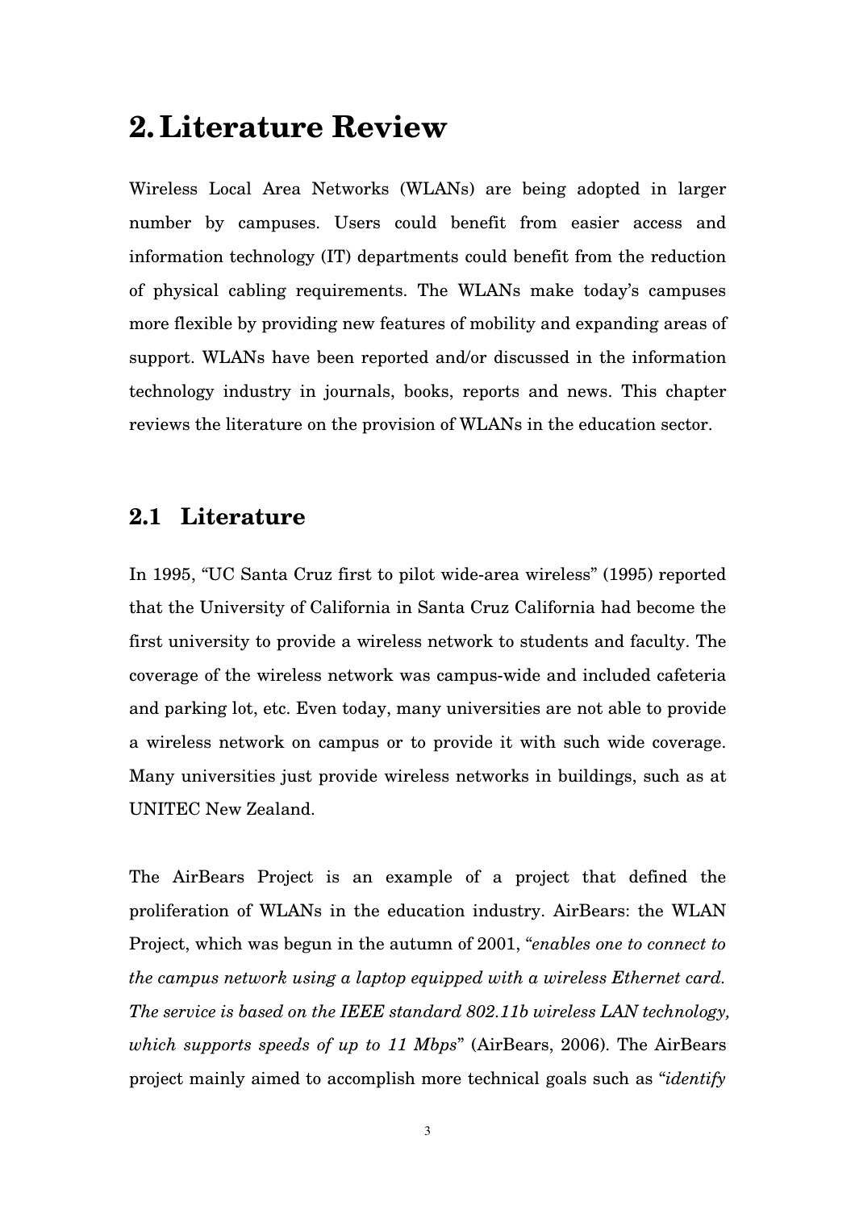# 2. Literature Review

Wireless Local Area Networks (WLANs) are being adopted in larger number by campuses. Users could benefit from easier access and information technology (IT) departments could benefit from the reduction of physical cabling requirements. The WLANs make today's campuses more flexible by providing new features of mobility and expanding areas of support. WLANs have been reported and/or discussed in the information technology industry in journals, books, reports and news. This chapter reviews the literature on the provision of WLANs in the education sector.

## 2.1 Literature

In 1995, "UC Santa Cruz first to pilot wide-area wireless" (1995) reported that the University of California in Santa Cruz California had become the first university to provide a wireless network to students and faculty. The coverage of the wireless network was campus-wide and included cafeteria and parking lot, etc. Even today, many universities are not able to provide a wireless network on campus or to provide it with such wide coverage. Many universities just provide wireless networks in buildings, such as at UNITEC New Zealand.

The AirBears Project is an example of a project that defined the proliferation of WLANs in the education industry. AirBears: the WLAN Project, which was begun in the autumn of 2001, "*enables one to connect to the campus network using a laptop equipped with a wireless Ethernet card. The service is based on the IEEE standard 802.11b wireless LAN technology, which supports speeds of up to 11 Mbps*" (AirBears, 2006). The AirBears project mainly aimed to accomplish more technical goals such as "*identify*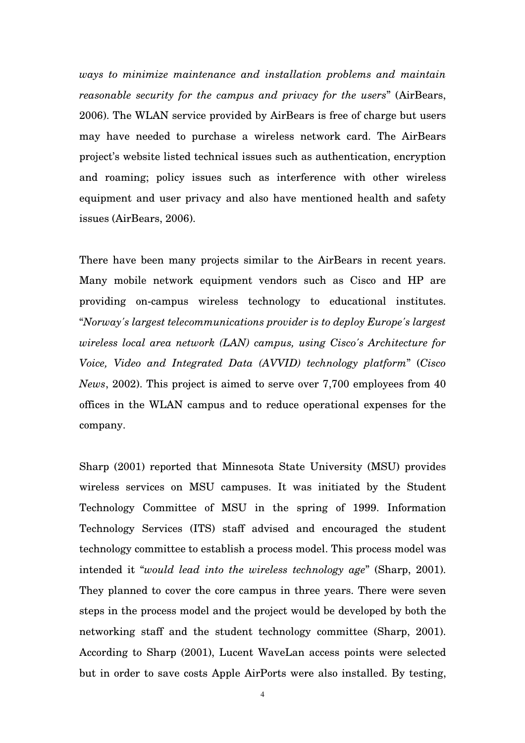*ways to minimize maintenance and installation problems and maintain reasonable security for the campus and privacy for the users*" (AirBears, 2006). The WLAN service provided by AirBears is free of charge but users may have needed to purchase a wireless network card. The AirBears project's website listed technical issues such as authentication, encryption and roaming; policy issues such as interference with other wireless equipment and user privacy and also have mentioned health and safety issues (AirBears, 2006).

There have been many projects similar to the AirBears in recent years. Many mobile network equipment vendors such as Cisco and HP are providing on-campus wireless technology to educational institutes. "*Norway's largest telecommunications provider is to deploy Europe's largest wireless local area network (LAN) campus, using Cisco's Architecture for Voice, Video and Integrated Data (AVVID) technology platform*" (*Cisco News*, 2002). This project is aimed to serve over 7,700 employees from 40 offices in the WLAN campus and to reduce operational expenses for the company.

Sharp (2001) reported that Minnesota State University (MSU) provides wireless services on MSU campuses. It was initiated by the Student Technology Committee of MSU in the spring of 1999. Information Technology Services (ITS) staff advised and encouraged the student technology committee to establish a process model. This process model was intended it "*would lead into the wireless technology age*" (Sharp, 2001). They planned to cover the core campus in three years. There were seven steps in the process model and the project would be developed by both the networking staff and the student technology committee (Sharp, 2001). According to Sharp (2001), Lucent WaveLan access points were selected but in order to save costs Apple AirPorts were also installed. By testing,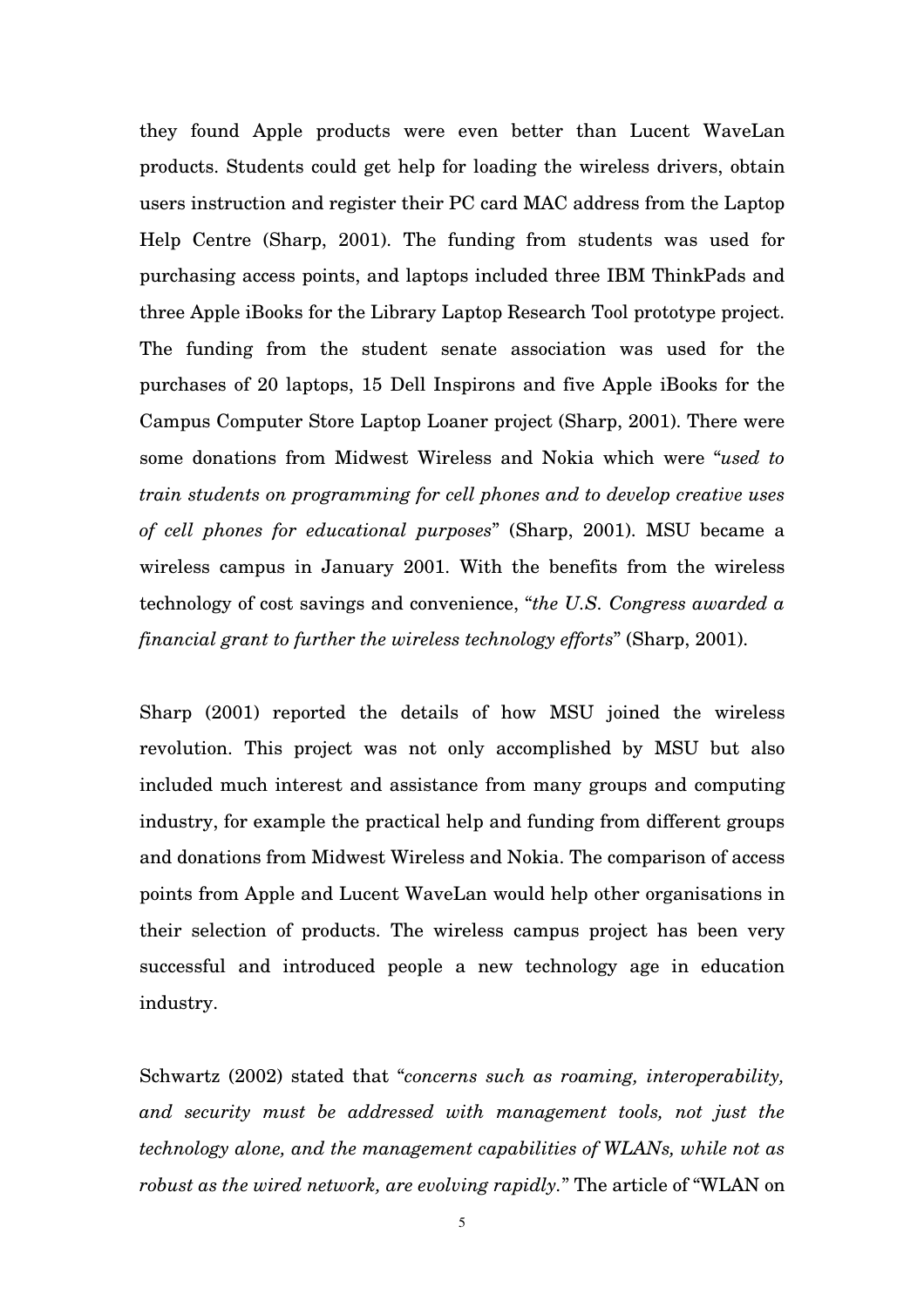they found Apple products were even better than Lucent WaveLan products. Students could get help for loading the wireless drivers, obtain users instruction and register their PC card MAC address from the Laptop Help Centre (Sharp, 2001). The funding from students was used for purchasing access points, and laptops included three IBM ThinkPads and three Apple iBooks for the Library Laptop Research Tool prototype project. The funding from the student senate association was used for the purchases of 20 laptops, 15 Dell Inspirons and five Apple iBooks for the Campus Computer Store Laptop Loaner project (Sharp, 2001). There were some donations from Midwest Wireless and Nokia which were "*used to train students on programming for cell phones and to develop creative uses of cell phones for educational purposes*" (Sharp, 2001). MSU became a wireless campus in January 2001. With the benefits from the wireless technology of cost savings and convenience, "*the U.S. Congress awarded a financial grant to further the wireless technology efforts*" (Sharp, 2001).

Sharp (2001) reported the details of how MSU joined the wireless revolution. This project was not only accomplished by MSU but also included much interest and assistance from many groups and computing industry, for example the practical help and funding from different groups and donations from Midwest Wireless and Nokia. The comparison of access points from Apple and Lucent WaveLan would help other organisations in their selection of products. The wireless campus project has been very successful and introduced people a new technology age in education industry.

Schwartz (2002) stated that "*concerns such as roaming, interoperability, and security must be addressed with management tools, not just the technology alone, and the management capabilities of WLANs, while not as robust as the wired network, are evolving rapidly.*" The article of "WLAN on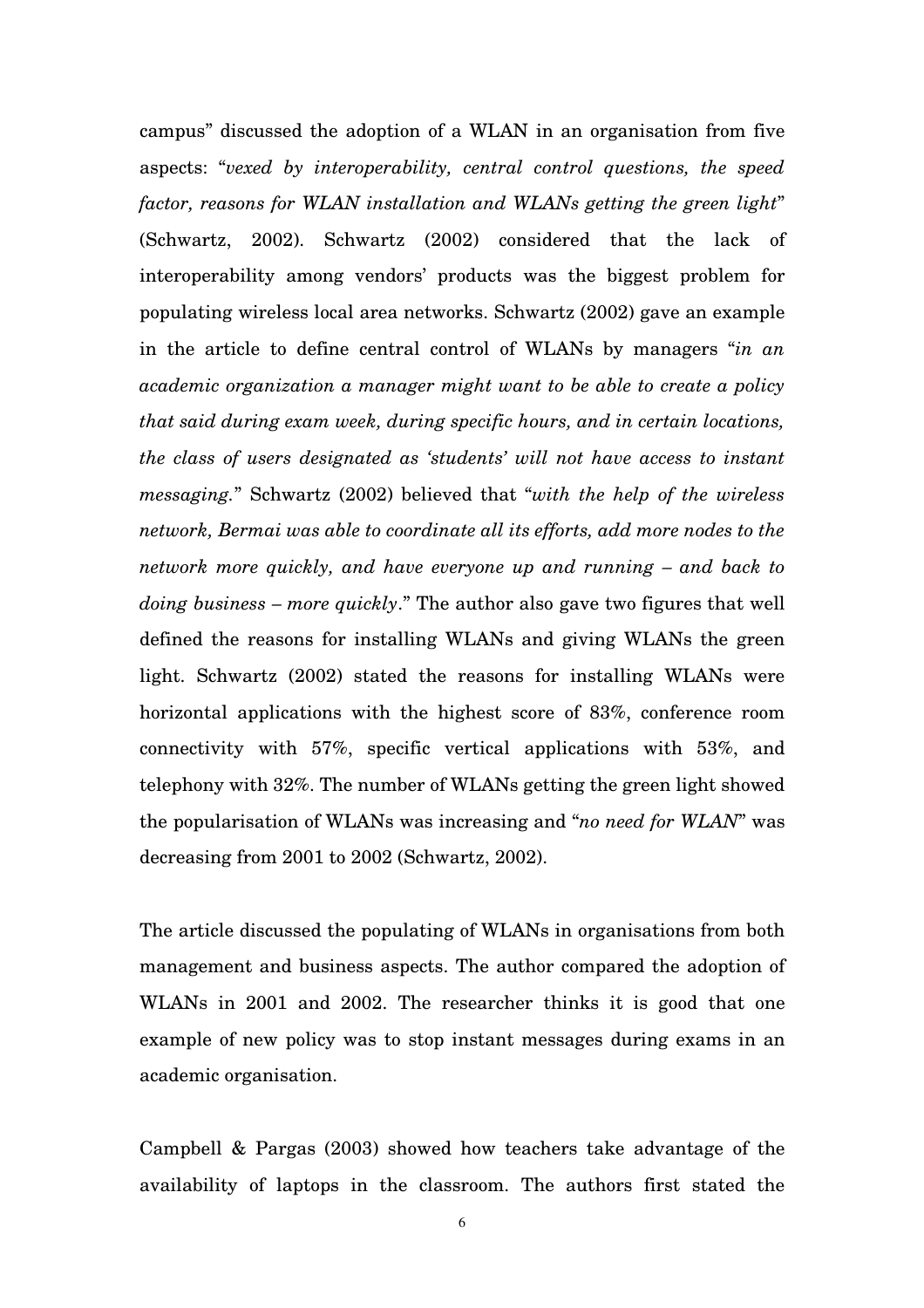campus" discussed the adoption of a WLAN in an organisation from five aspects: "*vexed by interoperability, central control questions, the speed factor, reasons for WLAN installation and WLANs getting the green light*" (Schwartz, 2002). Schwartz (2002) considered that the lack of interoperability among vendors' products was the biggest problem for populating wireless local area networks. Schwartz (2002) gave an example in the article to define central control of WLANs by managers "*in an academic organization a manager might want to be able to create a policy that said during exam week, during specific hours, and in certain locations, the class of users designated as 'students' will not have access to instant messaging.*" Schwartz (2002) believed that "*with the help of the wireless network, Bermai was able to coordinate all its efforts, add more nodes to the network more quickly, and have everyone up and running – and back to doing business – more quickly*." The author also gave two figures that well defined the reasons for installing WLANs and giving WLANs the green light. Schwartz (2002) stated the reasons for installing WLANs were horizontal applications with the highest score of 83%, conference room connectivity with 57%, specific vertical applications with 53%, and telephony with 32%. The number of WLANs getting the green light showed the popularisation of WLANs was increasing and "*no need for WLAN*" was decreasing from 2001 to 2002 (Schwartz, 2002).

The article discussed the populating of WLANs in organisations from both management and business aspects. The author compared the adoption of WLANs in 2001 and 2002. The researcher thinks it is good that one example of new policy was to stop instant messages during exams in an academic organisation.

Campbell & Pargas (2003) showed how teachers take advantage of the availability of laptops in the classroom. The authors first stated the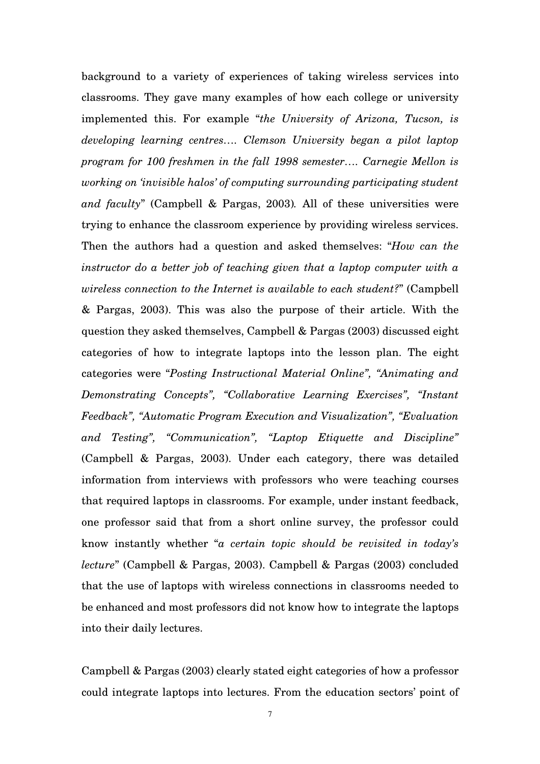background to a variety of experiences of taking wireless services into classrooms. They gave many examples of how each college or university implemented this. For example "*the University of Arizona, Tucson, is developing learning centres…. Clemson University began a pilot laptop program for 100 freshmen in the fall 1998 semester…. Carnegie Mellon is working on 'invisible halos' of computing surrounding participating student and faculty*" (Campbell & Pargas, 2003)*.* All of these universities were trying to enhance the classroom experience by providing wireless services. Then the authors had a question and asked themselves: "*How can the instructor do a better job of teaching given that a laptop computer with a wireless connection to the Internet is available to each student?*" (Campbell & Pargas, 2003). This was also the purpose of their article. With the question they asked themselves, Campbell & Pargas (2003) discussed eight categories of how to integrate laptops into the lesson plan. The eight categories were "*Posting Instructional Material Online", "Animating and Demonstrating Concepts", "Collaborative Learning Exercises", "Instant Feedback", "Automatic Program Execution and Visualization", "Evaluation and Testing", "Communication", "Laptop Etiquette and Discipline"* (Campbell & Pargas, 2003). Under each category, there was detailed information from interviews with professors who were teaching courses that required laptops in classrooms. For example, under instant feedback, one professor said that from a short online survey, the professor could know instantly whether "*a certain topic should be revisited in today's lecture*" (Campbell & Pargas, 2003). Campbell & Pargas (2003) concluded that the use of laptops with wireless connections in classrooms needed to be enhanced and most professors did not know how to integrate the laptops into their daily lectures.

Campbell & Pargas (2003) clearly stated eight categories of how a professor could integrate laptops into lectures. From the education sectors' point of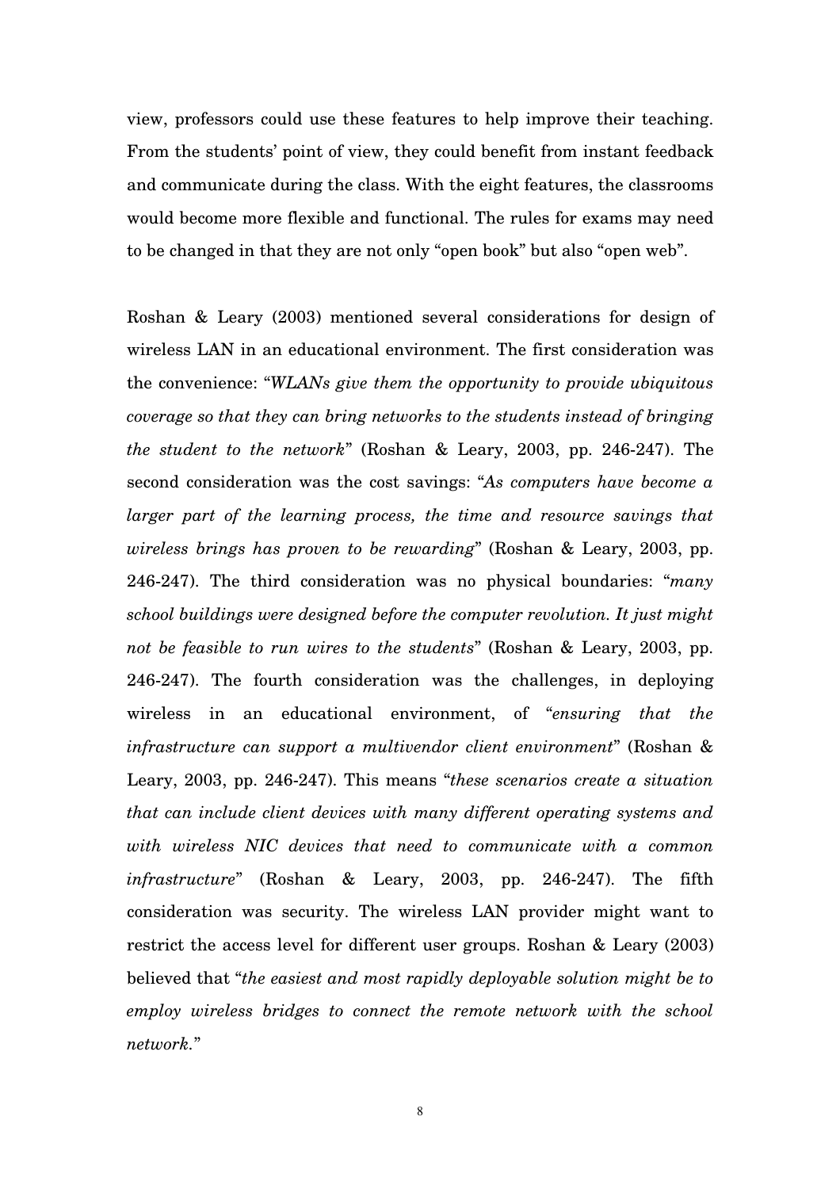view, professors could use these features to help improve their teaching. From the students' point of view, they could benefit from instant feedback and communicate during the class. With the eight features, the classrooms would become more flexible and functional. The rules for exams may need to be changed in that they are not only "open book" but also "open web".

Roshan & Leary (2003) mentioned several considerations for design of wireless LAN in an educational environment. The first consideration was the convenience: "*WLANs give them the opportunity to provide ubiquitous coverage so that they can bring networks to the students instead of bringing the student to the network*" (Roshan & Leary, 2003, pp. 246-247). The second consideration was the cost savings: "*As computers have become a larger part of the learning process, the time and resource savings that wireless brings has proven to be rewarding*" (Roshan & Leary, 2003, pp. 246-247). The third consideration was no physical boundaries: "*many school buildings were designed before the computer revolution. It just might not be feasible to run wires to the students*" (Roshan & Leary, 2003, pp. 246-247). The fourth consideration was the challenges, in deploying wireless in an educational environment, of "*ensuring that the infrastructure can support a multivendor client environment*" (Roshan & Leary, 2003, pp. 246-247). This means "*these scenarios create a situation that can include client devices with many different operating systems and with wireless NIC devices that need to communicate with a common infrastructure*" (Roshan & Leary, 2003, pp. 246-247). The fifth consideration was security. The wireless LAN provider might want to restrict the access level for different user groups. Roshan & Leary (2003) believed that "*the easiest and most rapidly deployable solution might be to employ wireless bridges to connect the remote network with the school network.*"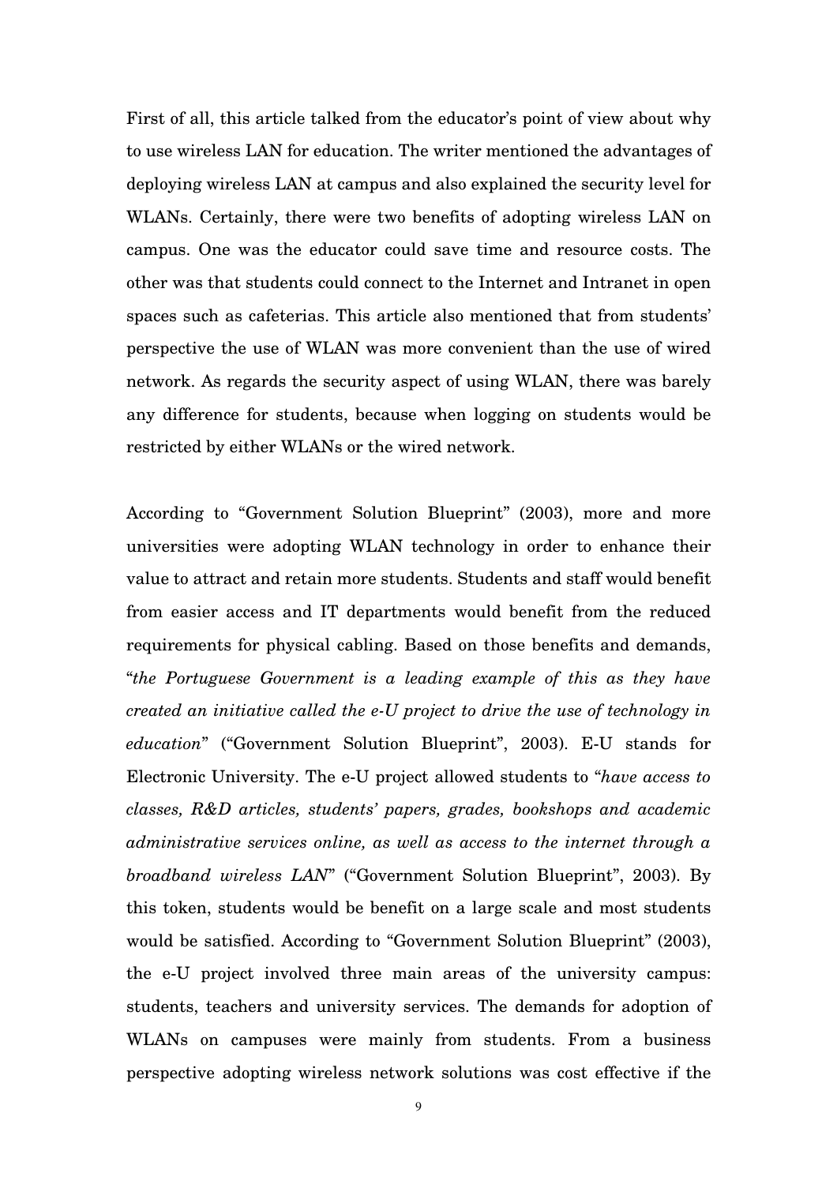First of all, this article talked from the educator's point of view about why to use wireless LAN for education. The writer mentioned the advantages of deploying wireless LAN at campus and also explained the security level for WLANs. Certainly, there were two benefits of adopting wireless LAN on campus. One was the educator could save time and resource costs. The other was that students could connect to the Internet and Intranet in open spaces such as cafeterias. This article also mentioned that from students' perspective the use of WLAN was more convenient than the use of wired network. As regards the security aspect of using WLAN, there was barely any difference for students, because when logging on students would be restricted by either WLANs or the wired network.

According to "Government Solution Blueprint" (2003), more and more universities were adopting WLAN technology in order to enhance their value to attract and retain more students. Students and staff would benefit from easier access and IT departments would benefit from the reduced requirements for physical cabling. Based on those benefits and demands, "*the Portuguese Government is a leading example of this as they have created an initiative called the e-U project to drive the use of technology in education*" ("Government Solution Blueprint", 2003). E-U stands for Electronic University. The e-U project allowed students to "*have access to classes, R&D articles, students' papers, grades, bookshops and academic administrative services online, as well as access to the internet through a broadband wireless LAN*" ("Government Solution Blueprint", 2003). By this token, students would be benefit on a large scale and most students would be satisfied. According to "Government Solution Blueprint" (2003), the e-U project involved three main areas of the university campus: students, teachers and university services. The demands for adoption of WLANs on campuses were mainly from students. From a business perspective adopting wireless network solutions was cost effective if the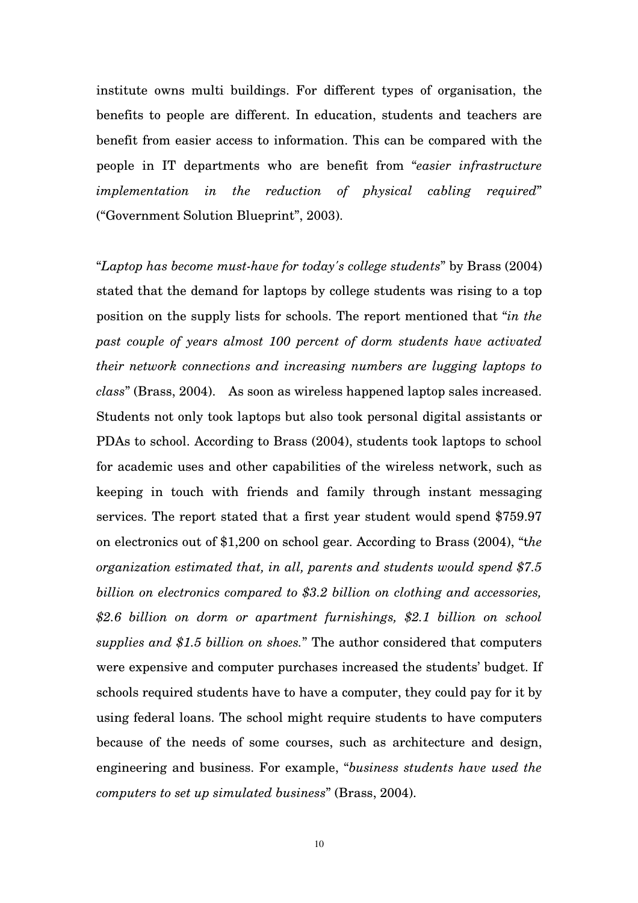institute owns multi buildings. For different types of organisation, the benefits to people are different. In education, students and teachers are benefit from easier access to information. This can be compared with the people in IT departments who are benefit from "*easier infrastructure implementation in the reduction of physical cabling required*" ("Government Solution Blueprint", 2003).

"*Laptop has become must-have for today's college students*" by Brass (2004) stated that the demand for laptops by college students was rising to a top position on the supply lists for schools. The report mentioned that "*in the past couple of years almost 100 percent of dorm students have activated their network connections and increasing numbers are lugging laptops to class*" (Brass, 2004). As soon as wireless happened laptop sales increased. Students not only took laptops but also took personal digital assistants or PDAs to school. According to Brass (2004), students took laptops to school for academic uses and other capabilities of the wireless network, such as keeping in touch with friends and family through instant messaging services. The report stated that a first year student would spend $759.97 on electronics out of $1,200 on school gear. According to Brass (2004), "t*he organization estimated that, in all, parents and students would spend $7.5 billion on electronics compared to $3.2 billion on clothing and accessories, $2.6 billion on dorm or apartment furnishings, $2.1 billion on school supplies and $1.5 billion on shoes.*" The author considered that computers were expensive and computer purchases increased the students' budget. If schools required students have to have a computer, they could pay for it by using federal loans. The school might require students to have computers because of the needs of some courses, such as architecture and design, engineering and business. For example, "*business students have used the computers to set up simulated business*" (Brass, 2004).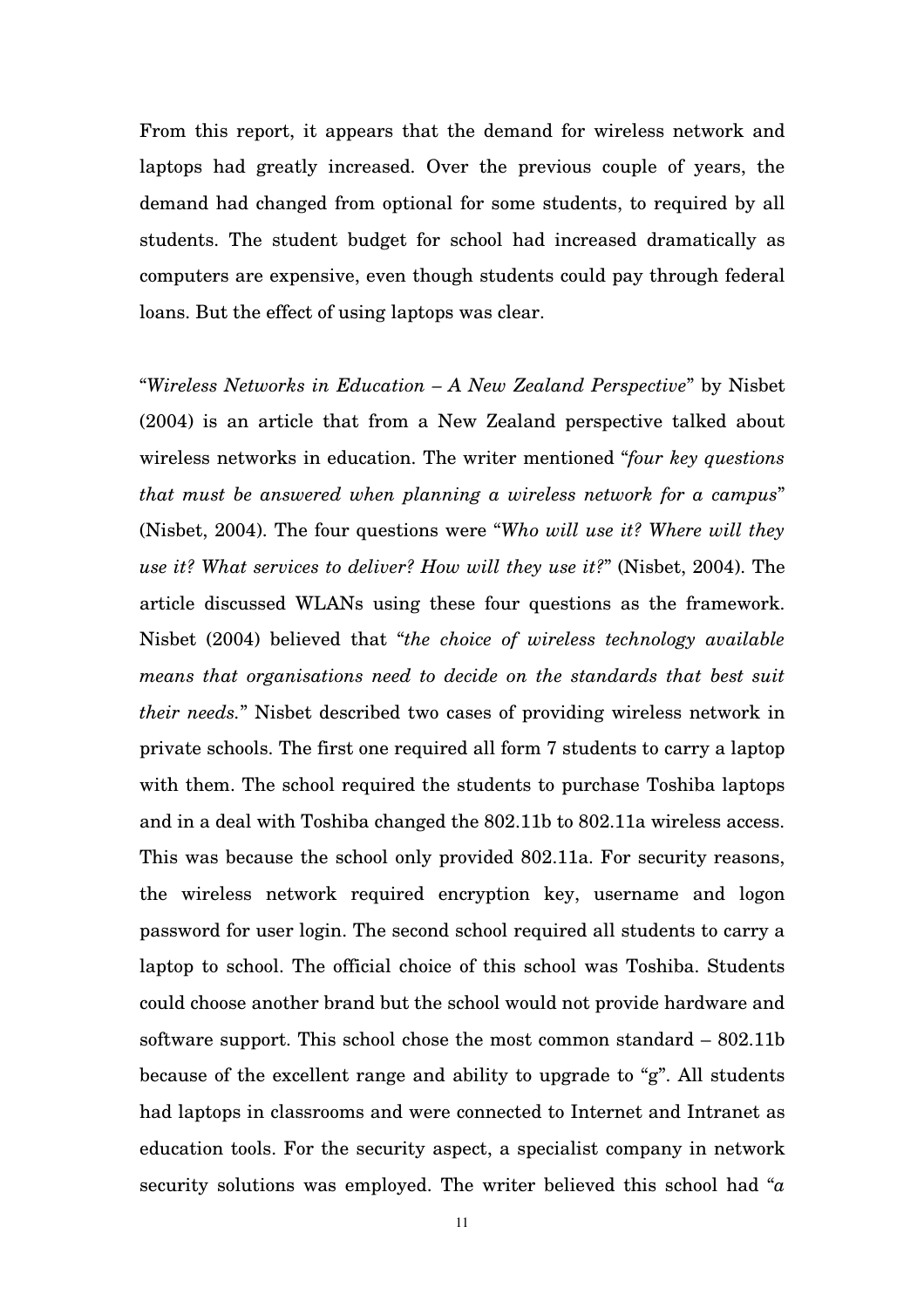From this report, it appears that the demand for wireless network and laptops had greatly increased. Over the previous couple of years, the demand had changed from optional for some students, to required by all students. The student budget for school had increased dramatically as computers are expensive, even though students could pay through federal loans. But the effect of using laptops was clear.

"*Wireless Networks in Education – A New Zealand Perspective*" by Nisbet (2004) is an article that from a New Zealand perspective talked about wireless networks in education. The writer mentioned "*four key questions that must be answered when planning a wireless network for a campus*" (Nisbet, 2004). The four questions were "*Who will use it? Where will they use it? What services to deliver? How will they use it?*" (Nisbet, 2004). The article discussed WLANs using these four questions as the framework. Nisbet (2004) believed that "*the choice of wireless technology available means that organisations need to decide on the standards that best suit their needs.*" Nisbet described two cases of providing wireless network in private schools. The first one required all form 7 students to carry a laptop with them. The school required the students to purchase Toshiba laptops and in a deal with Toshiba changed the 802.11b to 802.11a wireless access. This was because the school only provided 802.11a. For security reasons, the wireless network required encryption key, username and logon password for user login. The second school required all students to carry a laptop to school. The official choice of this school was Toshiba. Students could choose another brand but the school would not provide hardware and software support. This school chose the most common standard – 802.11b because of the excellent range and ability to upgrade to "g". All students had laptops in classrooms and were connected to Internet and Intranet as education tools. For the security aspect, a specialist company in network security solutions was employed. The writer believed this school had "*a*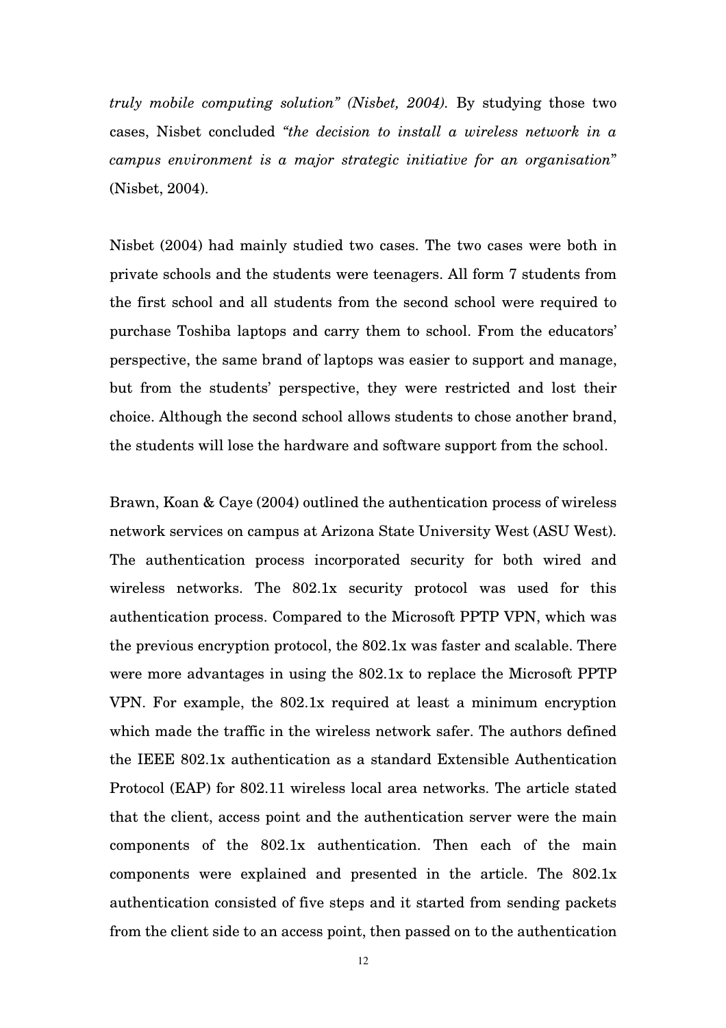*truly mobile computing solution" (Nisbet, 2004).* By studying those two cases, Nisbet concluded *"the decision to install a wireless network in a campus environment is a major strategic initiative for an organisation"* (Nisbet, 2004).

Nisbet (2004) had mainly studied two cases. The two cases were both in private schools and the students were teenagers. All form 7 students from the first school and all students from the second school were required to purchase Toshiba laptops and carry them to school. From the educators' perspective, the same brand of laptops was easier to support and manage, but from the students' perspective, they were restricted and lost their choice. Although the second school allows students to chose another brand, the students will lose the hardware and software support from the school.

Brawn, Koan & Caye (2004) outlined the authentication process of wireless network services on campus at Arizona State University West (ASU West). The authentication process incorporated security for both wired and wireless networks. The 802.1x security protocol was used for this authentication process. Compared to the Microsoft PPTP VPN, which was the previous encryption protocol, the 802.1x was faster and scalable. There were more advantages in using the 802.1x to replace the Microsoft PPTP VPN. For example, the 802.1x required at least a minimum encryption which made the traffic in the wireless network safer. The authors defined the IEEE 802.1x authentication as a standard Extensible Authentication Protocol (EAP) for 802.11 wireless local area networks. The article stated that the client, access point and the authentication server were the main components of the 802.1x authentication. Then each of the main components were explained and presented in the article. The 802.1x authentication consisted of five steps and it started from sending packets from the client side to an access point, then passed on to the authentication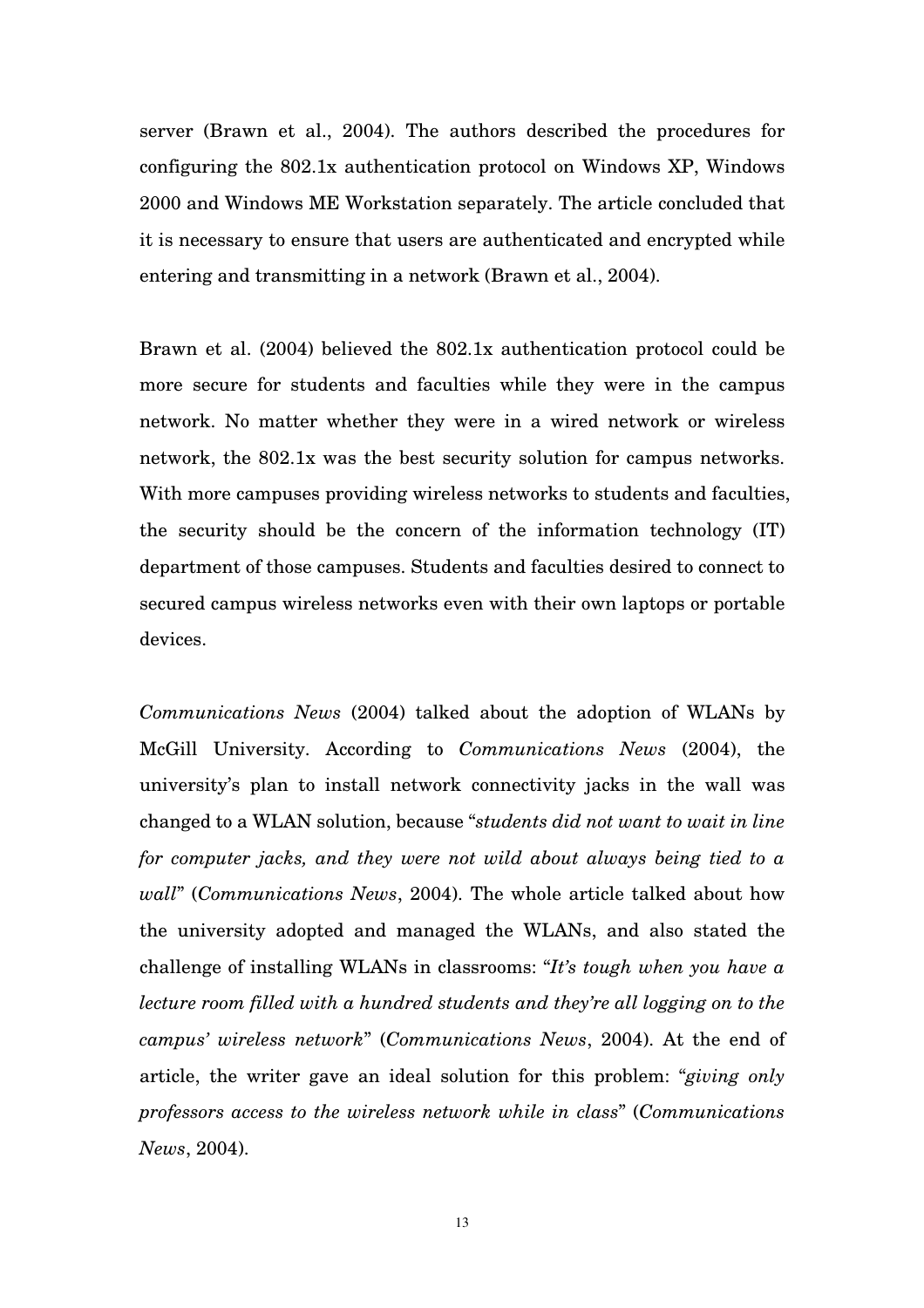server (Brawn et al., 2004). The authors described the procedures for configuring the 802.1x authentication protocol on Windows XP, Windows 2000 and Windows ME Workstation separately. The article concluded that it is necessary to ensure that users are authenticated and encrypted while entering and transmitting in a network (Brawn et al., 2004).

Brawn et al. (2004) believed the 802.1x authentication protocol could be more secure for students and faculties while they were in the campus network. No matter whether they were in a wired network or wireless network, the 802.1x was the best security solution for campus networks. With more campuses providing wireless networks to students and faculties, the security should be the concern of the information technology (IT) department of those campuses. Students and faculties desired to connect to secured campus wireless networks even with their own laptops or portable devices.

*Communications News* (2004) talked about the adoption of WLANs by McGill University. According to *Communications News* (2004), the university's plan to install network connectivity jacks in the wall was changed to a WLAN solution, because "*students did not want to wait in line for computer jacks, and they were not wild about always being tied to a wall*" (*Communications News*, 2004). The whole article talked about how the university adopted and managed the WLANs, and also stated the challenge of installing WLANs in classrooms: "*It's tough when you have a lecture room filled with a hundred students and they're all logging on to the campus' wireless network*" (*Communications News*, 2004). At the end of article, the writer gave an ideal solution for this problem: "*giving only professors access to the wireless network while in class*" (*Communications News*, 2004).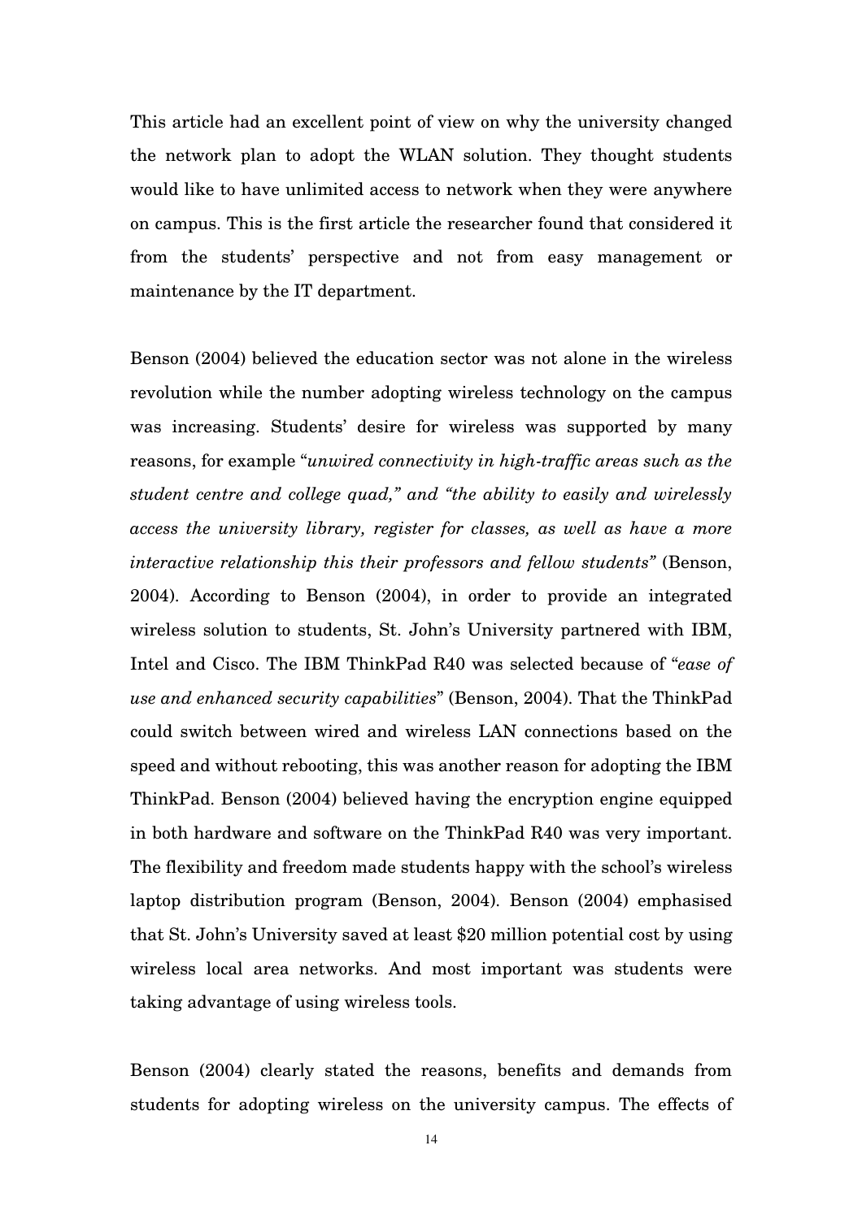This article had an excellent point of view on why the university changed the network plan to adopt the WLAN solution. They thought students would like to have unlimited access to network when they were anywhere on campus. This is the first article the researcher found that considered it from the students' perspective and not from easy management or maintenance by the IT department.

Benson (2004) believed the education sector was not alone in the wireless revolution while the number adopting wireless technology on the campus was increasing. Students' desire for wireless was supported by many reasons, for example "*unwired connectivity in high-traffic areas such as the student centre and college quad," and "the ability to easily and wirelessly access the university library, register for classes, as well as have a more interactive relationship this their professors and fellow students"* (Benson, 2004). According to Benson (2004), in order to provide an integrated wireless solution to students, St. John's University partnered with IBM, Intel and Cisco. The IBM ThinkPad R40 was selected because of "*ease of use and enhanced security capabilities*" (Benson, 2004). That the ThinkPad could switch between wired and wireless LAN connections based on the speed and without rebooting, this was another reason for adopting the IBM ThinkPad. Benson (2004) believed having the encryption engine equipped in both hardware and software on the ThinkPad R40 was very important. The flexibility and freedom made students happy with the school's wireless laptop distribution program (Benson, 2004). Benson (2004) emphasised that St. John's University saved at least $20 million potential cost by using wireless local area networks. And most important was students were taking advantage of using wireless tools.

Benson (2004) clearly stated the reasons, benefits and demands from students for adopting wireless on the university campus. The effects of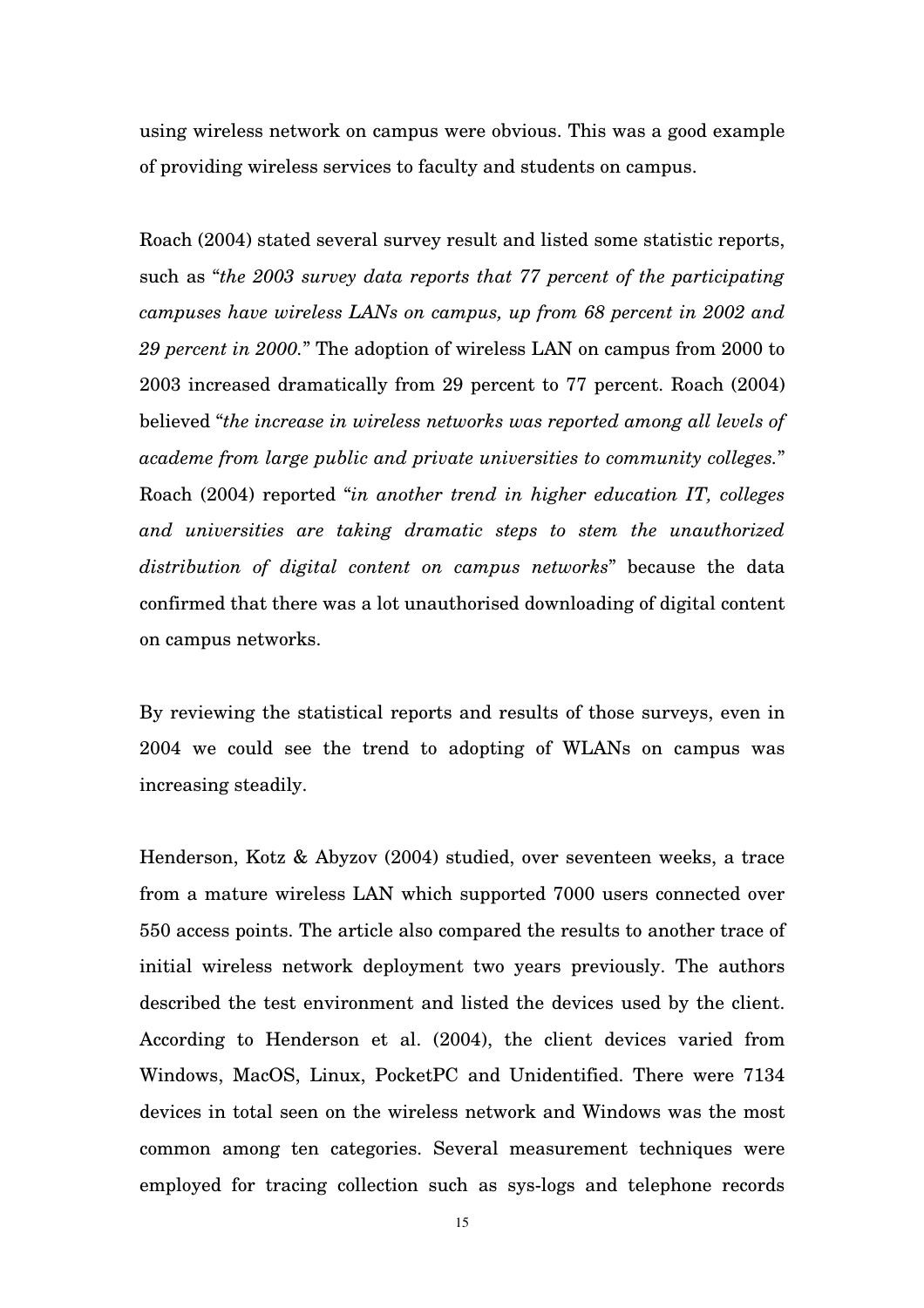using wireless network on campus were obvious. This was a good example of providing wireless services to faculty and students on campus.

Roach (2004) stated several survey result and listed some statistic reports, such as "*the 2003 survey data reports that 77 percent of the participating campuses have wireless LANs on campus, up from 68 percent in 2002 and 29 percent in 2000.*" The adoption of wireless LAN on campus from 2000 to 2003 increased dramatically from 29 percent to 77 percent. Roach (2004) believed "*the increase in wireless networks was reported among all levels of academe from large public and private universities to community colleges.*" Roach (2004) reported "*in another trend in higher education IT, colleges and universities are taking dramatic steps to stem the unauthorized distribution of digital content on campus networks*" because the data confirmed that there was a lot unauthorised downloading of digital content on campus networks.

By reviewing the statistical reports and results of those surveys, even in 2004 we could see the trend to adopting of WLANs on campus was increasing steadily.

Henderson, Kotz & Abyzov (2004) studied, over seventeen weeks, a trace from a mature wireless LAN which supported 7000 users connected over 550 access points. The article also compared the results to another trace of initial wireless network deployment two years previously. The authors described the test environment and listed the devices used by the client. According to Henderson et al. (2004), the client devices varied from Windows, MacOS, Linux, PocketPC and Unidentified. There were 7134 devices in total seen on the wireless network and Windows was the most common among ten categories. Several measurement techniques were employed for tracing collection such as sys-logs and telephone records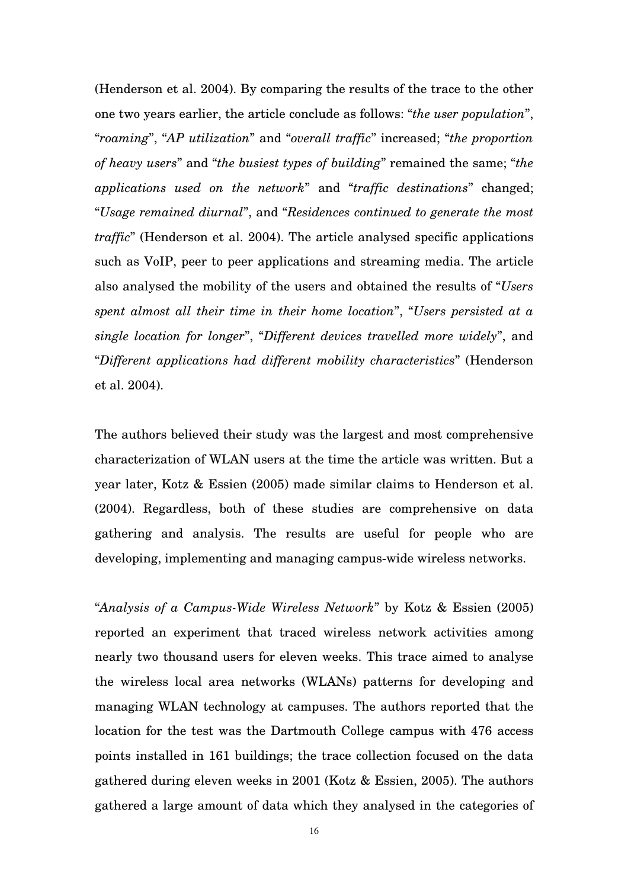(Henderson et al. 2004). By comparing the results of the trace to the other one two years earlier, the article conclude as follows: "*the user population*", "*roaming*", "*AP utilization*" and "*overall traffic*" increased; "*the proportion of heavy users*" and "*the busiest types of building*" remained the same; "*the applications used on the network*" and "*traffic destinations*" changed; "*Usage remained diurnal*", and "*Residences continued to generate the most traffic*" (Henderson et al. 2004). The article analysed specific applications such as VoIP, peer to peer applications and streaming media. The article also analysed the mobility of the users and obtained the results of "*Users spent almost all their time in their home location*", "*Users persisted at a single location for longer*", "*Different devices travelled more widely*", and "*Different applications had different mobility characteristics*" (Henderson et al. 2004).

The authors believed their study was the largest and most comprehensive characterization of WLAN users at the time the article was written. But a year later, Kotz & Essien (2005) made similar claims to Henderson et al. (2004). Regardless, both of these studies are comprehensive on data gathering and analysis. The results are useful for people who are developing, implementing and managing campus-wide wireless networks.

"*Analysis of a Campus-Wide Wireless Network*" by Kotz & Essien (2005) reported an experiment that traced wireless network activities among nearly two thousand users for eleven weeks. This trace aimed to analyse the wireless local area networks (WLANs) patterns for developing and managing WLAN technology at campuses. The authors reported that the location for the test was the Dartmouth College campus with 476 access points installed in 161 buildings; the trace collection focused on the data gathered during eleven weeks in 2001 (Kotz & Essien, 2005). The authors gathered a large amount of data which they analysed in the categories of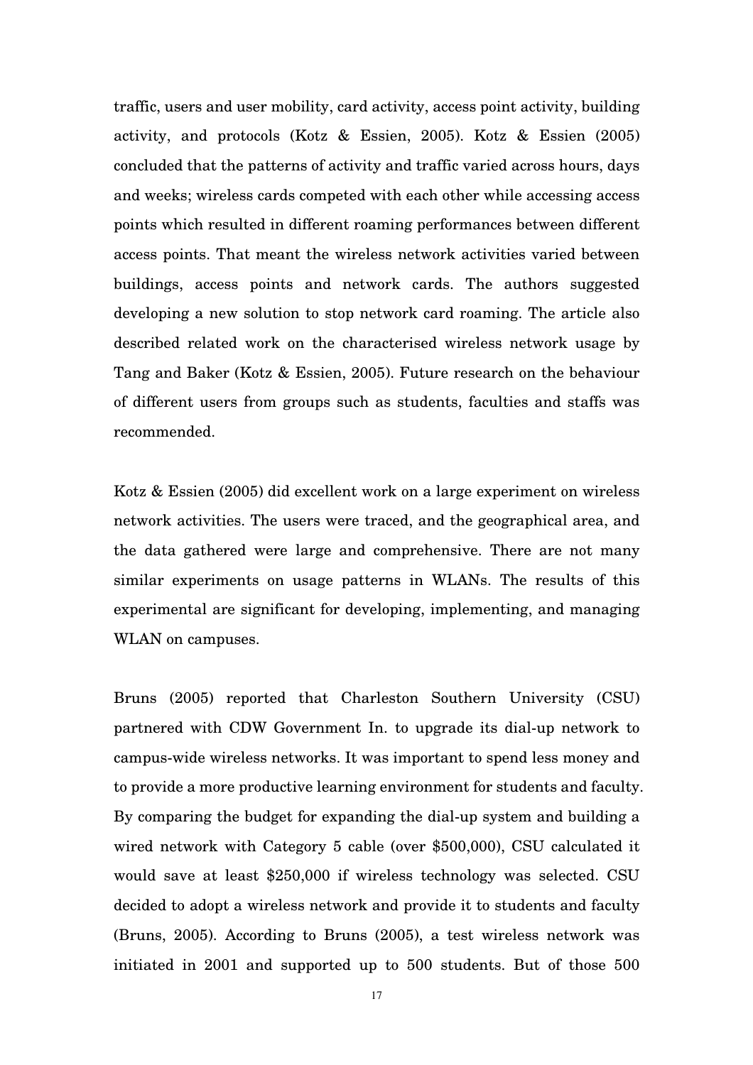traffic, users and user mobility, card activity, access point activity, building activity, and protocols (Kotz & Essien, 2005). Kotz & Essien (2005) concluded that the patterns of activity and traffic varied across hours, days and weeks; wireless cards competed with each other while accessing access points which resulted in different roaming performances between different access points. That meant the wireless network activities varied between buildings, access points and network cards. The authors suggested developing a new solution to stop network card roaming. The article also described related work on the characterised wireless network usage by Tang and Baker (Kotz & Essien, 2005). Future research on the behaviour of different users from groups such as students, faculties and staffs was recommended.

Kotz & Essien (2005) did excellent work on a large experiment on wireless network activities. The users were traced, and the geographical area, and the data gathered were large and comprehensive. There are not many similar experiments on usage patterns in WLANs. The results of this experimental are significant for developing, implementing, and managing WLAN on campuses.

Bruns (2005) reported that Charleston Southern University (CSU) partnered with CDW Government In. to upgrade its dial-up network to campus-wide wireless networks. It was important to spend less money and to provide a more productive learning environment for students and faculty. By comparing the budget for expanding the dial-up system and building a wired network with Category 5 cable (over $500,000), CSU calculated it would save at least $250,000 if wireless technology was selected. CSU decided to adopt a wireless network and provide it to students and faculty (Bruns, 2005). According to Bruns (2005), a test wireless network was initiated in 2001 and supported up to 500 students. But of those 500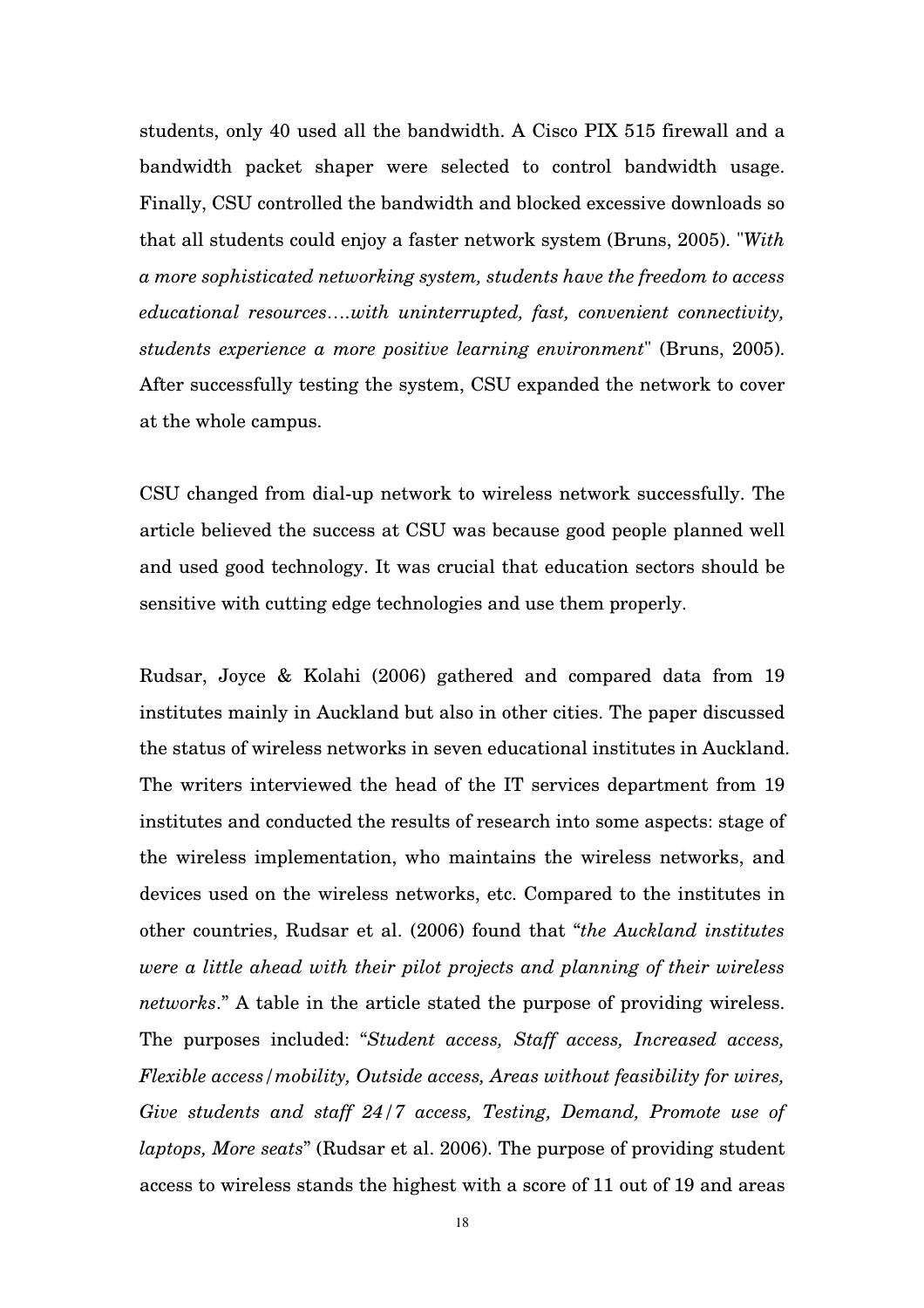students, only 40 used all the bandwidth. A Cisco PIX 515 firewall and a bandwidth packet shaper were selected to control bandwidth usage. Finally, CSU controlled the bandwidth and blocked excessive downloads so that all students could enjoy a faster network system (Bruns, 2005). "*With a more sophisticated networking system, students have the freedom to access educational resources….with uninterrupted, fast, convenient connectivity, students experience a more positive learning environment*" (Bruns, 2005). After successfully testing the system, CSU expanded the network to cover at the whole campus.

CSU changed from dial-up network to wireless network successfully. The article believed the success at CSU was because good people planned well and used good technology. It was crucial that education sectors should be sensitive with cutting edge technologies and use them properly.

Rudsar, Joyce & Kolahi (2006) gathered and compared data from 19 institutes mainly in Auckland but also in other cities. The paper discussed the status of wireless networks in seven educational institutes in Auckland. The writers interviewed the head of the IT services department from 19 institutes and conducted the results of research into some aspects: stage of the wireless implementation, who maintains the wireless networks, and devices used on the wireless networks, etc. Compared to the institutes in other countries, Rudsar et al. (2006) found that "*the Auckland institutes were a little ahead with their pilot projects and planning of their wireless networks*." A table in the article stated the purpose of providing wireless. The purposes included: "*Student access, Staff access, Increased access, Flexible access/mobility, Outside access, Areas without feasibility for wires, Give students and staff 24/7 access, Testing, Demand, Promote use of laptops, More seats*" (Rudsar et al. 2006). The purpose of providing student access to wireless stands the highest with a score of 11 out of 19 and areas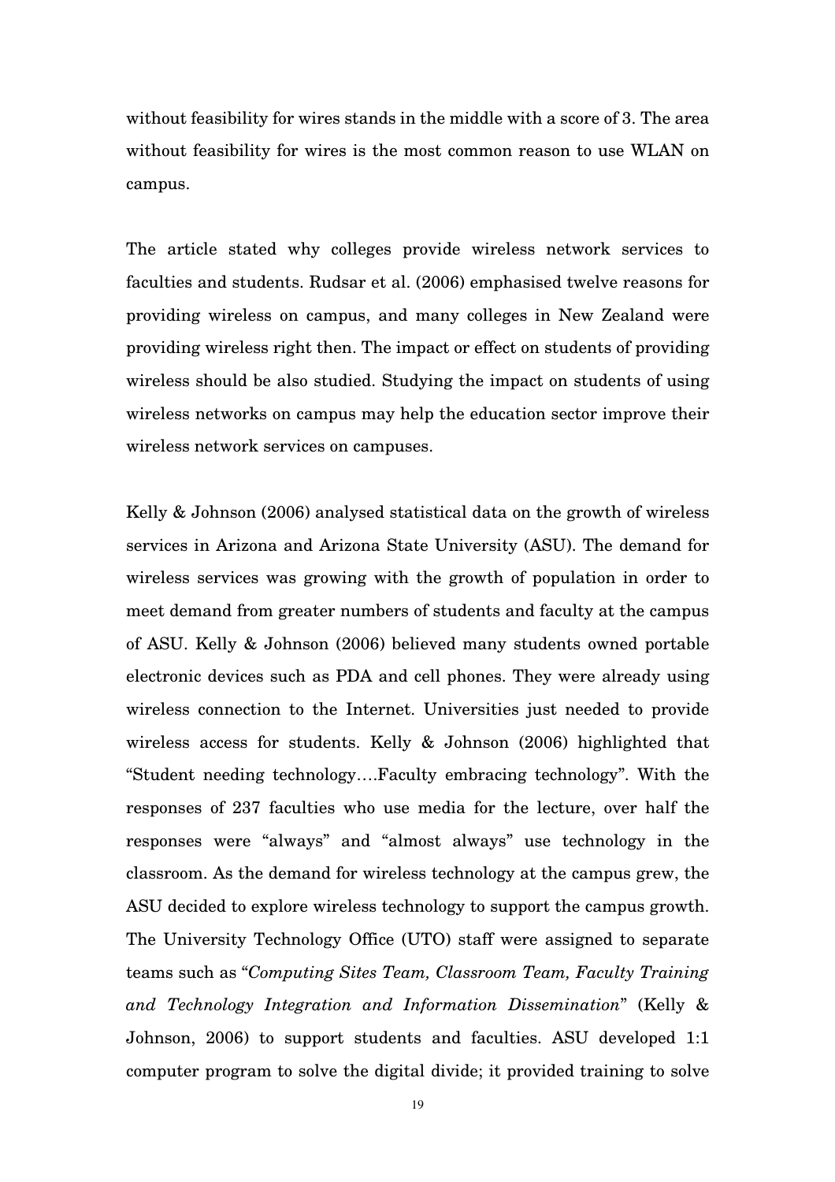without feasibility for wires stands in the middle with a score of 3. The area without feasibility for wires is the most common reason to use WLAN on campus.

The article stated why colleges provide wireless network services to faculties and students. Rudsar et al. (2006) emphasised twelve reasons for providing wireless on campus, and many colleges in New Zealand were providing wireless right then. The impact or effect on students of providing wireless should be also studied. Studying the impact on students of using wireless networks on campus may help the education sector improve their wireless network services on campuses.

Kelly & Johnson (2006) analysed statistical data on the growth of wireless services in Arizona and Arizona State University (ASU). The demand for wireless services was growing with the growth of population in order to meet demand from greater numbers of students and faculty at the campus of ASU. Kelly & Johnson (2006) believed many students owned portable electronic devices such as PDA and cell phones. They were already using wireless connection to the Internet. Universities just needed to provide wireless access for students. Kelly & Johnson (2006) highlighted that "Student needing technology….Faculty embracing technology". With the responses of 237 faculties who use media for the lecture, over half the responses were "always" and "almost always" use technology in the classroom. As the demand for wireless technology at the campus grew, the ASU decided to explore wireless technology to support the campus growth. The University Technology Office (UTO) staff were assigned to separate teams such as "*Computing Sites Team, Classroom Team, Faculty Training and Technology Integration and Information Dissemination*" (Kelly & Johnson, 2006) to support students and faculties. ASU developed 1:1 computer program to solve the digital divide; it provided training to solve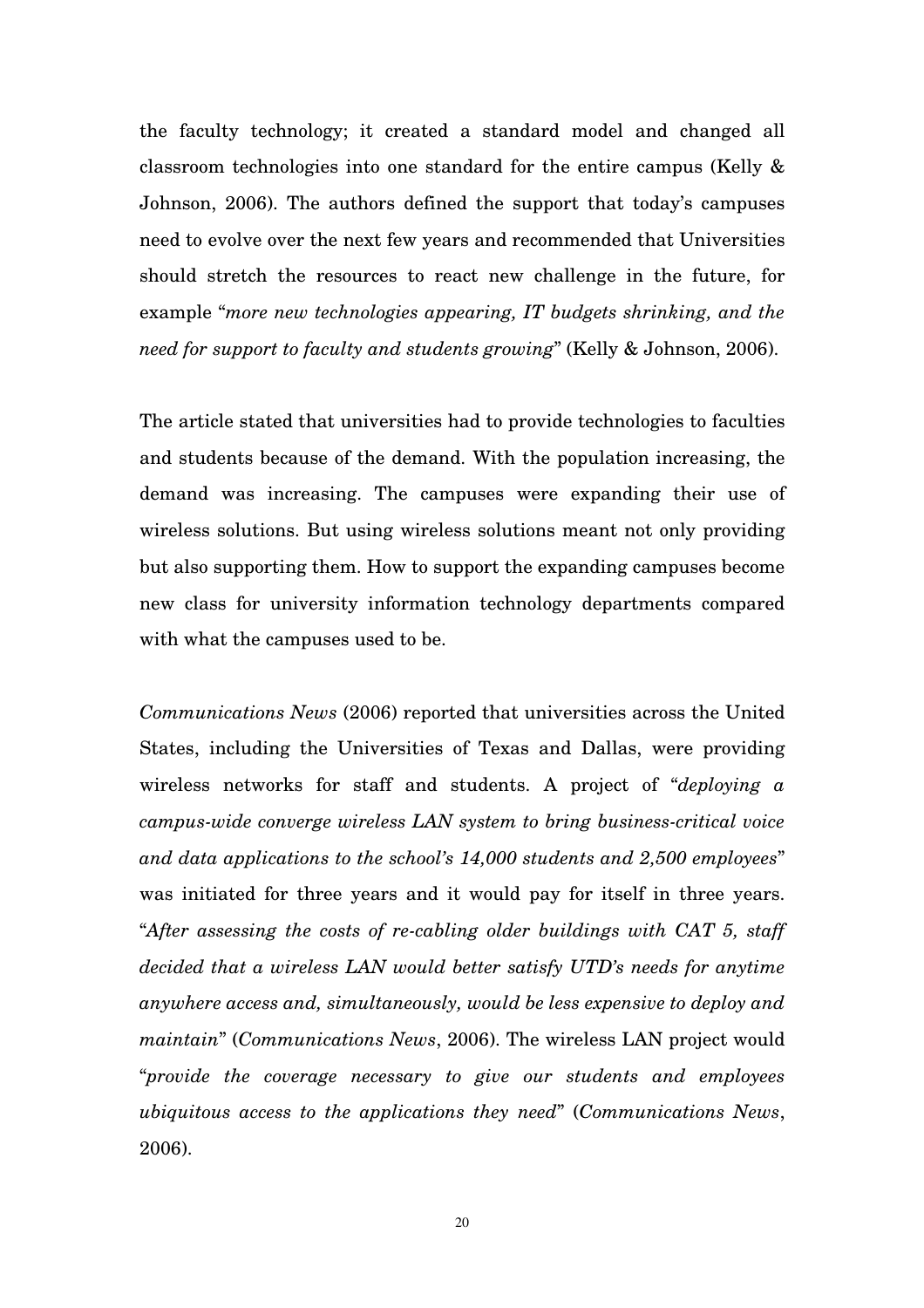the faculty technology; it created a standard model and changed all classroom technologies into one standard for the entire campus (Kelly & Johnson, 2006). The authors defined the support that today's campuses need to evolve over the next few years and recommended that Universities should stretch the resources to react new challenge in the future, for example "*more new technologies appearing, IT budgets shrinking, and the need for support to faculty and students growing*" (Kelly & Johnson, 2006).

The article stated that universities had to provide technologies to faculties and students because of the demand. With the population increasing, the demand was increasing. The campuses were expanding their use of wireless solutions. But using wireless solutions meant not only providing but also supporting them. How to support the expanding campuses become new class for university information technology departments compared with what the campuses used to be.

*Communications News* (2006) reported that universities across the United States, including the Universities of Texas and Dallas, were providing wireless networks for staff and students. A project of "*deploying a campus-wide converge wireless LAN system to bring business-critical voice and data applications to the school's 14,000 students and 2,500 employees*" was initiated for three years and it would pay for itself in three years. "*After assessing the costs of re-cabling older buildings with CAT 5, staff decided that a wireless LAN would better satisfy UTD's needs for anytime anywhere access and, simultaneously, would be less expensive to deploy and maintain*" (*Communications News*, 2006). The wireless LAN project would "*provide the coverage necessary to give our students and employees ubiquitous access to the applications they need*" (*Communications News*, 2006).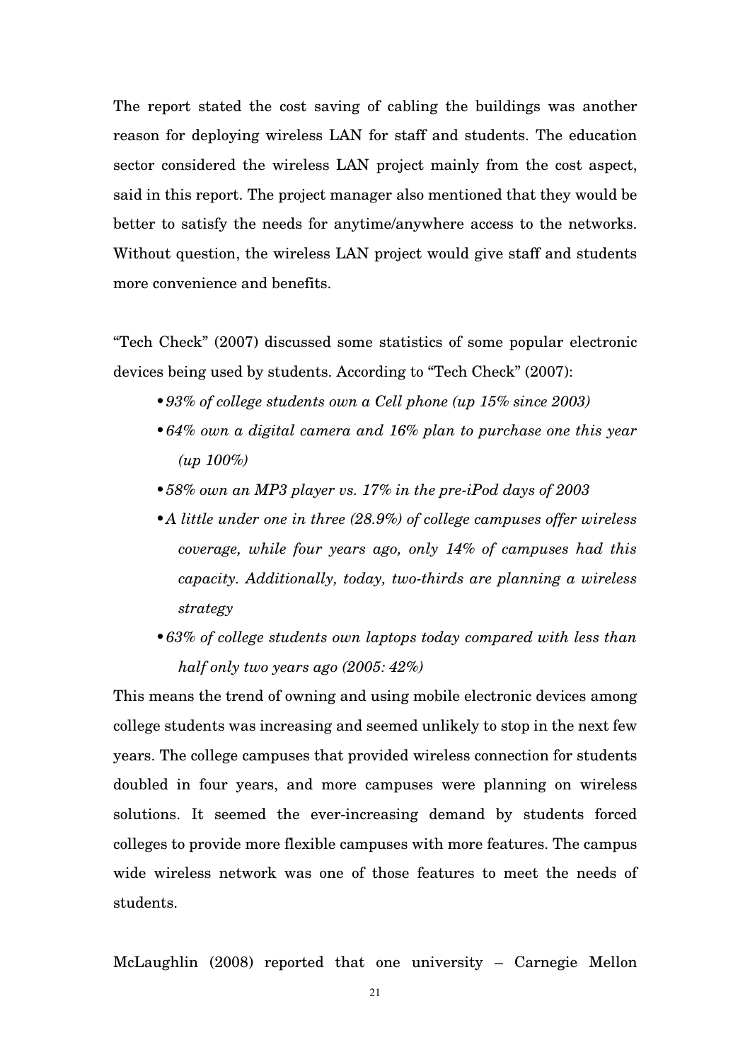The report stated the cost saving of cabling the buildings was another reason for deploying wireless LAN for staff and students. The education sector considered the wireless LAN project mainly from the cost aspect, said in this report. The project manager also mentioned that they would be better to satisfy the needs for anytime/anywhere access to the networks. Without question, the wireless LAN project would give staff and students more convenience and benefits.

"Tech Check" (2007) discussed some statistics of some popular electronic devices being used by students. According to "Tech Check" (2007):

- *93% of college students own a Cell phone (up 15% since 2003)*
- *64% own a digital camera and 16% plan to purchase one this year (up 100%)*
- *58% own an MP3 player vs. 17% in the pre-iPod days of 2003*
- *A little under one in three (28.9%) of college campuses offer wireless coverage, while four years ago, only 14% of campuses had this capacity. Additionally, today, two-thirds are planning a wireless strategy*
- *63% of college students own laptops today compared with less than half only two years ago (2005: 42%)*

This means the trend of owning and using mobile electronic devices among college students was increasing and seemed unlikely to stop in the next few years. The college campuses that provided wireless connection for students doubled in four years, and more campuses were planning on wireless solutions. It seemed the ever-increasing demand by students forced colleges to provide more flexible campuses with more features. The campus wide wireless network was one of those features to meet the needs of students.

McLaughlin (2008) reported that one university – Carnegie Mellon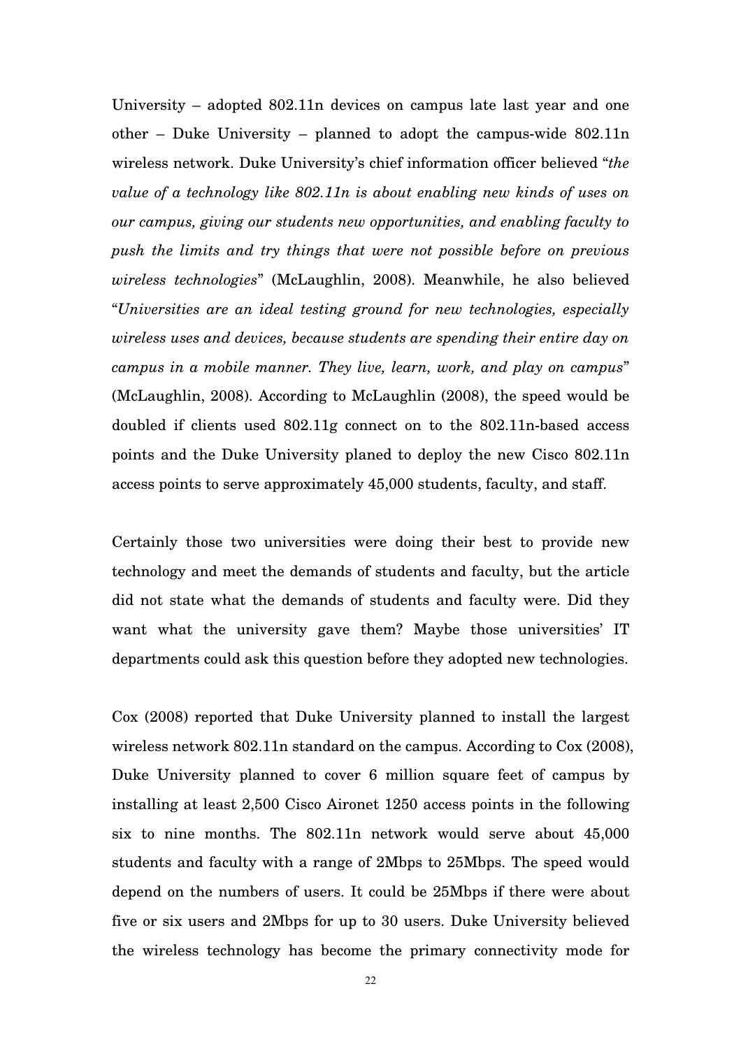University – adopted 802.11n devices on campus late last year and one other – Duke University – planned to adopt the campus-wide 802.11n wireless network. Duke University's chief information officer believed "*the value of a technology like 802.11n is about enabling new kinds of uses on our campus, giving our students new opportunities, and enabling faculty to push the limits and try things that were not possible before on previous wireless technologies*" (McLaughlin, 2008). Meanwhile, he also believed "*Universities are an ideal testing ground for new technologies, especially wireless uses and devices, because students are spending their entire day on campus in a mobile manner. They live, learn, work, and play on campus*" (McLaughlin, 2008). According to McLaughlin (2008), the speed would be doubled if clients used 802.11g connect on to the 802.11n-based access points and the Duke University planed to deploy the new Cisco 802.11n access points to serve approximately 45,000 students, faculty, and staff.

Certainly those two universities were doing their best to provide new technology and meet the demands of students and faculty, but the article did not state what the demands of students and faculty were. Did they want what the university gave them? Maybe those universities' IT departments could ask this question before they adopted new technologies.

Cox (2008) reported that Duke University planned to install the largest wireless network 802.11n standard on the campus. According to Cox (2008), Duke University planned to cover 6 million square feet of campus by installing at least 2,500 Cisco Aironet 1250 access points in the following six to nine months. The 802.11n network would serve about 45,000 students and faculty with a range of 2Mbps to 25Mbps. The speed would depend on the numbers of users. It could be 25Mbps if there were about five or six users and 2Mbps for up to 30 users. Duke University believed the wireless technology has become the primary connectivity mode for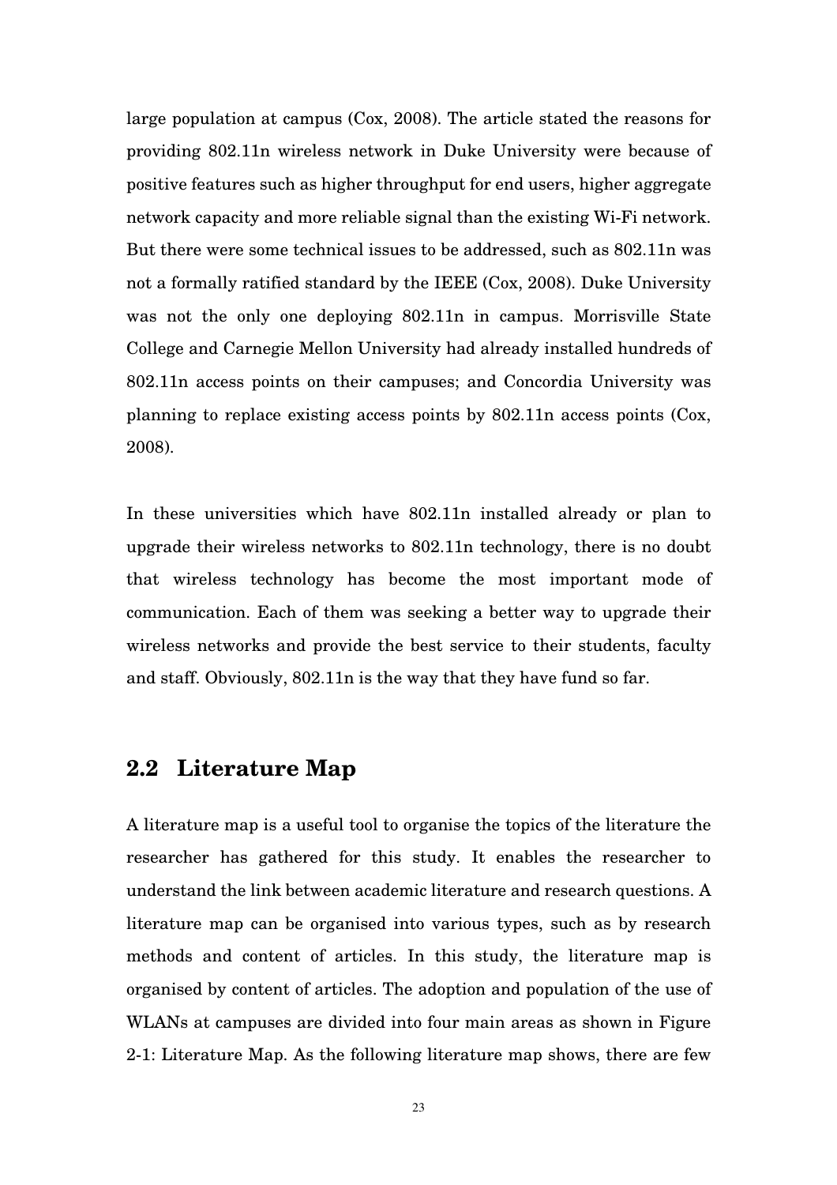large population at campus (Cox, 2008). The article stated the reasons for providing 802.11n wireless network in Duke University were because of positive features such as higher throughput for end users, higher aggregate network capacity and more reliable signal than the existing Wi-Fi network. But there were some technical issues to be addressed, such as 802.11n was not a formally ratified standard by the IEEE (Cox, 2008). Duke University was not the only one deploying 802.11n in campus. Morrisville State College and Carnegie Mellon University had already installed hundreds of 802.11n access points on their campuses; and Concordia University was planning to replace existing access points by 802.11n access points (Cox, 2008).

In these universities which have 802.11n installed already or plan to upgrade their wireless networks to 802.11n technology, there is no doubt that wireless technology has become the most important mode of communication. Each of them was seeking a better way to upgrade their wireless networks and provide the best service to their students, faculty and staff. Obviously, 802.11n is the way that they have fund so far.

## 2.2 Literature Map

A literature map is a useful tool to organise the topics of the literature the researcher has gathered for this study. It enables the researcher to understand the link between academic literature and research questions. A literature map can be organised into various types, such as by research methods and content of articles. In this study, the literature map is organised by content of articles. The adoption and population of the use of WLANs at campuses are divided into four main areas as shown in Figure 2-1: Literature Map. As the following literature map shows, there are few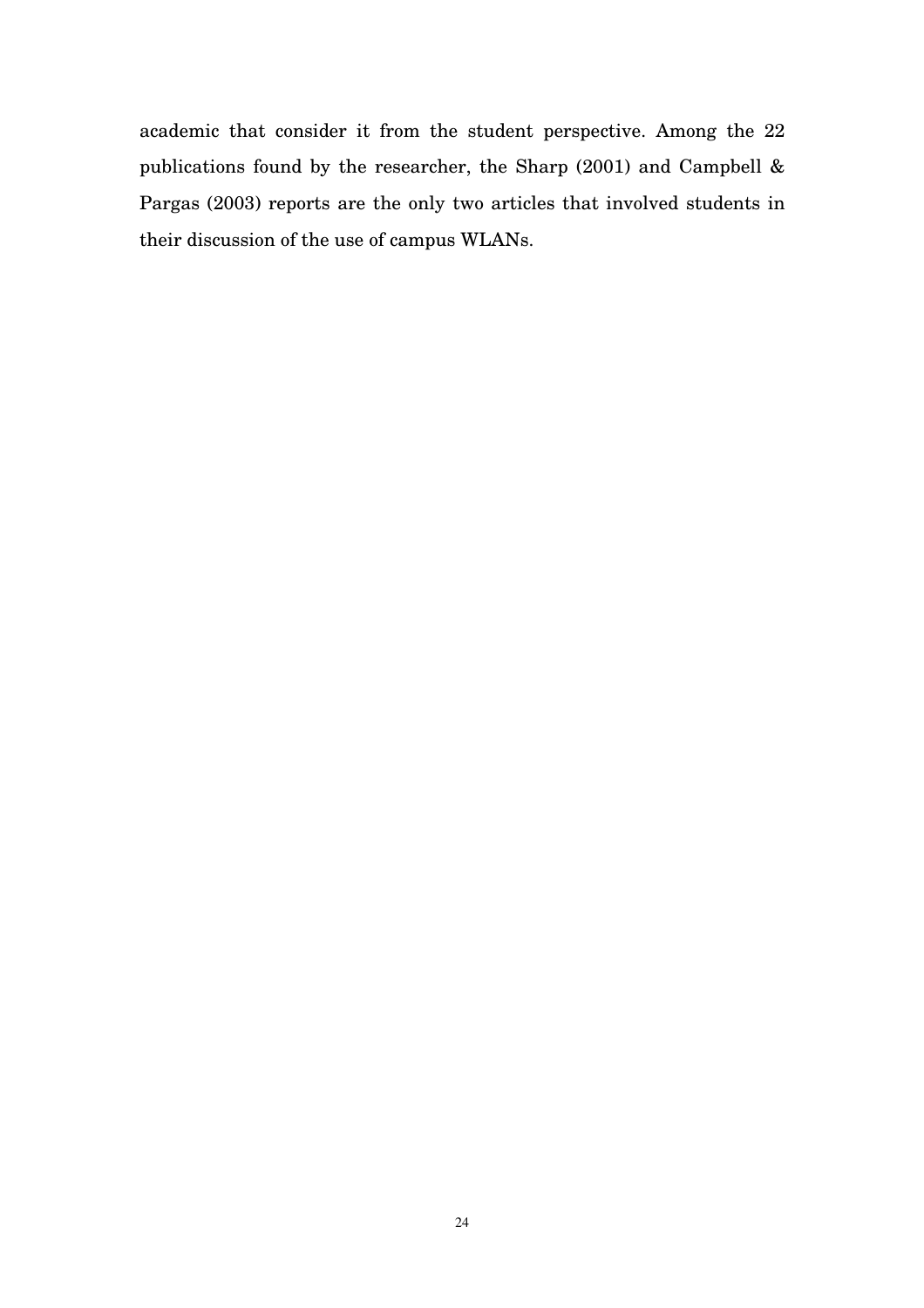academic that consider it from the student perspective. Among the 22 publications found by the researcher, the Sharp (2001) and Campbell & Pargas (2003) reports are the only two articles that involved students in their discussion of the use of campus WLANs.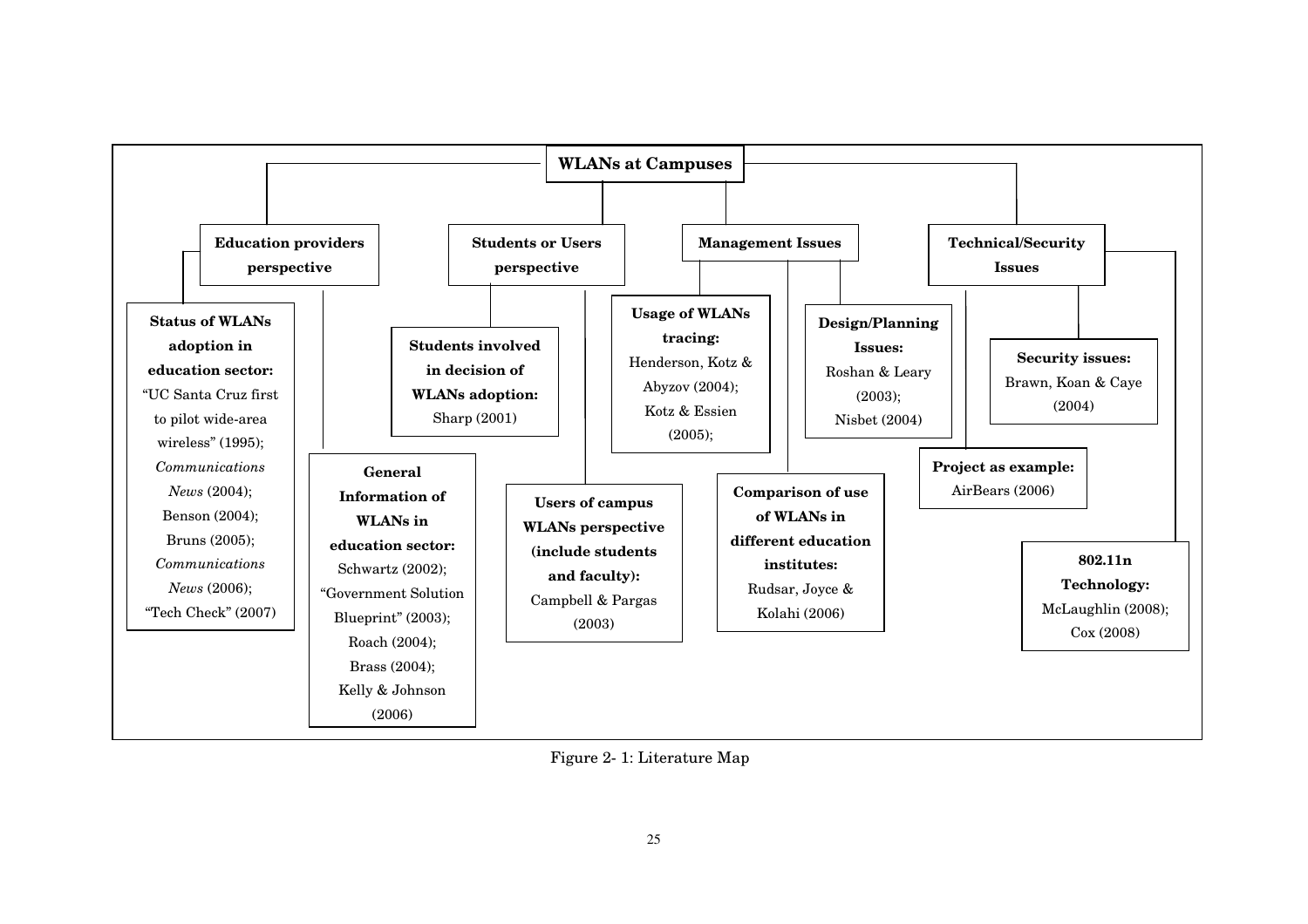**WLANs at Campuses**

- **Education providers perspective**
  - **Status of WLANs adoption in education sector:** "UC Santa Cruz first to pilot wide-area wireless" (1995); *Communications News* (2004); Benson (2004); Bruns (2005); *Communications News* (2006); "Tech Check" (2007)
  - **General Information of WLANs in education sector:** Schwartz (2002); "Government Solution Blueprint" (2003); Roach (2004); Brass (2004); Kelly & Johnson (2006)
- **Students or Users perspective**
  - **Students involved in decision of WLANs adoption:** Sharp (2001)
  - **Users of campus WLANs perspective (include students and faculty):** Campbell & Pargas (2003)
- **Management Issues**
  - **Usage of WLANs tracing:** Henderson, Kotz & Abyzov (2004); Kotz & Essien (2005);
  - **Comparison of use of WLANs in different education institutes:** Rudsar, Joyce & Kolahi (2006)
  - **Design/Planning Issues:** Roshan & Leary (2003); Nisbet (2004)
- **Technical/Security Issues**
  - **Project as example:** AirBears (2006)
  - **Security issues:** Brawn, Koan & Caye (2004)
  - **802.11n Technology:** McLaughlin (2008); Cox (2008)

Figure 2- 1: Literature Map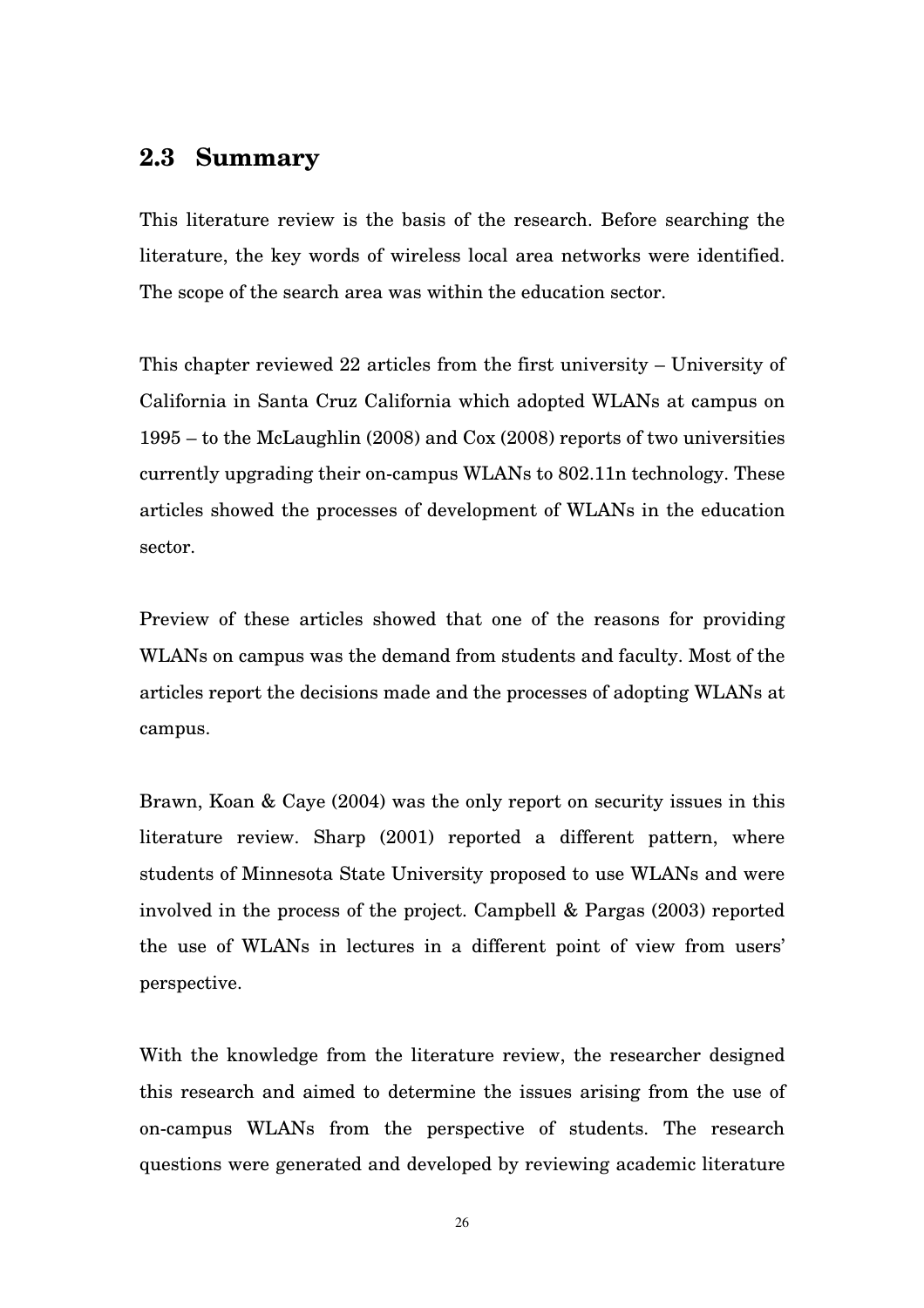## 2.3 Summary

This literature review is the basis of the research. Before searching the literature, the key words of wireless local area networks were identified. The scope of the search area was within the education sector.

This chapter reviewed 22 articles from the first university – University of California in Santa Cruz California which adopted WLANs at campus on 1995 – to the McLaughlin (2008) and Cox (2008) reports of two universities currently upgrading their on-campus WLANs to 802.11n technology. These articles showed the processes of development of WLANs in the education sector.

Preview of these articles showed that one of the reasons for providing WLANs on campus was the demand from students and faculty. Most of the articles report the decisions made and the processes of adopting WLANs at campus.

Brawn, Koan & Caye (2004) was the only report on security issues in this literature review. Sharp (2001) reported a different pattern, where students of Minnesota State University proposed to use WLANs and were involved in the process of the project. Campbell & Pargas (2003) reported the use of WLANs in lectures in a different point of view from users' perspective.

With the knowledge from the literature review, the researcher designed this research and aimed to determine the issues arising from the use of on-campus WLANs from the perspective of students. The research questions were generated and developed by reviewing academic literature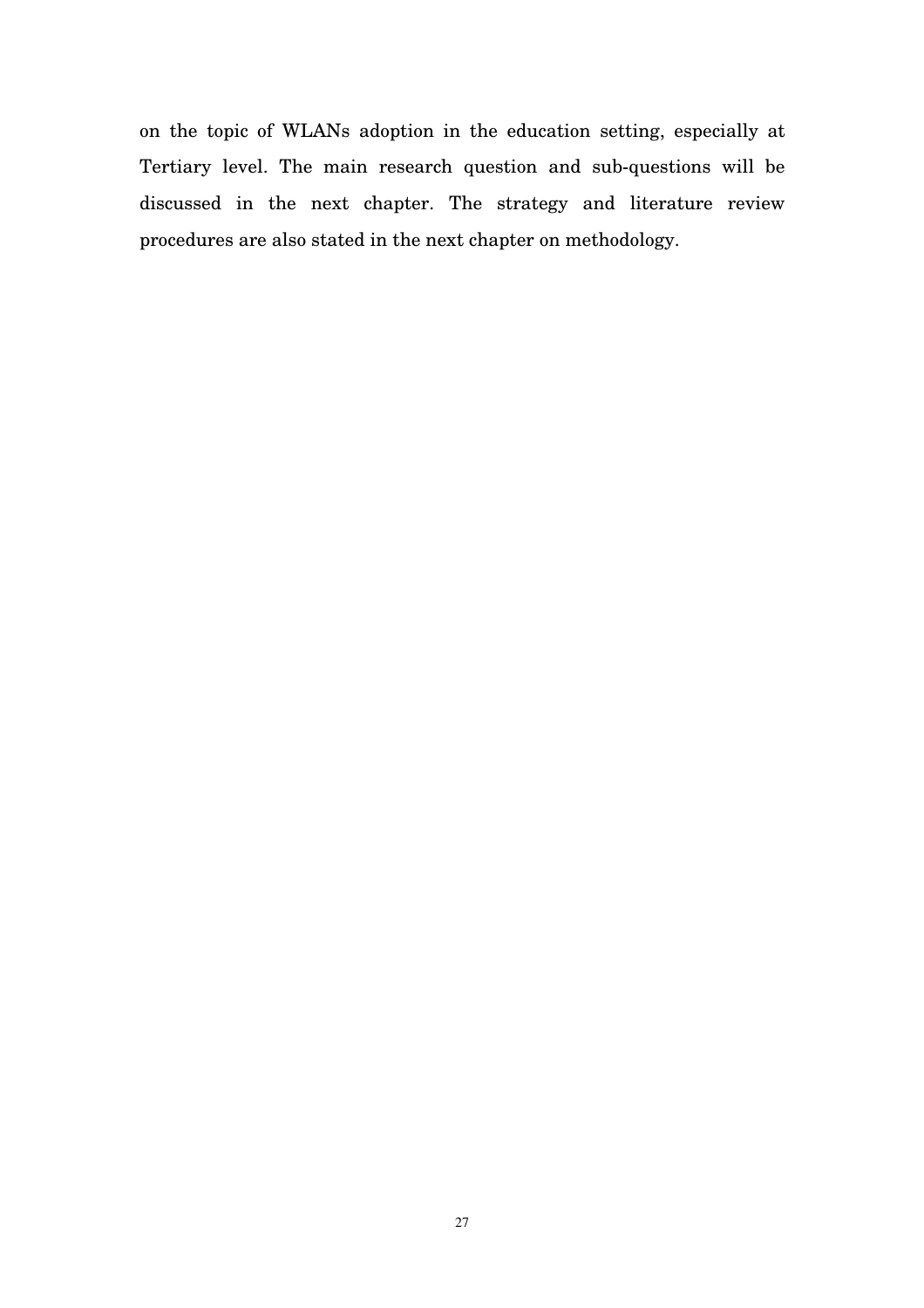on the topic of WLANs adoption in the education setting, especially at Tertiary level. The main research question and sub-questions will be discussed in the next chapter. The strategy and literature review procedures are also stated in the next chapter on methodology.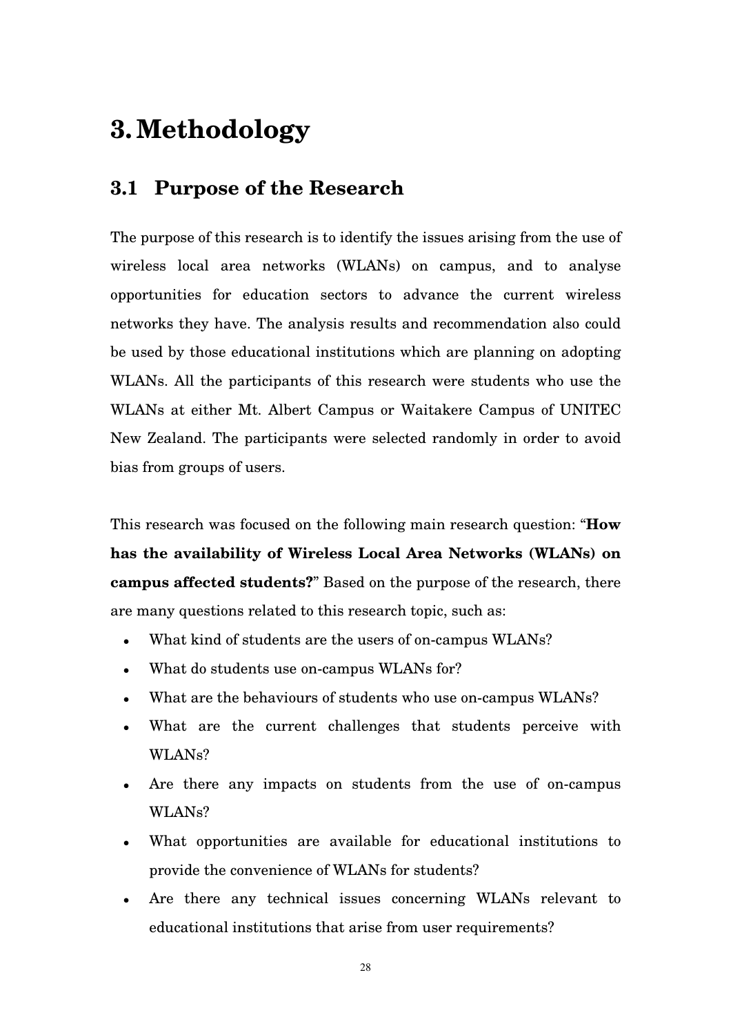# 3. Methodology

## 3.1 Purpose of the Research

The purpose of this research is to identify the issues arising from the use of wireless local area networks (WLANs) on campus, and to analyse opportunities for education sectors to advance the current wireless networks they have. The analysis results and recommendation also could be used by those educational institutions which are planning on adopting WLANs. All the participants of this research were students who use the WLANs at either Mt. Albert Campus or Waitakere Campus of UNITEC New Zealand. The participants were selected randomly in order to avoid bias from groups of users.

This research was focused on the following main research question: "**How has the availability of Wireless Local Area Networks (WLANs) on campus affected students?**" Based on the purpose of the research, there are many questions related to this research topic, such as:

- What kind of students are the users of on-campus WLANs?
- What do students use on-campus WLANs for?
- What are the behaviours of students who use on-campus WLANs?
- What are the current challenges that students perceive with WLANs?
- Are there any impacts on students from the use of on-campus WLANs?
- What opportunities are available for educational institutions to provide the convenience of WLANs for students?
- Are there any technical issues concerning WLANs relevant to educational institutions that arise from user requirements?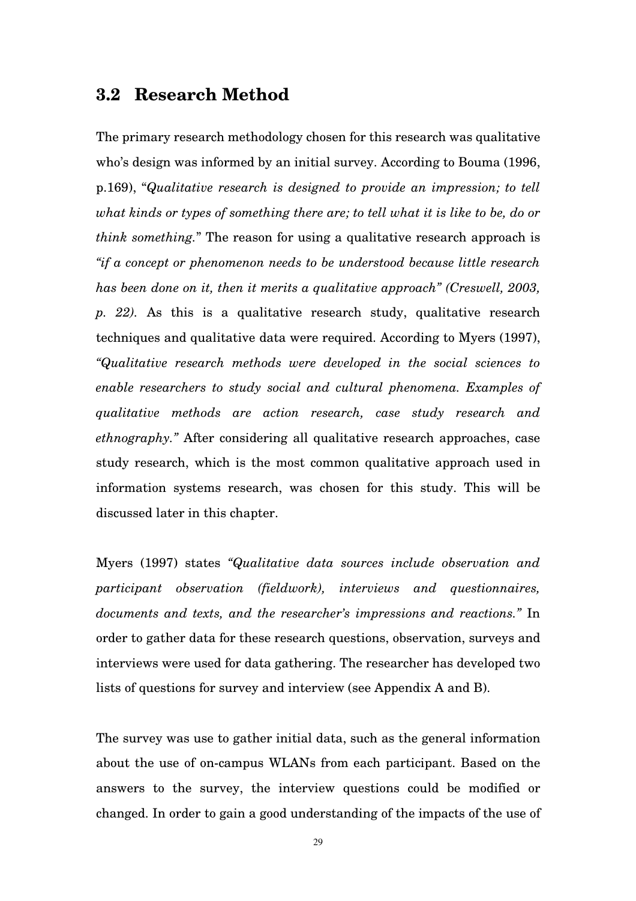## 3.2 Research Method

The primary research methodology chosen for this research was qualitative who's design was informed by an initial survey. According to Bouma (1996, p.169), "*Qualitative research is designed to provide an impression; to tell what kinds or types of something there are; to tell what it is like to be, do or think something.*" The reason for using a qualitative research approach is *"if a concept or phenomenon needs to be understood because little research has been done on it, then it merits a qualitative approach" (Creswell, 2003, p. 22).* As this is a qualitative research study, qualitative research techniques and qualitative data were required. According to Myers (1997), *"Qualitative research methods were developed in the social sciences to enable researchers to study social and cultural phenomena. Examples of qualitative methods are action research, case study research and ethnography."* After considering all qualitative research approaches, case study research, which is the most common qualitative approach used in information systems research, was chosen for this study. This will be discussed later in this chapter.

Myers (1997) states *"Qualitative data sources include observation and participant observation (fieldwork), interviews and questionnaires, documents and texts, and the researcher's impressions and reactions."* In order to gather data for these research questions, observation, surveys and interviews were used for data gathering. The researcher has developed two lists of questions for survey and interview (see Appendix A and B).

The survey was use to gather initial data, such as the general information about the use of on-campus WLANs from each participant. Based on the answers to the survey, the interview questions could be modified or changed. In order to gain a good understanding of the impacts of the use of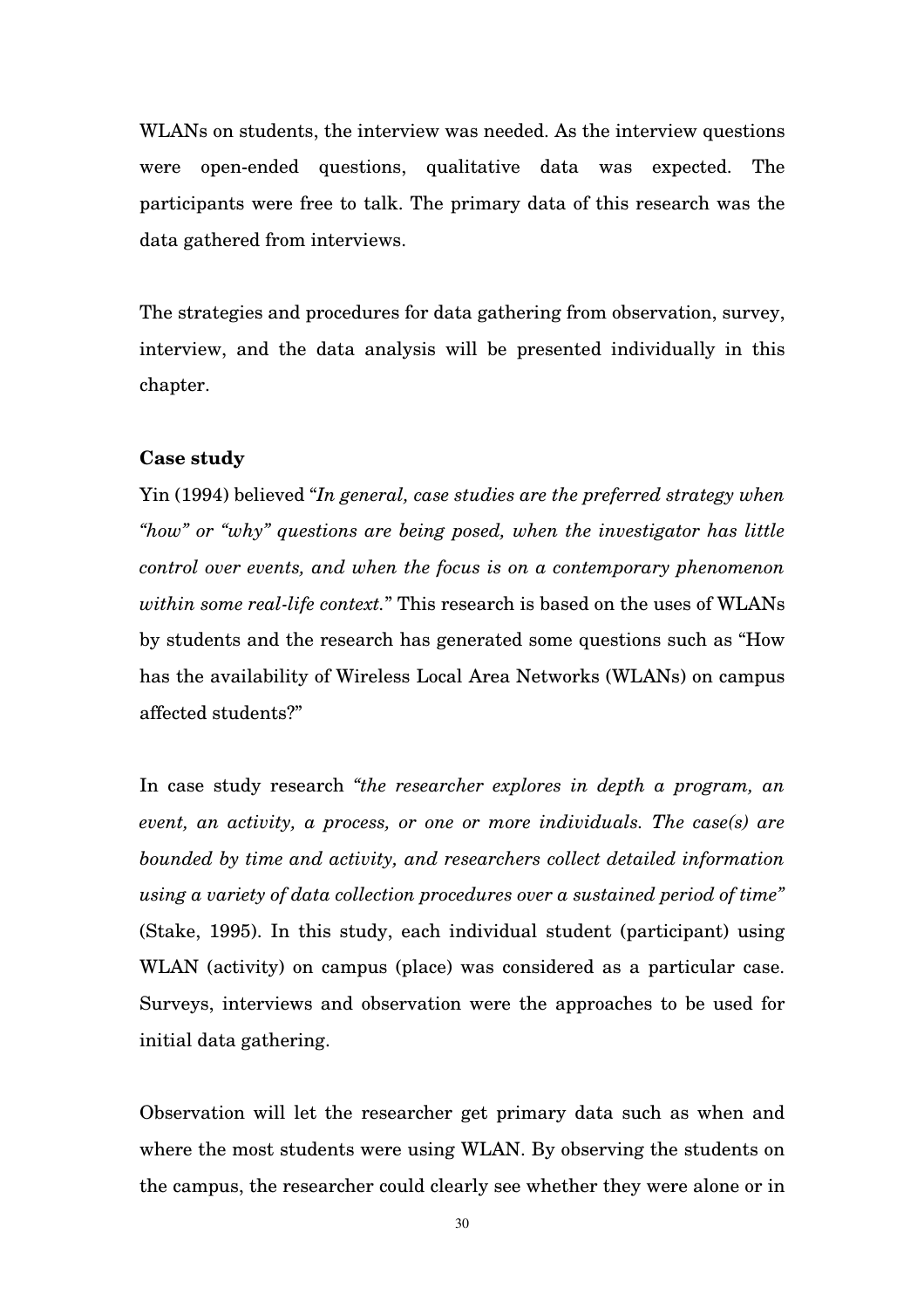WLANs on students, the interview was needed. As the interview questions were open-ended questions, qualitative data was expected. The participants were free to talk. The primary data of this research was the data gathered from interviews.

The strategies and procedures for data gathering from observation, survey, interview, and the data analysis will be presented individually in this chapter.

**Case study**

Yin (1994) believed "*In general, case studies are the preferred strategy when "how" or "why" questions are being posed, when the investigator has little control over events, and when the focus is on a contemporary phenomenon within some real-life context.*" This research is based on the uses of WLANs by students and the research has generated some questions such as "How has the availability of Wireless Local Area Networks (WLANs) on campus affected students?"

In case study research *"the researcher explores in depth a program, an event, an activity, a process, or one or more individuals. The case(s) are bounded by time and activity, and researchers collect detailed information using a variety of data collection procedures over a sustained period of time"* (Stake, 1995). In this study, each individual student (participant) using WLAN (activity) on campus (place) was considered as a particular case. Surveys, interviews and observation were the approaches to be used for initial data gathering.

Observation will let the researcher get primary data such as when and where the most students were using WLAN. By observing the students on the campus, the researcher could clearly see whether they were alone or in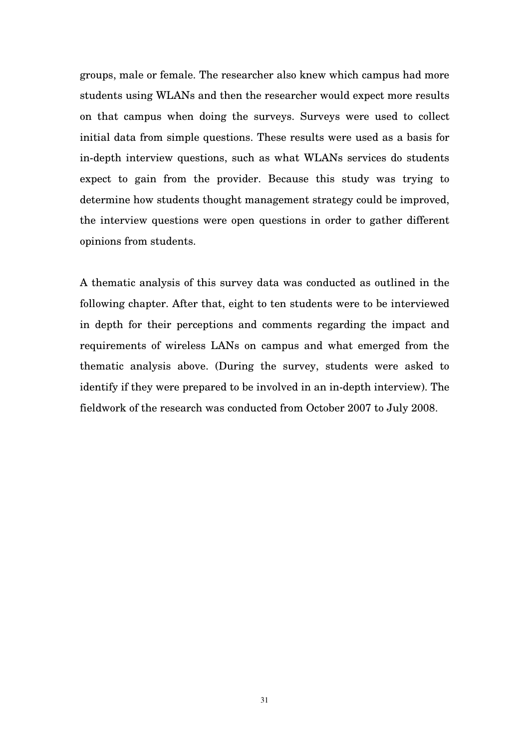groups, male or female. The researcher also knew which campus had more students using WLANs and then the researcher would expect more results on that campus when doing the surveys. Surveys were used to collect initial data from simple questions. These results were used as a basis for in-depth interview questions, such as what WLANs services do students expect to gain from the provider. Because this study was trying to determine how students thought management strategy could be improved, the interview questions were open questions in order to gather different opinions from students.

A thematic analysis of this survey data was conducted as outlined in the following chapter. After that, eight to ten students were to be interviewed in depth for their perceptions and comments regarding the impact and requirements of wireless LANs on campus and what emerged from the thematic analysis above. (During the survey, students were asked to identify if they were prepared to be involved in an in-depth interview). The fieldwork of the research was conducted from October 2007 to July 2008.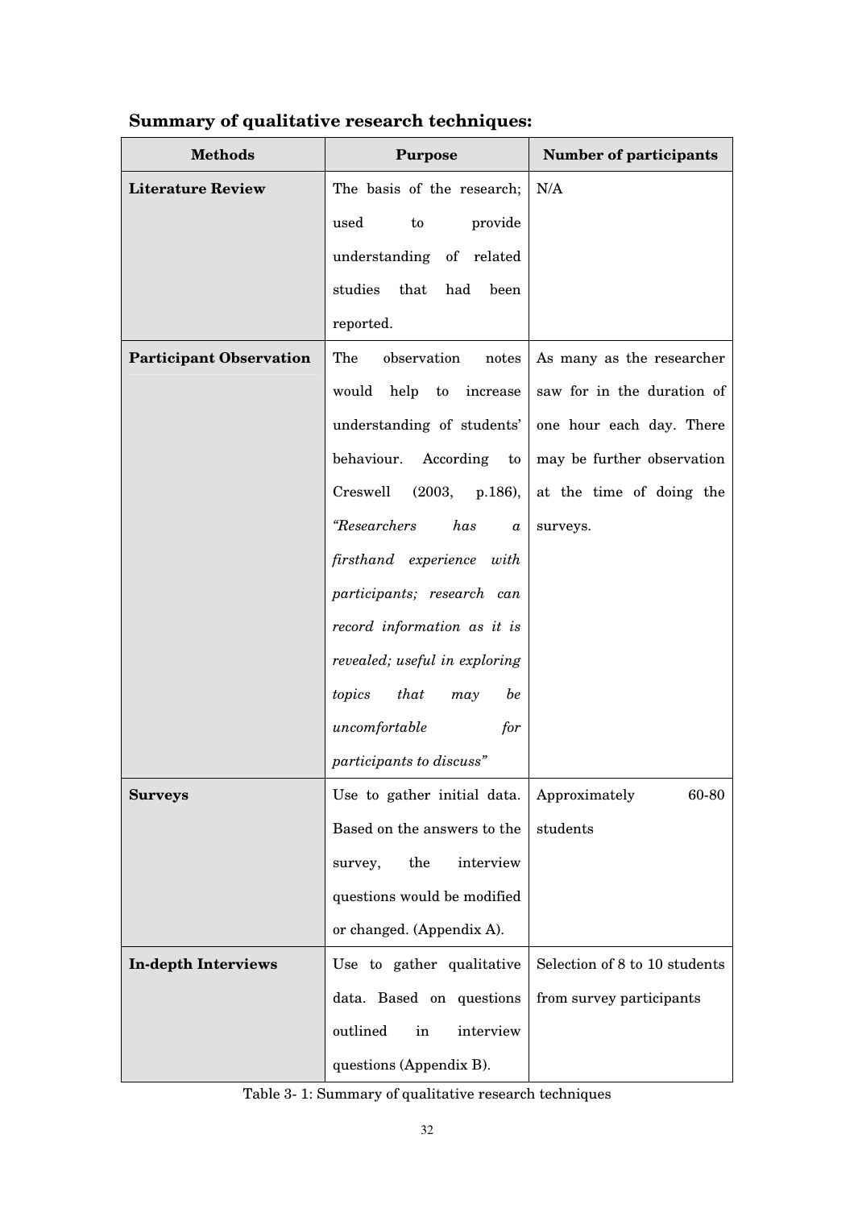**Summary of qualitative research techniques:**

| Methods | Purpose | Number of participants |
|---|---|---|
| **Literature Review** | The basis of the research; used to provide understanding of related studies that had been reported. | N/A |
| **Participant Observation** | The observation notes would help to increase understanding of students' behaviour. According to Creswell (2003, p.186), *"Researchers has a firsthand experience with participants; research can record information as it is revealed; useful in exploring topics that may be uncomfortable for participants to discuss"* | As many as the researcher saw for in the duration of one hour each day. There may be further observation at the time of doing the surveys. |
| **Surveys** | Use to gather initial data. Based on the answers to the survey, the interview questions would be modified or changed. (Appendix A). | Approximately 60-80 students |
| **In-depth Interviews** | Use to gather qualitative data. Based on questions outlined in interview questions (Appendix B). | Selection of 8 to 10 students from survey participants |

Table 3- 1: Summary of qualitative research techniques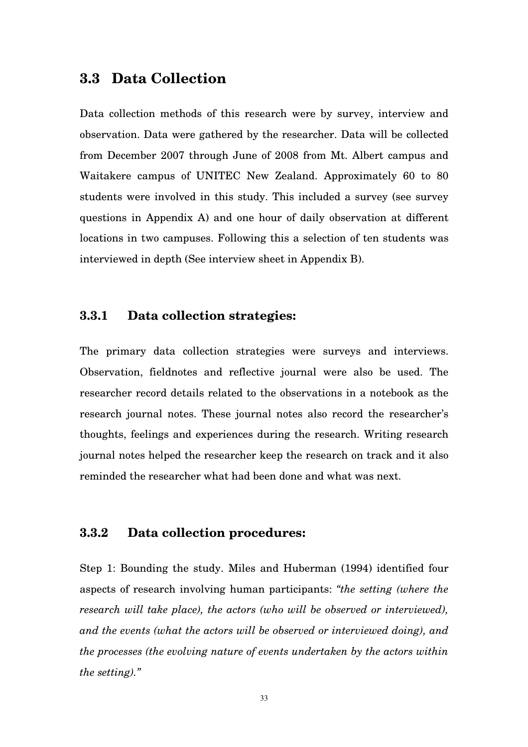## 3.3 Data Collection

Data collection methods of this research were by survey, interview and observation. Data were gathered by the researcher. Data will be collected from December 2007 through June of 2008 from Mt. Albert campus and Waitakere campus of UNITEC New Zealand. Approximately 60 to 80 students were involved in this study. This included a survey (see survey questions in Appendix A) and one hour of daily observation at different locations in two campuses. Following this a selection of ten students was interviewed in depth (See interview sheet in Appendix B).

### 3.3.1 Data collection strategies:

The primary data collection strategies were surveys and interviews. Observation, fieldnotes and reflective journal were also be used. The researcher record details related to the observations in a notebook as the research journal notes. These journal notes also record the researcher's thoughts, feelings and experiences during the research. Writing research journal notes helped the researcher keep the research on track and it also reminded the researcher what had been done and what was next.

### 3.3.2 Data collection procedures:

Step 1: Bounding the study. Miles and Huberman (1994) identified four aspects of research involving human participants: *"the setting (where the research will take place), the actors (who will be observed or interviewed), and the events (what the actors will be observed or interviewed doing), and the processes (the evolving nature of events undertaken by the actors within the setting)."*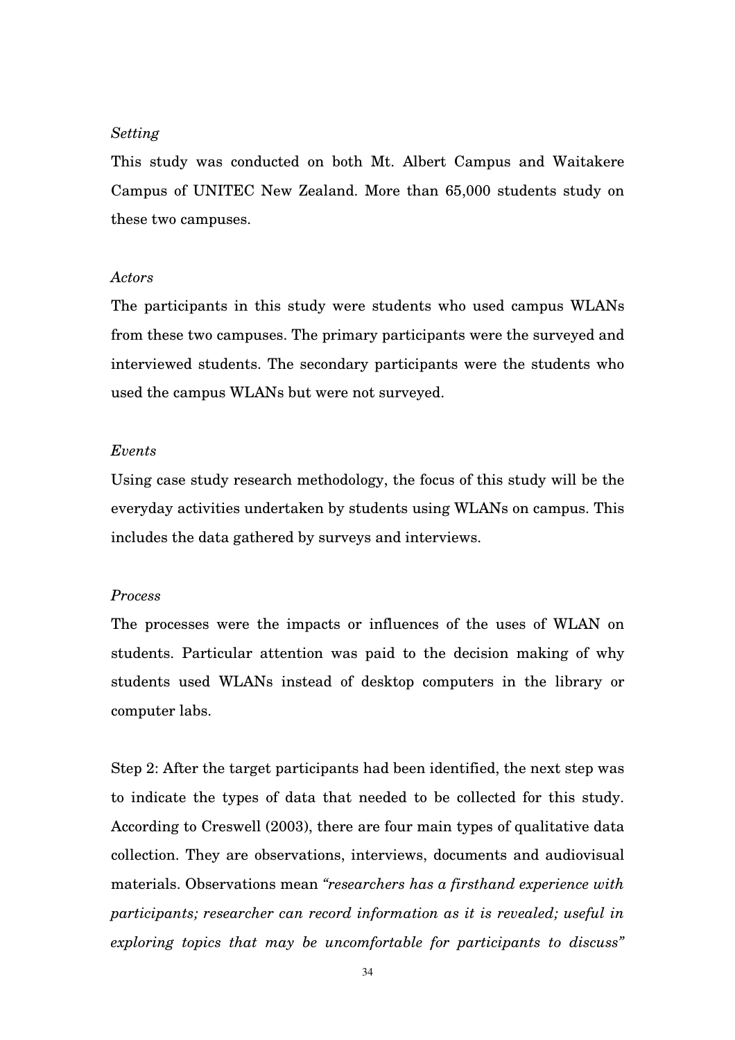*Setting*

This study was conducted on both Mt. Albert Campus and Waitakere Campus of UNITEC New Zealand. More than 65,000 students study on these two campuses.

*Actors*

The participants in this study were students who used campus WLANs from these two campuses. The primary participants were the surveyed and interviewed students. The secondary participants were the students who used the campus WLANs but were not surveyed.

*Events*

Using case study research methodology, the focus of this study will be the everyday activities undertaken by students using WLANs on campus. This includes the data gathered by surveys and interviews.

*Process*

The processes were the impacts or influences of the uses of WLAN on students. Particular attention was paid to the decision making of why students used WLANs instead of desktop computers in the library or computer labs.

Step 2: After the target participants had been identified, the next step was to indicate the types of data that needed to be collected for this study. According to Creswell (2003), there are four main types of qualitative data collection. They are observations, interviews, documents and audiovisual materials. Observations mean *"researchers has a firsthand experience with participants; researcher can record information as it is revealed; useful in exploring topics that may be uncomfortable for participants to discuss"*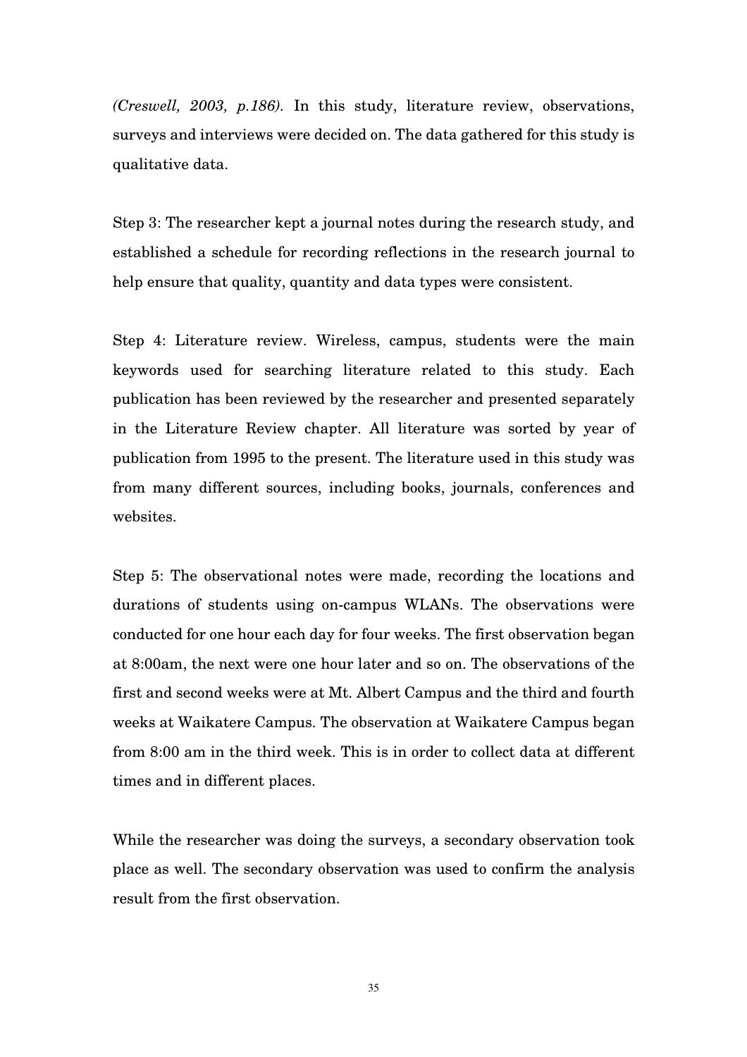*(Creswell, 2003, p.186).* In this study, literature review, observations, surveys and interviews were decided on. The data gathered for this study is qualitative data.

Step 3: The researcher kept a journal notes during the research study, and established a schedule for recording reflections in the research journal to help ensure that quality, quantity and data types were consistent.

Step 4: Literature review. Wireless, campus, students were the main keywords used for searching literature related to this study. Each publication has been reviewed by the researcher and presented separately in the Literature Review chapter. All literature was sorted by year of publication from 1995 to the present. The literature used in this study was from many different sources, including books, journals, conferences and websites.

Step 5: The observational notes were made, recording the locations and durations of students using on-campus WLANs. The observations were conducted for one hour each day for four weeks. The first observation began at 8:00am, the next were one hour later and so on. The observations of the first and second weeks were at Mt. Albert Campus and the third and fourth weeks at Waikatere Campus. The observation at Waikatere Campus began from 8:00 am in the third week. This is in order to collect data at different times and in different places.

While the researcher was doing the surveys, a secondary observation took place as well. The secondary observation was used to confirm the analysis result from the first observation.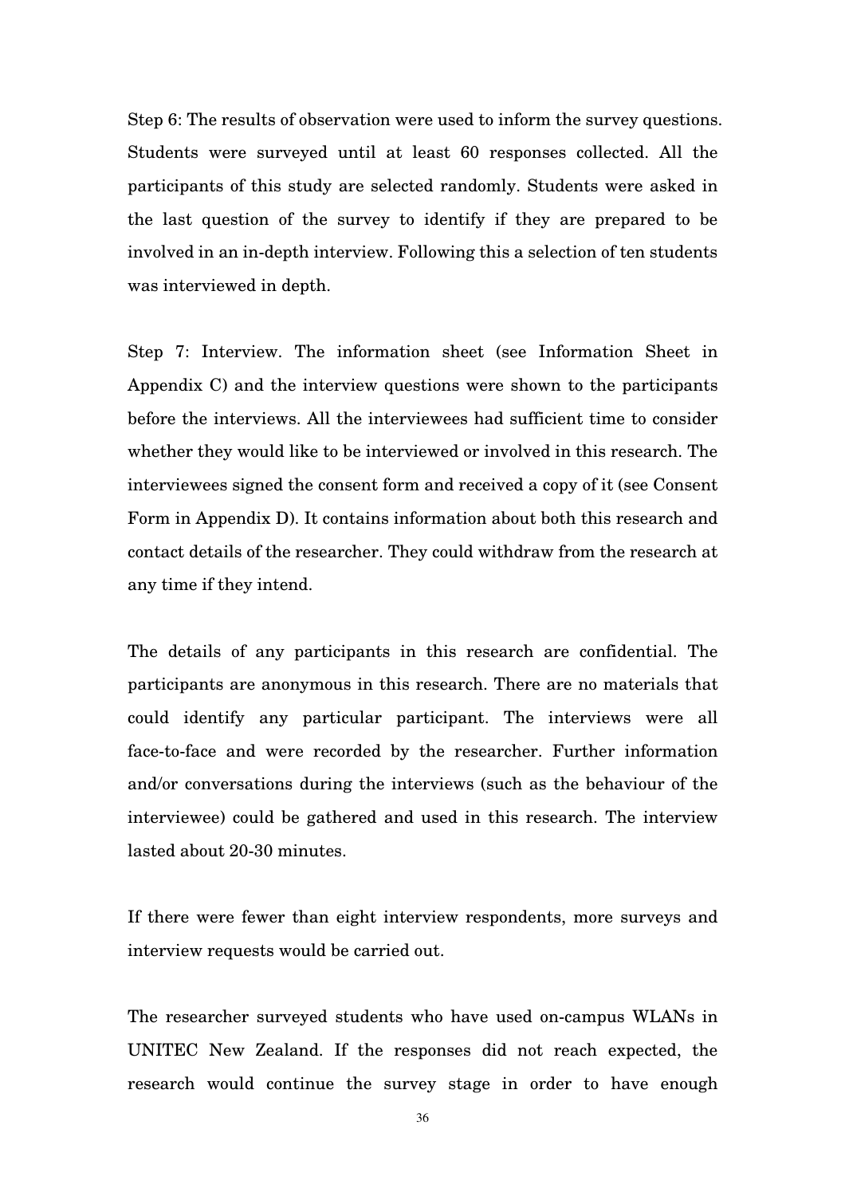Step 6: The results of observation were used to inform the survey questions. Students were surveyed until at least 60 responses collected. All the participants of this study are selected randomly. Students were asked in the last question of the survey to identify if they are prepared to be involved in an in-depth interview. Following this a selection of ten students was interviewed in depth.

Step 7: Interview. The information sheet (see Information Sheet in Appendix C) and the interview questions were shown to the participants before the interviews. All the interviewees had sufficient time to consider whether they would like to be interviewed or involved in this research. The interviewees signed the consent form and received a copy of it (see Consent Form in Appendix D). It contains information about both this research and contact details of the researcher. They could withdraw from the research at any time if they intend.

The details of any participants in this research are confidential. The participants are anonymous in this research. There are no materials that could identify any particular participant. The interviews were all face-to-face and were recorded by the researcher. Further information and/or conversations during the interviews (such as the behaviour of the interviewee) could be gathered and used in this research. The interview lasted about 20-30 minutes.

If there were fewer than eight interview respondents, more surveys and interview requests would be carried out.

The researcher surveyed students who have used on-campus WLANs in UNITEC New Zealand. If the responses did not reach expected, the research would continue the survey stage in order to have enough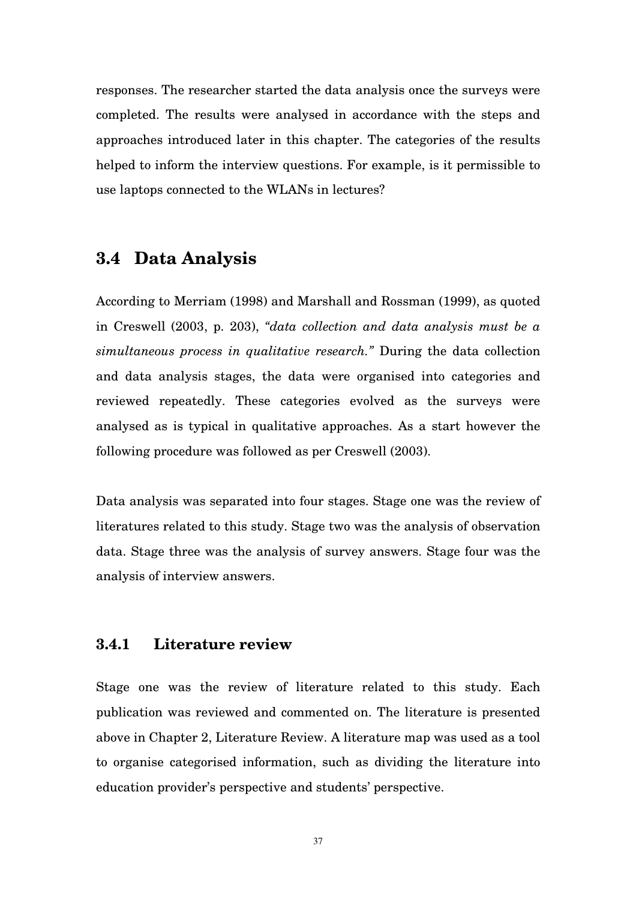responses. The researcher started the data analysis once the surveys were completed. The results were analysed in accordance with the steps and approaches introduced later in this chapter. The categories of the results helped to inform the interview questions. For example, is it permissible to use laptops connected to the WLANs in lectures?

## 3.4 Data Analysis

According to Merriam (1998) and Marshall and Rossman (1999), as quoted in Creswell (2003, p. 203), *"data collection and data analysis must be a simultaneous process in qualitative research."* During the data collection and data analysis stages, the data were organised into categories and reviewed repeatedly. These categories evolved as the surveys were analysed as is typical in qualitative approaches. As a start however the following procedure was followed as per Creswell (2003).

Data analysis was separated into four stages. Stage one was the review of literatures related to this study. Stage two was the analysis of observation data. Stage three was the analysis of survey answers. Stage four was the analysis of interview answers.

### 3.4.1 Literature review

Stage one was the review of literature related to this study. Each publication was reviewed and commented on. The literature is presented above in Chapter 2, Literature Review. A literature map was used as a tool to organise categorised information, such as dividing the literature into education provider's perspective and students' perspective.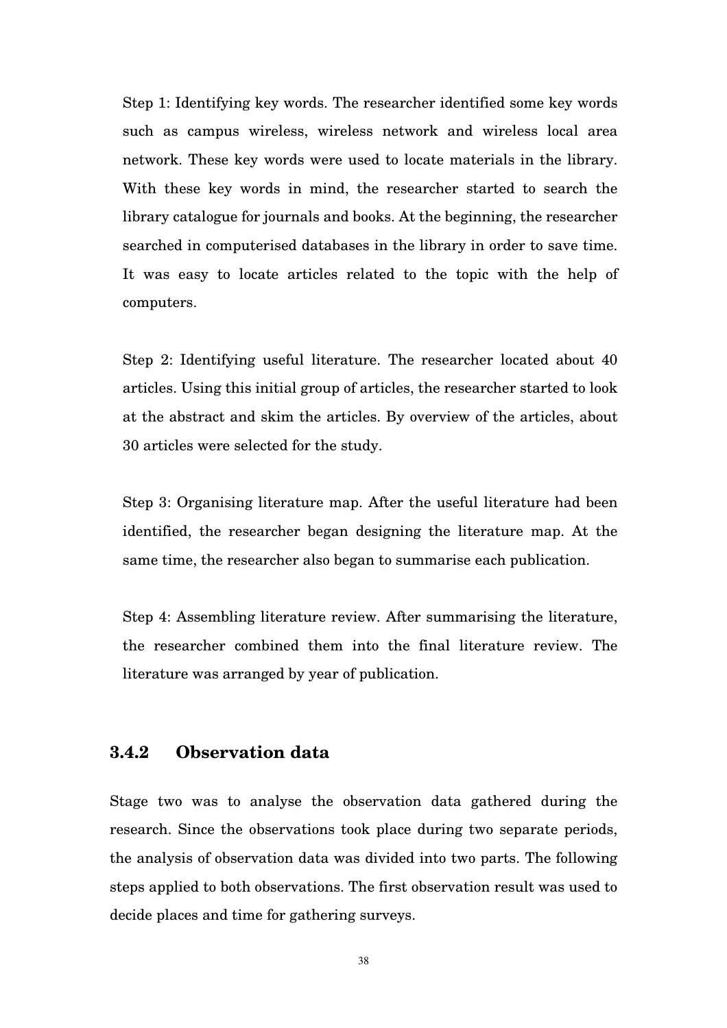Step 1: Identifying key words. The researcher identified some key words such as campus wireless, wireless network and wireless local area network. These key words were used to locate materials in the library. With these key words in mind, the researcher started to search the library catalogue for journals and books. At the beginning, the researcher searched in computerised databases in the library in order to save time. It was easy to locate articles related to the topic with the help of computers.

Step 2: Identifying useful literature. The researcher located about 40 articles. Using this initial group of articles, the researcher started to look at the abstract and skim the articles. By overview of the articles, about 30 articles were selected for the study.

Step 3: Organising literature map. After the useful literature had been identified, the researcher began designing the literature map. At the same time, the researcher also began to summarise each publication.

Step 4: Assembling literature review. After summarising the literature, the researcher combined them into the final literature review. The literature was arranged by year of publication.

### 3.4.2 Observation data

Stage two was to analyse the observation data gathered during the research. Since the observations took place during two separate periods, the analysis of observation data was divided into two parts. The following steps applied to both observations. The first observation result was used to decide places and time for gathering surveys.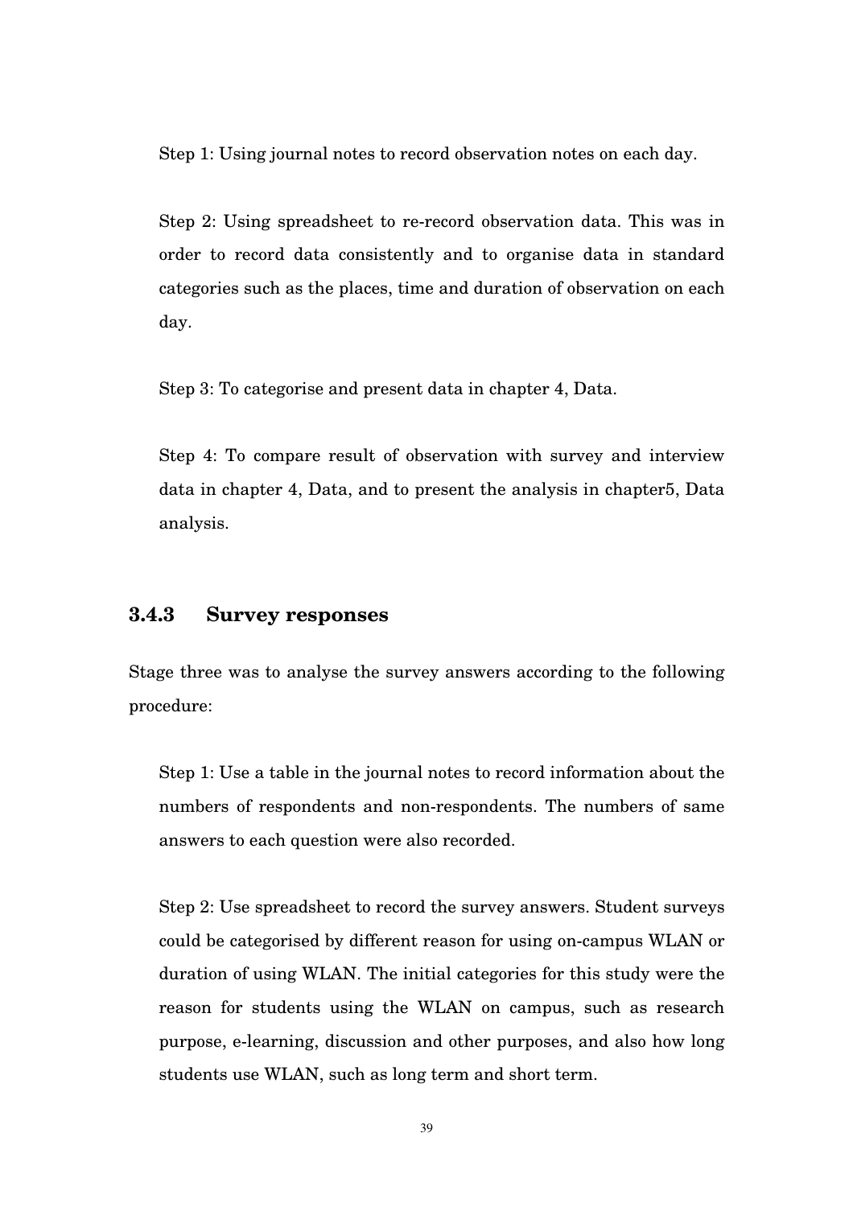Step 1: Using journal notes to record observation notes on each day.

Step 2: Using spreadsheet to re-record observation data. This was in order to record data consistently and to organise data in standard categories such as the places, time and duration of observation on each day.

Step 3: To categorise and present data in chapter 4, Data.

Step 4: To compare result of observation with survey and interview data in chapter 4, Data, and to present the analysis in chapter5, Data analysis.

### 3.4.3 Survey responses

Stage three was to analyse the survey answers according to the following procedure:

Step 1: Use a table in the journal notes to record information about the numbers of respondents and non-respondents. The numbers of same answers to each question were also recorded.

Step 2: Use spreadsheet to record the survey answers. Student surveys could be categorised by different reason for using on-campus WLAN or duration of using WLAN. The initial categories for this study were the reason for students using the WLAN on campus, such as research purpose, e-learning, discussion and other purposes, and also how long students use WLAN, such as long term and short term.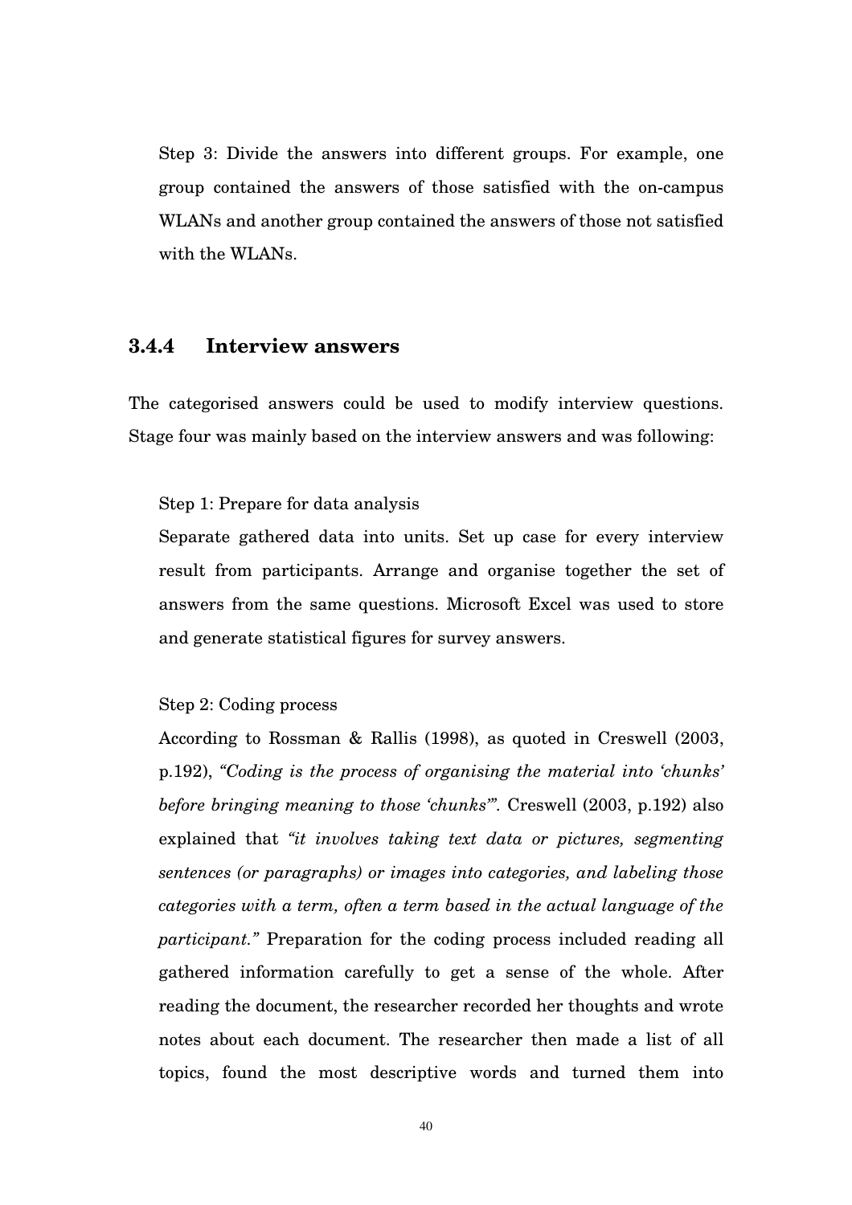Step 3: Divide the answers into different groups. For example, one group contained the answers of those satisfied with the on-campus WLANs and another group contained the answers of those not satisfied with the WLANs.

### 3.4.4 Interview answers

The categorised answers could be used to modify interview questions. Stage four was mainly based on the interview answers and was following:

Step 1: Prepare for data analysis

Separate gathered data into units. Set up case for every interview result from participants. Arrange and organise together the set of answers from the same questions. Microsoft Excel was used to store and generate statistical figures for survey answers.

Step 2: Coding process

According to Rossman & Rallis (1998), as quoted in Creswell (2003, p.192), *"Coding is the process of organising the material into 'chunks' before bringing meaning to those 'chunks'"*. Creswell (2003, p.192) also explained that *"it involves taking text data or pictures, segmenting sentences (or paragraphs) or images into categories, and labeling those categories with a term, often a term based in the actual language of the participant."* Preparation for the coding process included reading all gathered information carefully to get a sense of the whole. After reading the document, the researcher recorded her thoughts and wrote notes about each document. The researcher then made a list of all topics, found the most descriptive words and turned them into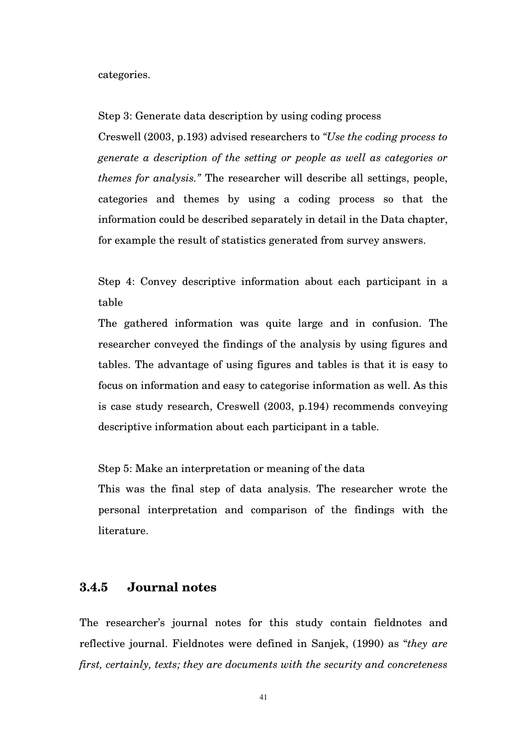categories.

Step 3: Generate data description by using coding process

Creswell (2003, p.193) advised researchers to *"Use the coding process to generate a description of the setting or people as well as categories or themes for analysis."* The researcher will describe all settings, people, categories and themes by using a coding process so that the information could be described separately in detail in the Data chapter, for example the result of statistics generated from survey answers.

Step 4: Convey descriptive information about each participant in a table

The gathered information was quite large and in confusion. The researcher conveyed the findings of the analysis by using figures and tables. The advantage of using figures and tables is that it is easy to focus on information and easy to categorise information as well. As this is case study research, Creswell (2003, p.194) recommends conveying descriptive information about each participant in a table.

Step 5: Make an interpretation or meaning of the data

This was the final step of data analysis. The researcher wrote the personal interpretation and comparison of the findings with the literature.

### 3.4.5 Journal notes

The researcher's journal notes for this study contain fieldnotes and reflective journal. Fieldnotes were defined in Sanjek, (1990) as "*they are first, certainly, texts; they are documents with the security and concreteness*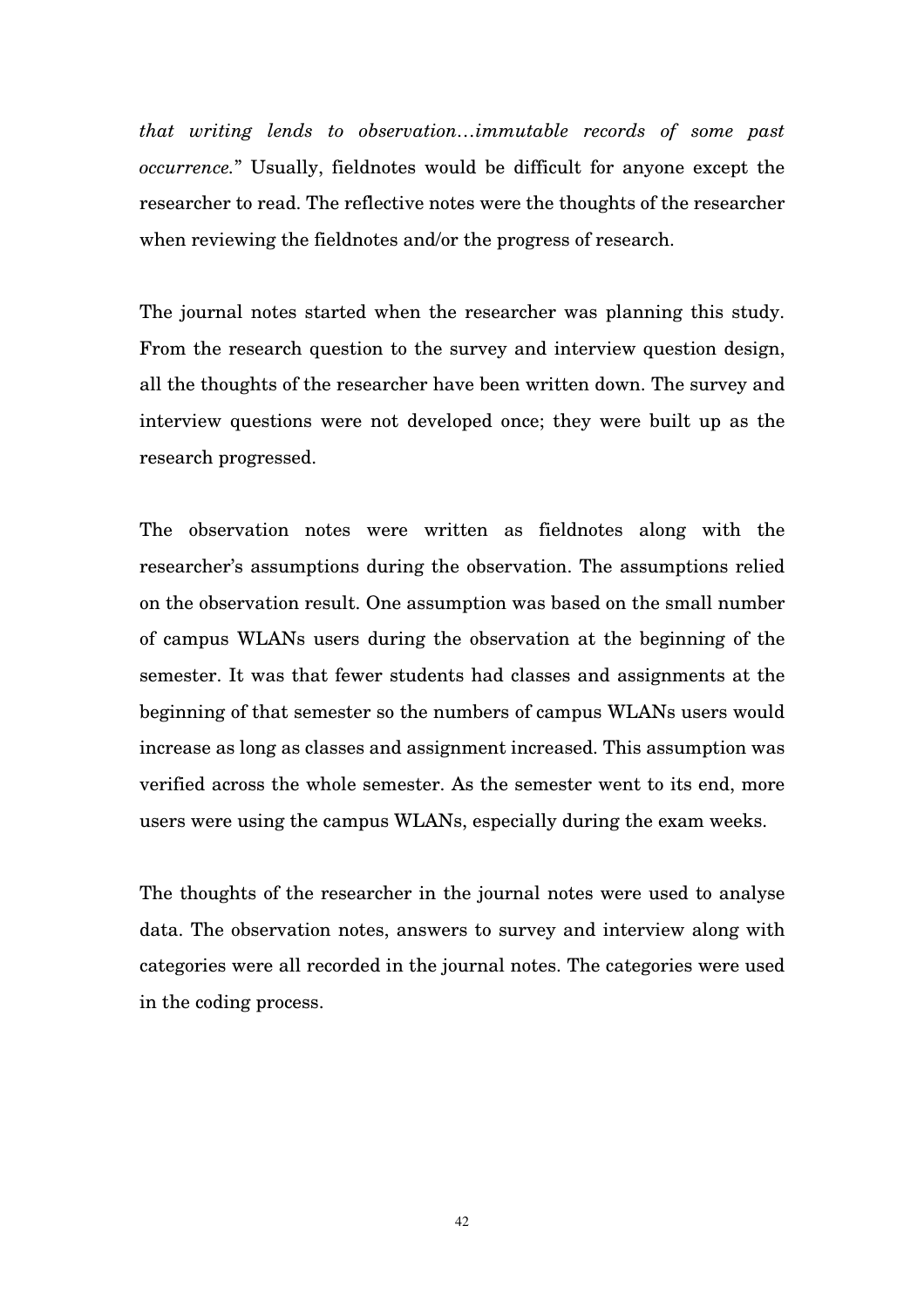*that writing lends to observation…immutable records of some past occurrence.*" Usually, fieldnotes would be difficult for anyone except the researcher to read. The reflective notes were the thoughts of the researcher when reviewing the fieldnotes and/or the progress of research.

The journal notes started when the researcher was planning this study. From the research question to the survey and interview question design, all the thoughts of the researcher have been written down. The survey and interview questions were not developed once; they were built up as the research progressed.

The observation notes were written as fieldnotes along with the researcher's assumptions during the observation. The assumptions relied on the observation result. One assumption was based on the small number of campus WLANs users during the observation at the beginning of the semester. It was that fewer students had classes and assignments at the beginning of that semester so the numbers of campus WLANs users would increase as long as classes and assignment increased. This assumption was verified across the whole semester. As the semester went to its end, more users were using the campus WLANs, especially during the exam weeks.

The thoughts of the researcher in the journal notes were used to analyse data. The observation notes, answers to survey and interview along with categories were all recorded in the journal notes. The categories were used in the coding process.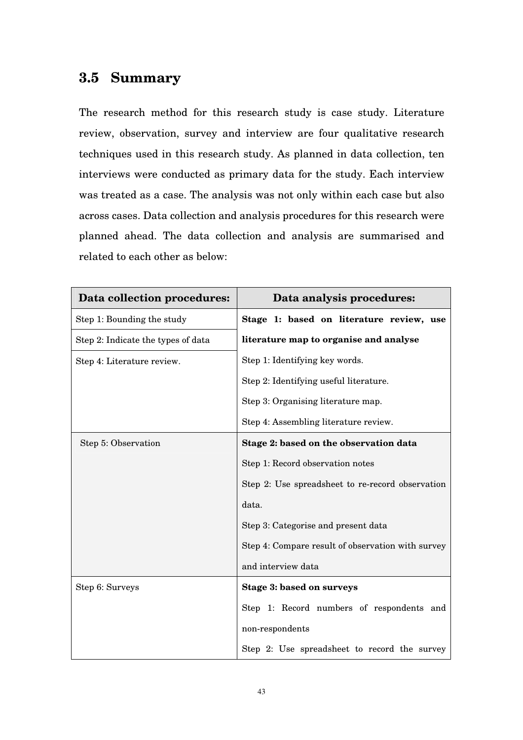## 3.5 Summary

The research method for this research study is case study. Literature review, observation, survey and interview are four qualitative research techniques used in this research study. As planned in data collection, ten interviews were conducted as primary data for the study. Each interview was treated as a case. The analysis was not only within each case but also across cases. Data collection and analysis procedures for this research were planned ahead. The data collection and analysis are summarised and related to each other as below:

| Data collection procedures: | Data analysis procedures: |
| --- | --- |
| Step 1: Bounding the study<br>Step 2: Indicate the types of data<br>Step 4: Literature review. | **Stage 1: based on literature review, use literature map to organise and analyse**<br>Step 1: Identifying key words.<br>Step 2: Identifying useful literature.<br>Step 3: Organising literature map.<br>Step 4: Assembling literature review. |
| Step 5: Observation | **Stage 2: based on the observation data**<br>Step 1: Record observation notes<br>Step 2: Use spreadsheet to re-record observation data.<br>Step 3: Categorise and present data<br>Step 4: Compare result of observation with survey and interview data |
| Step 6: Surveys | **Stage 3: based on surveys**<br>Step 1: Record numbers of respondents and non-respondents<br>Step 2: Use spreadsheet to record the survey |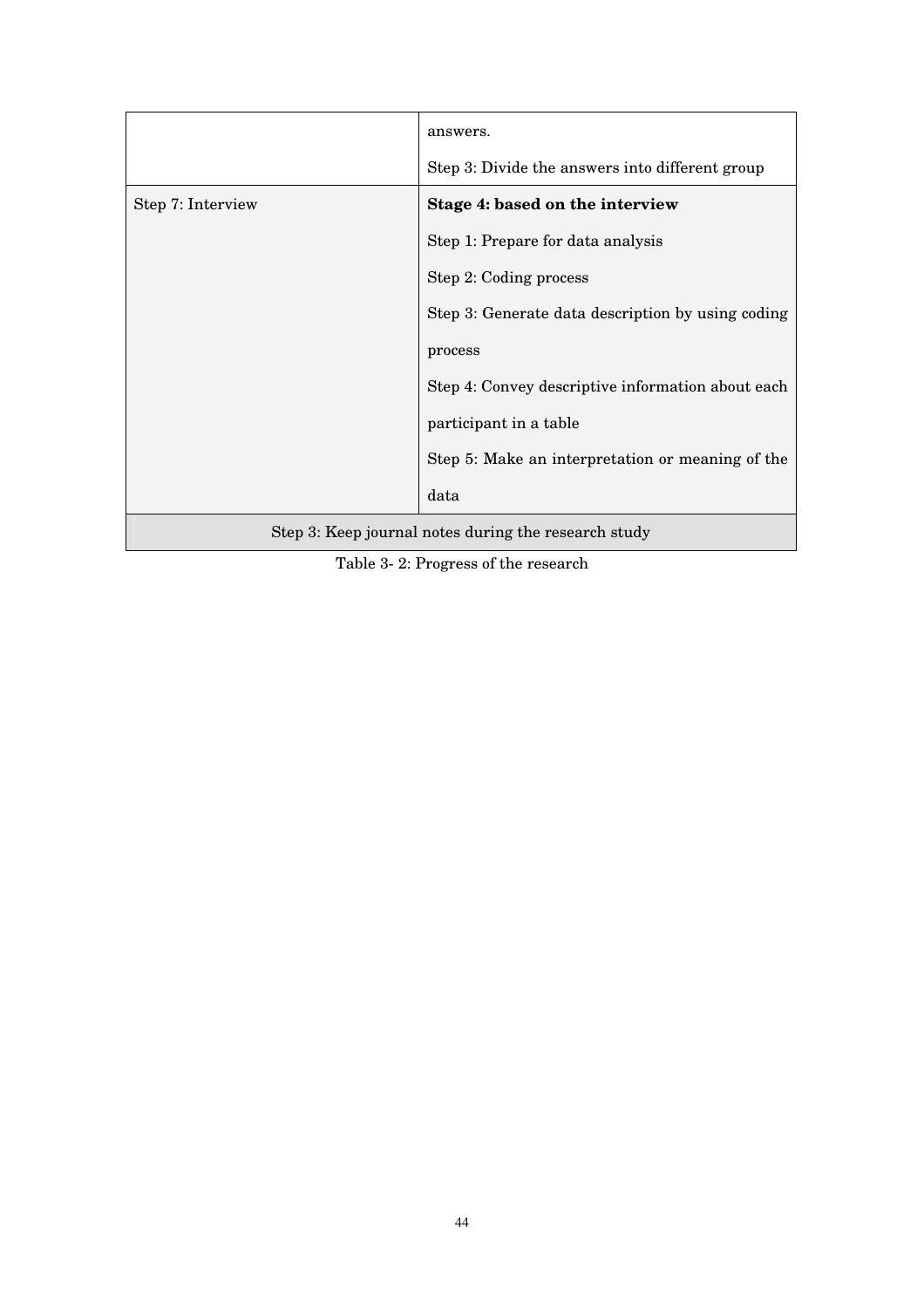| | |
|---|---|
| | answers.<br>Step 3: Divide the answers into different group |
| Step 7: Interview | **Stage 4: based on the interview**<br>Step 1: Prepare for data analysis<br>Step 2: Coding process<br>Step 3: Generate data description by using coding process<br>Step 4: Convey descriptive information about each participant in a table<br>Step 5: Make an interpretation or meaning of the data |
| Step 3: Keep journal notes during the research study | |

Table 3- 2: Progress of the research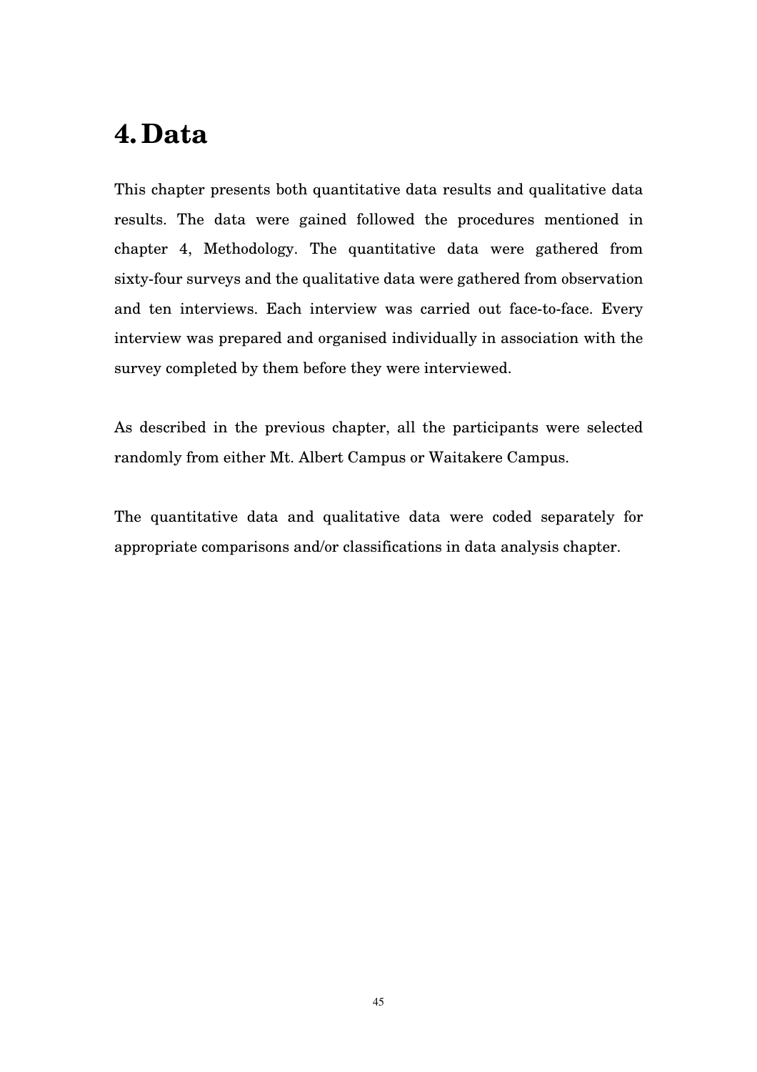# 4. Data

This chapter presents both quantitative data results and qualitative data results. The data were gained followed the procedures mentioned in chapter 4, Methodology. The quantitative data were gathered from sixty-four surveys and the qualitative data were gathered from observation and ten interviews. Each interview was carried out face-to-face. Every interview was prepared and organised individually in association with the survey completed by them before they were interviewed.

As described in the previous chapter, all the participants were selected randomly from either Mt. Albert Campus or Waitakere Campus.

The quantitative data and qualitative data were coded separately for appropriate comparisons and/or classifications in data analysis chapter.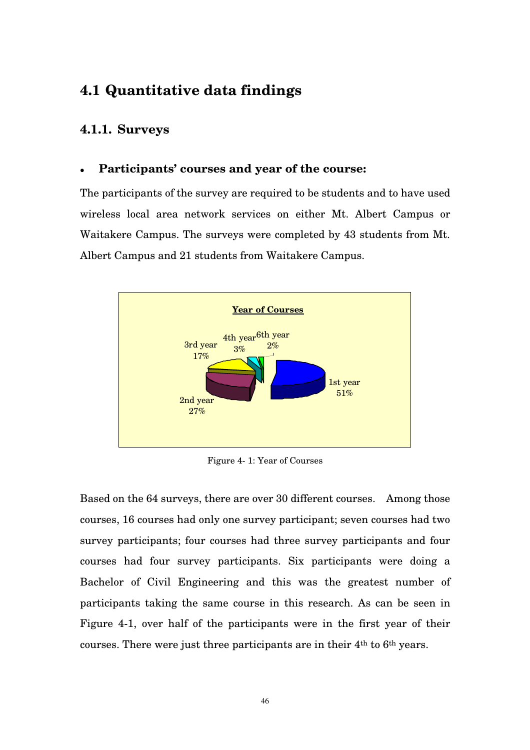## 4.1 Quantitative data findings

### 4.1.1. Surveys

- **Participants' courses and year of the course:**

The participants of the survey are required to be students and to have used wireless local area network services on either Mt. Albert Campus or Waitakere Campus. The surveys were completed by 43 students from Mt. Albert Campus and 21 students from Waitakere Campus.

Figure 4- 1: Year of Courses

Based on the 64 surveys, there are over 30 different courses. Among those courses, 16 courses had only one survey participant; seven courses had two survey participants; four courses had three survey participants and four courses had four survey participants. Six participants were doing a Bachelor of Civil Engineering and this was the greatest number of participants taking the same course in this research. As can be seen in Figure 4-1, over half of the participants were in the first year of their courses. There were just three participants are in their 4th to 6th years.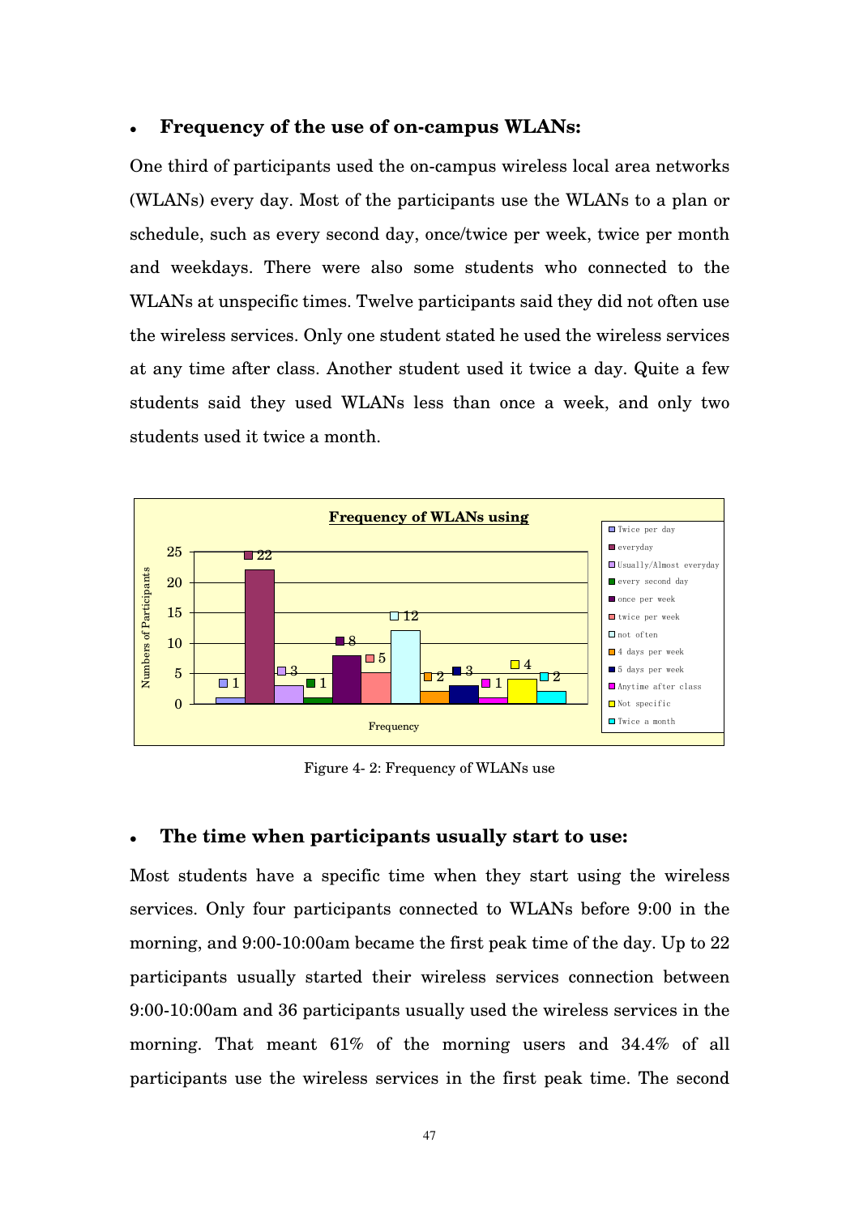- **Frequency of the use of on-campus WLANs:**

One third of participants used the on-campus wireless local area networks (WLANs) every day. Most of the participants use the WLANs to a plan or schedule, such as every second day, once/twice per week, twice per month and weekdays. There were also some students who connected to the WLANs at unspecific times. Twelve participants said they did not often use the wireless services. Only one student stated he used the wireless services at any time after class. Another student used it twice a day. Quite a few students said they used WLANs less than once a week, and only two students used it twice a month.

**Frequency of WLANs using**

| Frequency | Numbers of Participants |
|---|---|
| Twice per day | 1 |
| everyday | 22 |
| Usually/Almost everyday | 3 |
| every second day | 1 |
| once per week | 8 |
| twice per week | 5 |
| not often | 12 |
| 4 days per week | 2 |
| 5 days per week | 3 |
| Anytime after class | 1 |
| Not specific | 4 |
| Twice a month | 2 |

Figure 4- 2: Frequency of WLANs use

- **The time when participants usually start to use:**

Most students have a specific time when they start using the wireless services. Only four participants connected to WLANs before 9:00 in the morning, and 9:00-10:00am became the first peak time of the day. Up to 22 participants usually started their wireless services connection between 9:00-10:00am and 36 participants usually used the wireless services in the morning. That meant 61% of the morning users and 34.4% of all participants use the wireless services in the first peak time. The second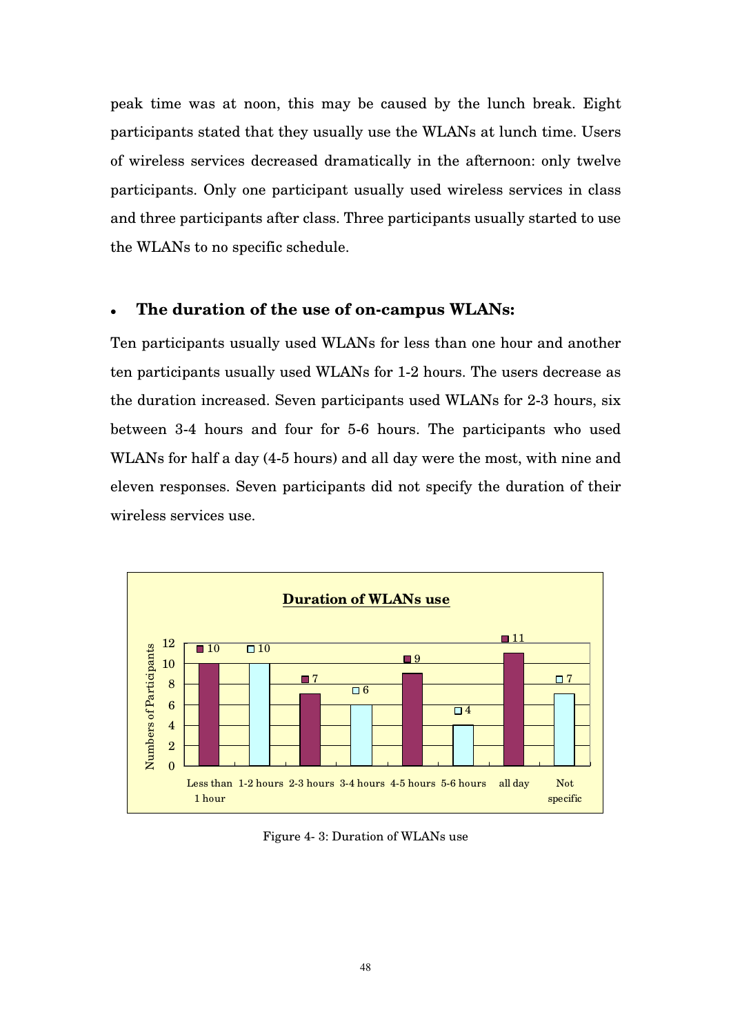peak time was at noon, this may be caused by the lunch break. Eight participants stated that they usually use the WLANs at lunch time. Users of wireless services decreased dramatically in the afternoon: only twelve participants. Only one participant usually used wireless services in class and three participants after class. Three participants usually started to use the WLANs to no specific schedule.

- **The duration of the use of on-campus WLANs:**

Ten participants usually used WLANs for less than one hour and another ten participants usually used WLANs for 1-2 hours. The users decrease as the duration increased. Seven participants used WLANs for 2-3 hours, six between 3-4 hours and four for 5-6 hours. The participants who used WLANs for half a day (4-5 hours) and all day were the most, with nine and eleven responses. Seven participants did not specify the duration of their wireless services use.

**Duration of WLANs use**

| Duration | Numbers of Participants |
| --- | --- |
| Less than 1 hour | 10 |
| 1-2 hours | 10 |
| 2-3 hours | 7 |
| 3-4 hours | 6 |
| 4-5 hours | 9 |
| 5-6 hours | 4 |
| all day | 11 |
| Not specific | 7 |

Figure 4- 3: Duration of WLANs use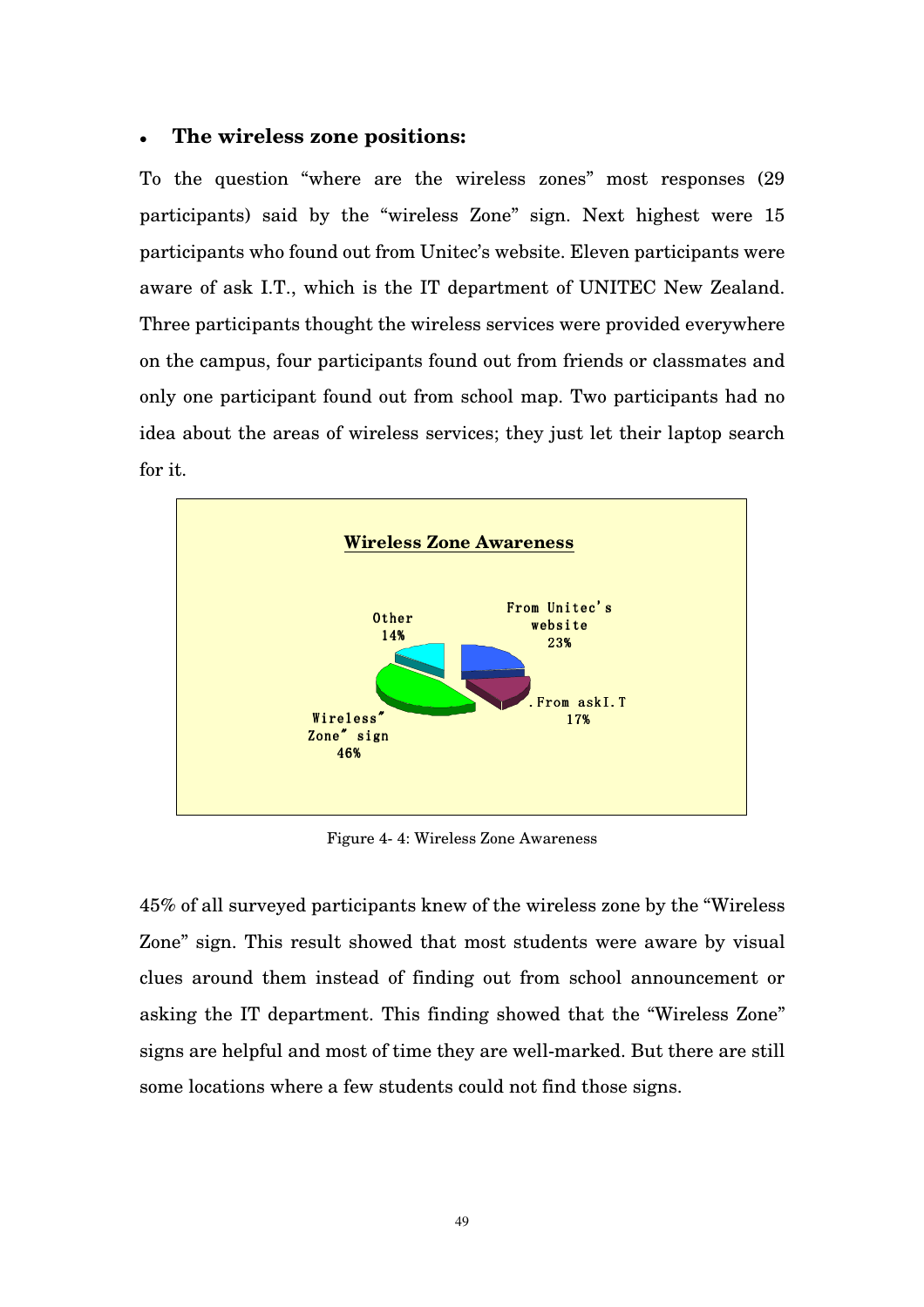- **The wireless zone positions:**

To the question "where are the wireless zones" most responses (29 participants) said by the "wireless Zone" sign. Next highest were 15 participants who found out from Unitec's website. Eleven participants were aware of ask I.T., which is the IT department of UNITEC New Zealand. Three participants thought the wireless services were provided everywhere on the campus, four participants found out from friends or classmates and only one participant found out from school map. Two participants had no idea about the areas of wireless services; they just let their laptop search for it.

**Wireless Zone Awareness**

Other 14%

From Unitec's website 23%

.From askI.T 17%

Wireless" Zone" sign 46%

Figure 4- 4: Wireless Zone Awareness

45% of all surveyed participants knew of the wireless zone by the "Wireless Zone" sign. This result showed that most students were aware by visual clues around them instead of finding out from school announcement or asking the IT department. This finding showed that the "Wireless Zone" signs are helpful and most of time they are well-marked. But there are still some locations where a few students could not find those signs.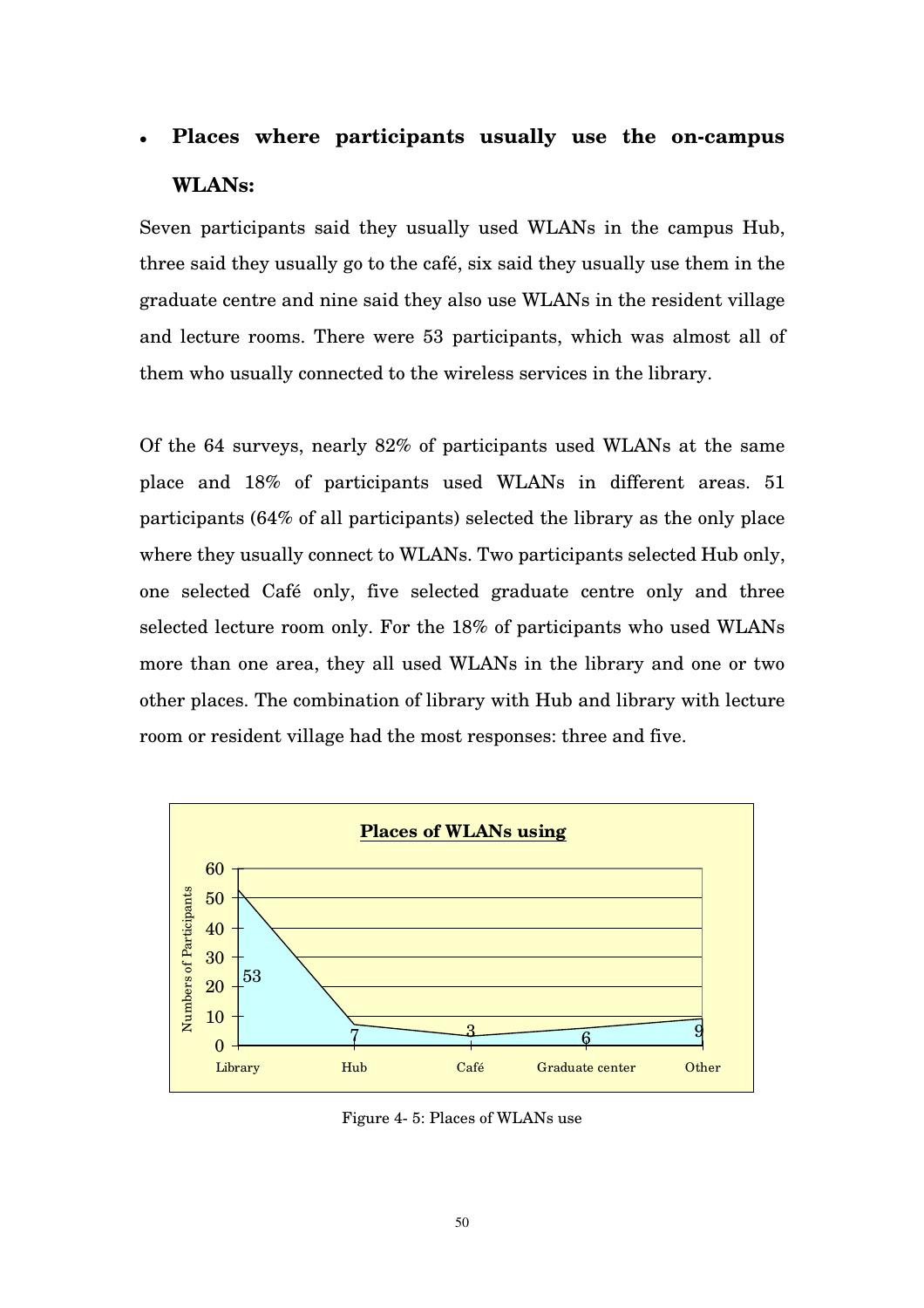- **Places where participants usually use the on-campus WLANs:**

Seven participants said they usually used WLANs in the campus Hub, three said they usually go to the café, six said they usually use them in the graduate centre and nine said they also use WLANs in the resident village and lecture rooms. There were 53 participants, which was almost all of them who usually connected to the wireless services in the library.

Of the 64 surveys, nearly 82% of participants used WLANs at the same place and 18% of participants used WLANs in different areas. 51 participants (64% of all participants) selected the library as the only place where they usually connect to WLANs. Two participants selected Hub only, one selected Café only, five selected graduate centre only and three selected lecture room only. For the 18% of participants who used WLANs more than one area, they all used WLANs in the library and one or two other places. The combination of library with Hub and library with lecture room or resident village had the most responses: three and five.

**Places of WLANs using**

| Place | Numbers of Participants |
| --- | --- |
| Library | 53 |
| Hub | 7 |
| Café | 3 |
| Graduate center | 6 |
| Other | 9 |

Figure 4- 5: Places of WLANs use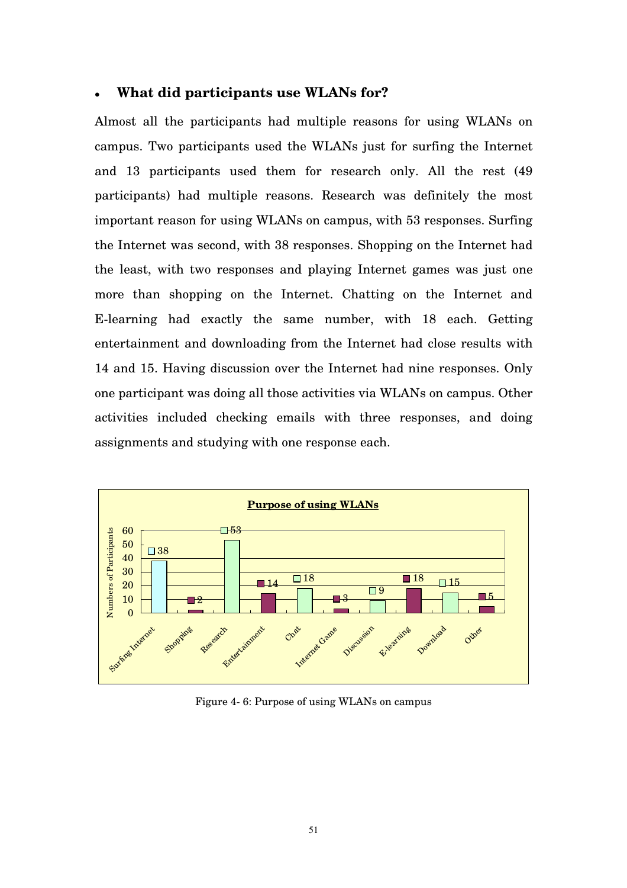- **What did participants use WLANs for?**

Almost all the participants had multiple reasons for using WLANs on campus. Two participants used the WLANs just for surfing the Internet and 13 participants used them for research only. All the rest (49 participants) had multiple reasons. Research was definitely the most important reason for using WLANs on campus, with 53 responses. Surfing the Internet was second, with 38 responses. Shopping on the Internet had the least, with two responses and playing Internet games was just one more than shopping on the Internet. Chatting on the Internet and E-learning had exactly the same number, with 18 each. Getting entertainment and downloading from the Internet had close results with 14 and 15. Having discussion over the Internet had nine responses. Only one participant was doing all those activities via WLANs on campus. Other activities included checking emails with three responses, and doing assignments and studying with one response each.

**Purpose of using WLANs**

| Purpose | Numbers of Participants |
|---|---|
| Surfing Internet | 38 |
| Shopping | 2 |
| Research | 53 |
| Entertainment | 14 |
| Chat | 18 |
| Internet Game | 3 |
| Discussion | 9 |
| E-learning | 18 |
| Download | 15 |
| Other | 5 |

Figure 4- 6: Purpose of using WLANs on campus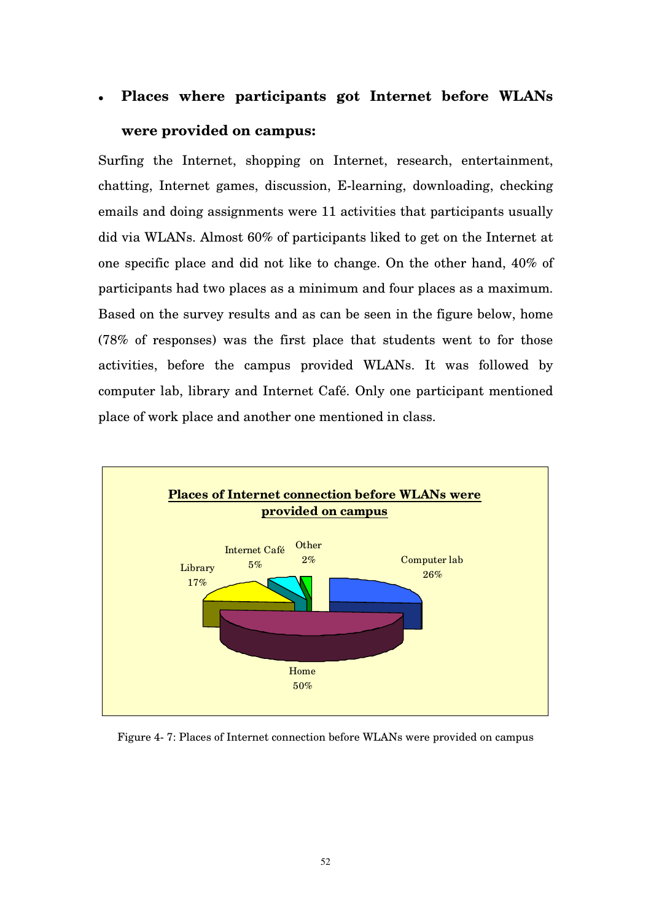- **Places where participants got Internet before WLANs were provided on campus:**

Surfing the Internet, shopping on Internet, research, entertainment, chatting, Internet games, discussion, E-learning, downloading, checking emails and doing assignments were 11 activities that participants usually did via WLANs. Almost 60% of participants liked to get on the Internet at one specific place and did not like to change. On the other hand, 40% of participants had two places as a minimum and four places as a maximum. Based on the survey results and as can be seen in the figure below, home (78% of responses) was the first place that students went to for those activities, before the campus provided WLANs. It was followed by computer lab, library and Internet Café. Only one participant mentioned place of work place and another one mentioned in class.

**Places of Internet connection before WLANs were provided on campus**

| Place | Percentage |
|---|---|
| Home | 50% |
| Computer lab | 26% |
| Library | 17% |
| Internet Café | 5% |
| Other | 2% |

Figure 4- 7: Places of Internet connection before WLANs were provided on campus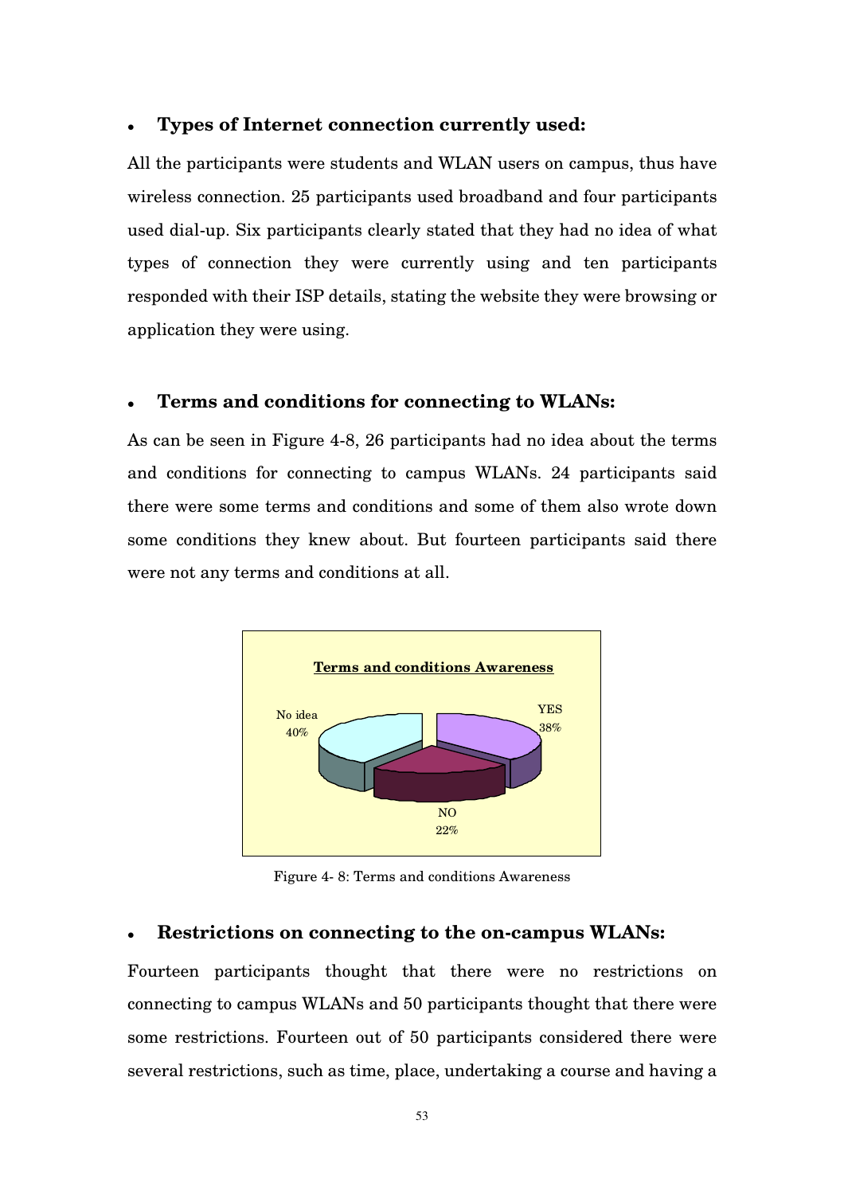- **Types of Internet connection currently used:**

All the participants were students and WLAN users on campus, thus have wireless connection. 25 participants used broadband and four participants used dial-up. Six participants clearly stated that they had no idea of what types of connection they were currently using and ten participants responded with their ISP details, stating the website they were browsing or application they were using.

- **Terms and conditions for connecting to WLANs:**

As can be seen in Figure 4-8, 26 participants had no idea about the terms and conditions for connecting to campus WLANs. 24 participants said there were some terms and conditions and some of them also wrote down some conditions they knew about. But fourteen participants said there were not any terms and conditions at all.

Figure 4- 8: Terms and conditions Awareness

- **Restrictions on connecting to the on-campus WLANs:**

Fourteen participants thought that there were no restrictions on connecting to campus WLANs and 50 participants thought that there were some restrictions. Fourteen out of 50 participants considered there were several restrictions, such as time, place, undertaking a course and having a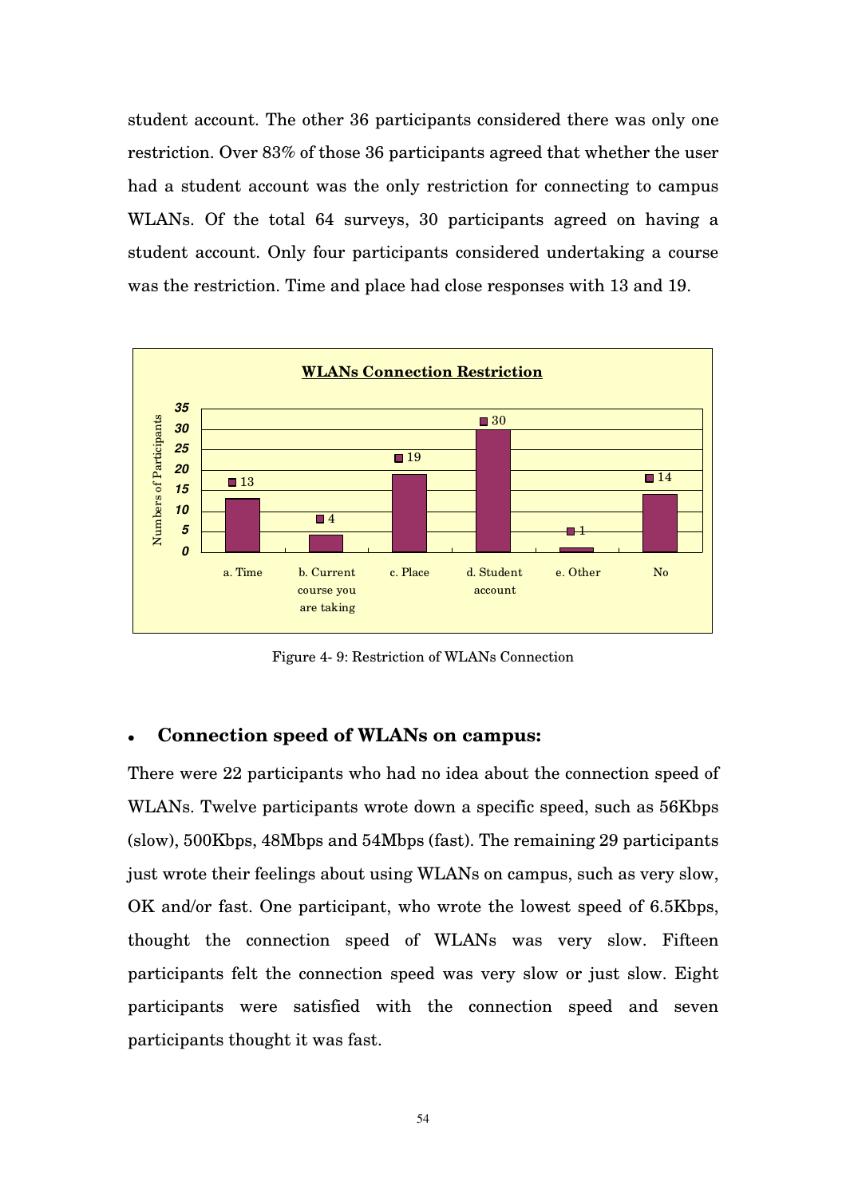student account. The other 36 participants considered there was only one restriction. Over 83% of those 36 participants agreed that whether the user had a student account was the only restriction for connecting to campus WLANs. Of the total 64 surveys, 30 participants agreed on having a student account. Only four participants considered undertaking a course was the restriction. Time and place had close responses with 13 and 19.

**WLANs Connection Restriction**

| Restriction | Numbers of Participants |
| --- | --- |
| a. Time | 13 |
| b. Current course you are taking | 4 |
| c. Place | 19 |
| d. Student account | 30 |
| e. Other | 1 |
| No | 14 |

Figure 4- 9: Restriction of WLANs Connection

- **Connection speed of WLANs on campus:**

There were 22 participants who had no idea about the connection speed of WLANs. Twelve participants wrote down a specific speed, such as 56Kbps (slow), 500Kbps, 48Mbps and 54Mbps (fast). The remaining 29 participants just wrote their feelings about using WLANs on campus, such as very slow, OK and/or fast. One participant, who wrote the lowest speed of 6.5Kbps, thought the connection speed of WLANs was very slow. Fifteen participants felt the connection speed was very slow or just slow. Eight participants were satisfied with the connection speed and seven participants thought it was fast.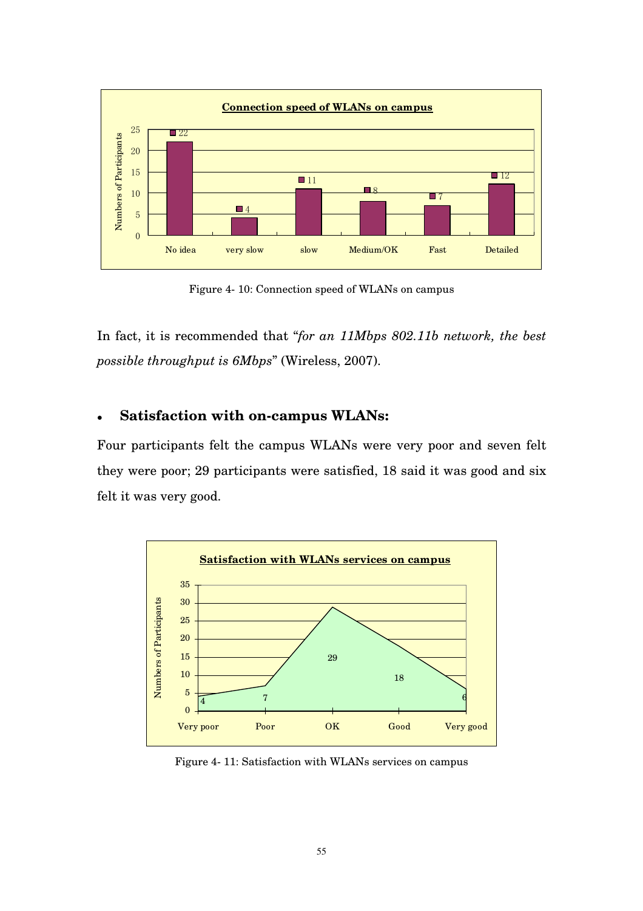Figure 4- 10: Connection speed of WLANs on campus

In fact, it is recommended that "*for an 11Mbps 802.11b network, the best possible throughput is 6Mbps*" (Wireless, 2007).

- **Satisfaction with on-campus WLANs:**

Four participants felt the campus WLANs were very poor and seven felt they were poor; 29 participants were satisfied, 18 said it was good and six felt it was very good.

Figure 4- 11: Satisfaction with WLANs services on campus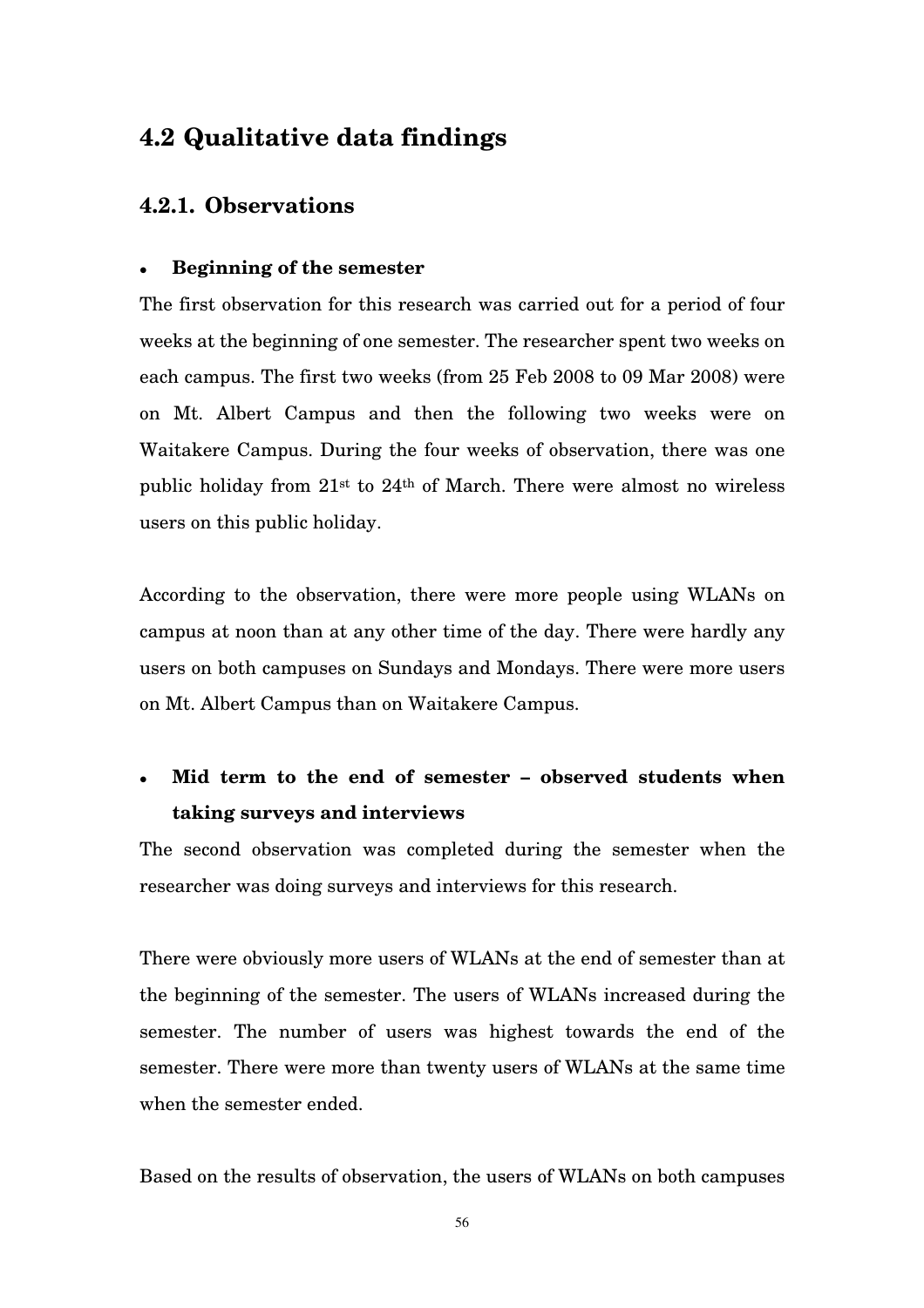## 4.2 Qualitative data findings

### 4.2.1. Observations

- **Beginning of the semester**

The first observation for this research was carried out for a period of four weeks at the beginning of one semester. The researcher spent two weeks on each campus. The first two weeks (from 25 Feb 2008 to 09 Mar 2008) were on Mt. Albert Campus and then the following two weeks were on Waitakere Campus. During the four weeks of observation, there was one public holiday from 21st to 24th of March. There were almost no wireless users on this public holiday.

According to the observation, there were more people using WLANs on campus at noon than at any other time of the day. There were hardly any users on both campuses on Sundays and Mondays. There were more users on Mt. Albert Campus than on Waitakere Campus.

- **Mid term to the end of semester – observed students when taking surveys and interviews**

The second observation was completed during the semester when the researcher was doing surveys and interviews for this research.

There were obviously more users of WLANs at the end of semester than at the beginning of the semester. The users of WLANs increased during the semester. The number of users was highest towards the end of the semester. There were more than twenty users of WLANs at the same time when the semester ended.

Based on the results of observation, the users of WLANs on both campuses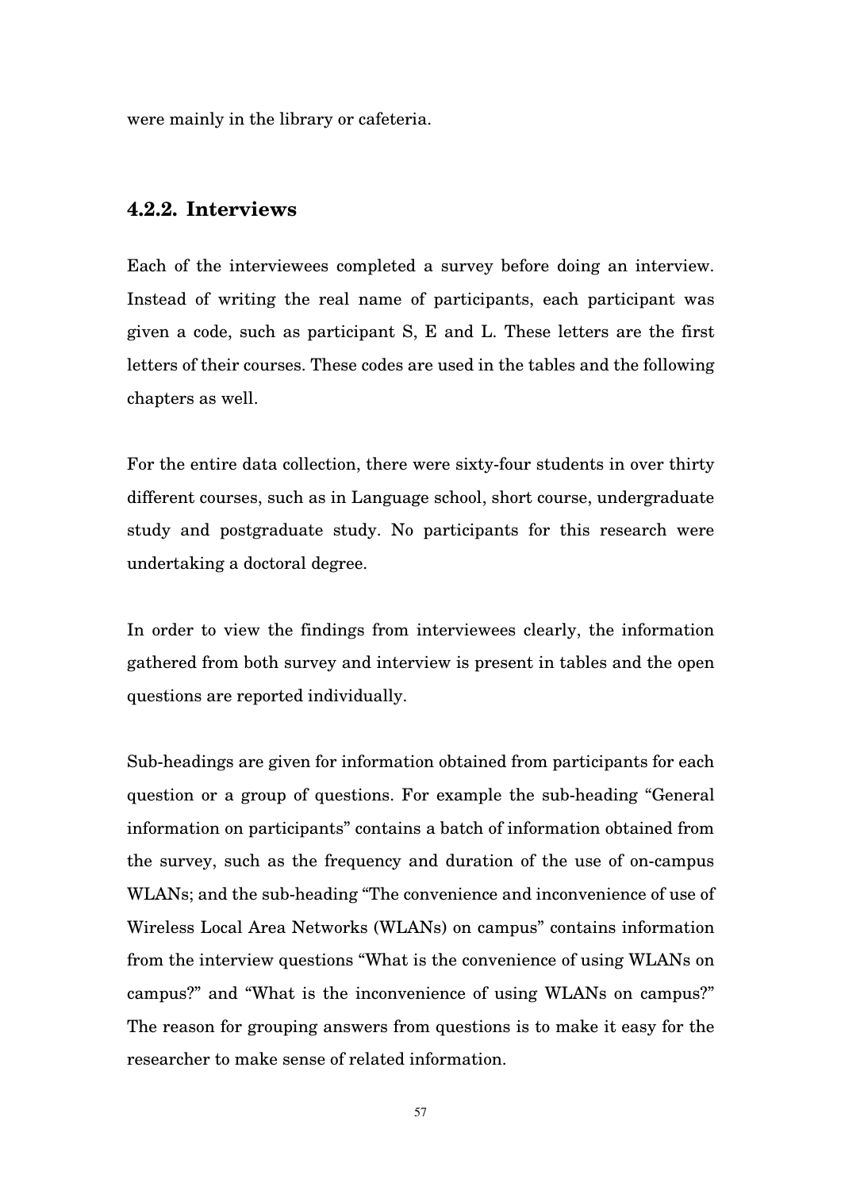were mainly in the library or cafeteria.

### 4.2.2. Interviews

Each of the interviewees completed a survey before doing an interview. Instead of writing the real name of participants, each participant was given a code, such as participant S, E and L. These letters are the first letters of their courses. These codes are used in the tables and the following chapters as well.

For the entire data collection, there were sixty-four students in over thirty different courses, such as in Language school, short course, undergraduate study and postgraduate study. No participants for this research were undertaking a doctoral degree.

In order to view the findings from interviewees clearly, the information gathered from both survey and interview is present in tables and the open questions are reported individually.

Sub-headings are given for information obtained from participants for each question or a group of questions. For example the sub-heading "General information on participants" contains a batch of information obtained from the survey, such as the frequency and duration of the use of on-campus WLANs; and the sub-heading "The convenience and inconvenience of use of Wireless Local Area Networks (WLANs) on campus" contains information from the interview questions "What is the convenience of using WLANs on campus?" and "What is the inconvenience of using WLANs on campus?" The reason for grouping answers from questions is to make it easy for the researcher to make sense of related information.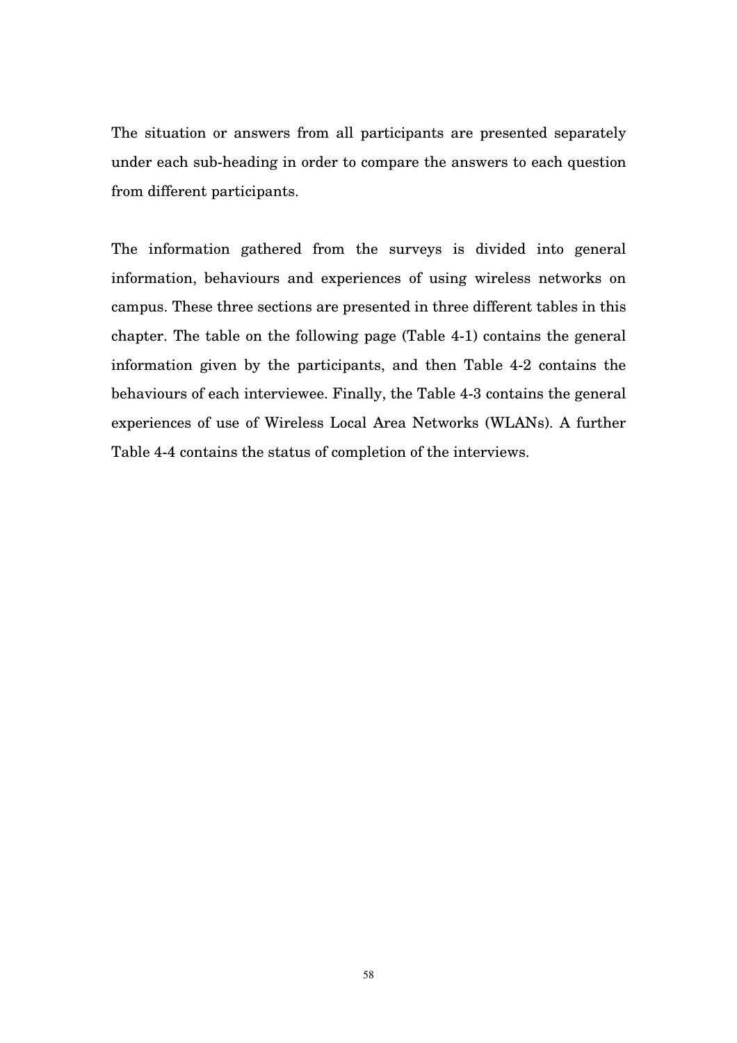The situation or answers from all participants are presented separately under each sub-heading in order to compare the answers to each question from different participants.

The information gathered from the surveys is divided into general information, behaviours and experiences of using wireless networks on campus. These three sections are presented in three different tables in this chapter. The table on the following page (Table 4-1) contains the general information given by the participants, and then Table 4-2 contains the behaviours of each interviewee. Finally, the Table 4-3 contains the general experiences of use of Wireless Local Area Networks (WLANs). A further Table 4-4 contains the status of completion of the interviews.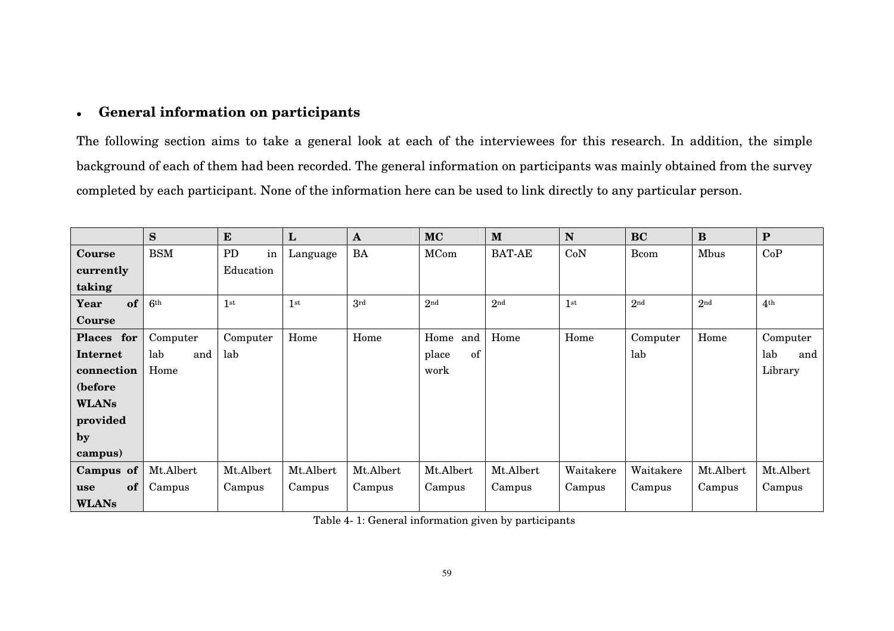- **General information on participants**

The following section aims to take a general look at each of the interviewees for this research. In addition, the simple background of each of them had been recorded. The general information on participants was mainly obtained from the survey completed by each participant. None of the information here can be used to link directly to any particular person.

| | **S** | **E** | **L** | **A** | **MC** | **M** | **N** | **BC** | **B** | **P** |
|---|---|---|---|---|---|---|---|---|---|---|
| **Course currently taking** | BSM | PD in Education | Language | BA | MCom | BAT-AE | CoN | Bcom | Mbus | CoP |
| **Year of Course** | 6th | 1st | 1st | 3rd | 2nd | 2nd | 1st | 2nd | 2nd | 4th |
| **Places for Internet connection (before WLANs provided by campus)** | Computer lab and Home | Computer lab | Home | Home | Home and place of work | Home | Home | Computer lab | Home | Computer lab and Library |
| **Campus of use of WLANs** | Mt.Albert Campus | Mt.Albert Campus | Mt.Albert Campus | Mt.Albert Campus | Mt.Albert Campus | Mt.Albert Campus | Waitakere Campus | Waitakere Campus | Mt.Albert Campus | Mt.Albert Campus |

Table 4- 1: General information given by participants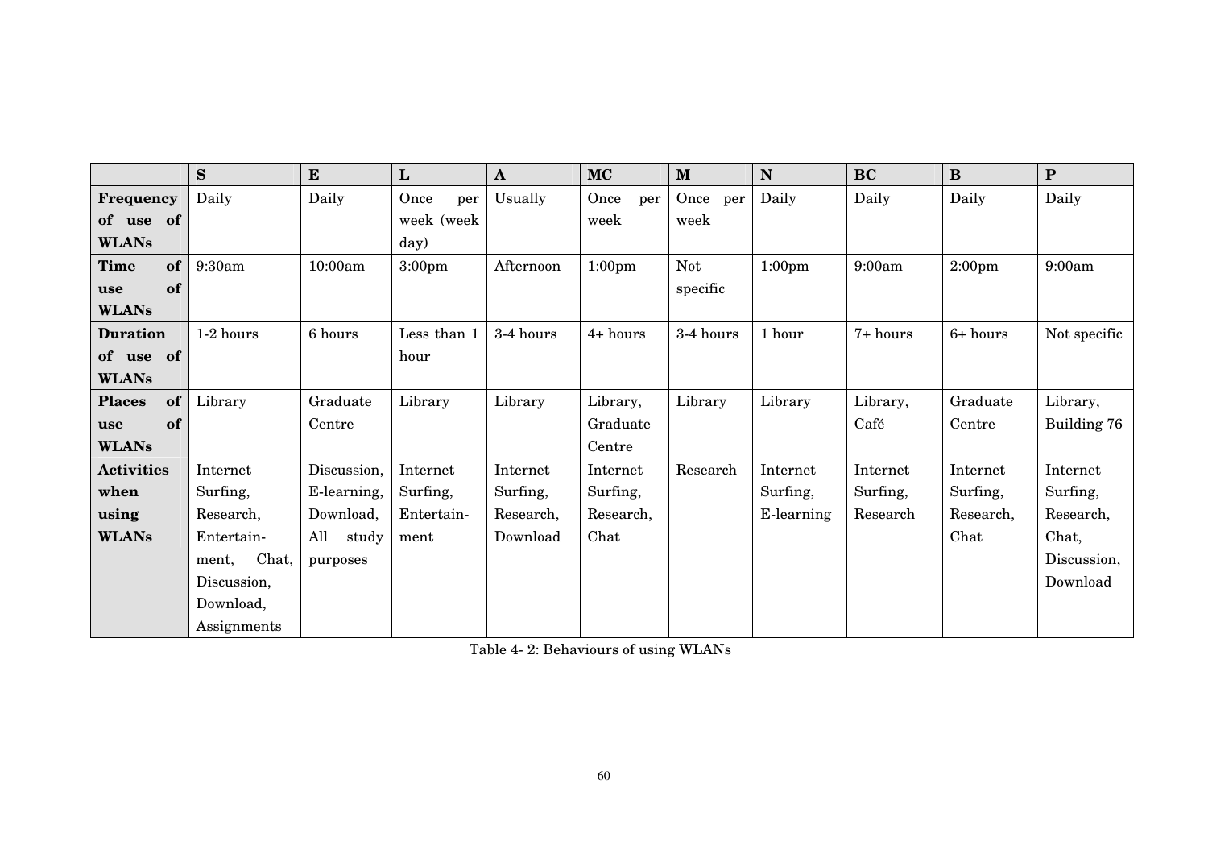| | S | E | L | A | MC | M | N | BC | B | P |
|---|---|---|---|---|---|---|---|---|---|---|
| **Frequency of use of WLANs** | Daily | Daily | Once per week (week day) | Usually | Once per week | Once per week | Daily | Daily | Daily | Daily |
| **Time of use of WLANs** | 9:30am | 10:00am | 3:00pm | Afternoon | 1:00pm | Not specific | 1:00pm | 9:00am | 2:00pm | 9:00am |
| **Duration of use of WLANs** | 1-2 hours | 6 hours | Less than 1 hour | 3-4 hours | 4+ hours | 3-4 hours | 1 hour | 7+ hours | 6+ hours | Not specific |
| **Places of use of WLANs** | Library | Graduate Centre | Library | Library | Library, Graduate Centre | Library | Library | Library, Café | Graduate Centre | Library, Building 76 |
| **Activities when using WLANs** | Internet Surfing, Research, Entertainment, Chat, Discussion, Download, Assignments | Discussion, E-learning, Download, All study purposes | Internet Surfing, Entertainment | Internet Surfing, Research, Download | Internet Surfing, Research, Chat | Research | Internet Surfing, E-learning | Internet Surfing, Research | Internet Surfing, Research, Chat | Internet Surfing, Research, Chat, Discussion, Download |

Table 4- 2: Behaviours of using WLANs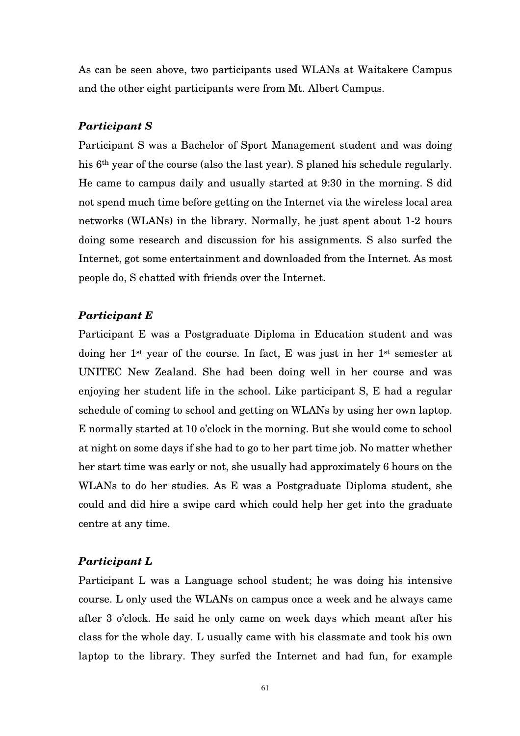As can be seen above, two participants used WLANs at Waitakere Campus and the other eight participants were from Mt. Albert Campus.

***Participant S***

Participant S was a Bachelor of Sport Management student and was doing his 6th year of the course (also the last year). S planed his schedule regularly. He came to campus daily and usually started at 9:30 in the morning. S did not spend much time before getting on the Internet via the wireless local area networks (WLANs) in the library. Normally, he just spent about 1-2 hours doing some research and discussion for his assignments. S also surfed the Internet, got some entertainment and downloaded from the Internet. As most people do, S chatted with friends over the Internet.

***Participant E***

Participant E was a Postgraduate Diploma in Education student and was doing her 1st year of the course. In fact, E was just in her 1st semester at UNITEC New Zealand. She had been doing well in her course and was enjoying her student life in the school. Like participant S, E had a regular schedule of coming to school and getting on WLANs by using her own laptop. E normally started at 10 o'clock in the morning. But she would come to school at night on some days if she had to go to her part time job. No matter whether her start time was early or not, she usually had approximately 6 hours on the WLANs to do her studies. As E was a Postgraduate Diploma student, she could and did hire a swipe card which could help her get into the graduate centre at any time.

***Participant L***

Participant L was a Language school student; he was doing his intensive course. L only used the WLANs on campus once a week and he always came after 3 o'clock. He said he only came on week days which meant after his class for the whole day. L usually came with his classmate and took his own laptop to the library. They surfed the Internet and had fun, for example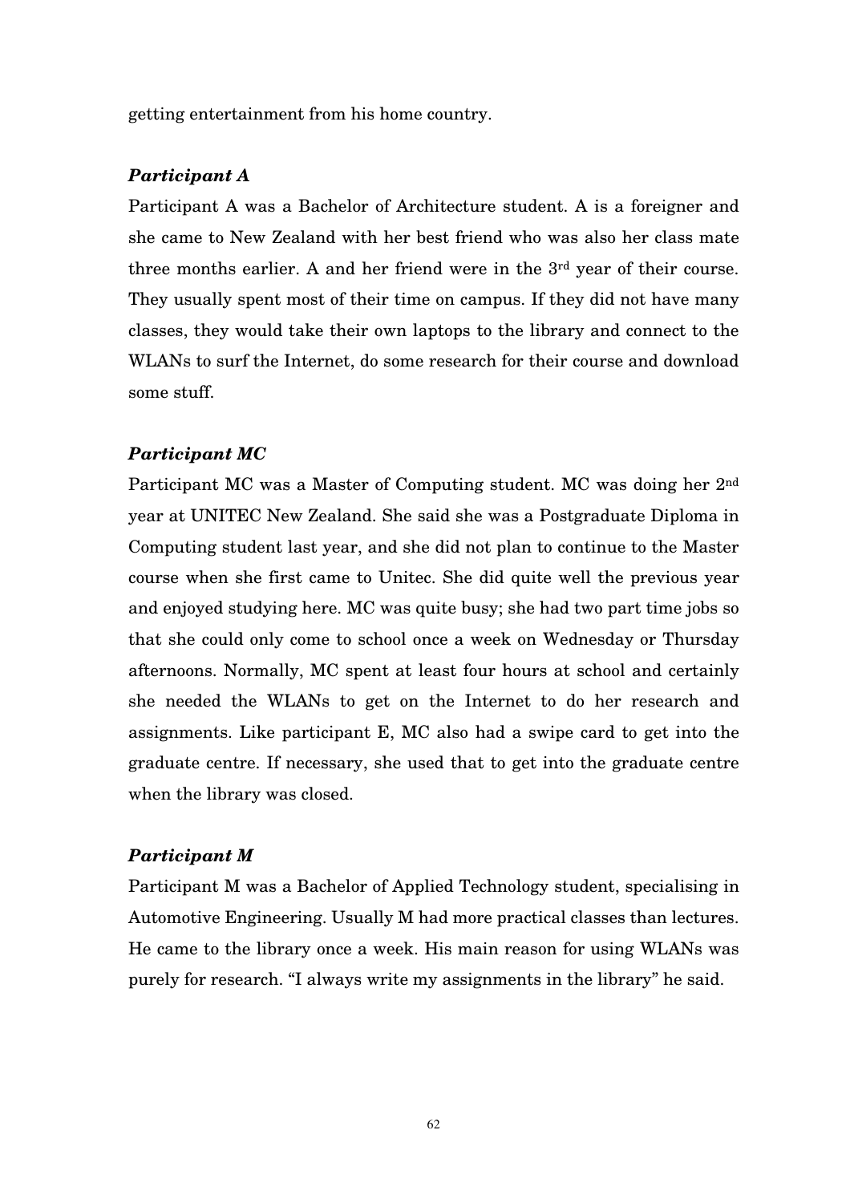getting entertainment from his home country.

### *Participant A*

Participant A was a Bachelor of Architecture student. A is a foreigner and she came to New Zealand with her best friend who was also her class mate three months earlier. A and her friend were in the 3rd year of their course. They usually spent most of their time on campus. If they did not have many classes, they would take their own laptops to the library and connect to the WLANs to surf the Internet, do some research for their course and download some stuff.

### *Participant MC*

Participant MC was a Master of Computing student. MC was doing her 2nd year at UNITEC New Zealand. She said she was a Postgraduate Diploma in Computing student last year, and she did not plan to continue to the Master course when she first came to Unitec. She did quite well the previous year and enjoyed studying here. MC was quite busy; she had two part time jobs so that she could only come to school once a week on Wednesday or Thursday afternoons. Normally, MC spent at least four hours at school and certainly she needed the WLANs to get on the Internet to do her research and assignments. Like participant E, MC also had a swipe card to get into the graduate centre. If necessary, she used that to get into the graduate centre when the library was closed.

### *Participant M*

Participant M was a Bachelor of Applied Technology student, specialising in Automotive Engineering. Usually M had more practical classes than lectures. He came to the library once a week. His main reason for using WLANs was purely for research. "I always write my assignments in the library" he said.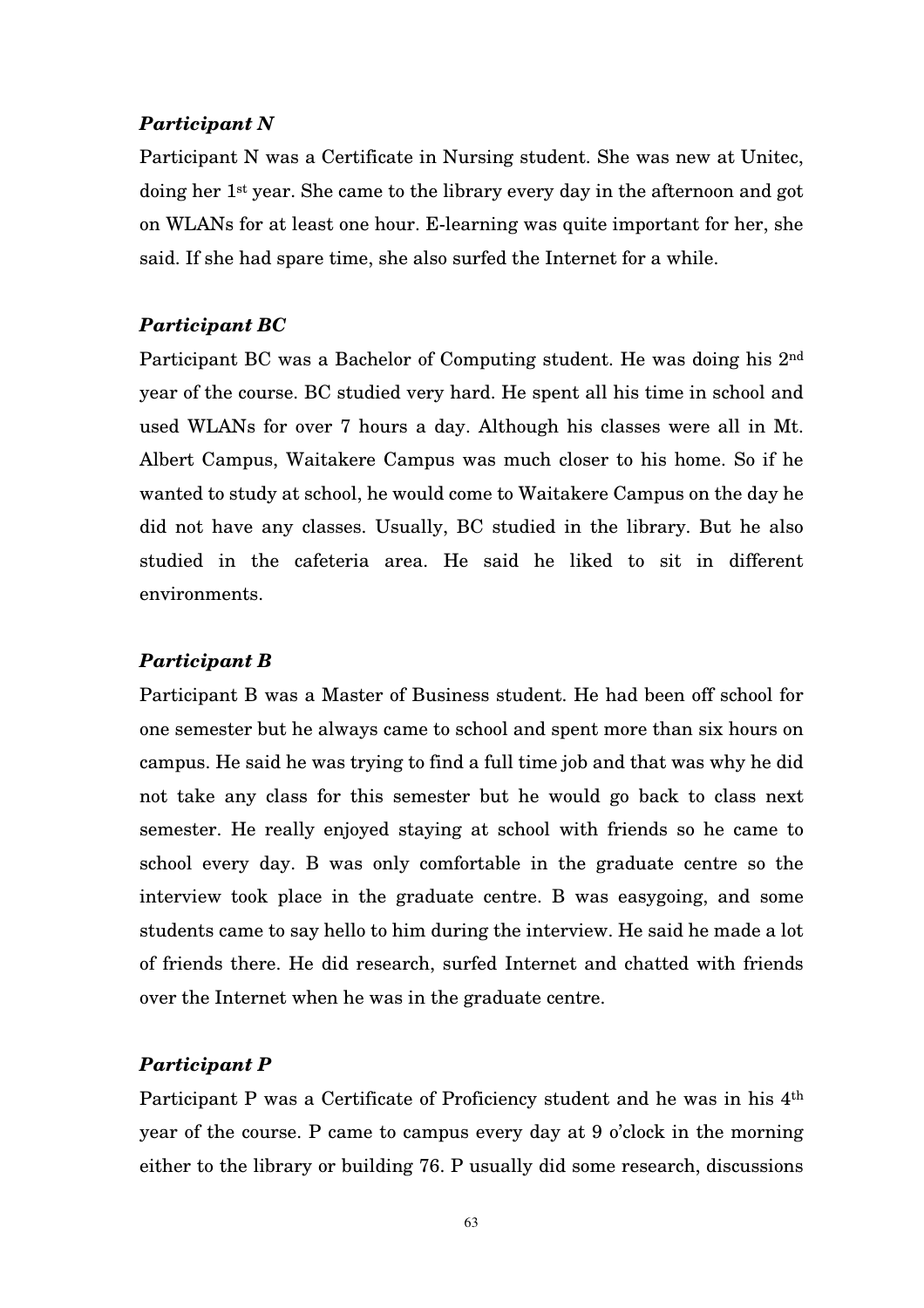### *Participant N*

Participant N was a Certificate in Nursing student. She was new at Unitec, doing her 1st year. She came to the library every day in the afternoon and got on WLANs for at least one hour. E-learning was quite important for her, she said. If she had spare time, she also surfed the Internet for a while.

### *Participant BC*

Participant BC was a Bachelor of Computing student. He was doing his 2nd year of the course. BC studied very hard. He spent all his time in school and used WLANs for over 7 hours a day. Although his classes were all in Mt. Albert Campus, Waitakere Campus was much closer to his home. So if he wanted to study at school, he would come to Waitakere Campus on the day he did not have any classes. Usually, BC studied in the library. But he also studied in the cafeteria area. He said he liked to sit in different environments.

### *Participant B*

Participant B was a Master of Business student. He had been off school for one semester but he always came to school and spent more than six hours on campus. He said he was trying to find a full time job and that was why he did not take any class for this semester but he would go back to class next semester. He really enjoyed staying at school with friends so he came to school every day. B was only comfortable in the graduate centre so the interview took place in the graduate centre. B was easygoing, and some students came to say hello to him during the interview. He said he made a lot of friends there. He did research, surfed Internet and chatted with friends over the Internet when he was in the graduate centre.

### *Participant P*

Participant P was a Certificate of Proficiency student and he was in his 4th year of the course. P came to campus every day at 9 o'clock in the morning either to the library or building 76. P usually did some research, discussions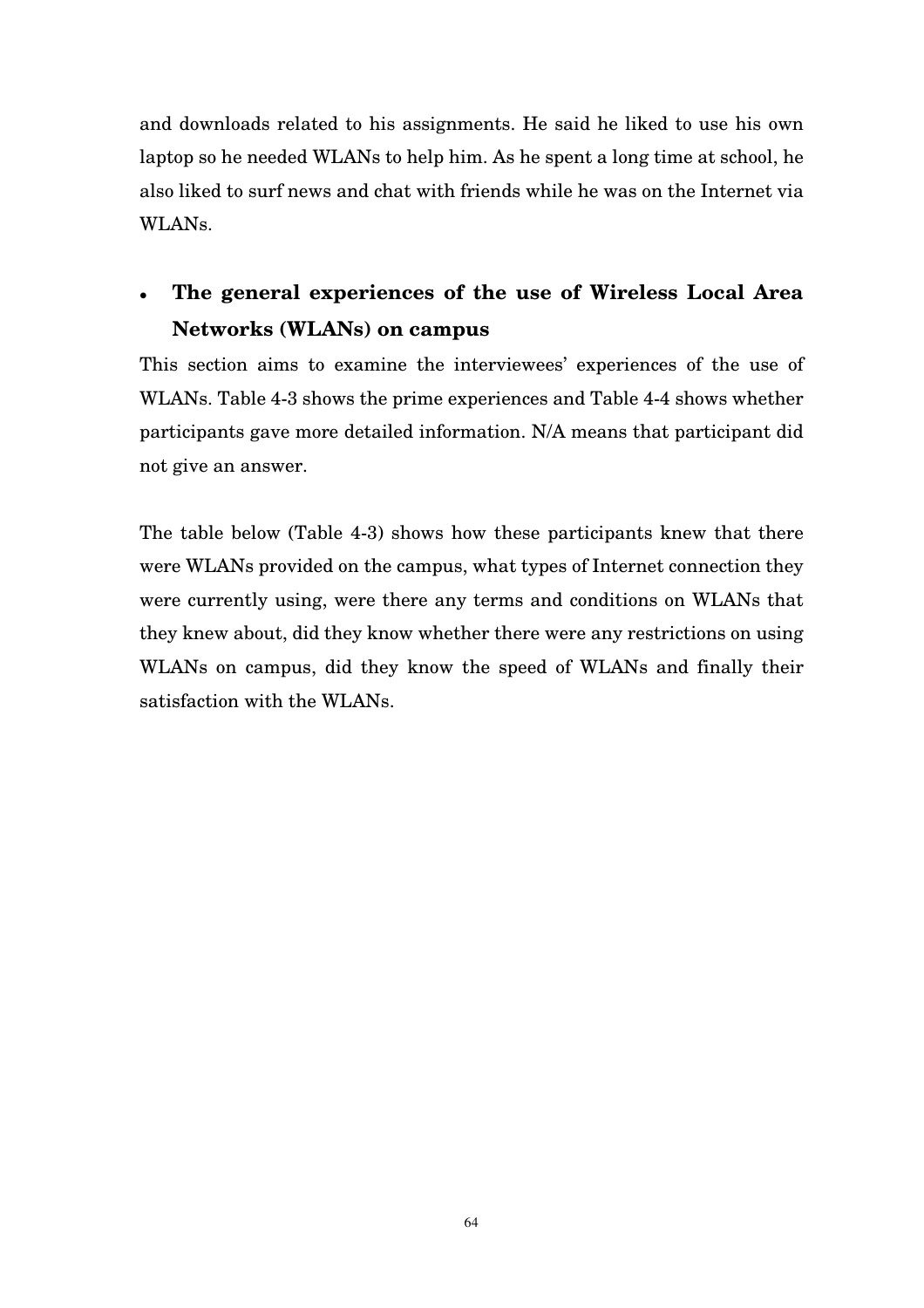and downloads related to his assignments. He said he liked to use his own laptop so he needed WLANs to help him. As he spent a long time at school, he also liked to surf news and chat with friends while he was on the Internet via WLANs.

- **The general experiences of the use of Wireless Local Area Networks (WLANs) on campus**

This section aims to examine the interviewees' experiences of the use of WLANs. Table 4-3 shows the prime experiences and Table 4-4 shows whether participants gave more detailed information. N/A means that participant did not give an answer.

The table below (Table 4-3) shows how these participants knew that there were WLANs provided on the campus, what types of Internet connection they were currently using, were there any terms and conditions on WLANs that they knew about, did they know whether there were any restrictions on using WLANs on campus, did they know the speed of WLANs and finally their satisfaction with the WLANs.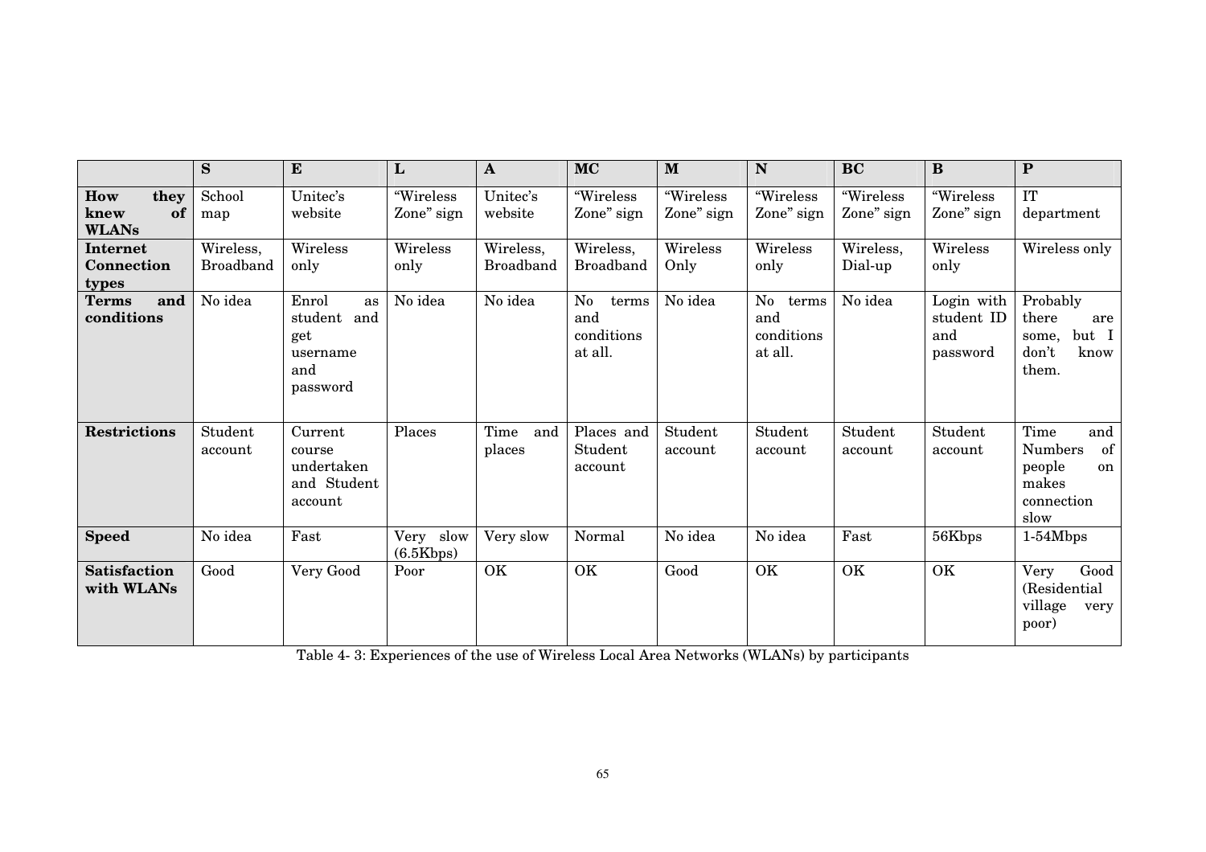| | S | E | L | A | MC | M | N | BC | B | P |
|---|---|---|---|---|---|---|---|---|---|---|
| **How they knew of WLANs** | School map | Unitec's website | "Wireless Zone" sign | Unitec's website | "Wireless Zone" sign | "Wireless Zone" sign | "Wireless Zone" sign | "Wireless Zone" sign | "Wireless Zone" sign | IT department |
| **Internet Connection types** | Wireless, Broadband | Wireless only | Wireless only | Wireless, Broadband | Wireless, Broadband | Wireless Only | Wireless only | Wireless, Dial-up | Wireless only | Wireless only |
| **Terms and conditions** | No idea | Enrol as student and get username and password | No idea | No idea | No terms and conditions at all. | No idea | No terms and conditions at all. | No idea | Login with student ID and password | Probably there are some, but I don't know them. |
| **Restrictions** | Student account | Current course undertaken and Student account | Places | Time and places | Places and Student account | Student account | Student account | Student account | Student account | Time and Numbers of people on makes connection slow |
| **Speed** | No idea | Fast | Very slow (6.5Kbps) | Very slow | Normal | No idea | No idea | Fast | 56Kbps | 1-54Mbps |
| **Satisfaction with WLANs** | Good | Very Good | Poor | OK | OK | Good | OK | OK | OK | Very Good (Residential village very poor) |

Table 4- 3: Experiences of the use of Wireless Local Area Networks (WLANs) by participants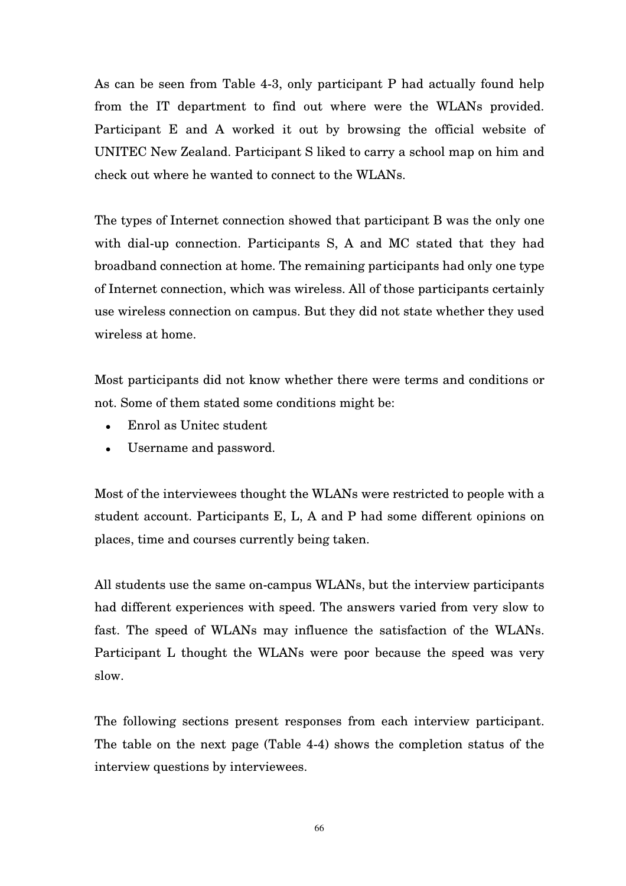As can be seen from Table 4-3, only participant P had actually found help from the IT department to find out where were the WLANs provided. Participant E and A worked it out by browsing the official website of UNITEC New Zealand. Participant S liked to carry a school map on him and check out where he wanted to connect to the WLANs.

The types of Internet connection showed that participant B was the only one with dial-up connection. Participants S, A and MC stated that they had broadband connection at home. The remaining participants had only one type of Internet connection, which was wireless. All of those participants certainly use wireless connection on campus. But they did not state whether they used wireless at home.

Most participants did not know whether there were terms and conditions or not. Some of them stated some conditions might be:

- Enrol as Unitec student
- Username and password.

Most of the interviewees thought the WLANs were restricted to people with a student account. Participants E, L, A and P had some different opinions on places, time and courses currently being taken.

All students use the same on-campus WLANs, but the interview participants had different experiences with speed. The answers varied from very slow to fast. The speed of WLANs may influence the satisfaction of the WLANs. Participant L thought the WLANs were poor because the speed was very slow.

The following sections present responses from each interview participant. The table on the next page (Table 4-4) shows the completion status of the interview questions by interviewees.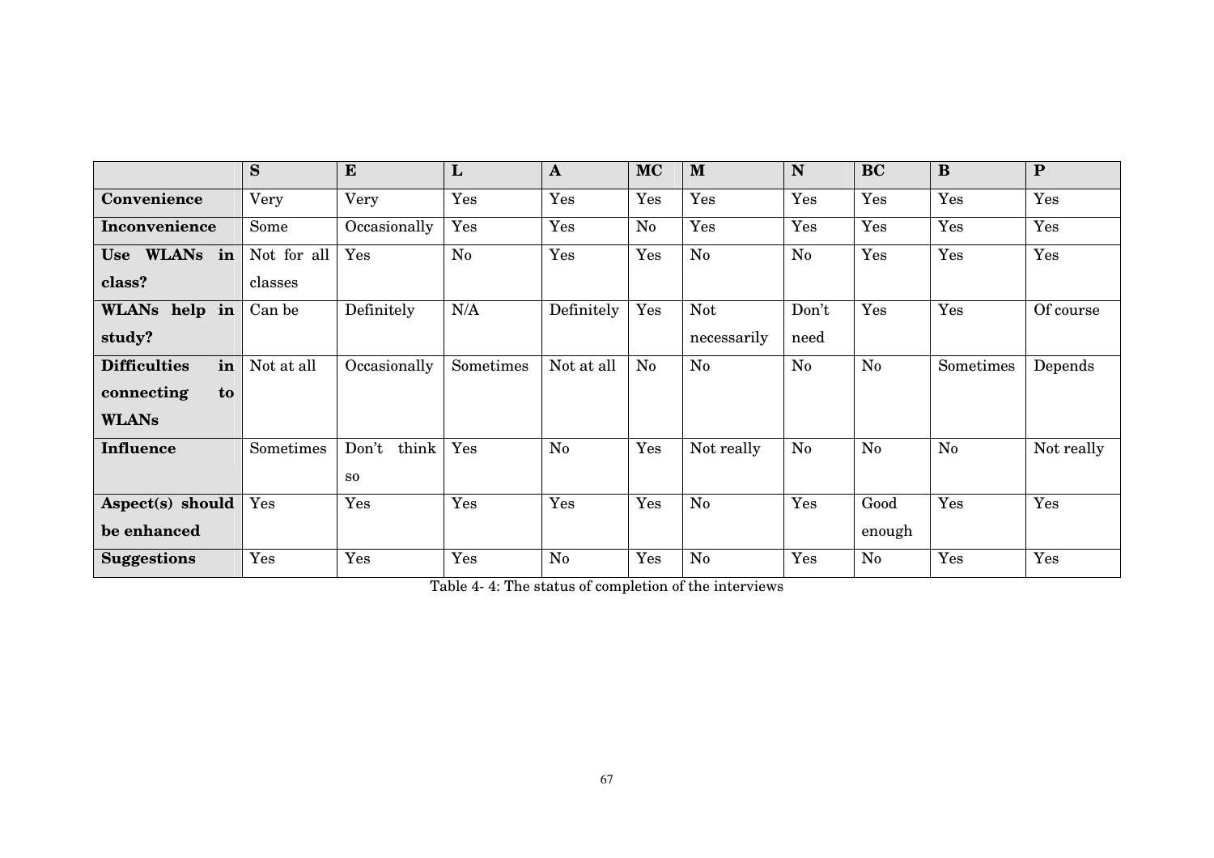| | **S** | **E** | **L** | **A** | **MC** | **M** | **N** | **BC** | **B** | **P** |
|---|---|---|---|---|---|---|---|---|---|---|
| **Convenience** | Very | Very | Yes | Yes | Yes | Yes | Yes | Yes | Yes | Yes |
| **Inconvenience** | Some | Occasionally | Yes | Yes | No | Yes | Yes | Yes | Yes | Yes |
| **Use WLANs in class?** | Not for all classes | Yes | No | Yes | Yes | No | No | Yes | Yes | Yes |
| **WLANs help in study?** | Can be | Definitely | N/A | Definitely | Yes | Not necessarily | Don't need | Yes | Yes | Of course |
| **Difficulties in connecting to WLANs** | Not at all | Occasionally | Sometimes | Not at all | No | No | No | No | Sometimes | Depends |
| **Influence** | Sometimes | Don't think so | Yes | No | Yes | Not really | No | No | No | Not really |
| **Aspect(s) should be enhanced** | Yes | Yes | Yes | Yes | Yes | No | Yes | Good enough | Yes | Yes |
| **Suggestions** | Yes | Yes | Yes | No | Yes | No | Yes | No | Yes | Yes |

Table 4- 4: The status of completion of the interviews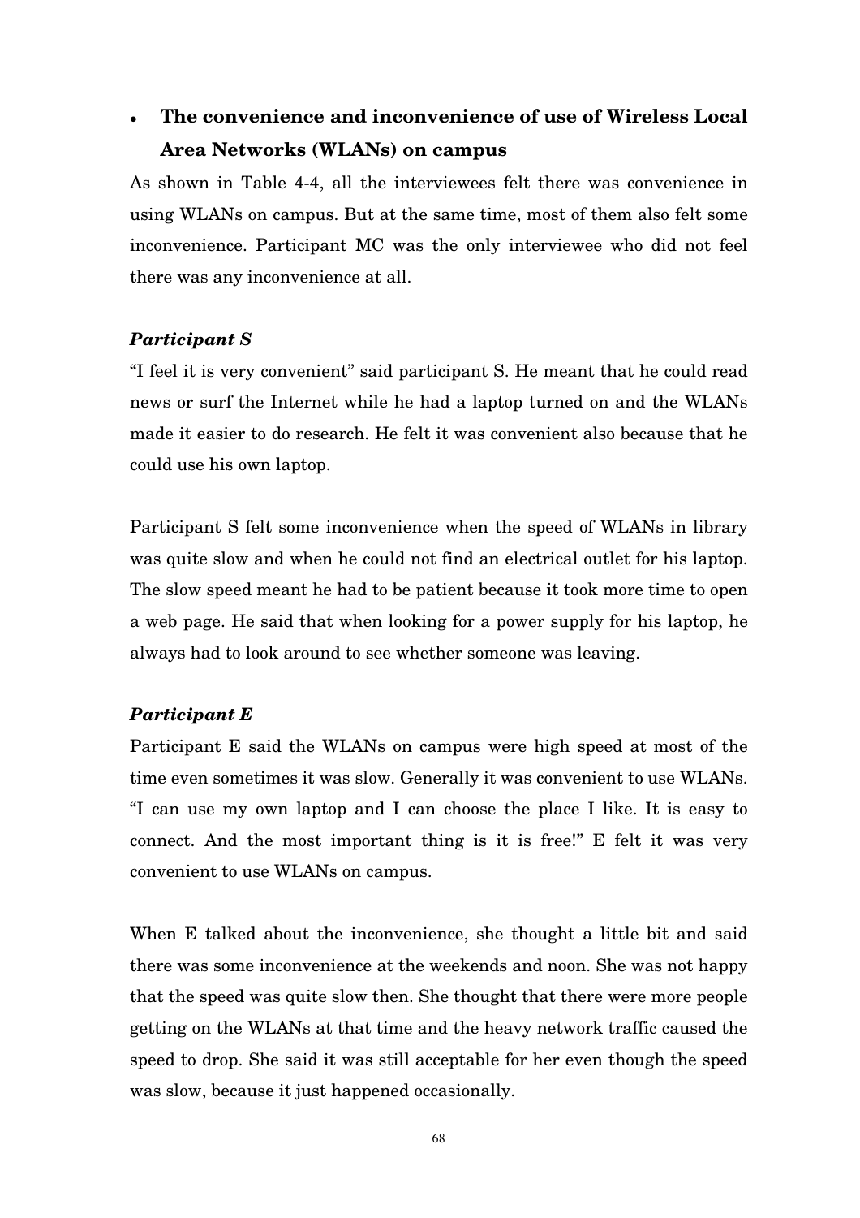- **The convenience and inconvenience of use of Wireless Local Area Networks (WLANs) on campus**

As shown in Table 4-4, all the interviewees felt there was convenience in using WLANs on campus. But at the same time, most of them also felt some inconvenience. Participant MC was the only interviewee who did not feel there was any inconvenience at all.

***Participant S***

"I feel it is very convenient" said participant S. He meant that he could read news or surf the Internet while he had a laptop turned on and the WLANs made it easier to do research. He felt it was convenient also because that he could use his own laptop.

Participant S felt some inconvenience when the speed of WLANs in library was quite slow and when he could not find an electrical outlet for his laptop. The slow speed meant he had to be patient because it took more time to open a web page. He said that when looking for a power supply for his laptop, he always had to look around to see whether someone was leaving.

***Participant E***

Participant E said the WLANs on campus were high speed at most of the time even sometimes it was slow. Generally it was convenient to use WLANs. "I can use my own laptop and I can choose the place I like. It is easy to connect. And the most important thing is it is free!" E felt it was very convenient to use WLANs on campus.

When E talked about the inconvenience, she thought a little bit and said there was some inconvenience at the weekends and noon. She was not happy that the speed was quite slow then. She thought that there were more people getting on the WLANs at that time and the heavy network traffic caused the speed to drop. She said it was still acceptable for her even though the speed was slow, because it just happened occasionally.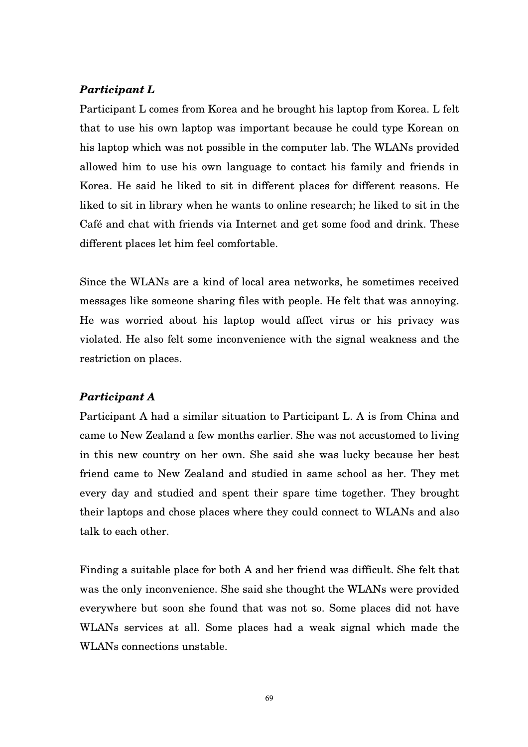***Participant L***

Participant L comes from Korea and he brought his laptop from Korea. L felt that to use his own laptop was important because he could type Korean on his laptop which was not possible in the computer lab. The WLANs provided allowed him to use his own language to contact his family and friends in Korea. He said he liked to sit in different places for different reasons. He liked to sit in library when he wants to online research; he liked to sit in the Café and chat with friends via Internet and get some food and drink. These different places let him feel comfortable.

Since the WLANs are a kind of local area networks, he sometimes received messages like someone sharing files with people. He felt that was annoying. He was worried about his laptop would affect virus or his privacy was violated. He also felt some inconvenience with the signal weakness and the restriction on places.

***Participant A***

Participant A had a similar situation to Participant L. A is from China and came to New Zealand a few months earlier. She was not accustomed to living in this new country on her own. She said she was lucky because her best friend came to New Zealand and studied in same school as her. They met every day and studied and spent their spare time together. They brought their laptops and chose places where they could connect to WLANs and also talk to each other.

Finding a suitable place for both A and her friend was difficult. She felt that was the only inconvenience. She said she thought the WLANs were provided everywhere but soon she found that was not so. Some places did not have WLANs services at all. Some places had a weak signal which made the WLANs connections unstable.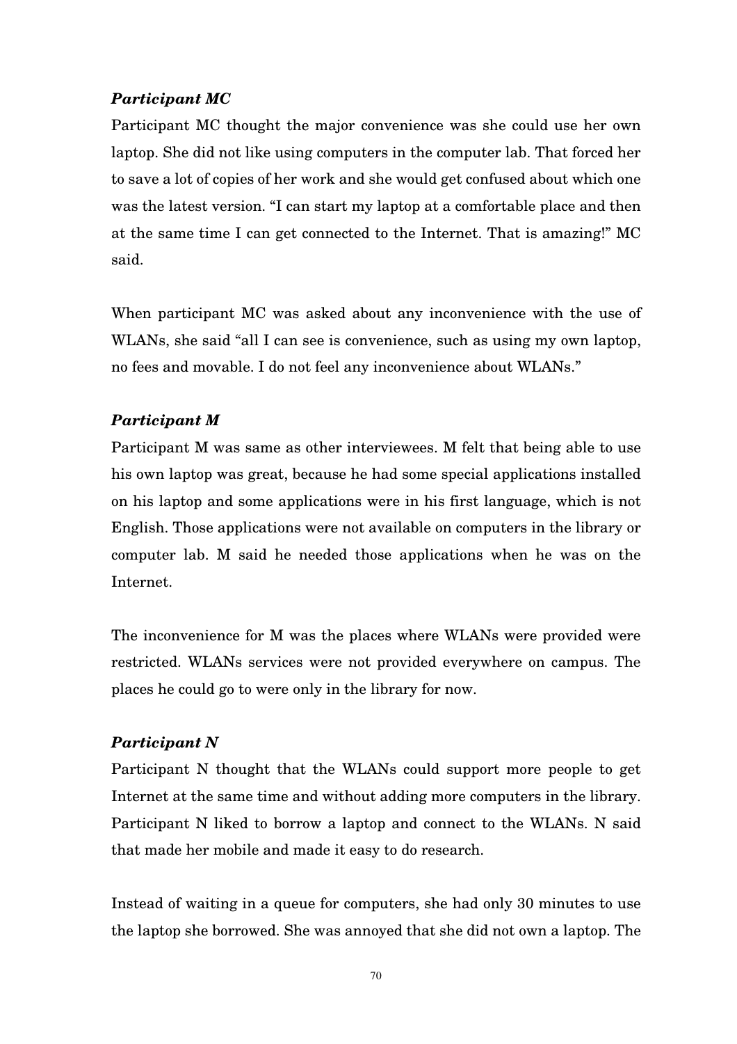***Participant MC***

Participant MC thought the major convenience was she could use her own laptop. She did not like using computers in the computer lab. That forced her to save a lot of copies of her work and she would get confused about which one was the latest version. “I can start my laptop at a comfortable place and then at the same time I can get connected to the Internet. That is amazing!” MC said.

When participant MC was asked about any inconvenience with the use of WLANs, she said “all I can see is convenience, such as using my own laptop, no fees and movable. I do not feel any inconvenience about WLANs.”

***Participant M***

Participant M was same as other interviewees. M felt that being able to use his own laptop was great, because he had some special applications installed on his laptop and some applications were in his first language, which is not English. Those applications were not available on computers in the library or computer lab. M said he needed those applications when he was on the Internet.

The inconvenience for M was the places where WLANs were provided were restricted. WLANs services were not provided everywhere on campus. The places he could go to were only in the library for now.

***Participant N***

Participant N thought that the WLANs could support more people to get Internet at the same time and without adding more computers in the library. Participant N liked to borrow a laptop and connect to the WLANs. N said that made her mobile and made it easy to do research.

Instead of waiting in a queue for computers, she had only 30 minutes to use the laptop she borrowed. She was annoyed that she did not own a laptop. The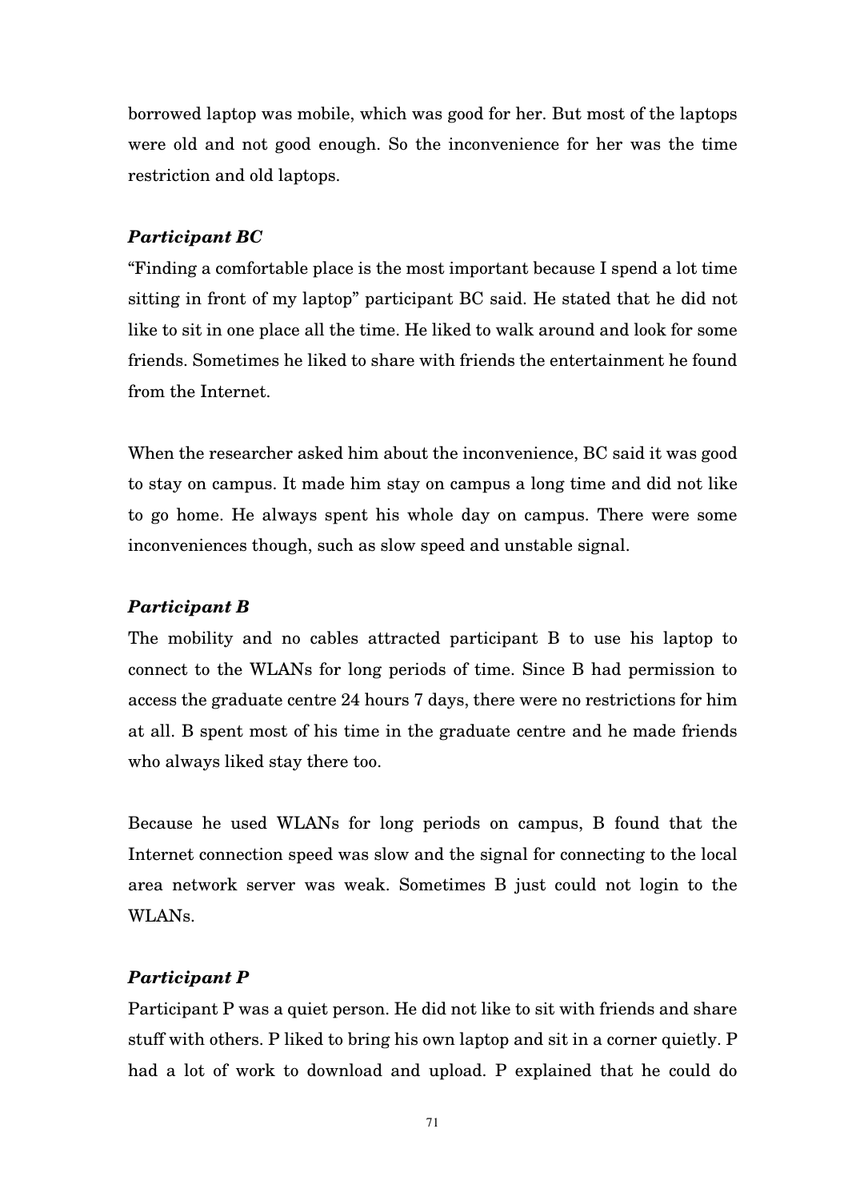borrowed laptop was mobile, which was good for her. But most of the laptops were old and not good enough. So the inconvenience for her was the time restriction and old laptops.

***Participant BC***

"Finding a comfortable place is the most important because I spend a lot time sitting in front of my laptop" participant BC said. He stated that he did not like to sit in one place all the time. He liked to walk around and look for some friends. Sometimes he liked to share with friends the entertainment he found from the Internet.

When the researcher asked him about the inconvenience, BC said it was good to stay on campus. It made him stay on campus a long time and did not like to go home. He always spent his whole day on campus. There were some inconveniences though, such as slow speed and unstable signal.

***Participant B***

The mobility and no cables attracted participant B to use his laptop to connect to the WLANs for long periods of time. Since B had permission to access the graduate centre 24 hours 7 days, there were no restrictions for him at all. B spent most of his time in the graduate centre and he made friends who always liked stay there too.

Because he used WLANs for long periods on campus, B found that the Internet connection speed was slow and the signal for connecting to the local area network server was weak. Sometimes B just could not login to the WLANs.

***Participant P***

Participant P was a quiet person. He did not like to sit with friends and share stuff with others. P liked to bring his own laptop and sit in a corner quietly. P had a lot of work to download and upload. P explained that he could do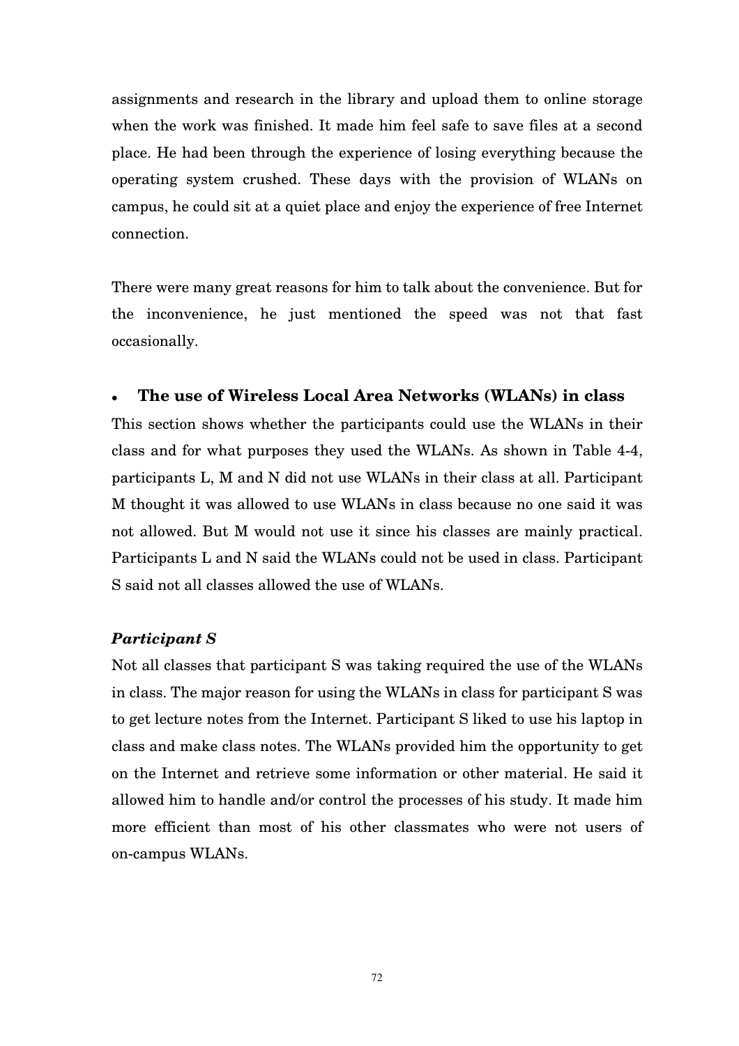assignments and research in the library and upload them to online storage when the work was finished. It made him feel safe to save files at a second place. He had been through the experience of losing everything because the operating system crushed. These days with the provision of WLANs on campus, he could sit at a quiet place and enjoy the experience of free Internet connection.

There were many great reasons for him to talk about the convenience. But for the inconvenience, he just mentioned the speed was not that fast occasionally.

- **The use of Wireless Local Area Networks (WLANs) in class**

This section shows whether the participants could use the WLANs in their class and for what purposes they used the WLANs. As shown in Table 4-4, participants L, M and N did not use WLANs in their class at all. Participant M thought it was allowed to use WLANs in class because no one said it was not allowed. But M would not use it since his classes are mainly practical. Participants L and N said the WLANs could not be used in class. Participant S said not all classes allowed the use of WLANs.

***Participant S***

Not all classes that participant S was taking required the use of the WLANs in class. The major reason for using the WLANs in class for participant S was to get lecture notes from the Internet. Participant S liked to use his laptop in class and make class notes. The WLANs provided him the opportunity to get on the Internet and retrieve some information or other material. He said it allowed him to handle and/or control the processes of his study. It made him more efficient than most of his other classmates who were not users of on-campus WLANs.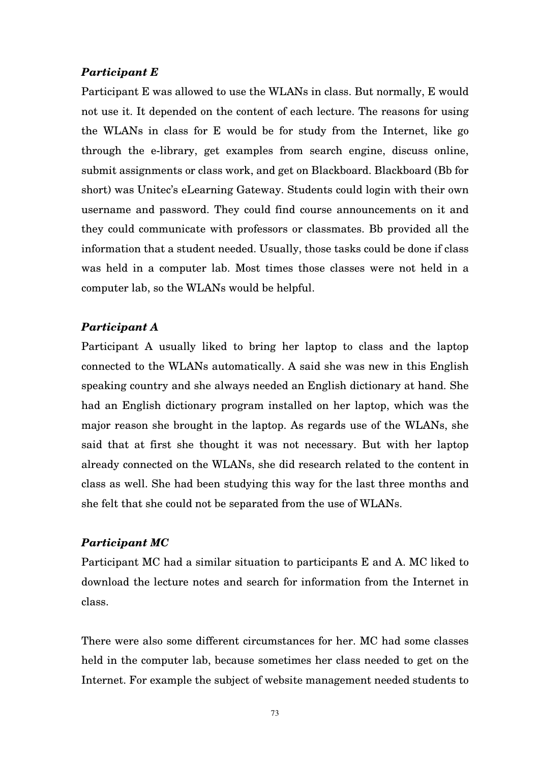***Participant E***

Participant E was allowed to use the WLANs in class. But normally, E would not use it. It depended on the content of each lecture. The reasons for using the WLANs in class for E would be for study from the Internet, like go through the e-library, get examples from search engine, discuss online, submit assignments or class work, and get on Blackboard. Blackboard (Bb for short) was Unitec's eLearning Gateway. Students could login with their own username and password. They could find course announcements on it and they could communicate with professors or classmates. Bb provided all the information that a student needed. Usually, those tasks could be done if class was held in a computer lab. Most times those classes were not held in a computer lab, so the WLANs would be helpful.

***Participant A***

Participant A usually liked to bring her laptop to class and the laptop connected to the WLANs automatically. A said she was new in this English speaking country and she always needed an English dictionary at hand. She had an English dictionary program installed on her laptop, which was the major reason she brought in the laptop. As regards use of the WLANs, she said that at first she thought it was not necessary. But with her laptop already connected on the WLANs, she did research related to the content in class as well. She had been studying this way for the last three months and she felt that she could not be separated from the use of WLANs.

***Participant MC***

Participant MC had a similar situation to participants E and A. MC liked to download the lecture notes and search for information from the Internet in class.

There were also some different circumstances for her. MC had some classes held in the computer lab, because sometimes her class needed to get on the Internet. For example the subject of website management needed students to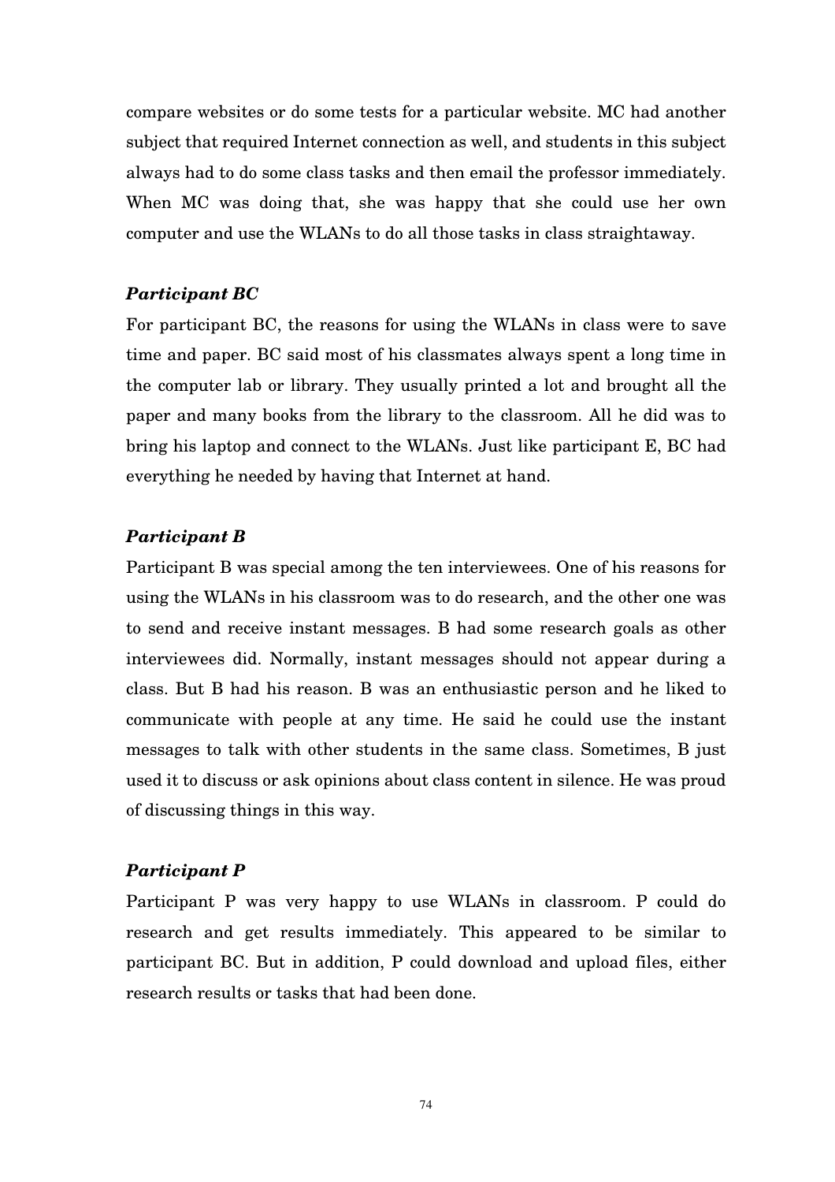compare websites or do some tests for a particular website. MC had another subject that required Internet connection as well, and students in this subject always had to do some class tasks and then email the professor immediately. When MC was doing that, she was happy that she could use her own computer and use the WLANs to do all those tasks in class straightaway.

***Participant BC***

For participant BC, the reasons for using the WLANs in class were to save time and paper. BC said most of his classmates always spent a long time in the computer lab or library. They usually printed a lot and brought all the paper and many books from the library to the classroom. All he did was to bring his laptop and connect to the WLANs. Just like participant E, BC had everything he needed by having that Internet at hand.

***Participant B***

Participant B was special among the ten interviewees. One of his reasons for using the WLANs in his classroom was to do research, and the other one was to send and receive instant messages. B had some research goals as other interviewees did. Normally, instant messages should not appear during a class. But B had his reason. B was an enthusiastic person and he liked to communicate with people at any time. He said he could use the instant messages to talk with other students in the same class. Sometimes, B just used it to discuss or ask opinions about class content in silence. He was proud of discussing things in this way.

***Participant P***

Participant P was very happy to use WLANs in classroom. P could do research and get results immediately. This appeared to be similar to participant BC. But in addition, P could download and upload files, either research results or tasks that had been done.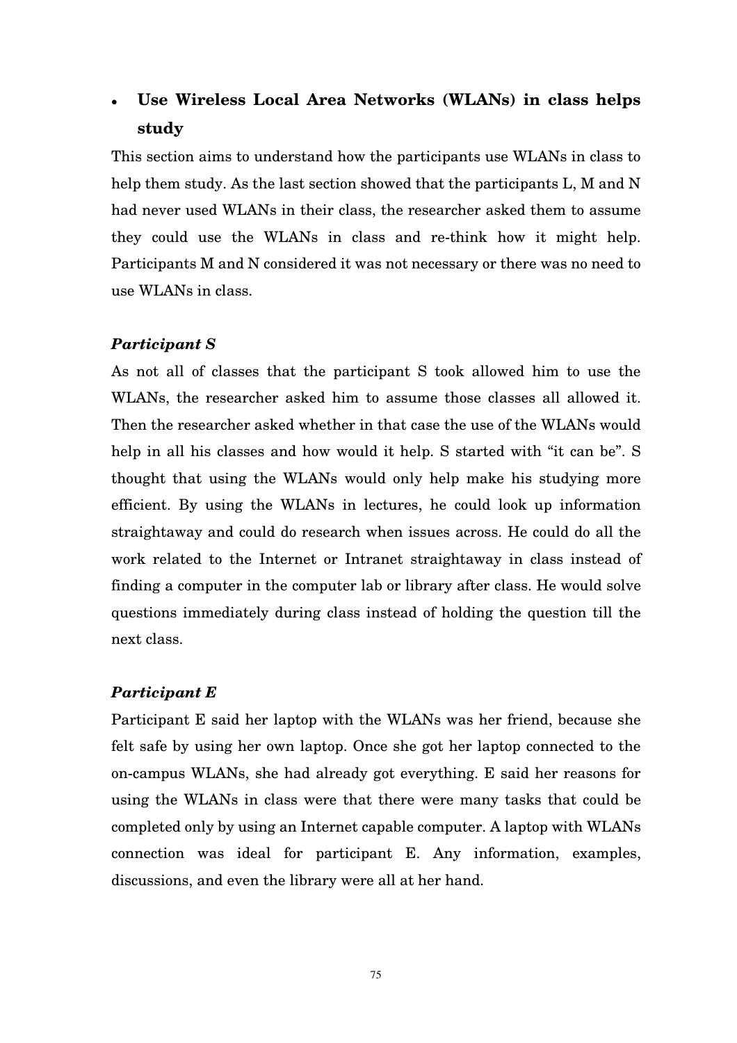- **Use Wireless Local Area Networks (WLANs) in class helps study**

This section aims to understand how the participants use WLANs in class to help them study. As the last section showed that the participants L, M and N had never used WLANs in their class, the researcher asked them to assume they could use the WLANs in class and re-think how it might help. Participants M and N considered it was not necessary or there was no need to use WLANs in class.

***Participant S***

As not all of classes that the participant S took allowed him to use the WLANs, the researcher asked him to assume those classes all allowed it. Then the researcher asked whether in that case the use of the WLANs would help in all his classes and how would it help. S started with "it can be". S thought that using the WLANs would only help make his studying more efficient. By using the WLANs in lectures, he could look up information straightaway and could do research when issues across. He could do all the work related to the Internet or Intranet straightaway in class instead of finding a computer in the computer lab or library after class. He would solve questions immediately during class instead of holding the question till the next class.

***Participant E***

Participant E said her laptop with the WLANs was her friend, because she felt safe by using her own laptop. Once she got her laptop connected to the on-campus WLANs, she had already got everything. E said her reasons for using the WLANs in class were that there were many tasks that could be completed only by using an Internet capable computer. A laptop with WLANs connection was ideal for participant E. Any information, examples, discussions, and even the library were all at her hand.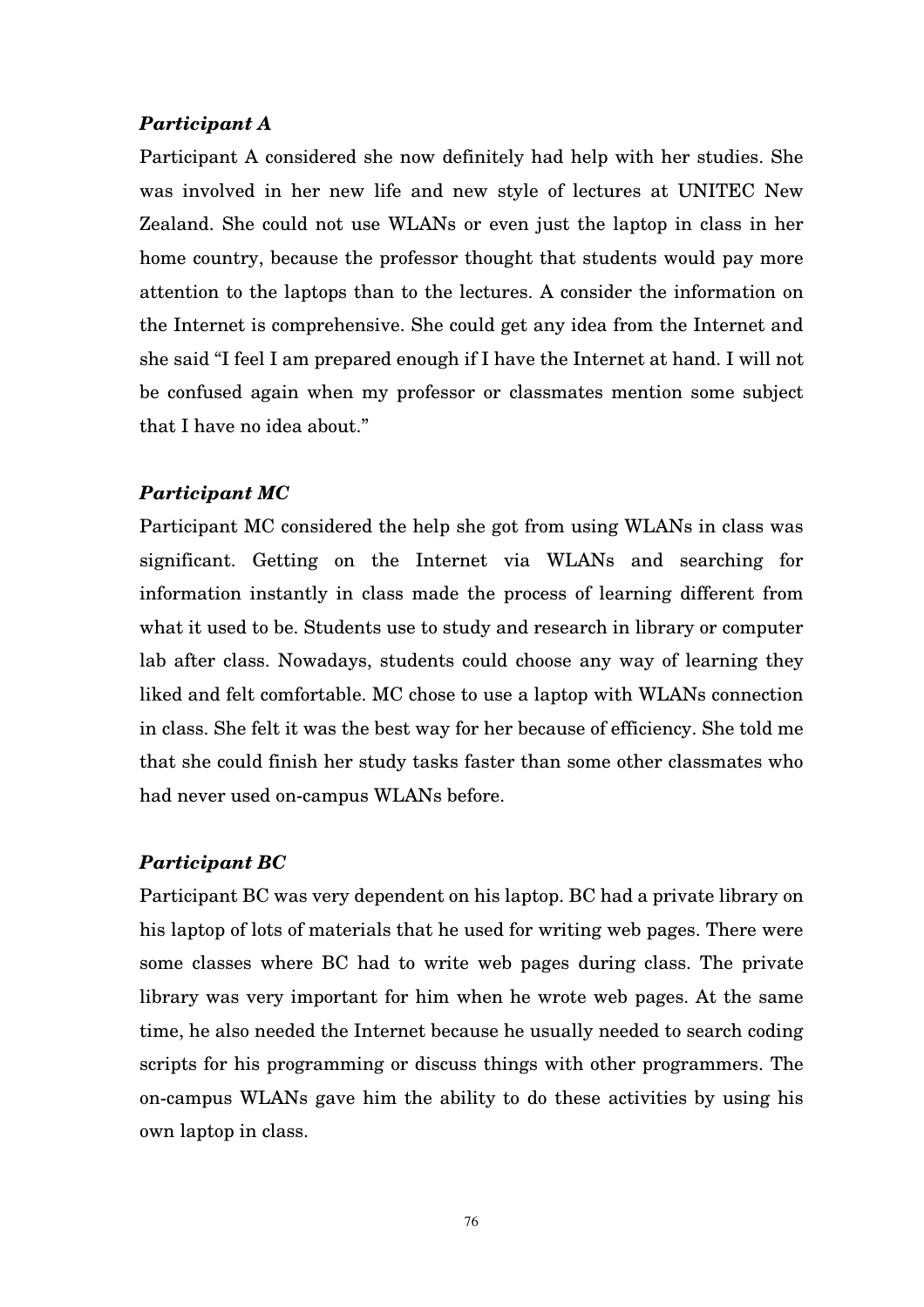***Participant A***

Participant A considered she now definitely had help with her studies. She was involved in her new life and new style of lectures at UNITEC New Zealand. She could not use WLANs or even just the laptop in class in her home country, because the professor thought that students would pay more attention to the laptops than to the lectures. A consider the information on the Internet is comprehensive. She could get any idea from the Internet and she said "I feel I am prepared enough if I have the Internet at hand. I will not be confused again when my professor or classmates mention some subject that I have no idea about."

***Participant MC***

Participant MC considered the help she got from using WLANs in class was significant. Getting on the Internet via WLANs and searching for information instantly in class made the process of learning different from what it used to be. Students use to study and research in library or computer lab after class. Nowadays, students could choose any way of learning they liked and felt comfortable. MC chose to use a laptop with WLANs connection in class. She felt it was the best way for her because of efficiency. She told me that she could finish her study tasks faster than some other classmates who had never used on-campus WLANs before.

***Participant BC***

Participant BC was very dependent on his laptop. BC had a private library on his laptop of lots of materials that he used for writing web pages. There were some classes where BC had to write web pages during class. The private library was very important for him when he wrote web pages. At the same time, he also needed the Internet because he usually needed to search coding scripts for his programming or discuss things with other programmers. The on-campus WLANs gave him the ability to do these activities by using his own laptop in class.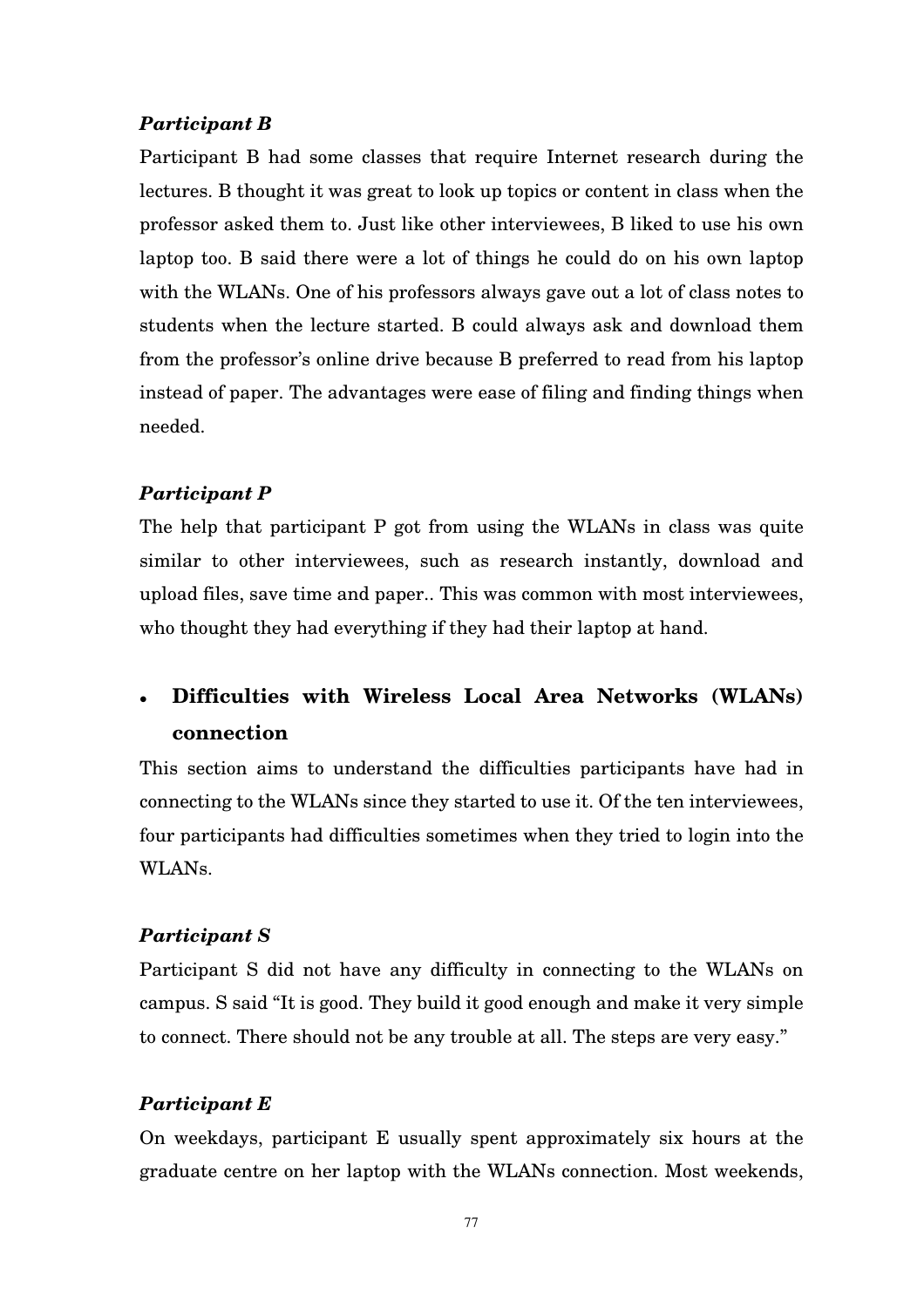***Participant B***

Participant B had some classes that require Internet research during the lectures. B thought it was great to look up topics or content in class when the professor asked them to. Just like other interviewees, B liked to use his own laptop too. B said there were a lot of things he could do on his own laptop with the WLANs. One of his professors always gave out a lot of class notes to students when the lecture started. B could always ask and download them from the professor's online drive because B preferred to read from his laptop instead of paper. The advantages were ease of filing and finding things when needed.

***Participant P***

The help that participant P got from using the WLANs in class was quite similar to other interviewees, such as research instantly, download and upload files, save time and paper.. This was common with most interviewees, who thought they had everything if they had their laptop at hand.

- **Difficulties with Wireless Local Area Networks (WLANs) connection**

This section aims to understand the difficulties participants have had in connecting to the WLANs since they started to use it. Of the ten interviewees, four participants had difficulties sometimes when they tried to login into the WLANs.

***Participant S***

Participant S did not have any difficulty in connecting to the WLANs on campus. S said "It is good. They build it good enough and make it very simple to connect. There should not be any trouble at all. The steps are very easy."

***Participant E***

On weekdays, participant E usually spent approximately six hours at the graduate centre on her laptop with the WLANs connection. Most weekends,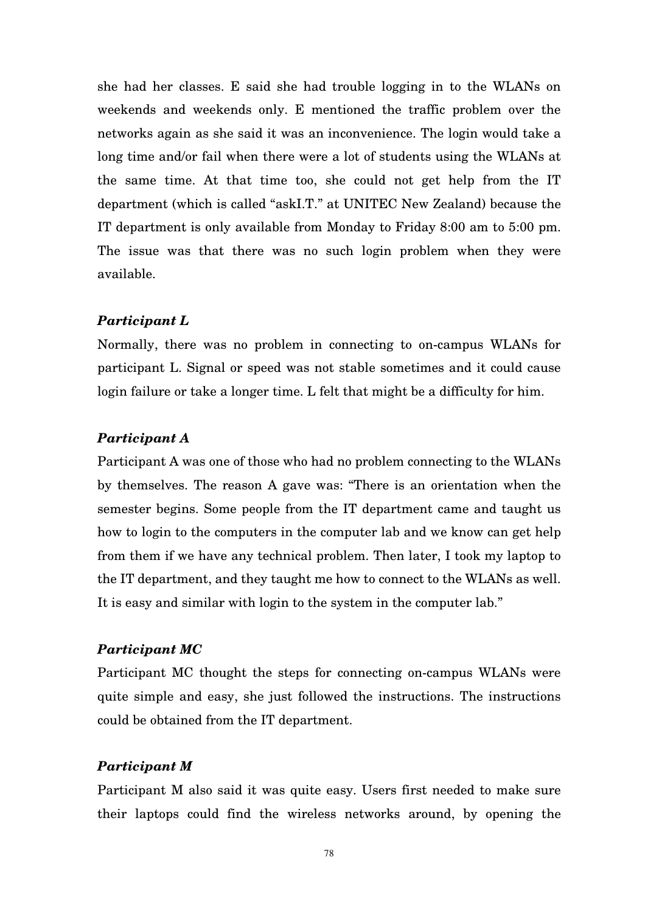she had her classes. E said she had trouble logging in to the WLANs on weekends and weekends only. E mentioned the traffic problem over the networks again as she said it was an inconvenience. The login would take a long time and/or fail when there were a lot of students using the WLANs at the same time. At that time too, she could not get help from the IT department (which is called "askI.T." at UNITEC New Zealand) because the IT department is only available from Monday to Friday 8:00 am to 5:00 pm. The issue was that there was no such login problem when they were available.

### *Participant L*

Normally, there was no problem in connecting to on-campus WLANs for participant L. Signal or speed was not stable sometimes and it could cause login failure or take a longer time. L felt that might be a difficulty for him.

### *Participant A*

Participant A was one of those who had no problem connecting to the WLANs by themselves. The reason A gave was: "There is an orientation when the semester begins. Some people from the IT department came and taught us how to login to the computers in the computer lab and we know can get help from them if we have any technical problem. Then later, I took my laptop to the IT department, and they taught me how to connect to the WLANs as well. It is easy and similar with login to the system in the computer lab."

### *Participant MC*

Participant MC thought the steps for connecting on-campus WLANs were quite simple and easy, she just followed the instructions. The instructions could be obtained from the IT department.

### *Participant M*

Participant M also said it was quite easy. Users first needed to make sure their laptops could find the wireless networks around, by opening the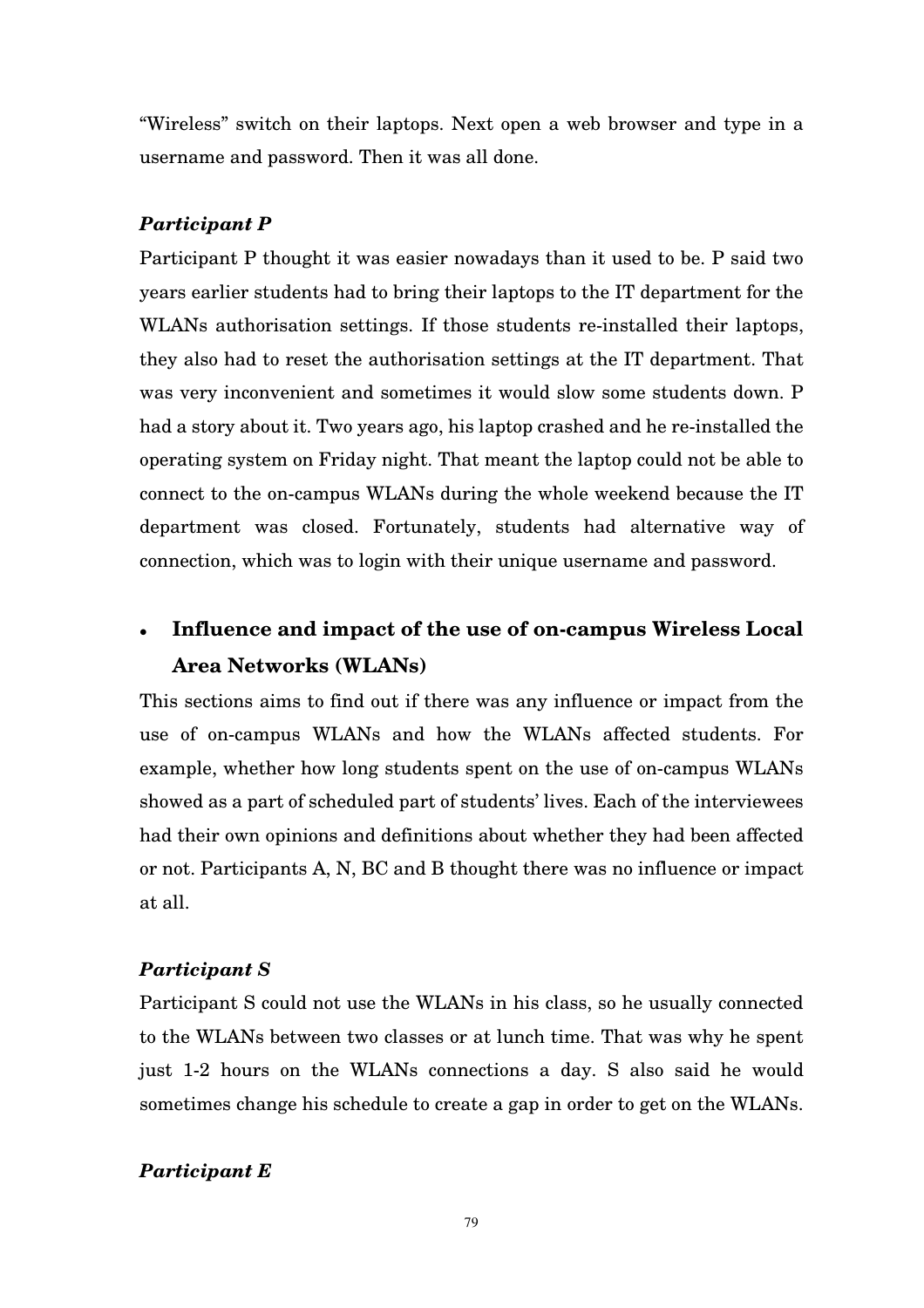"Wireless" switch on their laptops. Next open a web browser and type in a username and password. Then it was all done.

***Participant P***

Participant P thought it was easier nowadays than it used to be. P said two years earlier students had to bring their laptops to the IT department for the WLANs authorisation settings. If those students re-installed their laptops, they also had to reset the authorisation settings at the IT department. That was very inconvenient and sometimes it would slow some students down. P had a story about it. Two years ago, his laptop crashed and he re-installed the operating system on Friday night. That meant the laptop could not be able to connect to the on-campus WLANs during the whole weekend because the IT department was closed. Fortunately, students had alternative way of connection, which was to login with their unique username and password.

- **Influence and impact of the use of on-campus Wireless Local Area Networks (WLANs)**

This sections aims to find out if there was any influence or impact from the use of on-campus WLANs and how the WLANs affected students. For example, whether how long students spent on the use of on-campus WLANs showed as a part of scheduled part of students' lives. Each of the interviewees had their own opinions and definitions about whether they had been affected or not. Participants A, N, BC and B thought there was no influence or impact at all.

***Participant S***

Participant S could not use the WLANs in his class, so he usually connected to the WLANs between two classes or at lunch time. That was why he spent just 1-2 hours on the WLANs connections a day. S also said he would sometimes change his schedule to create a gap in order to get on the WLANs.

***Participant E***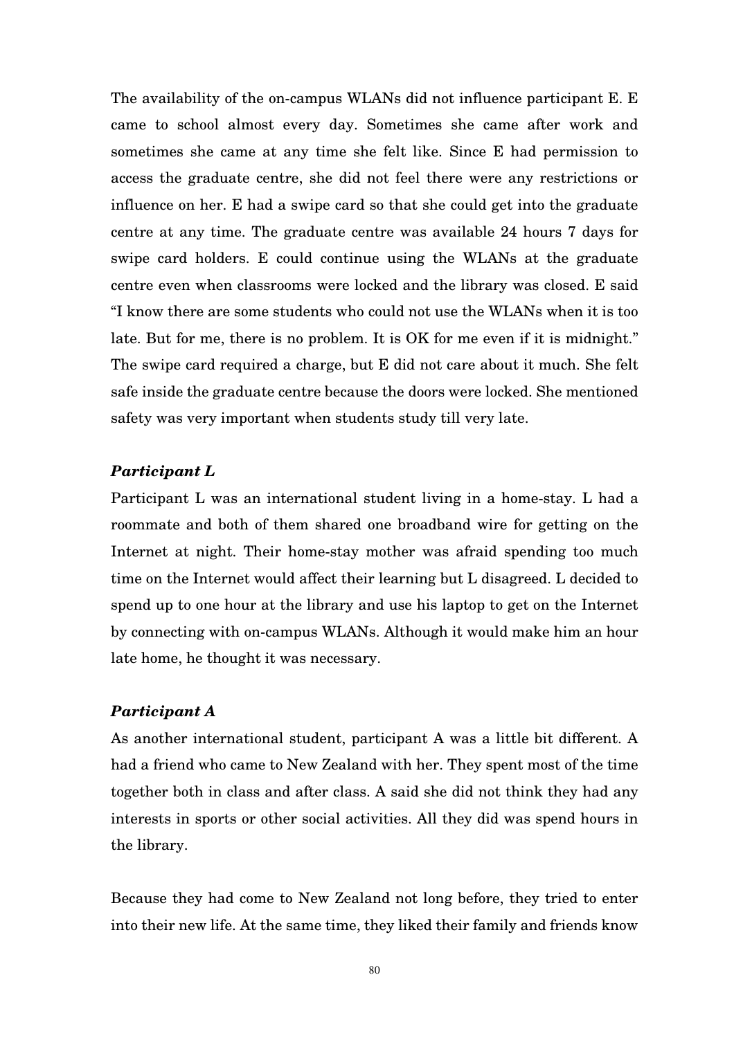The availability of the on-campus WLANs did not influence participant E. E came to school almost every day. Sometimes she came after work and sometimes she came at any time she felt like. Since E had permission to access the graduate centre, she did not feel there were any restrictions or influence on her. E had a swipe card so that she could get into the graduate centre at any time. The graduate centre was available 24 hours 7 days for swipe card holders. E could continue using the WLANs at the graduate centre even when classrooms were locked and the library was closed. E said "I know there are some students who could not use the WLANs when it is too late. But for me, there is no problem. It is OK for me even if it is midnight." The swipe card required a charge, but E did not care about it much. She felt safe inside the graduate centre because the doors were locked. She mentioned safety was very important when students study till very late.

### *Participant L*

Participant L was an international student living in a home-stay. L had a roommate and both of them shared one broadband wire for getting on the Internet at night. Their home-stay mother was afraid spending too much time on the Internet would affect their learning but L disagreed. L decided to spend up to one hour at the library and use his laptop to get on the Internet by connecting with on-campus WLANs. Although it would make him an hour late home, he thought it was necessary.

### *Participant A*

As another international student, participant A was a little bit different. A had a friend who came to New Zealand with her. They spent most of the time together both in class and after class. A said she did not think they had any interests in sports or other social activities. All they did was spend hours in the library.

Because they had come to New Zealand not long before, they tried to enter into their new life. At the same time, they liked their family and friends know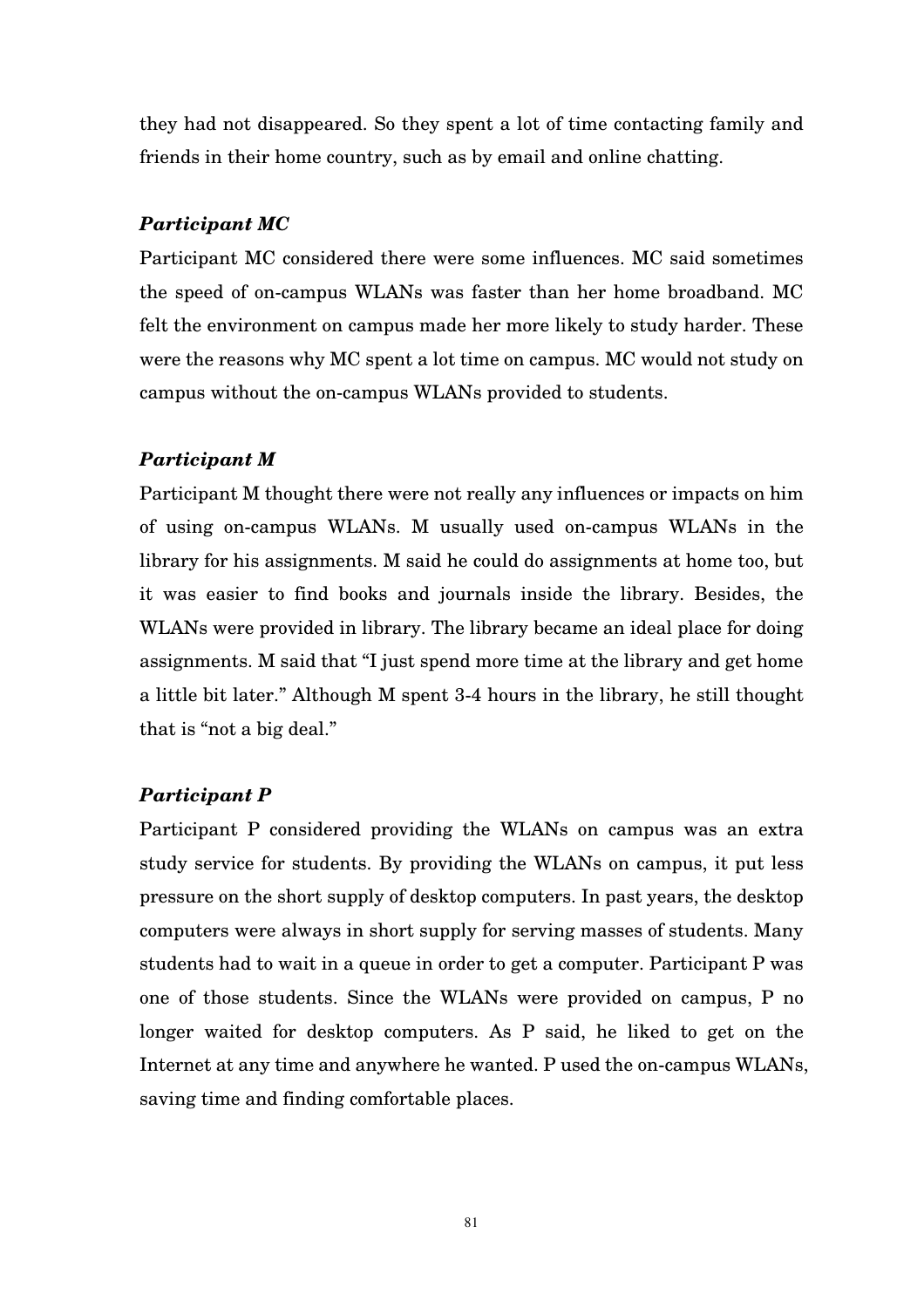they had not disappeared. So they spent a lot of time contacting family and friends in their home country, such as by email and online chatting.

### *Participant MC*

Participant MC considered there were some influences. MC said sometimes the speed of on-campus WLANs was faster than her home broadband. MC felt the environment on campus made her more likely to study harder. These were the reasons why MC spent a lot time on campus. MC would not study on campus without the on-campus WLANs provided to students.

### *Participant M*

Participant M thought there were not really any influences or impacts on him of using on-campus WLANs. M usually used on-campus WLANs in the library for his assignments. M said he could do assignments at home too, but it was easier to find books and journals inside the library. Besides, the WLANs were provided in library. The library became an ideal place for doing assignments. M said that "I just spend more time at the library and get home a little bit later." Although M spent 3-4 hours in the library, he still thought that is "not a big deal."

### *Participant P*

Participant P considered providing the WLANs on campus was an extra study service for students. By providing the WLANs on campus, it put less pressure on the short supply of desktop computers. In past years, the desktop computers were always in short supply for serving masses of students. Many students had to wait in a queue in order to get a computer. Participant P was one of those students. Since the WLANs were provided on campus, P no longer waited for desktop computers. As P said, he liked to get on the Internet at any time and anywhere he wanted. P used the on-campus WLANs, saving time and finding comfortable places.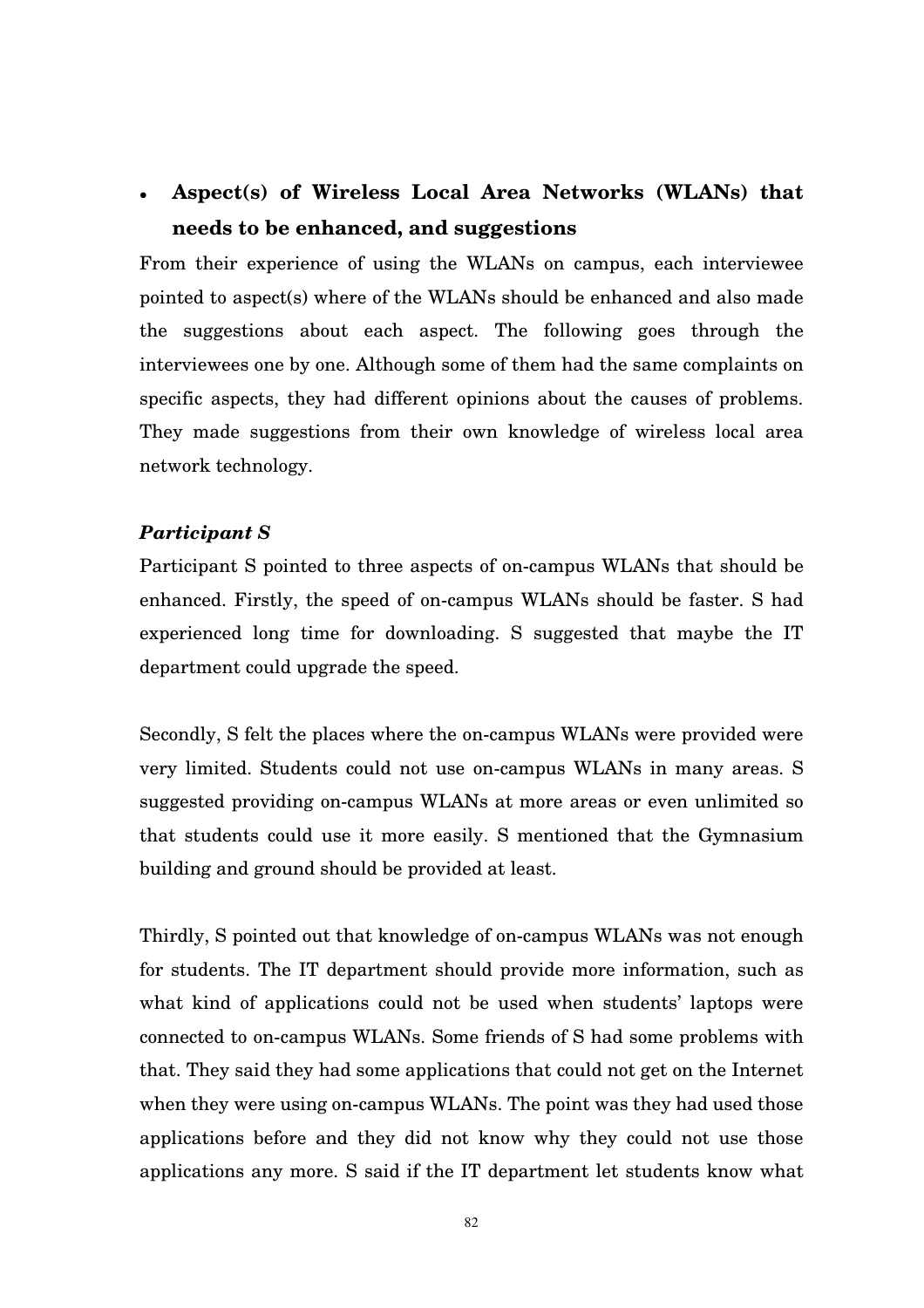- **Aspect(s) of Wireless Local Area Networks (WLANs) that needs to be enhanced, and suggestions**

From their experience of using the WLANs on campus, each interviewee pointed to aspect(s) where of the WLANs should be enhanced and also made the suggestions about each aspect. The following goes through the interviewees one by one. Although some of them had the same complaints on specific aspects, they had different opinions about the causes of problems. They made suggestions from their own knowledge of wireless local area network technology.

***Participant S***

Participant S pointed to three aspects of on-campus WLANs that should be enhanced. Firstly, the speed of on-campus WLANs should be faster. S had experienced long time for downloading. S suggested that maybe the IT department could upgrade the speed.

Secondly, S felt the places where the on-campus WLANs were provided were very limited. Students could not use on-campus WLANs in many areas. S suggested providing on-campus WLANs at more areas or even unlimited so that students could use it more easily. S mentioned that the Gymnasium building and ground should be provided at least.

Thirdly, S pointed out that knowledge of on-campus WLANs was not enough for students. The IT department should provide more information, such as what kind of applications could not be used when students' laptops were connected to on-campus WLANs. Some friends of S had some problems with that. They said they had some applications that could not get on the Internet when they were using on-campus WLANs. The point was they had used those applications before and they did not know why they could not use those applications any more. S said if the IT department let students know what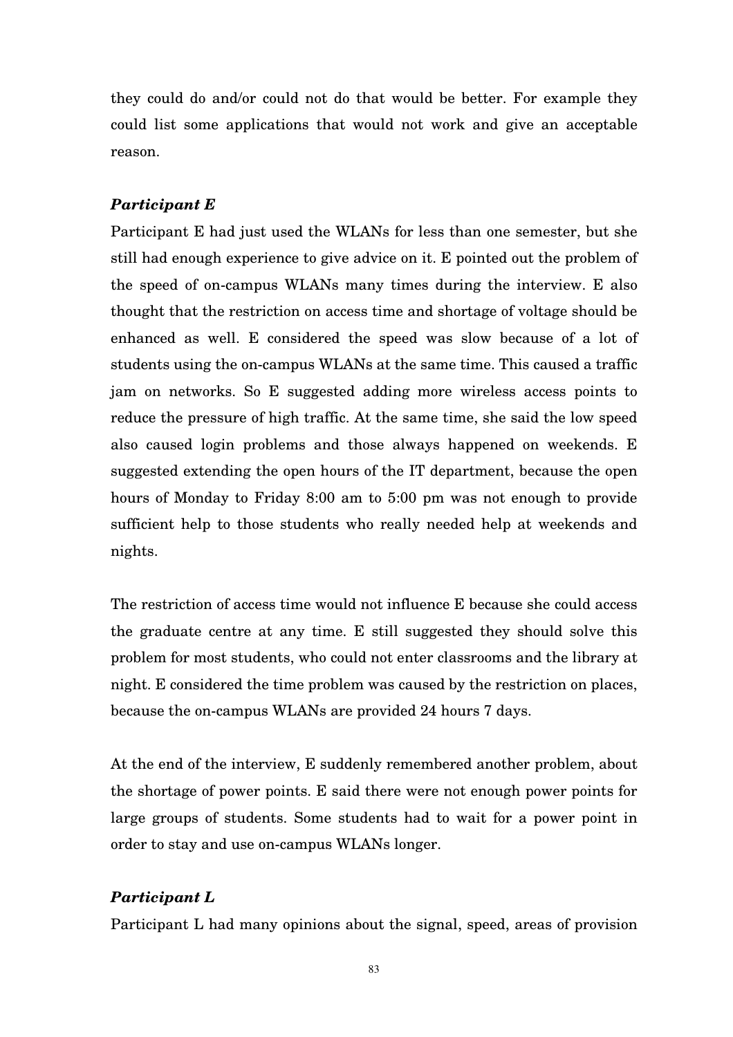they could do and/or could not do that would be better. For example they could list some applications that would not work and give an acceptable reason.

### *Participant E*

Participant E had just used the WLANs for less than one semester, but she still had enough experience to give advice on it. E pointed out the problem of the speed of on-campus WLANs many times during the interview. E also thought that the restriction on access time and shortage of voltage should be enhanced as well. E considered the speed was slow because of a lot of students using the on-campus WLANs at the same time. This caused a traffic jam on networks. So E suggested adding more wireless access points to reduce the pressure of high traffic. At the same time, she said the low speed also caused login problems and those always happened on weekends. E suggested extending the open hours of the IT department, because the open hours of Monday to Friday 8:00 am to 5:00 pm was not enough to provide sufficient help to those students who really needed help at weekends and nights.

The restriction of access time would not influence E because she could access the graduate centre at any time. E still suggested they should solve this problem for most students, who could not enter classrooms and the library at night. E considered the time problem was caused by the restriction on places, because the on-campus WLANs are provided 24 hours 7 days.

At the end of the interview, E suddenly remembered another problem, about the shortage of power points. E said there were not enough power points for large groups of students. Some students had to wait for a power point in order to stay and use on-campus WLANs longer.

### *Participant L*

Participant L had many opinions about the signal, speed, areas of provision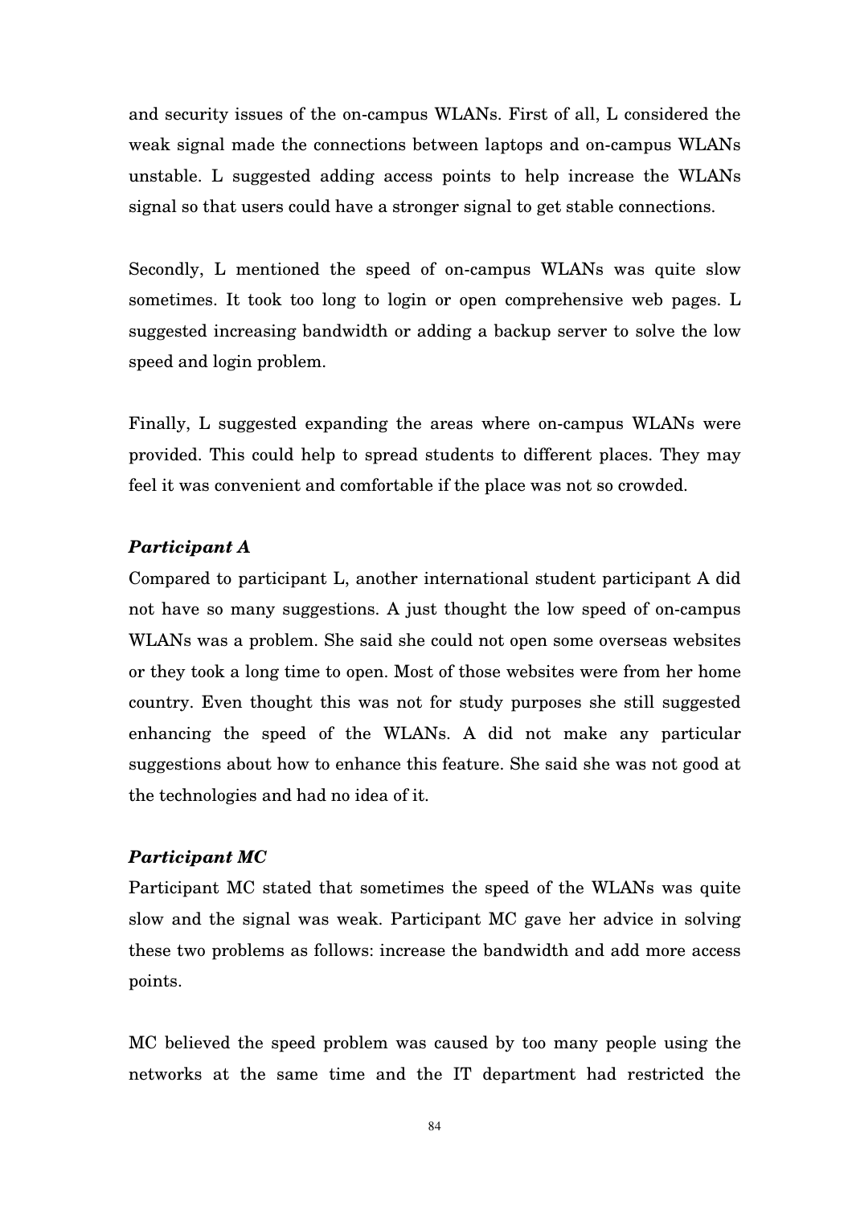and security issues of the on-campus WLANs. First of all, L considered the weak signal made the connections between laptops and on-campus WLANs unstable. L suggested adding access points to help increase the WLANs signal so that users could have a stronger signal to get stable connections.

Secondly, L mentioned the speed of on-campus WLANs was quite slow sometimes. It took too long to login or open comprehensive web pages. L suggested increasing bandwidth or adding a backup server to solve the low speed and login problem.

Finally, L suggested expanding the areas where on-campus WLANs were provided. This could help to spread students to different places. They may feel it was convenient and comfortable if the place was not so crowded.

***Participant A***

Compared to participant L, another international student participant A did not have so many suggestions. A just thought the low speed of on-campus WLANs was a problem. She said she could not open some overseas websites or they took a long time to open. Most of those websites were from her home country. Even thought this was not for study purposes she still suggested enhancing the speed of the WLANs. A did not make any particular suggestions about how to enhance this feature. She said she was not good at the technologies and had no idea of it.

***Participant MC***

Participant MC stated that sometimes the speed of the WLANs was quite slow and the signal was weak. Participant MC gave her advice in solving these two problems as follows: increase the bandwidth and add more access points.

MC believed the speed problem was caused by too many people using the networks at the same time and the IT department had restricted the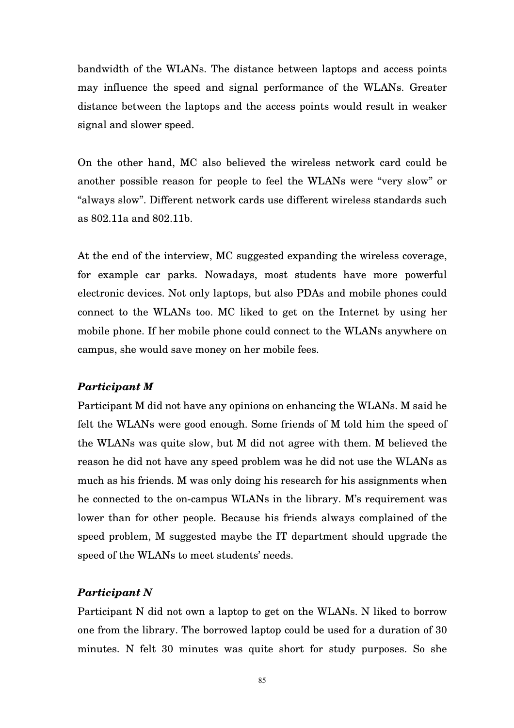bandwidth of the WLANs. The distance between laptops and access points may influence the speed and signal performance of the WLANs. Greater distance between the laptops and the access points would result in weaker signal and slower speed.

On the other hand, MC also believed the wireless network card could be another possible reason for people to feel the WLANs were "very slow" or "always slow". Different network cards use different wireless standards such as 802.11a and 802.11b.

At the end of the interview, MC suggested expanding the wireless coverage, for example car parks. Nowadays, most students have more powerful electronic devices. Not only laptops, but also PDAs and mobile phones could connect to the WLANs too. MC liked to get on the Internet by using her mobile phone. If her mobile phone could connect to the WLANs anywhere on campus, she would save money on her mobile fees.

### *Participant M*

Participant M did not have any opinions on enhancing the WLANs. M said he felt the WLANs were good enough. Some friends of M told him the speed of the WLANs was quite slow, but M did not agree with them. M believed the reason he did not have any speed problem was he did not use the WLANs as much as his friends. M was only doing his research for his assignments when he connected to the on-campus WLANs in the library. M's requirement was lower than for other people. Because his friends always complained of the speed problem, M suggested maybe the IT department should upgrade the speed of the WLANs to meet students' needs.

### *Participant N*

Participant N did not own a laptop to get on the WLANs. N liked to borrow one from the library. The borrowed laptop could be used for a duration of 30 minutes. N felt 30 minutes was quite short for study purposes. So she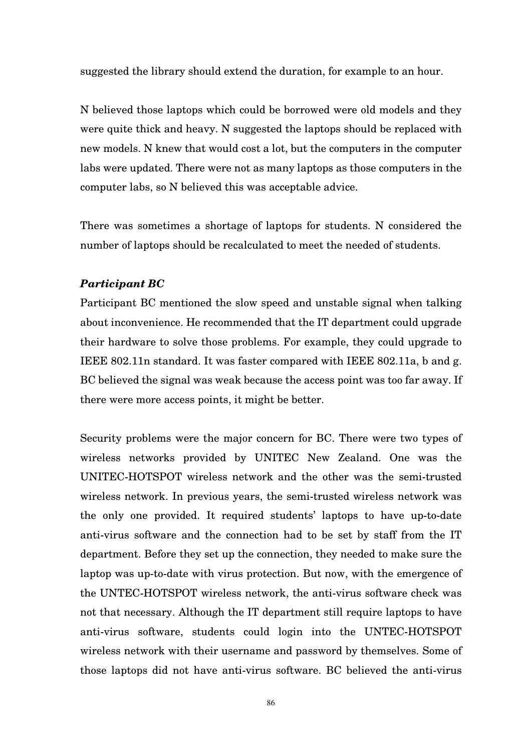suggested the library should extend the duration, for example to an hour.

N believed those laptops which could be borrowed were old models and they were quite thick and heavy. N suggested the laptops should be replaced with new models. N knew that would cost a lot, but the computers in the computer labs were updated. There were not as many laptops as those computers in the computer labs, so N believed this was acceptable advice.

There was sometimes a shortage of laptops for students. N considered the number of laptops should be recalculated to meet the needed of students.

***Participant BC***

Participant BC mentioned the slow speed and unstable signal when talking about inconvenience. He recommended that the IT department could upgrade their hardware to solve those problems. For example, they could upgrade to IEEE 802.11n standard. It was faster compared with IEEE 802.11a, b and g. BC believed the signal was weak because the access point was too far away. If there were more access points, it might be better.

Security problems were the major concern for BC. There were two types of wireless networks provided by UNITEC New Zealand. One was the UNITEC-HOTSPOT wireless network and the other was the semi-trusted wireless network. In previous years, the semi-trusted wireless network was the only one provided. It required students' laptops to have up-to-date anti-virus software and the connection had to be set by staff from the IT department. Before they set up the connection, they needed to make sure the laptop was up-to-date with virus protection. But now, with the emergence of the UNTEC-HOTSPOT wireless network, the anti-virus software check was not that necessary. Although the IT department still require laptops to have anti-virus software, students could login into the UNTEC-HOTSPOT wireless network with their username and password by themselves. Some of those laptops did not have anti-virus software. BC believed the anti-virus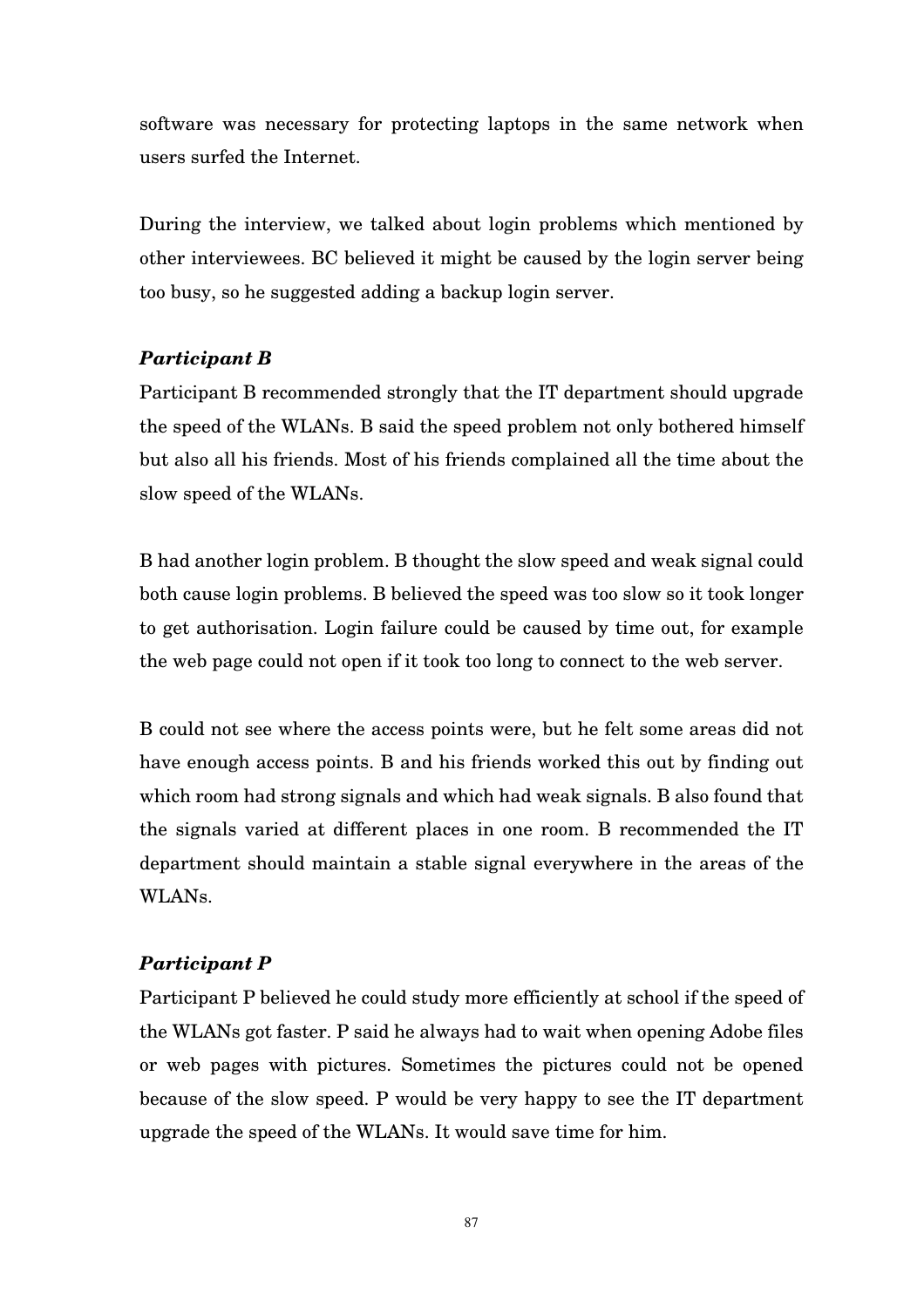software was necessary for protecting laptops in the same network when users surfed the Internet.

During the interview, we talked about login problems which mentioned by other interviewees. BC believed it might be caused by the login server being too busy, so he suggested adding a backup login server.

***Participant B***

Participant B recommended strongly that the IT department should upgrade the speed of the WLANs. B said the speed problem not only bothered himself but also all his friends. Most of his friends complained all the time about the slow speed of the WLANs.

B had another login problem. B thought the slow speed and weak signal could both cause login problems. B believed the speed was too slow so it took longer to get authorisation. Login failure could be caused by time out, for example the web page could not open if it took too long to connect to the web server.

B could not see where the access points were, but he felt some areas did not have enough access points. B and his friends worked this out by finding out which room had strong signals and which had weak signals. B also found that the signals varied at different places in one room. B recommended the IT department should maintain a stable signal everywhere in the areas of the WLANs.

***Participant P***

Participant P believed he could study more efficiently at school if the speed of the WLANs got faster. P said he always had to wait when opening Adobe files or web pages with pictures. Sometimes the pictures could not be opened because of the slow speed. P would be very happy to see the IT department upgrade the speed of the WLANs. It would save time for him.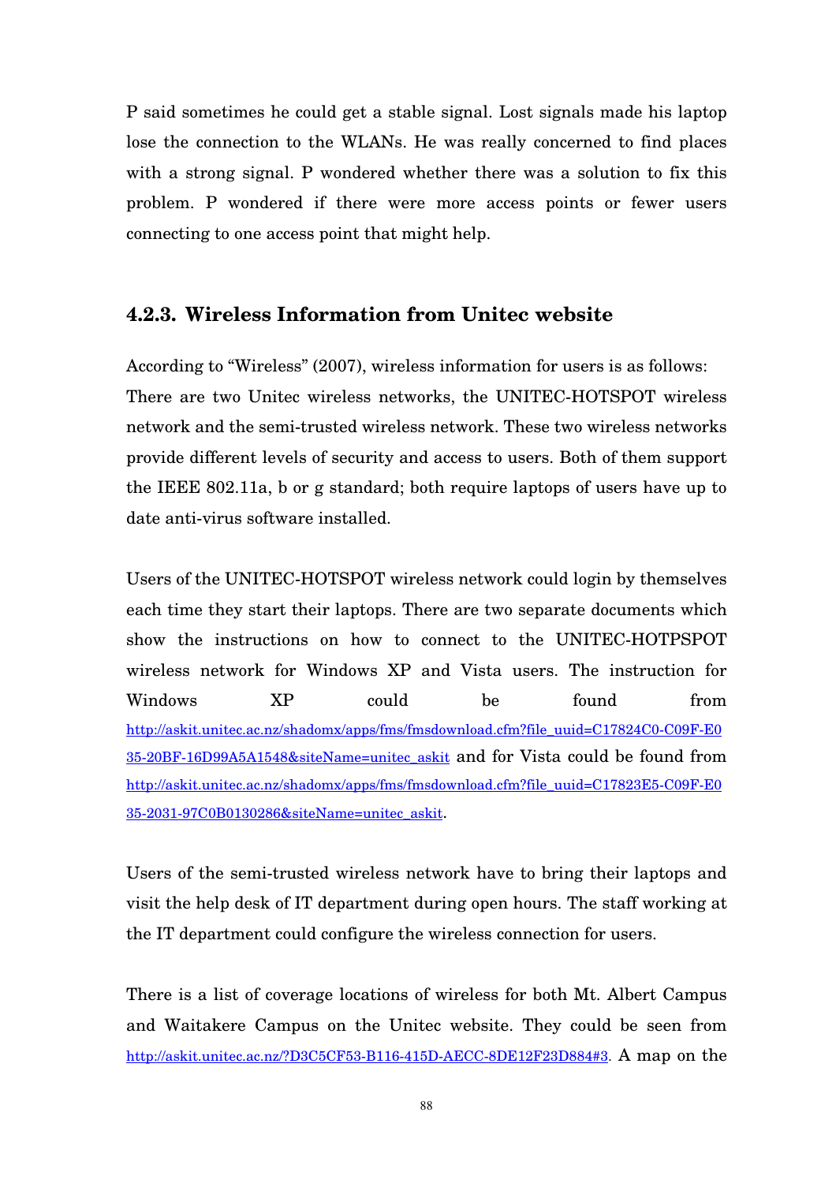P said sometimes he could get a stable signal. Lost signals made his laptop lose the connection to the WLANs. He was really concerned to find places with a strong signal. P wondered whether there was a solution to fix this problem. P wondered if there were more access points or fewer users connecting to one access point that might help.

### 4.2.3. Wireless Information from Unitec website

According to "Wireless" (2007), wireless information for users is as follows: There are two Unitec wireless networks, the UNITEC-HOTSPOT wireless network and the semi-trusted wireless network. These two wireless networks provide different levels of security and access to users. Both of them support the IEEE 802.11a, b or g standard; both require laptops of users have up to date anti-virus software installed.

Users of the UNITEC-HOTSPOT wireless network could login by themselves each time they start their laptops. There are two separate documents which show the instructions on how to connect to the UNITEC-HOTPSPOT wireless network for Windows XP and Vista users. The instruction for Windows XP could be found from http://askit.unitec.ac.nz/shadomx/apps/fms/fmsdownload.cfm?file_uuid=C17824C0-C09F-E035-20BF-16D99A5A1548&siteName=unitec_askit and for Vista could be found from http://askit.unitec.ac.nz/shadomx/apps/fms/fmsdownload.cfm?file_uuid=C17823E5-C09F-E035-2031-97C0B0130286&siteName=unitec_askit.

Users of the semi-trusted wireless network have to bring their laptops and visit the help desk of IT department during open hours. The staff working at the IT department could configure the wireless connection for users.

There is a list of coverage locations of wireless for both Mt. Albert Campus and Waitakere Campus on the Unitec website. They could be seen from http://askit.unitec.ac.nz/?D3C5CF53-B116-415D-AECC-8DE12F23D884#3. A map on the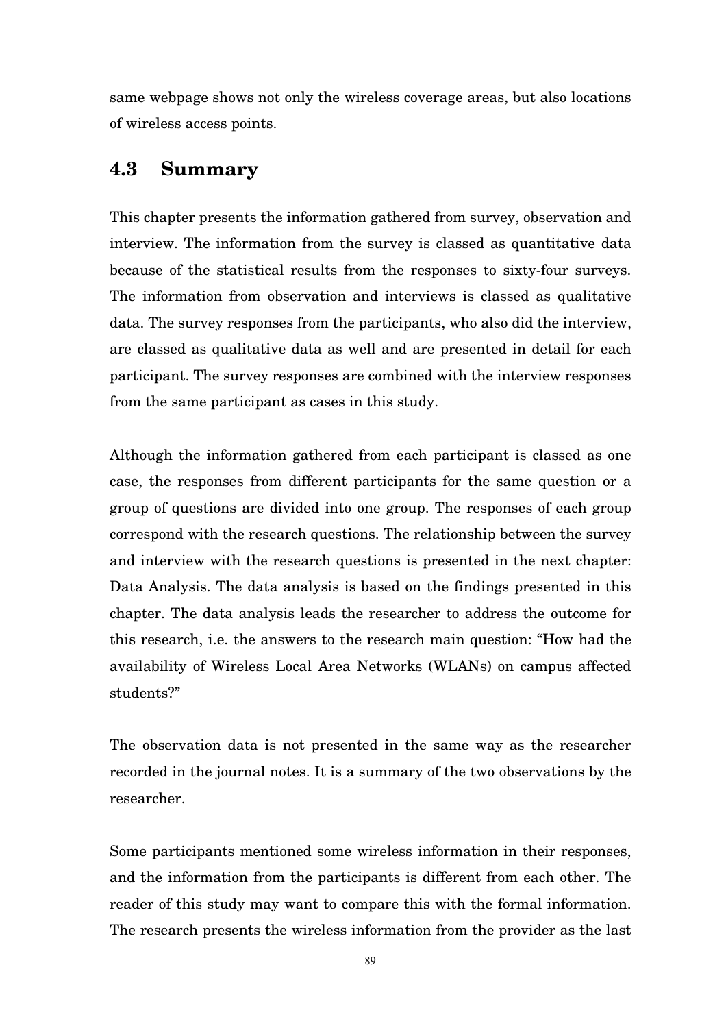same webpage shows not only the wireless coverage areas, but also locations of wireless access points.

## 4.3 Summary

This chapter presents the information gathered from survey, observation and interview. The information from the survey is classed as quantitative data because of the statistical results from the responses to sixty-four surveys. The information from observation and interviews is classed as qualitative data. The survey responses from the participants, who also did the interview, are classed as qualitative data as well and are presented in detail for each participant. The survey responses are combined with the interview responses from the same participant as cases in this study.

Although the information gathered from each participant is classed as one case, the responses from different participants for the same question or a group of questions are divided into one group. The responses of each group correspond with the research questions. The relationship between the survey and interview with the research questions is presented in the next chapter: Data Analysis. The data analysis is based on the findings presented in this chapter. The data analysis leads the researcher to address the outcome for this research, i.e. the answers to the research main question: "How had the availability of Wireless Local Area Networks (WLANs) on campus affected students?"

The observation data is not presented in the same way as the researcher recorded in the journal notes. It is a summary of the two observations by the researcher.

Some participants mentioned some wireless information in their responses, and the information from the participants is different from each other. The reader of this study may want to compare this with the formal information. The research presents the wireless information from the provider as the last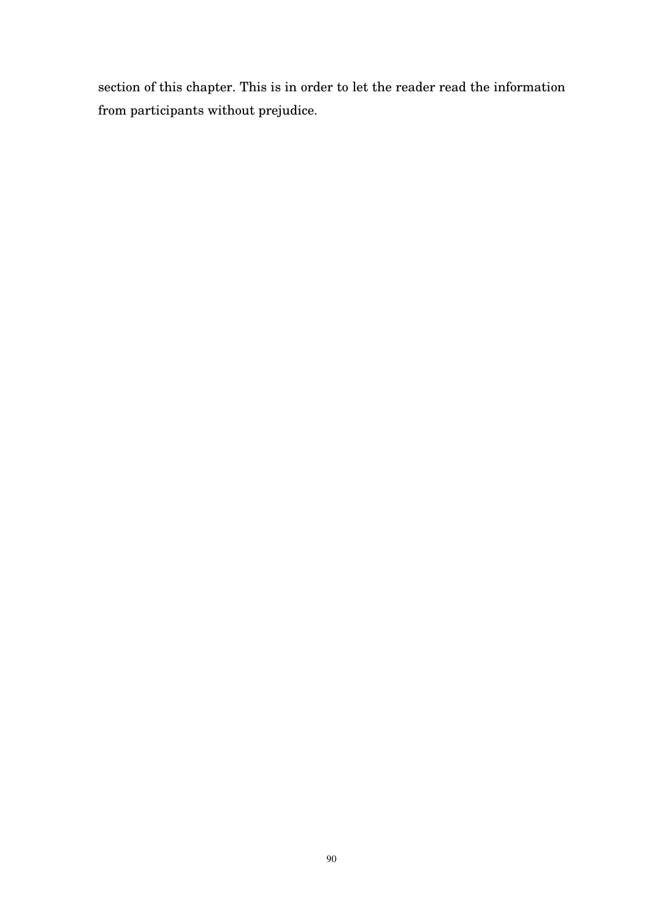section of this chapter. This is in order to let the reader read the information from participants without prejudice.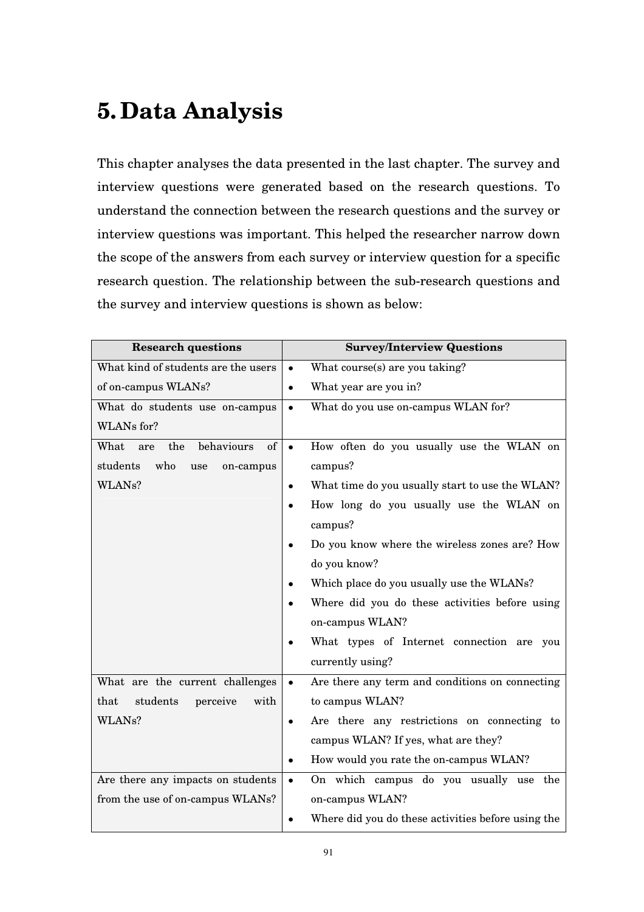# 5. Data Analysis

This chapter analyses the data presented in the last chapter. The survey and interview questions were generated based on the research questions. To understand the connection between the research questions and the survey or interview questions was important. This helped the researcher narrow down the scope of the answers from each survey or interview question for a specific research question. The relationship between the sub-research questions and the survey and interview questions is shown as below:

| Research questions | Survey/Interview Questions |
|---|---|
| What kind of students are the users of on-campus WLANs? | • What course(s) are you taking?<br>• What year are you in? |
| What do students use on-campus WLANs for? | • What do you use on-campus WLAN for? |
| What are the behaviours of students who use on-campus WLANs? | • How often do you usually use the WLAN on campus?<br>• What time do you usually start to use the WLAN?<br>• How long do you usually use the WLAN on campus?<br>• Do you know where the wireless zones are? How do you know?<br>• Which place do you usually use the WLANs?<br>• Where did you do these activities before using on-campus WLAN?<br>• What types of Internet connection are you currently using? |
| What are the current challenges that students perceive with WLANs? | • Are there any term and conditions on connecting to campus WLAN?<br>• Are there any restrictions on connecting to campus WLAN? If yes, what are they?<br>• How would you rate the on-campus WLAN? |
| Are there any impacts on students from the use of on-campus WLANs? | • On which campus do you usually use the on-campus WLAN?<br>• Where did you do these activities before using the |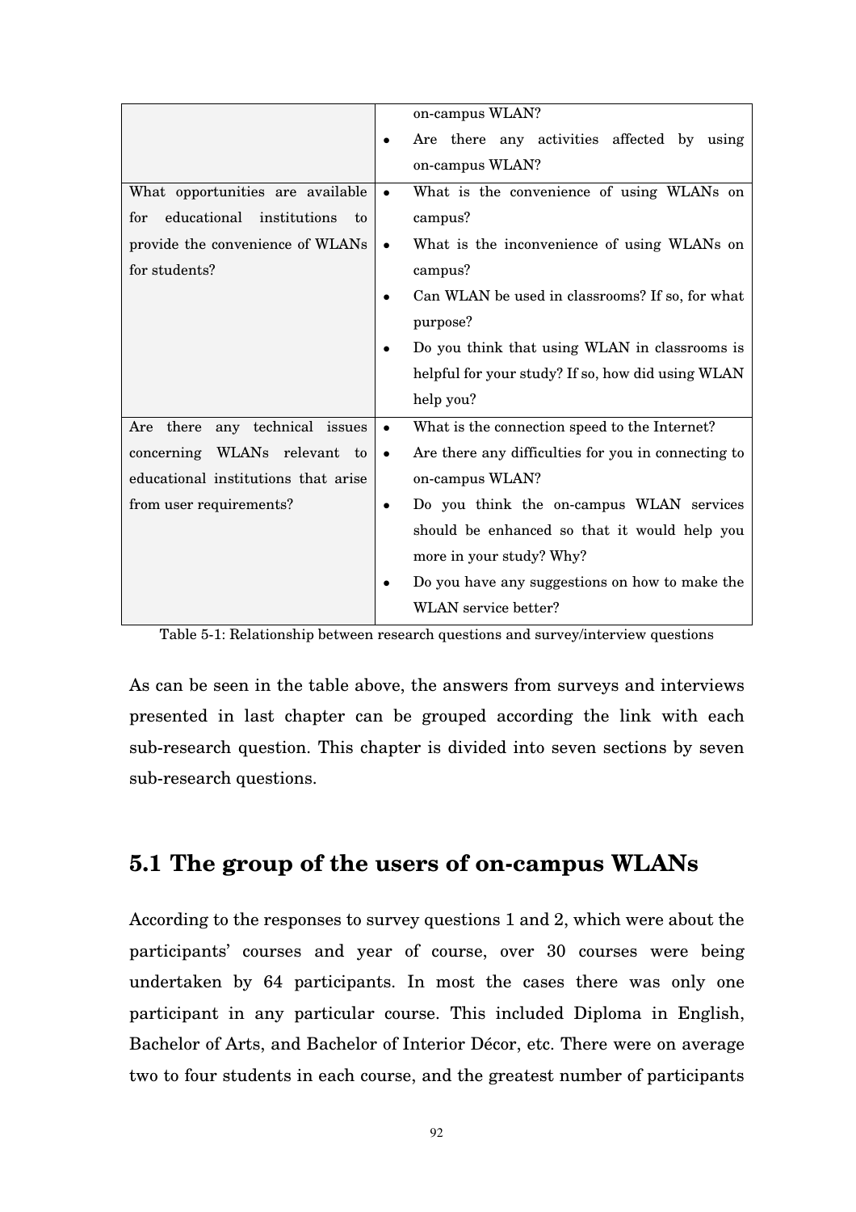| | |
|---|---|
| | on-campus WLAN?<br>• Are there any activities affected by using on-campus WLAN? |
| What opportunities are available for educational institutions to provide the convenience of WLANs for students? | • What is the convenience of using WLANs on campus?<br>• What is the inconvenience of using WLANs on campus?<br>• Can WLAN be used in classrooms? If so, for what purpose?<br>• Do you think that using WLAN in classrooms is helpful for your study? If so, how did using WLAN help you? |
| Are there any technical issues concerning WLANs relevant to educational institutions that arise from user requirements? | • What is the connection speed to the Internet?<br>• Are there any difficulties for you in connecting to on-campus WLAN?<br>• Do you think the on-campus WLAN services should be enhanced so that it would help you more in your study? Why?<br>• Do you have any suggestions on how to make the WLAN service better? |

Table 5-1: Relationship between research questions and survey/interview questions

As can be seen in the table above, the answers from surveys and interviews presented in last chapter can be grouped according the link with each sub-research question. This chapter is divided into seven sections by seven sub-research questions.

## 5.1 The group of the users of on-campus WLANs

According to the responses to survey questions 1 and 2, which were about the participants' courses and year of course, over 30 courses were being undertaken by 64 participants. In most the cases there was only one participant in any particular course. This included Diploma in English, Bachelor of Arts, and Bachelor of Interior Décor, etc. There were on average two to four students in each course, and the greatest number of participants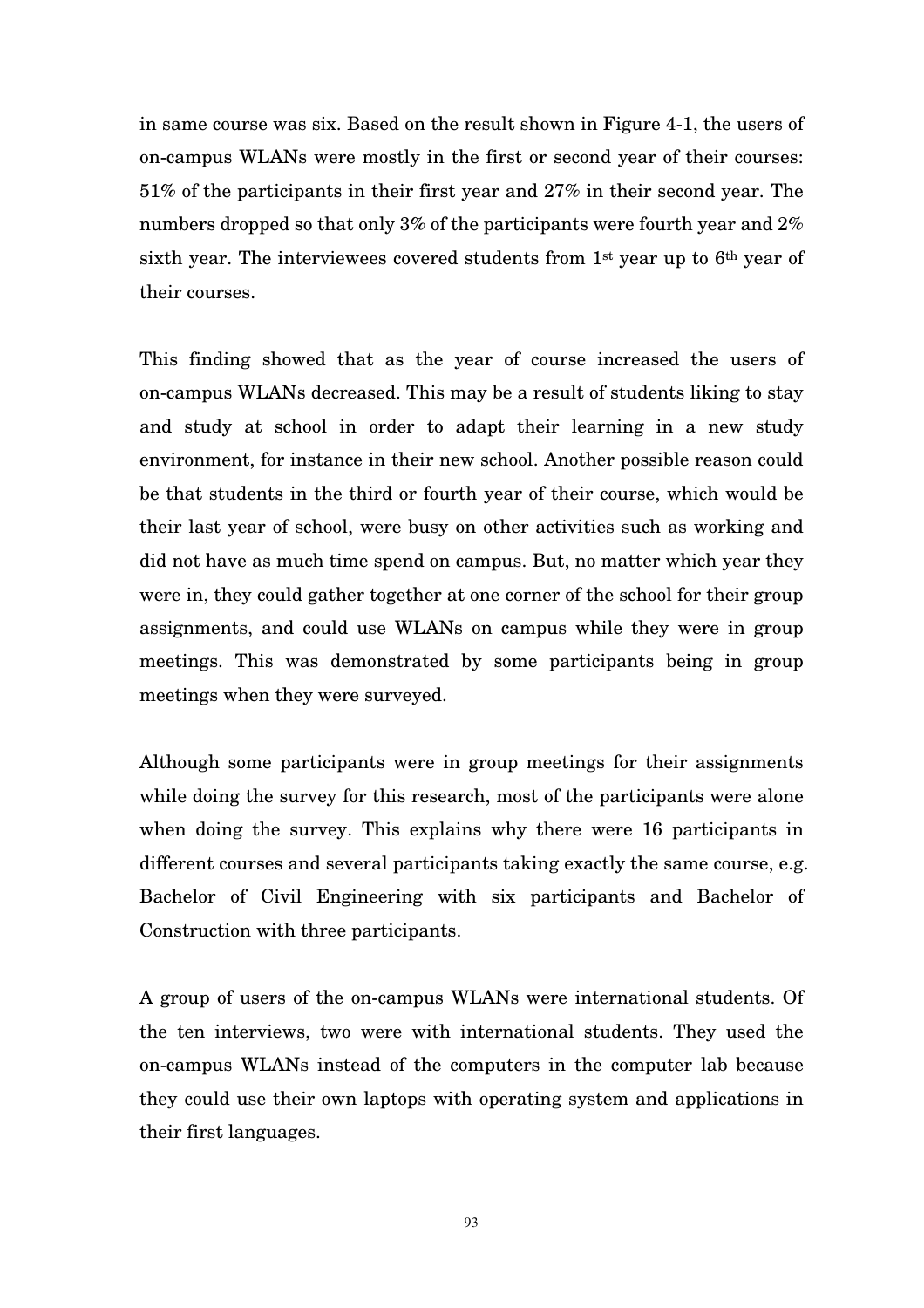in same course was six. Based on the result shown in Figure 4-1, the users of on-campus WLANs were mostly in the first or second year of their courses: 51% of the participants in their first year and 27% in their second year. The numbers dropped so that only 3% of the participants were fourth year and 2% sixth year. The interviewees covered students from 1st year up to 6th year of their courses.

This finding showed that as the year of course increased the users of on-campus WLANs decreased. This may be a result of students liking to stay and study at school in order to adapt their learning in a new study environment, for instance in their new school. Another possible reason could be that students in the third or fourth year of their course, which would be their last year of school, were busy on other activities such as working and did not have as much time spend on campus. But, no matter which year they were in, they could gather together at one corner of the school for their group assignments, and could use WLANs on campus while they were in group meetings. This was demonstrated by some participants being in group meetings when they were surveyed.

Although some participants were in group meetings for their assignments while doing the survey for this research, most of the participants were alone when doing the survey. This explains why there were 16 participants in different courses and several participants taking exactly the same course, e.g. Bachelor of Civil Engineering with six participants and Bachelor of Construction with three participants.

A group of users of the on-campus WLANs were international students. Of the ten interviews, two were with international students. They used the on-campus WLANs instead of the computers in the computer lab because they could use their own laptops with operating system and applications in their first languages.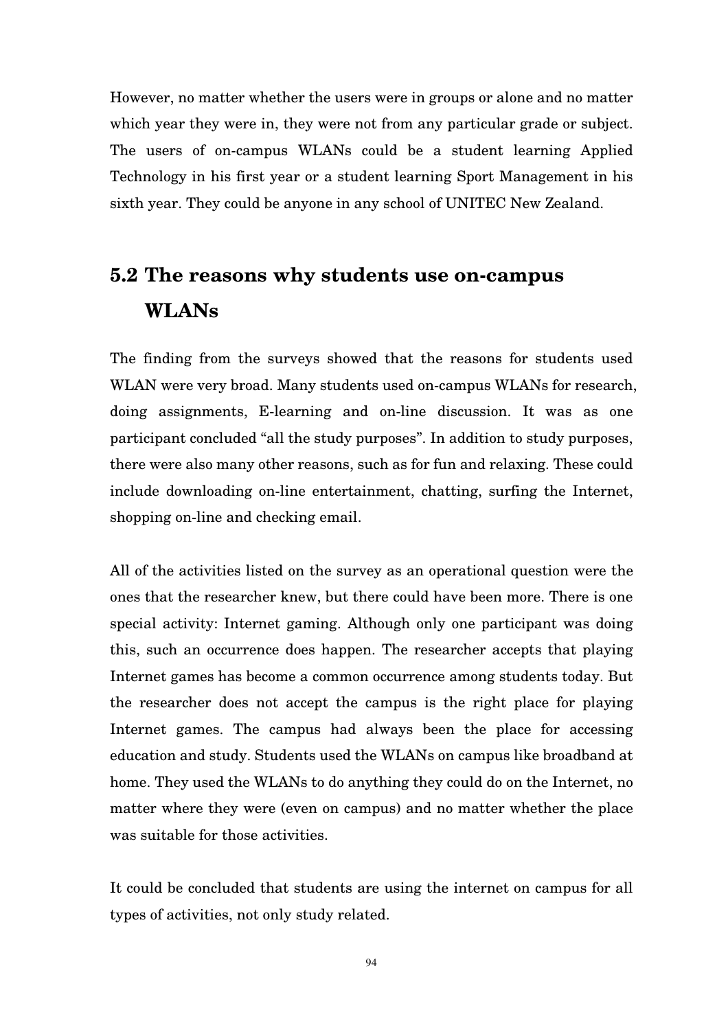However, no matter whether the users were in groups or alone and no matter which year they were in, they were not from any particular grade or subject. The users of on-campus WLANs could be a student learning Applied Technology in his first year or a student learning Sport Management in his sixth year. They could be anyone in any school of UNITEC New Zealand.

## 5.2 The reasons why students use on-campus WLANs

The finding from the surveys showed that the reasons for students used WLAN were very broad. Many students used on-campus WLANs for research, doing assignments, E-learning and on-line discussion. It was as one participant concluded "all the study purposes". In addition to study purposes, there were also many other reasons, such as for fun and relaxing. These could include downloading on-line entertainment, chatting, surfing the Internet, shopping on-line and checking email.

All of the activities listed on the survey as an operational question were the ones that the researcher knew, but there could have been more. There is one special activity: Internet gaming. Although only one participant was doing this, such an occurrence does happen. The researcher accepts that playing Internet games has become a common occurrence among students today. But the researcher does not accept the campus is the right place for playing Internet games. The campus had always been the place for accessing education and study. Students used the WLANs on campus like broadband at home. They used the WLANs to do anything they could do on the Internet, no matter where they were (even on campus) and no matter whether the place was suitable for those activities.

It could be concluded that students are using the internet on campus for all types of activities, not only study related.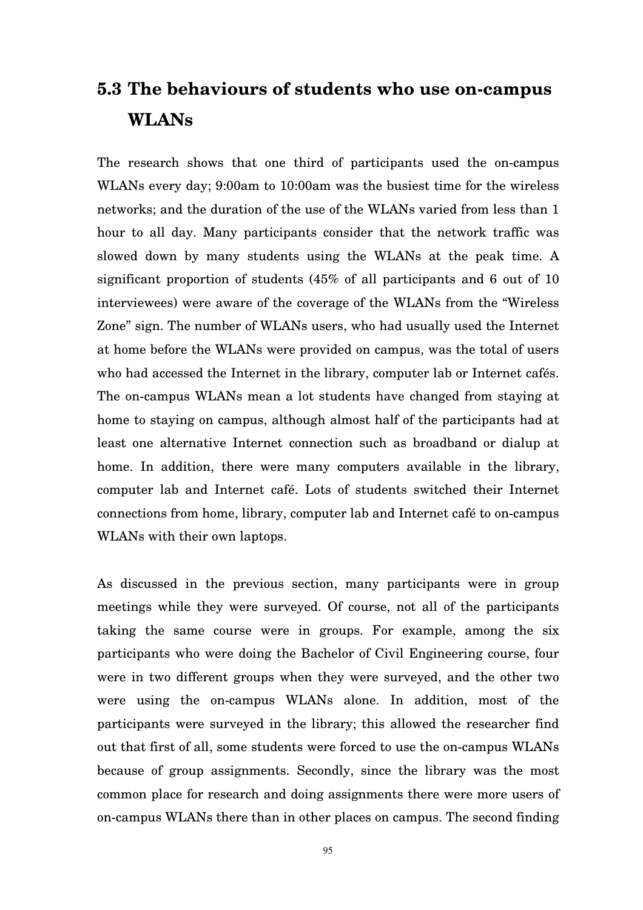## 5.3 The behaviours of students who use on-campus WLANs

The research shows that one third of participants used the on-campus WLANs every day; 9:00am to 10:00am was the busiest time for the wireless networks; and the duration of the use of the WLANs varied from less than 1 hour to all day. Many participants consider that the network traffic was slowed down by many students using the WLANs at the peak time. A significant proportion of students (45% of all participants and 6 out of 10 interviewees) were aware of the coverage of the WLANs from the "Wireless Zone" sign. The number of WLANs users, who had usually used the Internet at home before the WLANs were provided on campus, was the total of users who had accessed the Internet in the library, computer lab or Internet cafés. The on-campus WLANs mean a lot students have changed from staying at home to staying on campus, although almost half of the participants had at least one alternative Internet connection such as broadband or dialup at home. In addition, there were many computers available in the library, computer lab and Internet café. Lots of students switched their Internet connections from home, library, computer lab and Internet café to on-campus WLANs with their own laptops.

As discussed in the previous section, many participants were in group meetings while they were surveyed. Of course, not all of the participants taking the same course were in groups. For example, among the six participants who were doing the Bachelor of Civil Engineering course, four were in two different groups when they were surveyed, and the other two were using the on-campus WLANs alone. In addition, most of the participants were surveyed in the library; this allowed the researcher find out that first of all, some students were forced to use the on-campus WLANs because of group assignments. Secondly, since the library was the most common place for research and doing assignments there were more users of on-campus WLANs there than in other places on campus. The second finding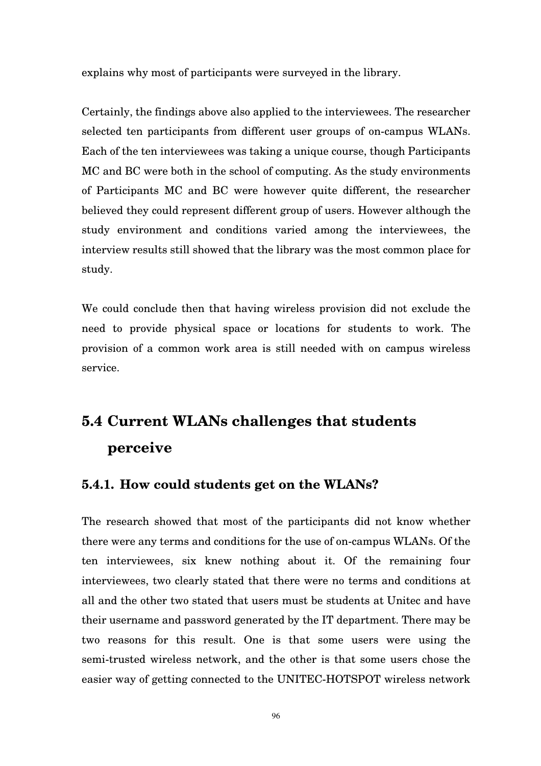explains why most of participants were surveyed in the library.

Certainly, the findings above also applied to the interviewees. The researcher selected ten participants from different user groups of on-campus WLANs. Each of the ten interviewees was taking a unique course, though Participants MC and BC were both in the school of computing. As the study environments of Participants MC and BC were however quite different, the researcher believed they could represent different group of users. However although the study environment and conditions varied among the interviewees, the interview results still showed that the library was the most common place for study.

We could conclude then that having wireless provision did not exclude the need to provide physical space or locations for students to work. The provision of a common work area is still needed with on campus wireless service.

## 5.4 Current WLANs challenges that students perceive

### 5.4.1. How could students get on the WLANs?

The research showed that most of the participants did not know whether there were any terms and conditions for the use of on-campus WLANs. Of the ten interviewees, six knew nothing about it. Of the remaining four interviewees, two clearly stated that there were no terms and conditions at all and the other two stated that users must be students at Unitec and have their username and password generated by the IT department. There may be two reasons for this result. One is that some users were using the semi-trusted wireless network, and the other is that some users chose the easier way of getting connected to the UNITEC-HOTSPOT wireless network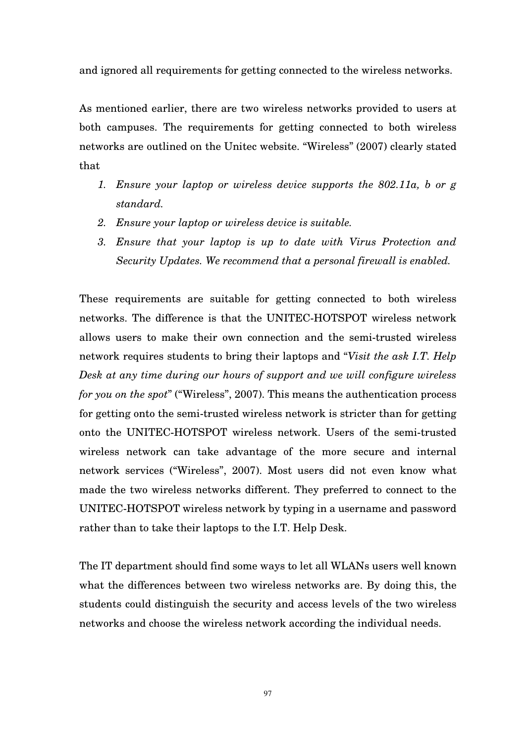and ignored all requirements for getting connected to the wireless networks.

As mentioned earlier, there are two wireless networks provided to users at both campuses. The requirements for getting connected to both wireless networks are outlined on the Unitec website. "Wireless" (2007) clearly stated that

1. *Ensure your laptop or wireless device supports the 802.11a, b or g standard.*
2. *Ensure your laptop or wireless device is suitable.*
3. *Ensure that your laptop is up to date with Virus Protection and Security Updates. We recommend that a personal firewall is enabled.*

These requirements are suitable for getting connected to both wireless networks. The difference is that the UNITEC-HOTSPOT wireless network allows users to make their own connection and the semi-trusted wireless network requires students to bring their laptops and "*Visit the ask I.T. Help Desk at any time during our hours of support and we will configure wireless for you on the spot*" ("Wireless", 2007). This means the authentication process for getting onto the semi-trusted wireless network is stricter than for getting onto the UNITEC-HOTSPOT wireless network. Users of the semi-trusted wireless network can take advantage of the more secure and internal network services ("Wireless", 2007). Most users did not even know what made the two wireless networks different. They preferred to connect to the UNITEC-HOTSPOT wireless network by typing in a username and password rather than to take their laptops to the I.T. Help Desk.

The IT department should find some ways to let all WLANs users well known what the differences between two wireless networks are. By doing this, the students could distinguish the security and access levels of the two wireless networks and choose the wireless network according the individual needs.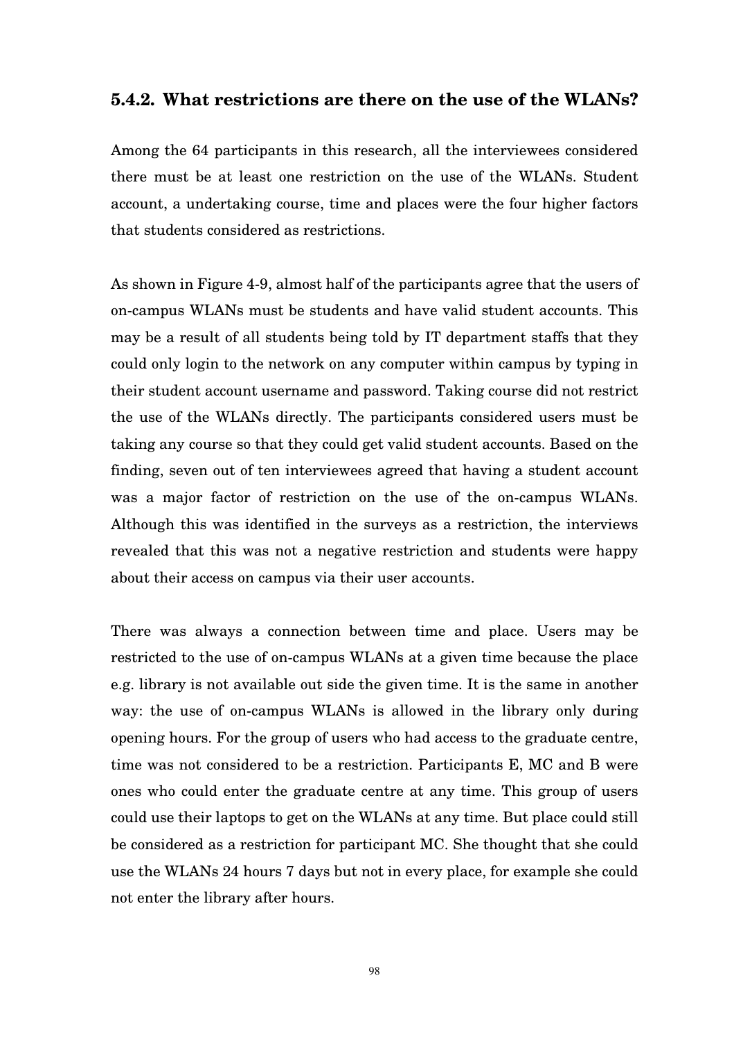### 5.4.2. What restrictions are there on the use of the WLANs?

Among the 64 participants in this research, all the interviewees considered there must be at least one restriction on the use of the WLANs. Student account, a undertaking course, time and places were the four higher factors that students considered as restrictions.

As shown in Figure 4-9, almost half of the participants agree that the users of on-campus WLANs must be students and have valid student accounts. This may be a result of all students being told by IT department staffs that they could only login to the network on any computer within campus by typing in their student account username and password. Taking course did not restrict the use of the WLANs directly. The participants considered users must be taking any course so that they could get valid student accounts. Based on the finding, seven out of ten interviewees agreed that having a student account was a major factor of restriction on the use of the on-campus WLANs. Although this was identified in the surveys as a restriction, the interviews revealed that this was not a negative restriction and students were happy about their access on campus via their user accounts.

There was always a connection between time and place. Users may be restricted to the use of on-campus WLANs at a given time because the place e.g. library is not available out side the given time. It is the same in another way: the use of on-campus WLANs is allowed in the library only during opening hours. For the group of users who had access to the graduate centre, time was not considered to be a restriction. Participants E, MC and B were ones who could enter the graduate centre at any time. This group of users could use their laptops to get on the WLANs at any time. But place could still be considered as a restriction for participant MC. She thought that she could use the WLANs 24 hours 7 days but not in every place, for example she could not enter the library after hours.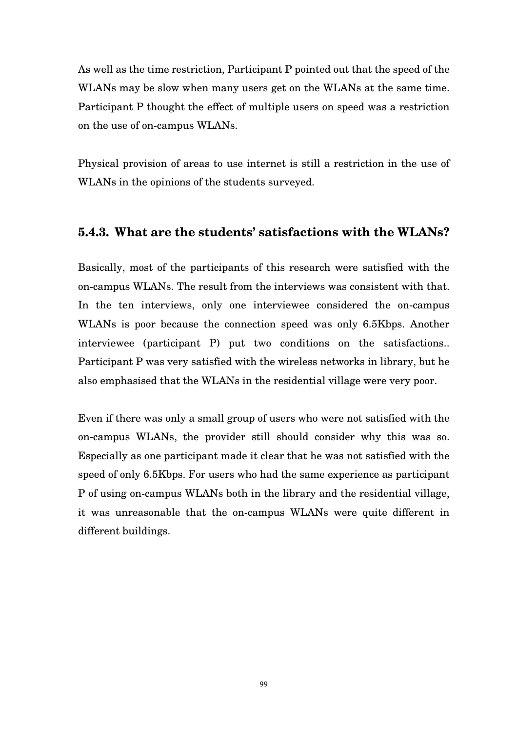As well as the time restriction, Participant P pointed out that the speed of the WLANs may be slow when many users get on the WLANs at the same time. Participant P thought the effect of multiple users on speed was a restriction on the use of on-campus WLANs.

Physical provision of areas to use internet is still a restriction in the use of WLANs in the opinions of the students surveyed.

### 5.4.3. What are the students' satisfactions with the WLANs?

Basically, most of the participants of this research were satisfied with the on-campus WLANs. The result from the interviews was consistent with that. In the ten interviews, only one interviewee considered the on-campus WLANs is poor because the connection speed was only 6.5Kbps. Another interviewee (participant P) put two conditions on the satisfactions.. Participant P was very satisfied with the wireless networks in library, but he also emphasised that the WLANs in the residential village were very poor.

Even if there was only a small group of users who were not satisfied with the on-campus WLANs, the provider still should consider why this was so. Especially as one participant made it clear that he was not satisfied with the speed of only 6.5Kbps. For users who had the same experience as participant P of using on-campus WLANs both in the library and the residential village, it was unreasonable that the on-campus WLANs were quite different in different buildings.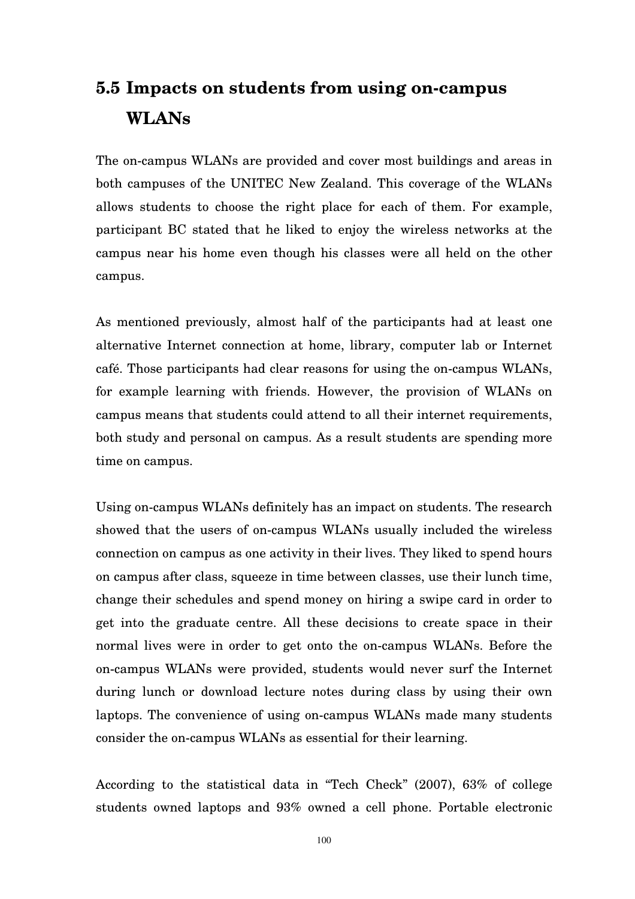## 5.5 Impacts on students from using on-campus WLANs

The on-campus WLANs are provided and cover most buildings and areas in both campuses of the UNITEC New Zealand. This coverage of the WLANs allows students to choose the right place for each of them. For example, participant BC stated that he liked to enjoy the wireless networks at the campus near his home even though his classes were all held on the other campus.

As mentioned previously, almost half of the participants had at least one alternative Internet connection at home, library, computer lab or Internet café. Those participants had clear reasons for using the on-campus WLANs, for example learning with friends. However, the provision of WLANs on campus means that students could attend to all their internet requirements, both study and personal on campus. As a result students are spending more time on campus.

Using on-campus WLANs definitely has an impact on students. The research showed that the users of on-campus WLANs usually included the wireless connection on campus as one activity in their lives. They liked to spend hours on campus after class, squeeze in time between classes, use their lunch time, change their schedules and spend money on hiring a swipe card in order to get into the graduate centre. All these decisions to create space in their normal lives were in order to get onto the on-campus WLANs. Before the on-campus WLANs were provided, students would never surf the Internet during lunch or download lecture notes during class by using their own laptops. The convenience of using on-campus WLANs made many students consider the on-campus WLANs as essential for their learning.

According to the statistical data in "Tech Check" (2007), 63% of college students owned laptops and 93% owned a cell phone. Portable electronic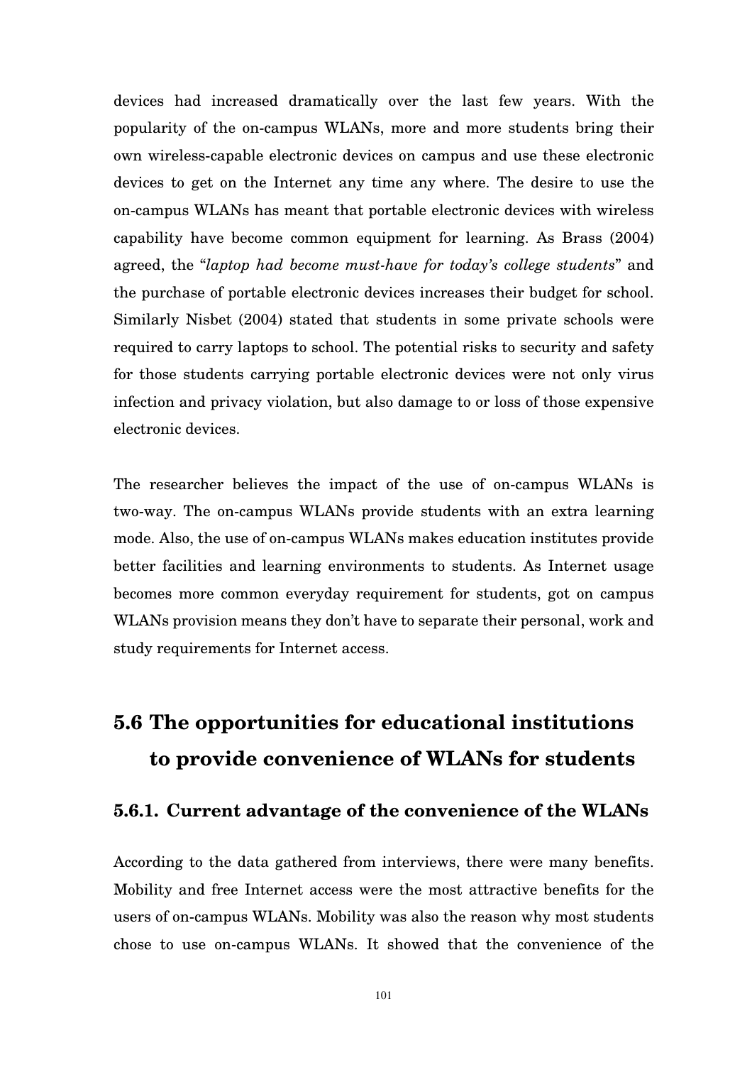devices had increased dramatically over the last few years. With the popularity of the on-campus WLANs, more and more students bring their own wireless-capable electronic devices on campus and use these electronic devices to get on the Internet any time any where. The desire to use the on-campus WLANs has meant that portable electronic devices with wireless capability have become common equipment for learning. As Brass (2004) agreed, the "*laptop had become must-have for today's college students*" and the purchase of portable electronic devices increases their budget for school. Similarly Nisbet (2004) stated that students in some private schools were required to carry laptops to school. The potential risks to security and safety for those students carrying portable electronic devices were not only virus infection and privacy violation, but also damage to or loss of those expensive electronic devices.

The researcher believes the impact of the use of on-campus WLANs is two-way. The on-campus WLANs provide students with an extra learning mode. Also, the use of on-campus WLANs makes education institutes provide better facilities and learning environments to students. As Internet usage becomes more common everyday requirement for students, got on campus WLANs provision means they don't have to separate their personal, work and study requirements for Internet access.

## 5.6 The opportunities for educational institutions to provide convenience of WLANs for students

### 5.6.1. Current advantage of the convenience of the WLANs

According to the data gathered from interviews, there were many benefits. Mobility and free Internet access were the most attractive benefits for the users of on-campus WLANs. Mobility was also the reason why most students chose to use on-campus WLANs. It showed that the convenience of the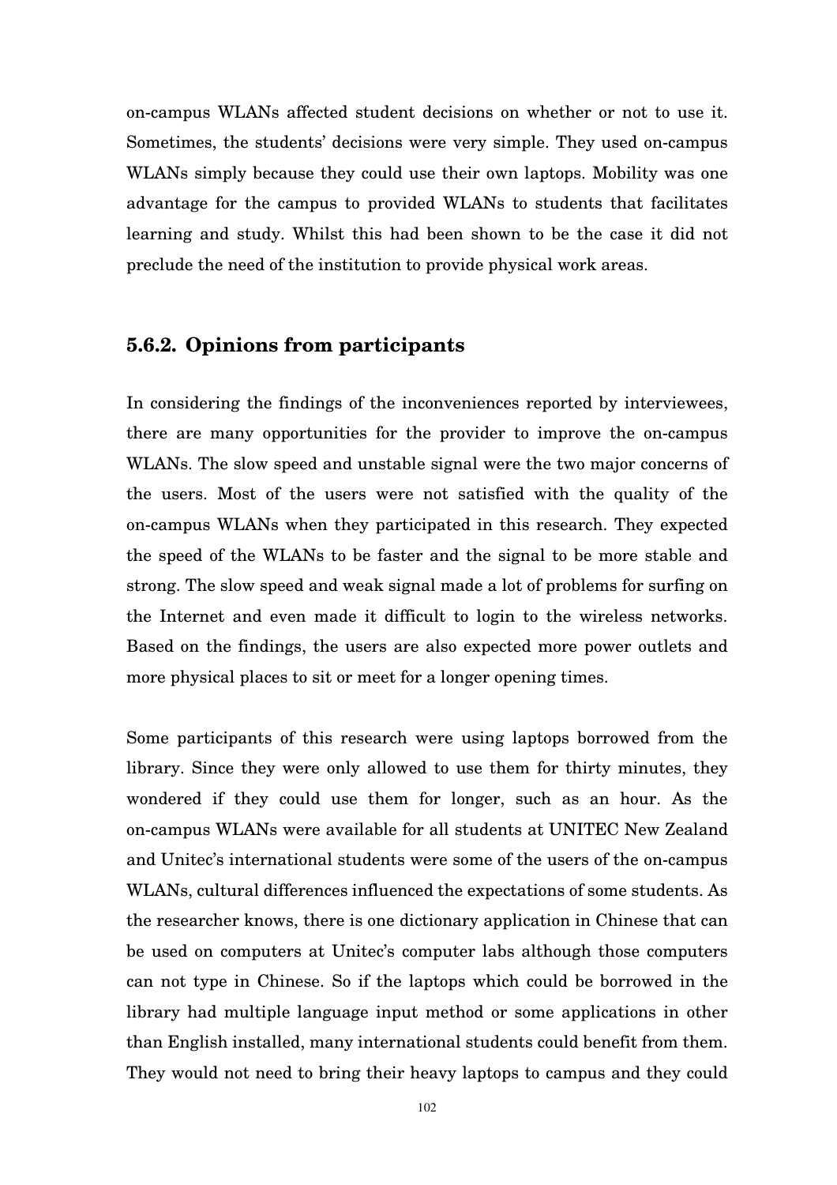on-campus WLANs affected student decisions on whether or not to use it. Sometimes, the students' decisions were very simple. They used on-campus WLANs simply because they could use their own laptops. Mobility was one advantage for the campus to provided WLANs to students that facilitates learning and study. Whilst this had been shown to be the case it did not preclude the need of the institution to provide physical work areas.

### 5.6.2. Opinions from participants

In considering the findings of the inconveniences reported by interviewees, there are many opportunities for the provider to improve the on-campus WLANs. The slow speed and unstable signal were the two major concerns of the users. Most of the users were not satisfied with the quality of the on-campus WLANs when they participated in this research. They expected the speed of the WLANs to be faster and the signal to be more stable and strong. The slow speed and weak signal made a lot of problems for surfing on the Internet and even made it difficult to login to the wireless networks. Based on the findings, the users are also expected more power outlets and more physical places to sit or meet for a longer opening times.

Some participants of this research were using laptops borrowed from the library. Since they were only allowed to use them for thirty minutes, they wondered if they could use them for longer, such as an hour. As the on-campus WLANs were available for all students at UNITEC New Zealand and Unitec's international students were some of the users of the on-campus WLANs, cultural differences influenced the expectations of some students. As the researcher knows, there is one dictionary application in Chinese that can be used on computers at Unitec's computer labs although those computers can not type in Chinese. So if the laptops which could be borrowed in the library had multiple language input method or some applications in other than English installed, many international students could benefit from them. They would not need to bring their heavy laptops to campus and they could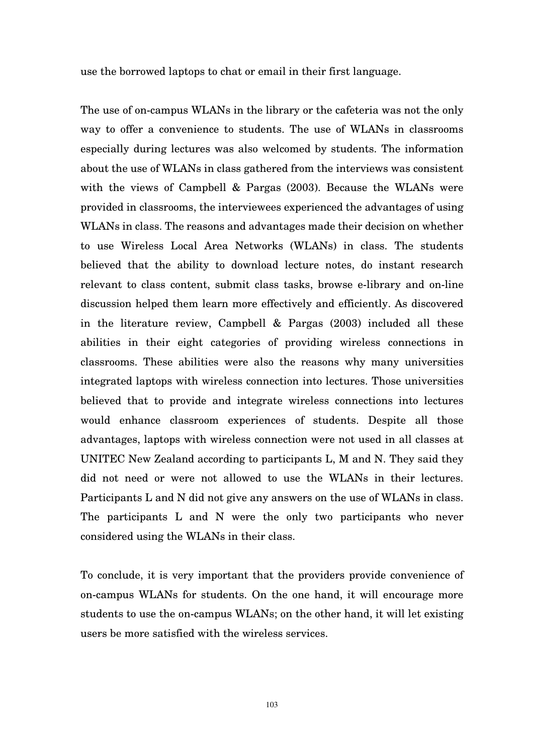use the borrowed laptops to chat or email in their first language.

The use of on-campus WLANs in the library or the cafeteria was not the only way to offer a convenience to students. The use of WLANs in classrooms especially during lectures was also welcomed by students. The information about the use of WLANs in class gathered from the interviews was consistent with the views of Campbell & Pargas (2003). Because the WLANs were provided in classrooms, the interviewees experienced the advantages of using WLANs in class. The reasons and advantages made their decision on whether to use Wireless Local Area Networks (WLANs) in class. The students believed that the ability to download lecture notes, do instant research relevant to class content, submit class tasks, browse e-library and on-line discussion helped them learn more effectively and efficiently. As discovered in the literature review, Campbell & Pargas (2003) included all these abilities in their eight categories of providing wireless connections in classrooms. These abilities were also the reasons why many universities integrated laptops with wireless connection into lectures. Those universities believed that to provide and integrate wireless connections into lectures would enhance classroom experiences of students. Despite all those advantages, laptops with wireless connection were not used in all classes at UNITEC New Zealand according to participants L, M and N. They said they did not need or were not allowed to use the WLANs in their lectures. Participants L and N did not give any answers on the use of WLANs in class. The participants L and N were the only two participants who never considered using the WLANs in their class.

To conclude, it is very important that the providers provide convenience of on-campus WLANs for students. On the one hand, it will encourage more students to use the on-campus WLANs; on the other hand, it will let existing users be more satisfied with the wireless services.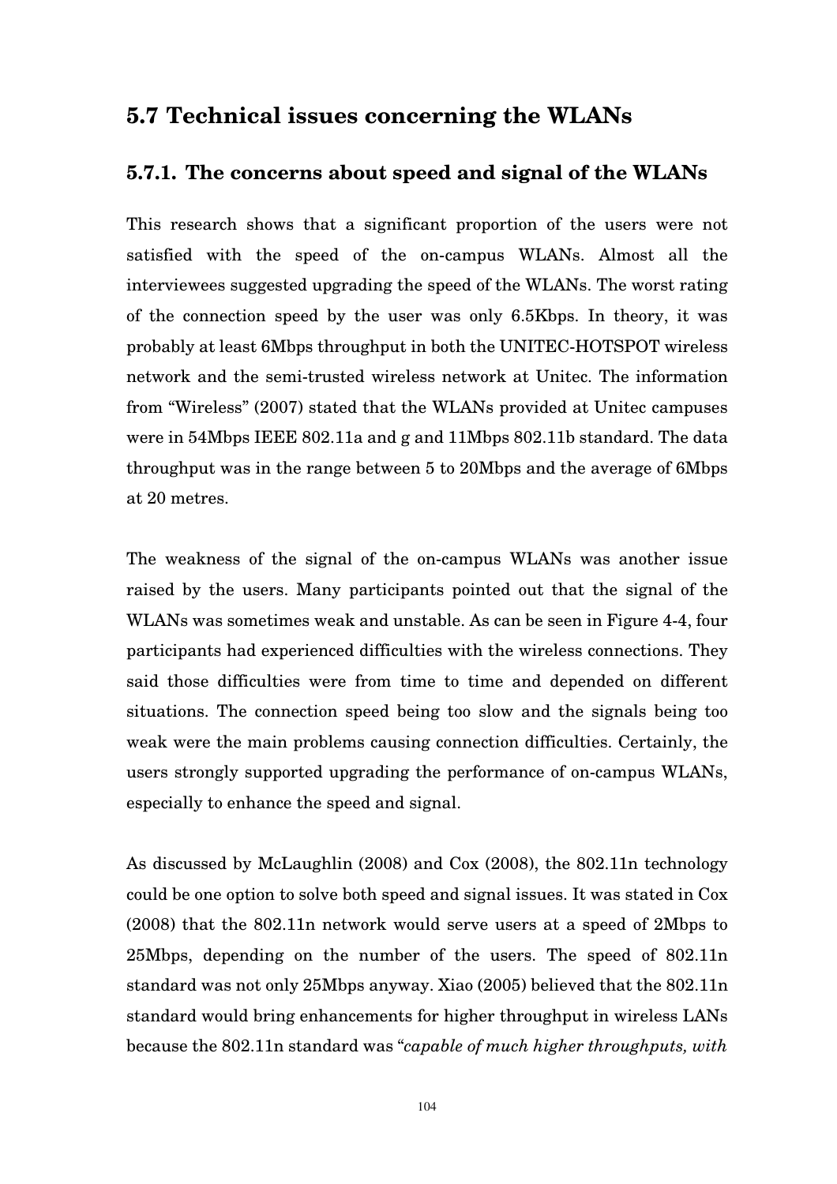## 5.7 Technical issues concerning the WLANs

### 5.7.1. The concerns about speed and signal of the WLANs

This research shows that a significant proportion of the users were not satisfied with the speed of the on-campus WLANs. Almost all the interviewees suggested upgrading the speed of the WLANs. The worst rating of the connection speed by the user was only 6.5Kbps. In theory, it was probably at least 6Mbps throughput in both the UNITEC-HOTSPOT wireless network and the semi-trusted wireless network at Unitec. The information from "Wireless" (2007) stated that the WLANs provided at Unitec campuses were in 54Mbps IEEE 802.11a and g and 11Mbps 802.11b standard. The data throughput was in the range between 5 to 20Mbps and the average of 6Mbps at 20 metres.

The weakness of the signal of the on-campus WLANs was another issue raised by the users. Many participants pointed out that the signal of the WLANs was sometimes weak and unstable. As can be seen in Figure 4-4, four participants had experienced difficulties with the wireless connections. They said those difficulties were from time to time and depended on different situations. The connection speed being too slow and the signals being too weak were the main problems causing connection difficulties. Certainly, the users strongly supported upgrading the performance of on-campus WLANs, especially to enhance the speed and signal.

As discussed by McLaughlin (2008) and Cox (2008), the 802.11n technology could be one option to solve both speed and signal issues. It was stated in Cox (2008) that the 802.11n network would serve users at a speed of 2Mbps to 25Mbps, depending on the number of the users. The speed of 802.11n standard was not only 25Mbps anyway. Xiao (2005) believed that the 802.11n standard would bring enhancements for higher throughput in wireless LANs because the 802.11n standard was "*capable of much higher throughputs, with*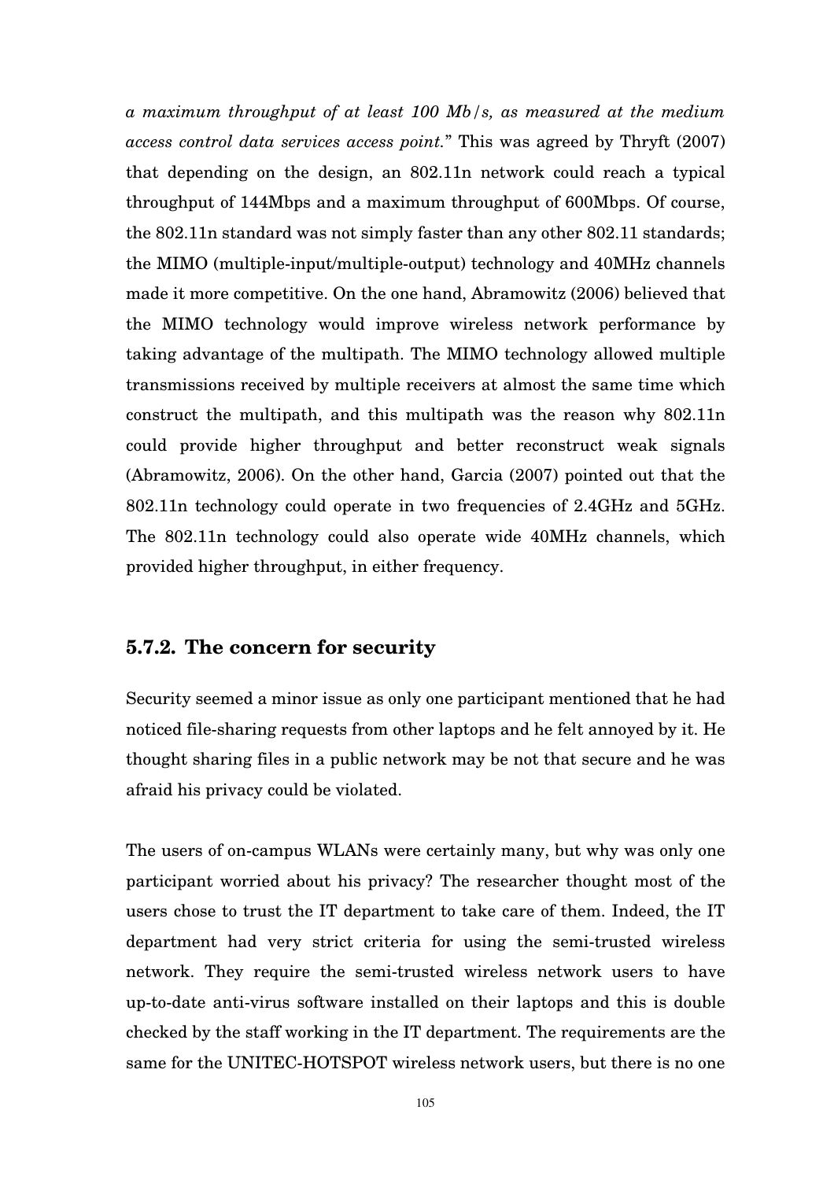*a maximum throughput of at least 100 Mb/s, as measured at the medium access control data services access point.*" This was agreed by Thryft (2007) that depending on the design, an 802.11n network could reach a typical throughput of 144Mbps and a maximum throughput of 600Mbps. Of course, the 802.11n standard was not simply faster than any other 802.11 standards; the MIMO (multiple-input/multiple-output) technology and 40MHz channels made it more competitive. On the one hand, Abramowitz (2006) believed that the MIMO technology would improve wireless network performance by taking advantage of the multipath. The MIMO technology allowed multiple transmissions received by multiple receivers at almost the same time which construct the multipath, and this multipath was the reason why 802.11n could provide higher throughput and better reconstruct weak signals (Abramowitz, 2006). On the other hand, Garcia (2007) pointed out that the 802.11n technology could operate in two frequencies of 2.4GHz and 5GHz. The 802.11n technology could also operate wide 40MHz channels, which provided higher throughput, in either frequency.

### 5.7.2. The concern for security

Security seemed a minor issue as only one participant mentioned that he had noticed file-sharing requests from other laptops and he felt annoyed by it. He thought sharing files in a public network may be not that secure and he was afraid his privacy could be violated.

The users of on-campus WLANs were certainly many, but why was only one participant worried about his privacy? The researcher thought most of the users chose to trust the IT department to take care of them. Indeed, the IT department had very strict criteria for using the semi-trusted wireless network. They require the semi-trusted wireless network users to have up-to-date anti-virus software installed on their laptops and this is double checked by the staff working in the IT department. The requirements are the same for the UNITEC-HOTSPOT wireless network users, but there is no one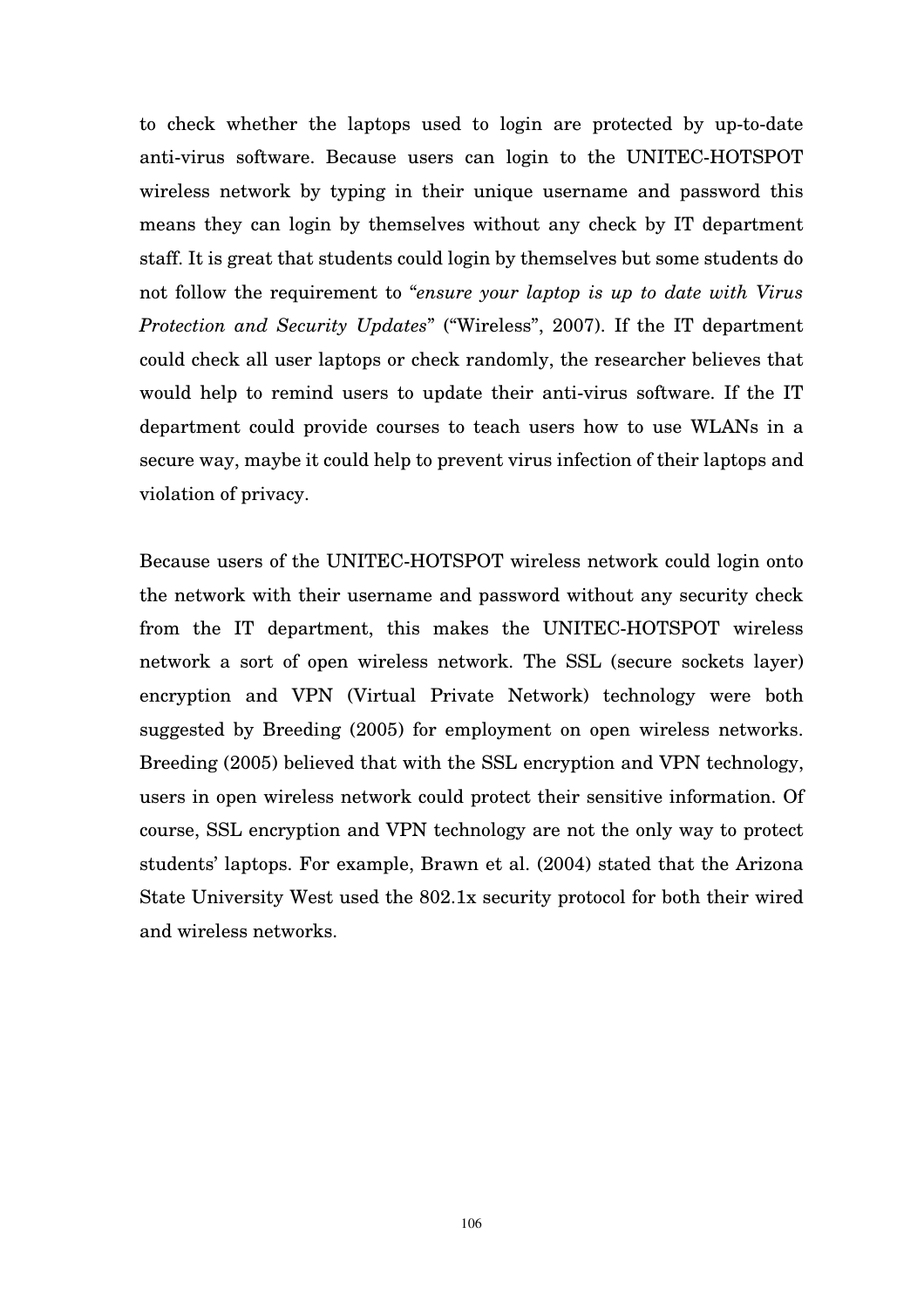to check whether the laptops used to login are protected by up-to-date anti-virus software. Because users can login to the UNITEC-HOTSPOT wireless network by typing in their unique username and password this means they can login by themselves without any check by IT department staff. It is great that students could login by themselves but some students do not follow the requirement to "*ensure your laptop is up to date with Virus Protection and Security Updates*" ("Wireless", 2007). If the IT department could check all user laptops or check randomly, the researcher believes that would help to remind users to update their anti-virus software. If the IT department could provide courses to teach users how to use WLANs in a secure way, maybe it could help to prevent virus infection of their laptops and violation of privacy.

Because users of the UNITEC-HOTSPOT wireless network could login onto the network with their username and password without any security check from the IT department, this makes the UNITEC-HOTSPOT wireless network a sort of open wireless network. The SSL (secure sockets layer) encryption and VPN (Virtual Private Network) technology were both suggested by Breeding (2005) for employment on open wireless networks. Breeding (2005) believed that with the SSL encryption and VPN technology, users in open wireless network could protect their sensitive information. Of course, SSL encryption and VPN technology are not the only way to protect students' laptops. For example, Brawn et al. (2004) stated that the Arizona State University West used the 802.1x security protocol for both their wired and wireless networks.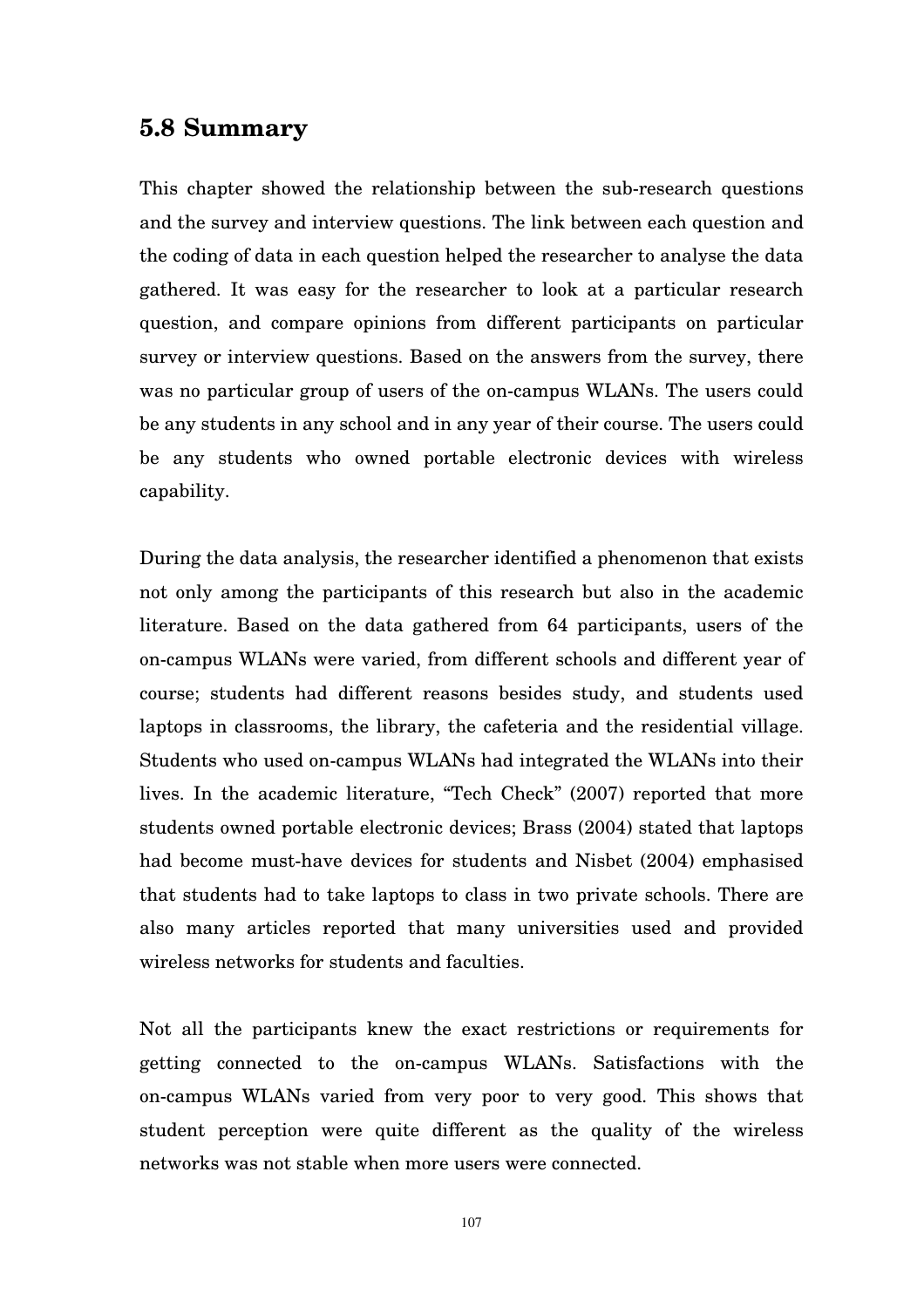## 5.8 Summary

This chapter showed the relationship between the sub-research questions and the survey and interview questions. The link between each question and the coding of data in each question helped the researcher to analyse the data gathered. It was easy for the researcher to look at a particular research question, and compare opinions from different participants on particular survey or interview questions. Based on the answers from the survey, there was no particular group of users of the on-campus WLANs. The users could be any students in any school and in any year of their course. The users could be any students who owned portable electronic devices with wireless capability.

During the data analysis, the researcher identified a phenomenon that exists not only among the participants of this research but also in the academic literature. Based on the data gathered from 64 participants, users of the on-campus WLANs were varied, from different schools and different year of course; students had different reasons besides study, and students used laptops in classrooms, the library, the cafeteria and the residential village. Students who used on-campus WLANs had integrated the WLANs into their lives. In the academic literature, "Tech Check" (2007) reported that more students owned portable electronic devices; Brass (2004) stated that laptops had become must-have devices for students and Nisbet (2004) emphasised that students had to take laptops to class in two private schools. There are also many articles reported that many universities used and provided wireless networks for students and faculties.

Not all the participants knew the exact restrictions or requirements for getting connected to the on-campus WLANs. Satisfactions with the on-campus WLANs varied from very poor to very good. This shows that student perception were quite different as the quality of the wireless networks was not stable when more users were connected.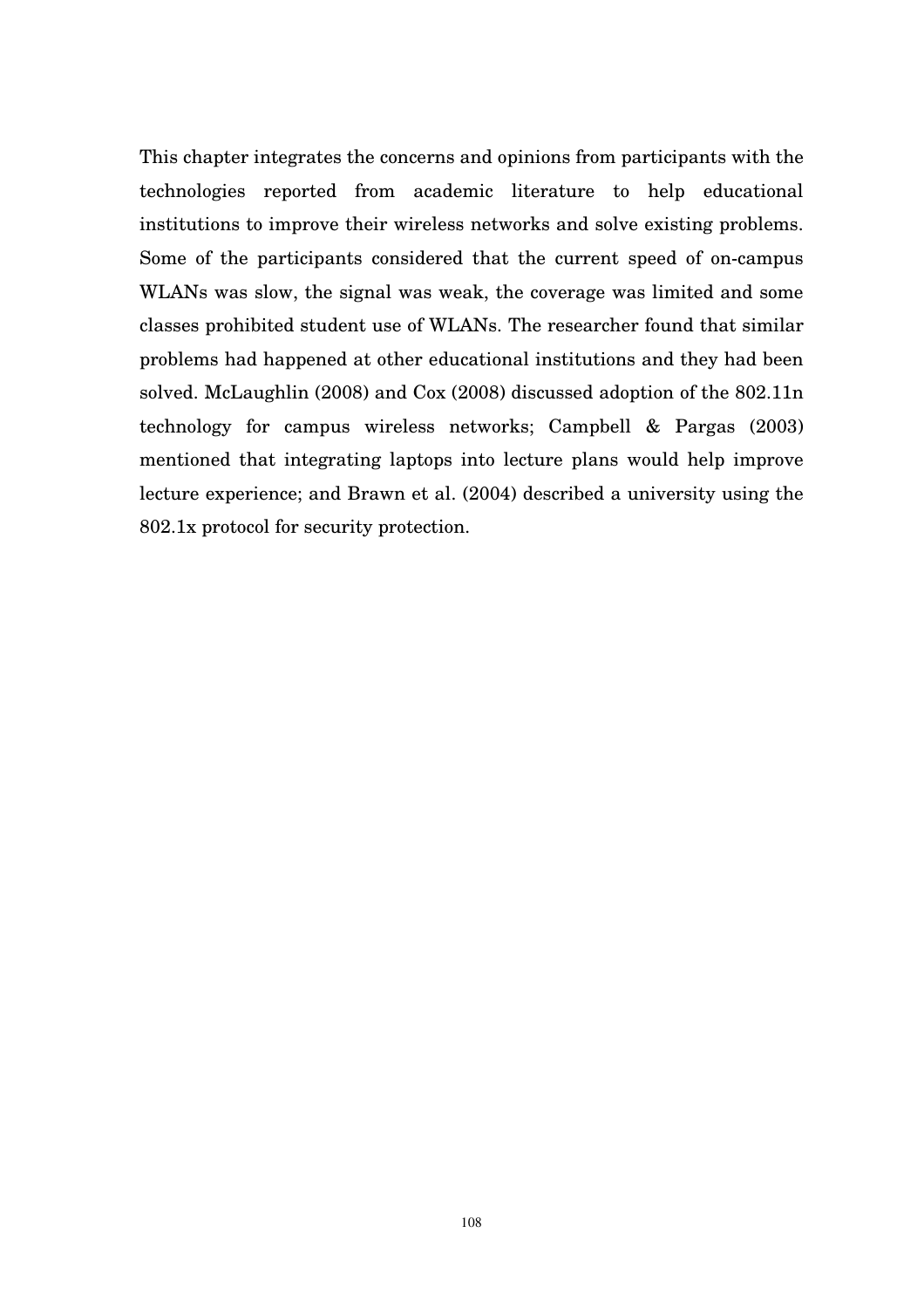This chapter integrates the concerns and opinions from participants with the technologies reported from academic literature to help educational institutions to improve their wireless networks and solve existing problems. Some of the participants considered that the current speed of on-campus WLANs was slow, the signal was weak, the coverage was limited and some classes prohibited student use of WLANs. The researcher found that similar problems had happened at other educational institutions and they had been solved. McLaughlin (2008) and Cox (2008) discussed adoption of the 802.11n technology for campus wireless networks; Campbell & Pargas (2003) mentioned that integrating laptops into lecture plans would help improve lecture experience; and Brawn et al. (2004) described a university using the 802.1x protocol for security protection.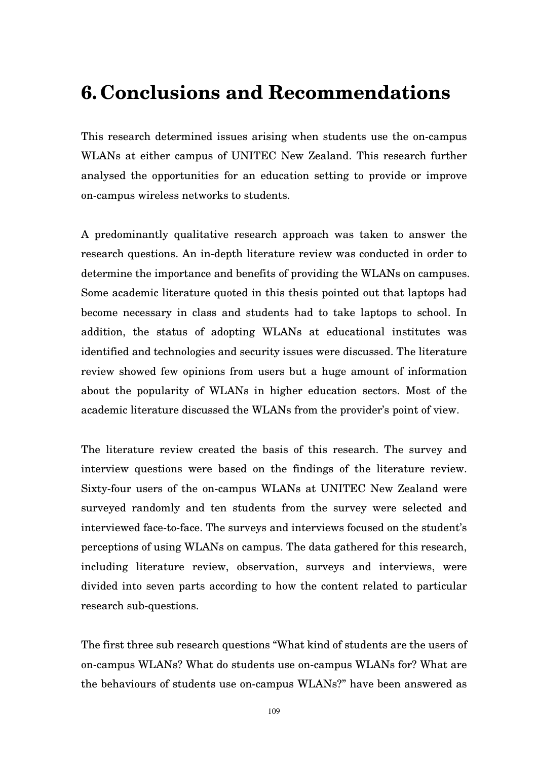# 6. Conclusions and Recommendations

This research determined issues arising when students use the on-campus WLANs at either campus of UNITEC New Zealand. This research further analysed the opportunities for an education setting to provide or improve on-campus wireless networks to students.

A predominantly qualitative research approach was taken to answer the research questions. An in-depth literature review was conducted in order to determine the importance and benefits of providing the WLANs on campuses. Some academic literature quoted in this thesis pointed out that laptops had become necessary in class and students had to take laptops to school. In addition, the status of adopting WLANs at educational institutes was identified and technologies and security issues were discussed. The literature review showed few opinions from users but a huge amount of information about the popularity of WLANs in higher education sectors. Most of the academic literature discussed the WLANs from the provider's point of view.

The literature review created the basis of this research. The survey and interview questions were based on the findings of the literature review. Sixty-four users of the on-campus WLANs at UNITEC New Zealand were surveyed randomly and ten students from the survey were selected and interviewed face-to-face. The surveys and interviews focused on the student's perceptions of using WLANs on campus. The data gathered for this research, including literature review, observation, surveys and interviews, were divided into seven parts according to how the content related to particular research sub-questions.

The first three sub research questions "What kind of students are the users of on-campus WLANs? What do students use on-campus WLANs for? What are the behaviours of students use on-campus WLANs?" have been answered as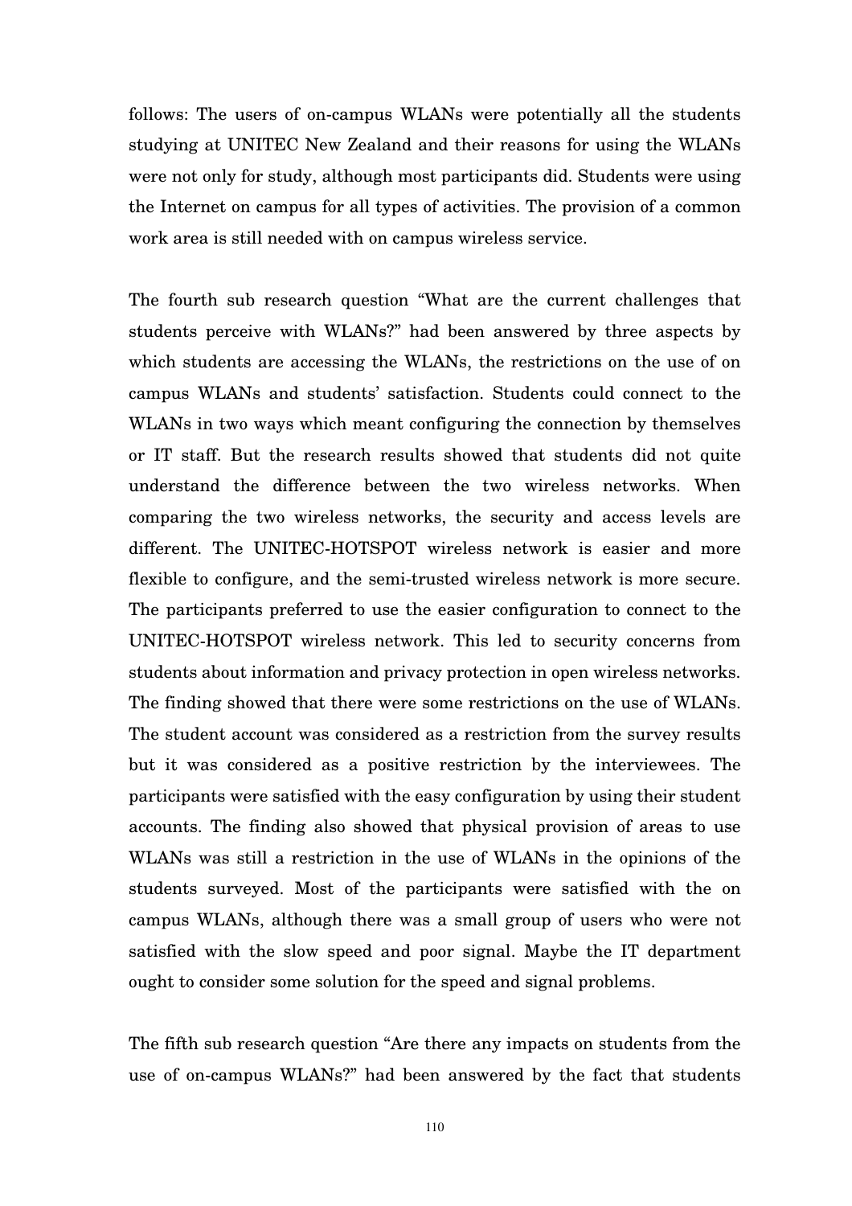follows: The users of on-campus WLANs were potentially all the students studying at UNITEC New Zealand and their reasons for using the WLANs were not only for study, although most participants did. Students were using the Internet on campus for all types of activities. The provision of a common work area is still needed with on campus wireless service.

The fourth sub research question "What are the current challenges that students perceive with WLANs?" had been answered by three aspects by which students are accessing the WLANs, the restrictions on the use of on campus WLANs and students' satisfaction. Students could connect to the WLANs in two ways which meant configuring the connection by themselves or IT staff. But the research results showed that students did not quite understand the difference between the two wireless networks. When comparing the two wireless networks, the security and access levels are different. The UNITEC-HOTSPOT wireless network is easier and more flexible to configure, and the semi-trusted wireless network is more secure. The participants preferred to use the easier configuration to connect to the UNITEC-HOTSPOT wireless network. This led to security concerns from students about information and privacy protection in open wireless networks. The finding showed that there were some restrictions on the use of WLANs. The student account was considered as a restriction from the survey results but it was considered as a positive restriction by the interviewees. The participants were satisfied with the easy configuration by using their student accounts. The finding also showed that physical provision of areas to use WLANs was still a restriction in the use of WLANs in the opinions of the students surveyed. Most of the participants were satisfied with the on campus WLANs, although there was a small group of users who were not satisfied with the slow speed and poor signal. Maybe the IT department ought to consider some solution for the speed and signal problems.

The fifth sub research question "Are there any impacts on students from the use of on-campus WLANs?" had been answered by the fact that students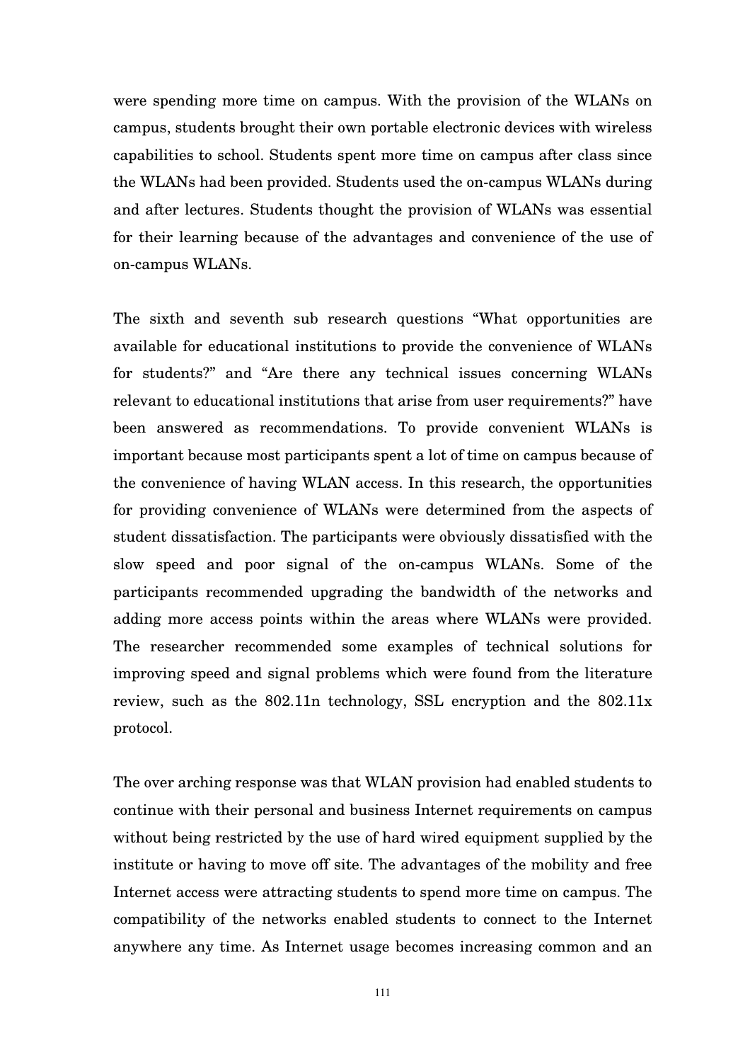were spending more time on campus. With the provision of the WLANs on campus, students brought their own portable electronic devices with wireless capabilities to school. Students spent more time on campus after class since the WLANs had been provided. Students used the on-campus WLANs during and after lectures. Students thought the provision of WLANs was essential for their learning because of the advantages and convenience of the use of on-campus WLANs.

The sixth and seventh sub research questions "What opportunities are available for educational institutions to provide the convenience of WLANs for students?" and "Are there any technical issues concerning WLANs relevant to educational institutions that arise from user requirements?" have been answered as recommendations. To provide convenient WLANs is important because most participants spent a lot of time on campus because of the convenience of having WLAN access. In this research, the opportunities for providing convenience of WLANs were determined from the aspects of student dissatisfaction. The participants were obviously dissatisfied with the slow speed and poor signal of the on-campus WLANs. Some of the participants recommended upgrading the bandwidth of the networks and adding more access points within the areas where WLANs were provided. The researcher recommended some examples of technical solutions for improving speed and signal problems which were found from the literature review, such as the 802.11n technology, SSL encryption and the 802.11x protocol.

The over arching response was that WLAN provision had enabled students to continue with their personal and business Internet requirements on campus without being restricted by the use of hard wired equipment supplied by the institute or having to move off site. The advantages of the mobility and free Internet access were attracting students to spend more time on campus. The compatibility of the networks enabled students to connect to the Internet anywhere any time. As Internet usage becomes increasing common and an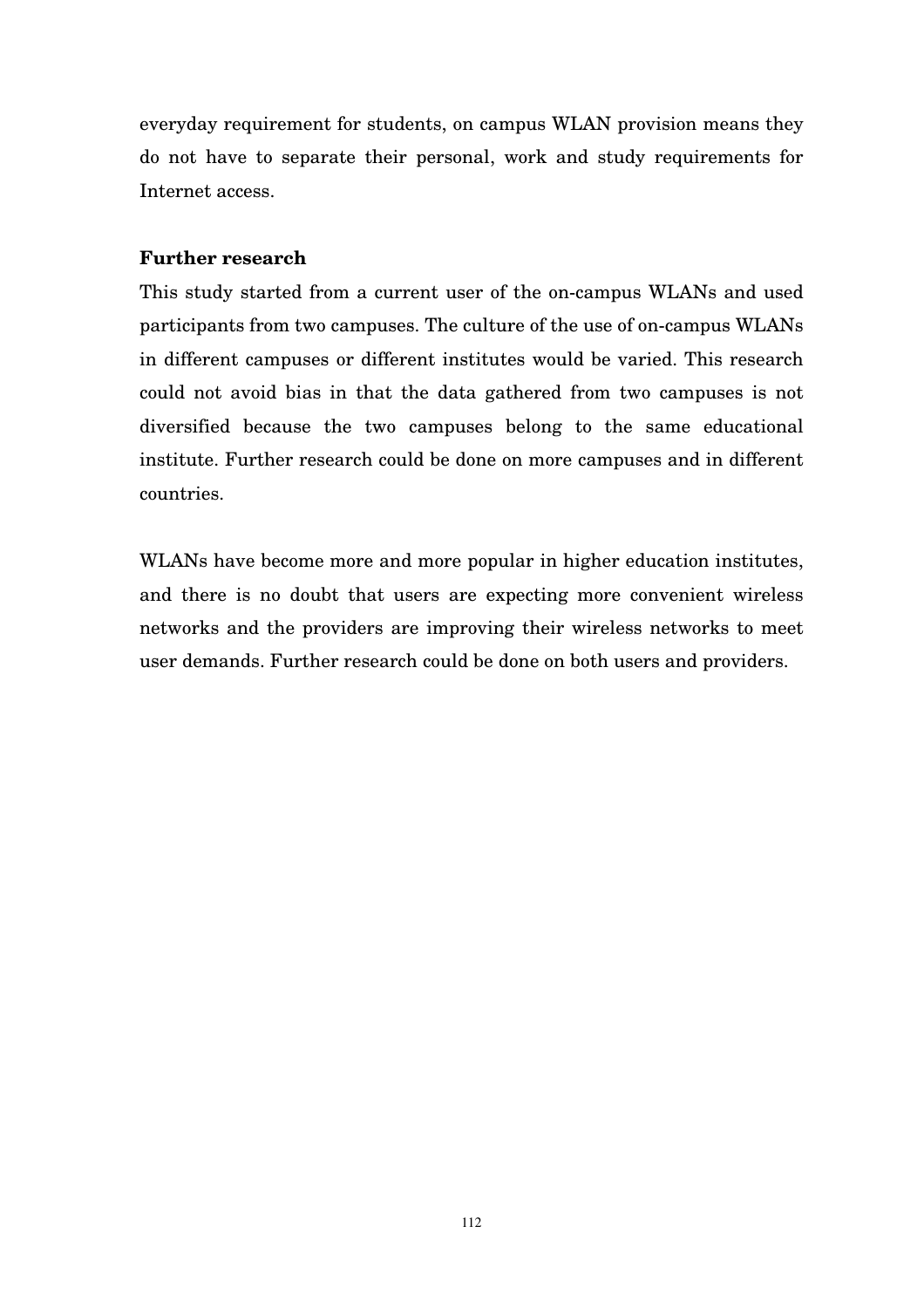everyday requirement for students, on campus WLAN provision means they do not have to separate their personal, work and study requirements for Internet access.

**Further research**

This study started from a current user of the on-campus WLANs and used participants from two campuses. The culture of the use of on-campus WLANs in different campuses or different institutes would be varied. This research could not avoid bias in that the data gathered from two campuses is not diversified because the two campuses belong to the same educational institute. Further research could be done on more campuses and in different countries.

WLANs have become more and more popular in higher education institutes, and there is no doubt that users are expecting more convenient wireless networks and the providers are improving their wireless networks to meet user demands. Further research could be done on both users and providers.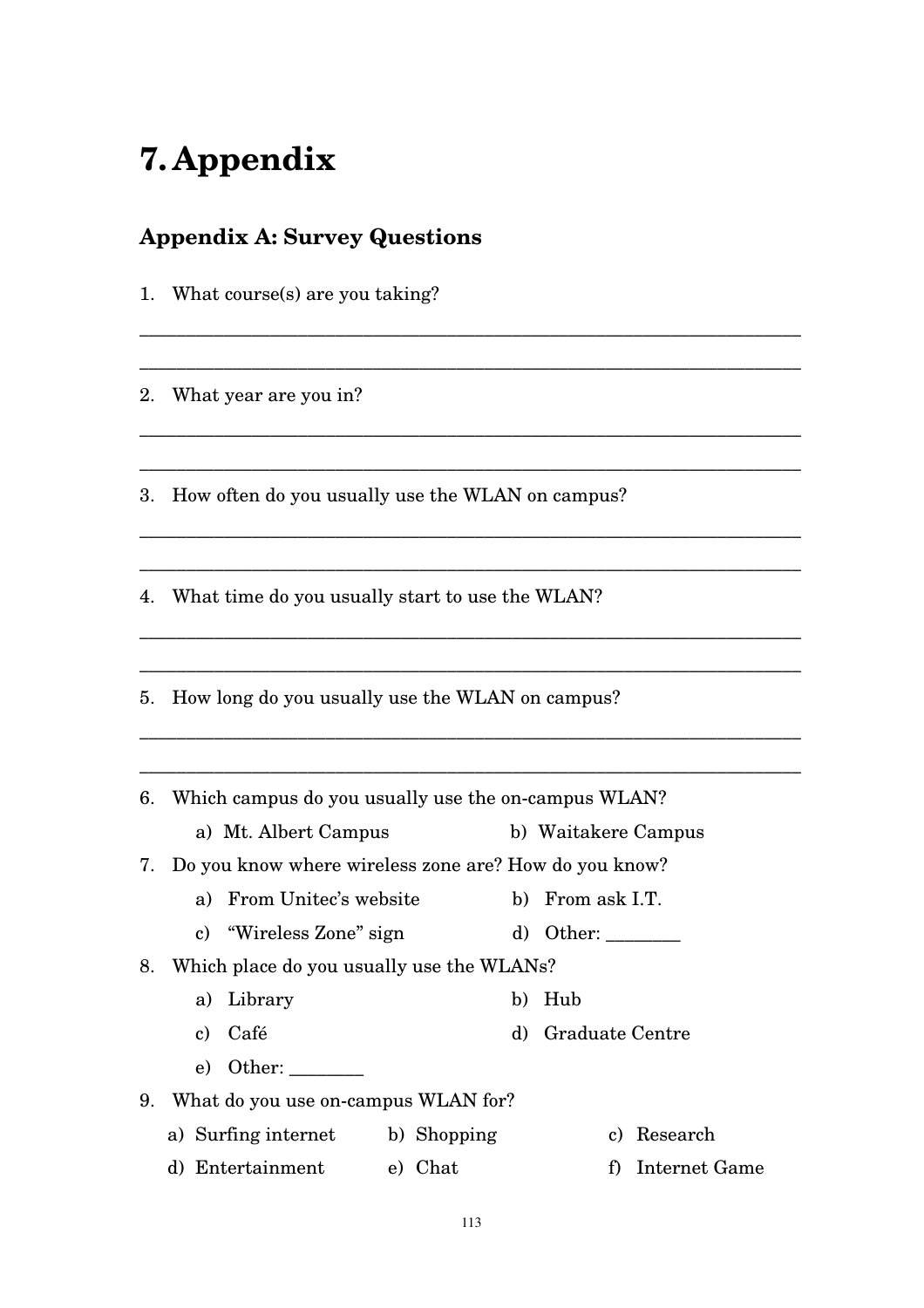# 7. Appendix

## Appendix A: Survey Questions

1. What course(s) are you taking?

________________________________________________________________________

________________________________________________________________________

2. What year are you in?

________________________________________________________________________

________________________________________________________________________

3. How often do you usually use the WLAN on campus?

________________________________________________________________________

________________________________________________________________________

4. What time do you usually start to use the WLAN?

________________________________________________________________________

________________________________________________________________________

5. How long do you usually use the WLAN on campus?

________________________________________________________________________

________________________________________________________________________

6. Which campus do you usually use the on-campus WLAN?
   - a) Mt. Albert Campus
   - b) Waitakere Campus
7. Do you know where wireless zone are? How do you know?
   - a) From Unitec's website
   - b) From ask I.T.
   - c) "Wireless Zone" sign
   - d) Other: ________
8. Which place do you usually use the WLANs?
   - a) Library
   - b) Hub
   - c) Café
   - d) Graduate Centre
   - e) Other: ________
9. What do you use on-campus WLAN for?
   - a) Surfing internet
   - b) Shopping
   - c) Research
   - d) Entertainment
   - e) Chat
   - f) Internet Game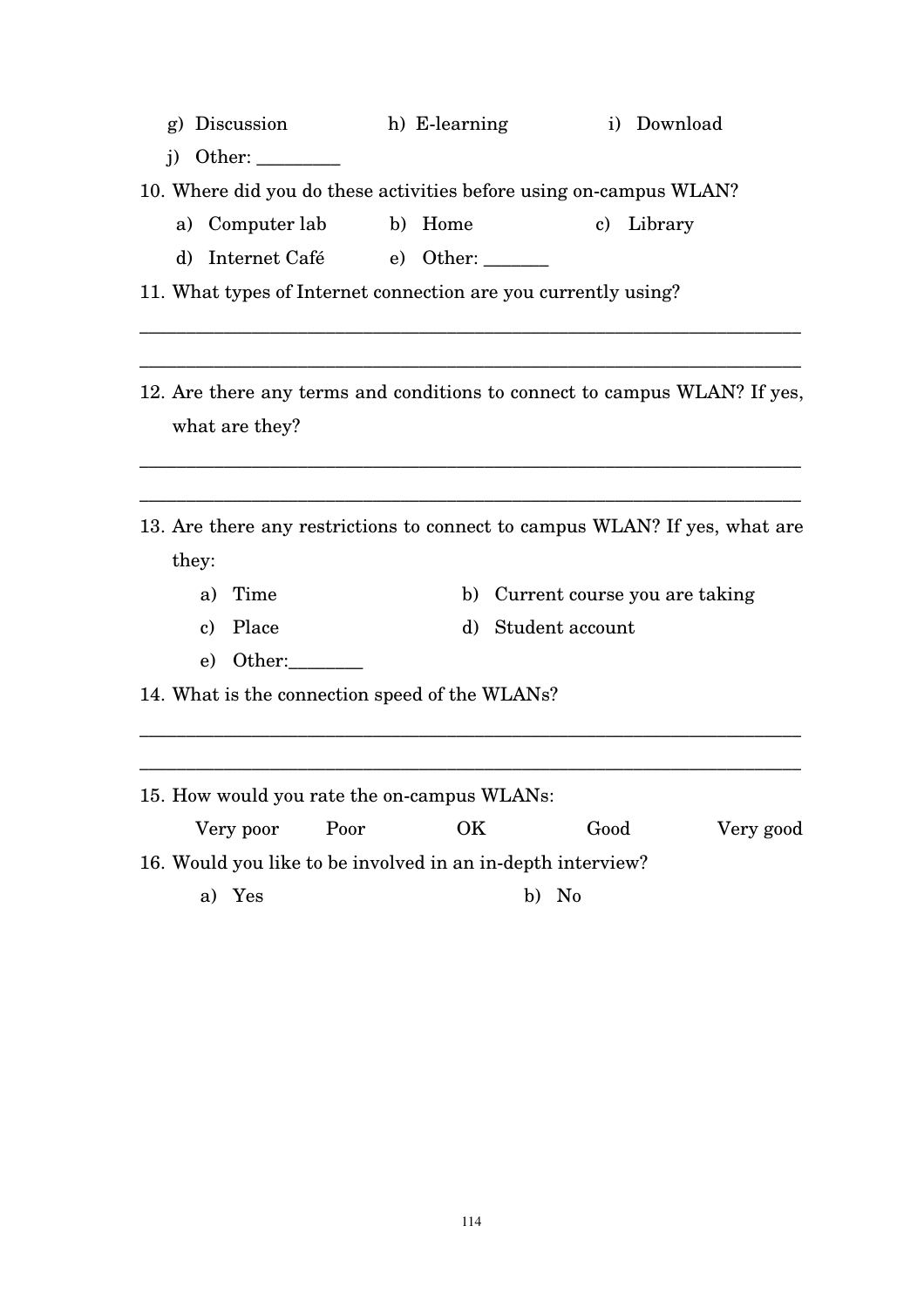g) Discussion
h) E-learning
i) Download
j) Other: _________

10. Where did you do these activities before using on-campus WLAN?

    a) Computer lab
    b) Home
    c) Library
    d) Internet Café
    e) Other: _______

11. What types of Internet connection are you currently using?

_________________________________________________________________________

_________________________________________________________________________

12. Are there any terms and conditions to connect to campus WLAN? If yes, what are they?

_________________________________________________________________________

_________________________________________________________________________

13. Are there any restrictions to connect to campus WLAN? If yes, what are they:

    a) Time
    b) Current course you are taking
    c) Place
    d) Student account
    e) Other:________

14. What is the connection speed of the WLANs?

_________________________________________________________________________

_________________________________________________________________________

15. How would you rate the on-campus WLANs:

    Very poor     Poor     OK     Good     Very good

16. Would you like to be involved in an in-depth interview?

    a) Yes
    b) No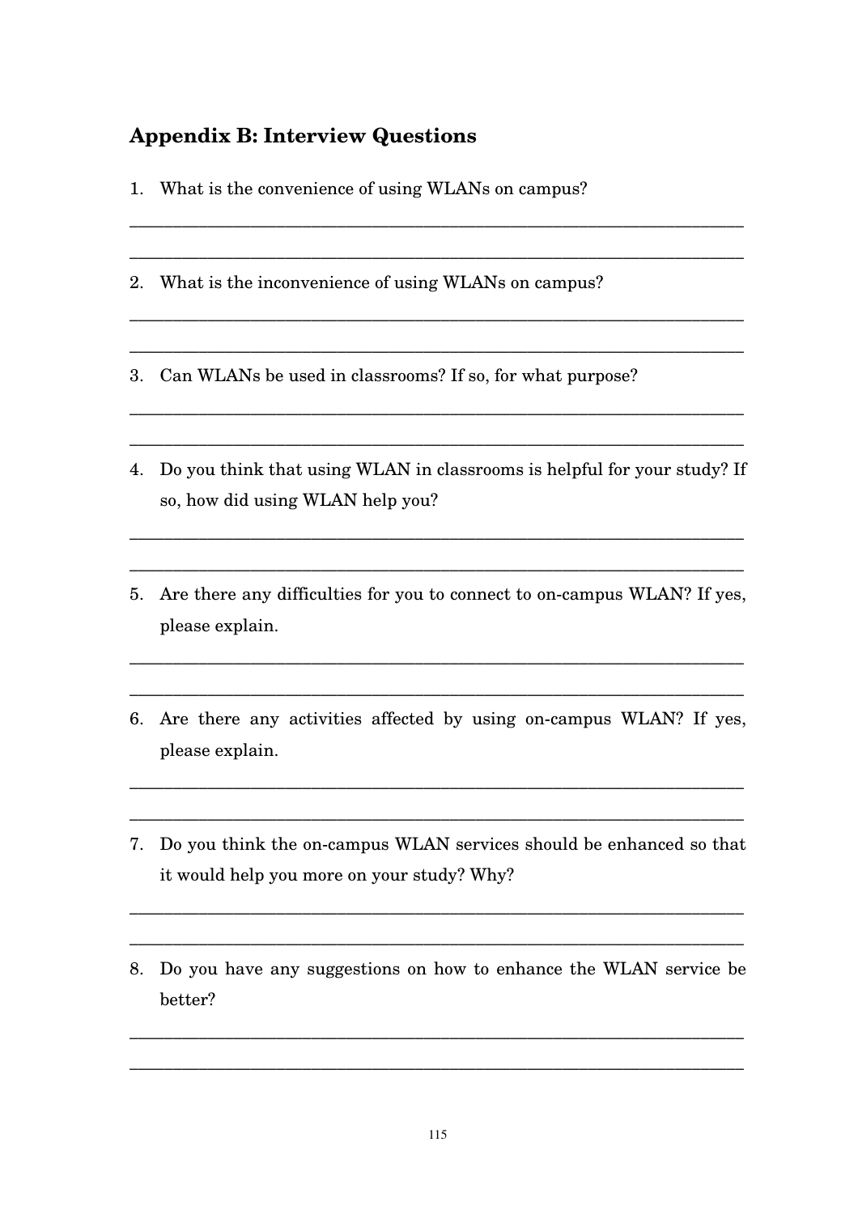## Appendix B: Interview Questions

1. What is the convenience of using WLANs on campus?

______________________________________________________________________

______________________________________________________________________

2. What is the inconvenience of using WLANs on campus?

______________________________________________________________________

______________________________________________________________________

3. Can WLANs be used in classrooms? If so, for what purpose?

______________________________________________________________________

______________________________________________________________________

4. Do you think that using WLAN in classrooms is helpful for your study? If so, how did using WLAN help you?

______________________________________________________________________

______________________________________________________________________

5. Are there any difficulties for you to connect to on-campus WLAN? If yes, please explain.

______________________________________________________________________

______________________________________________________________________

6. Are there any activities affected by using on-campus WLAN? If yes, please explain.

______________________________________________________________________

______________________________________________________________________

7. Do you think the on-campus WLAN services should be enhanced so that it would help you more on your study? Why?

______________________________________________________________________

______________________________________________________________________

8. Do you have any suggestions on how to enhance the WLAN service be better?

______________________________________________________________________

______________________________________________________________________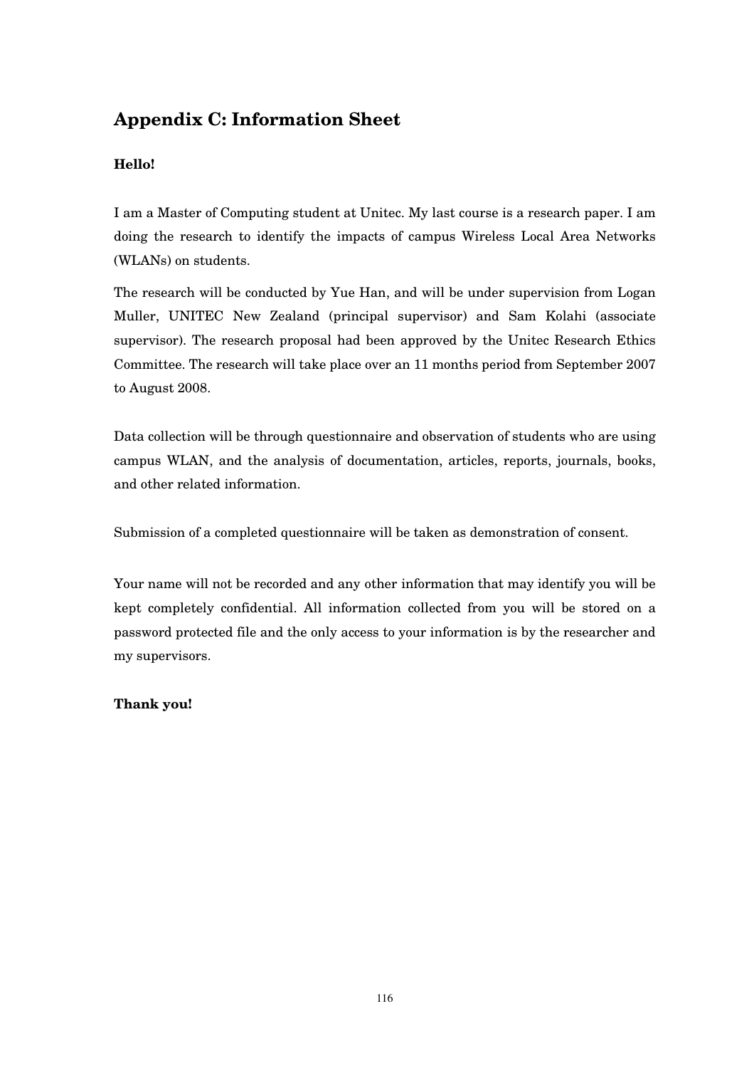## Appendix C: Information Sheet

**Hello!**

I am a Master of Computing student at Unitec. My last course is a research paper. I am doing the research to identify the impacts of campus Wireless Local Area Networks (WLANs) on students.

The research will be conducted by Yue Han, and will be under supervision from Logan Muller, UNITEC New Zealand (principal supervisor) and Sam Kolahi (associate supervisor). The research proposal had been approved by the Unitec Research Ethics Committee. The research will take place over an 11 months period from September 2007 to August 2008.

Data collection will be through questionnaire and observation of students who are using campus WLAN, and the analysis of documentation, articles, reports, journals, books, and other related information.

Submission of a completed questionnaire will be taken as demonstration of consent.

Your name will not be recorded and any other information that may identify you will be kept completely confidential. All information collected from you will be stored on a password protected file and the only access to your information is by the researcher and my supervisors.

**Thank you!**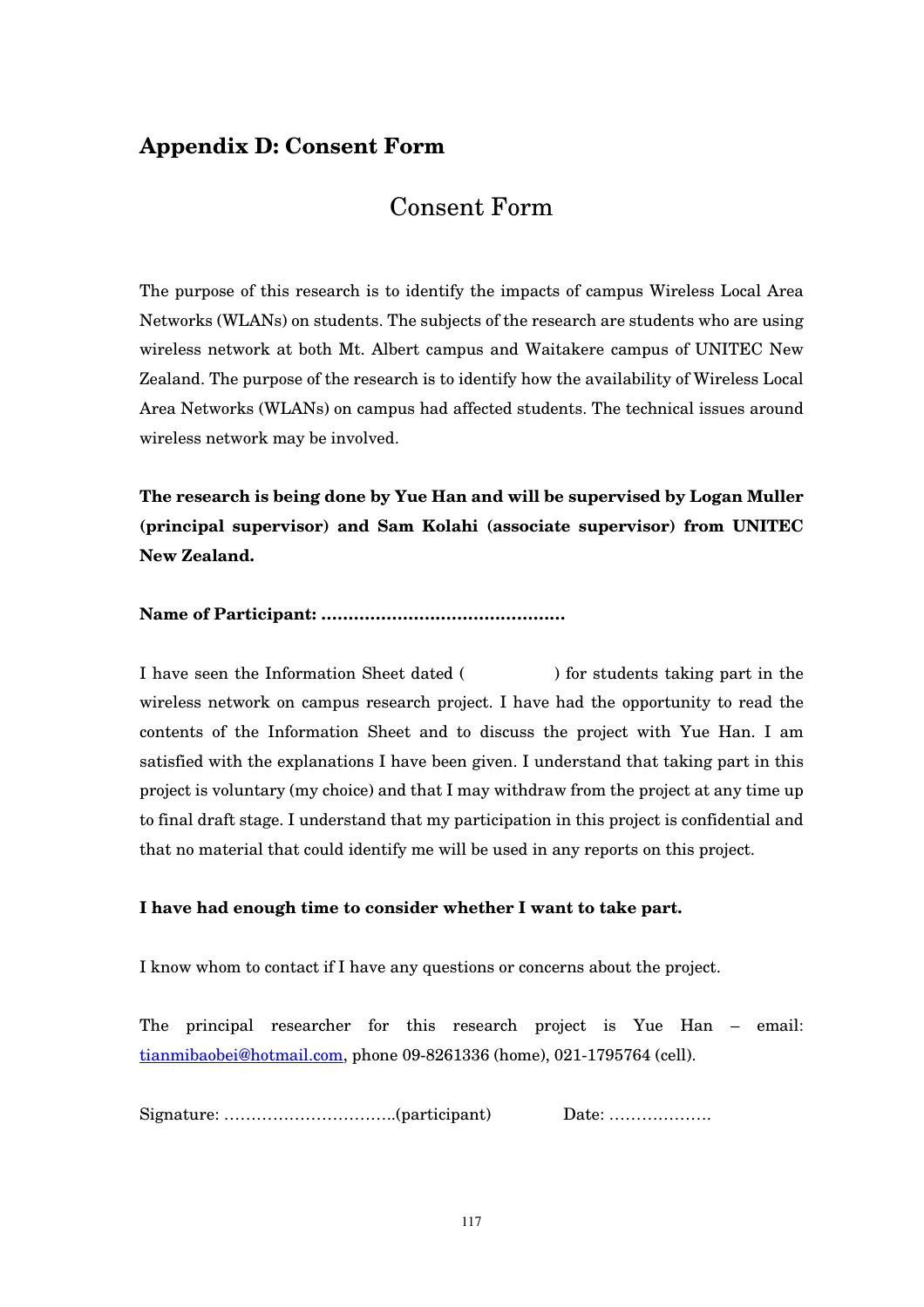## Appendix D: Consent Form

# Consent Form

The purpose of this research is to identify the impacts of campus Wireless Local Area Networks (WLANs) on students. The subjects of the research are students who are using wireless network at both Mt. Albert campus and Waitakere campus of UNITEC New Zealand. The purpose of the research is to identify how the availability of Wireless Local Area Networks (WLANs) on campus had affected students. The technical issues around wireless network may be involved.

**The research is being done by Yue Han and will be supervised by Logan Muller (principal supervisor) and Sam Kolahi (associate supervisor) from UNITEC New Zealand.**

**Name of Participant: ……………………………………..**

I have seen the Information Sheet dated (              ) for students taking part in the wireless network on campus research project. I have had the opportunity to read the contents of the Information Sheet and to discuss the project with Yue Han. I am satisfied with the explanations I have been given. I understand that taking part in this project is voluntary (my choice) and that I may withdraw from the project at any time up to final draft stage. I understand that my participation in this project is confidential and that no material that could identify me will be used in any reports on this project.

**I have had enough time to consider whether I want to take part.**

I know whom to contact if I have any questions or concerns about the project.

The principal researcher for this research project is Yue Han – email: tianmibaobei@hotmail.com, phone 09-8261336 (home), 021-1795764 (cell).

Signature: …………………………..(participant)          Date: ……………….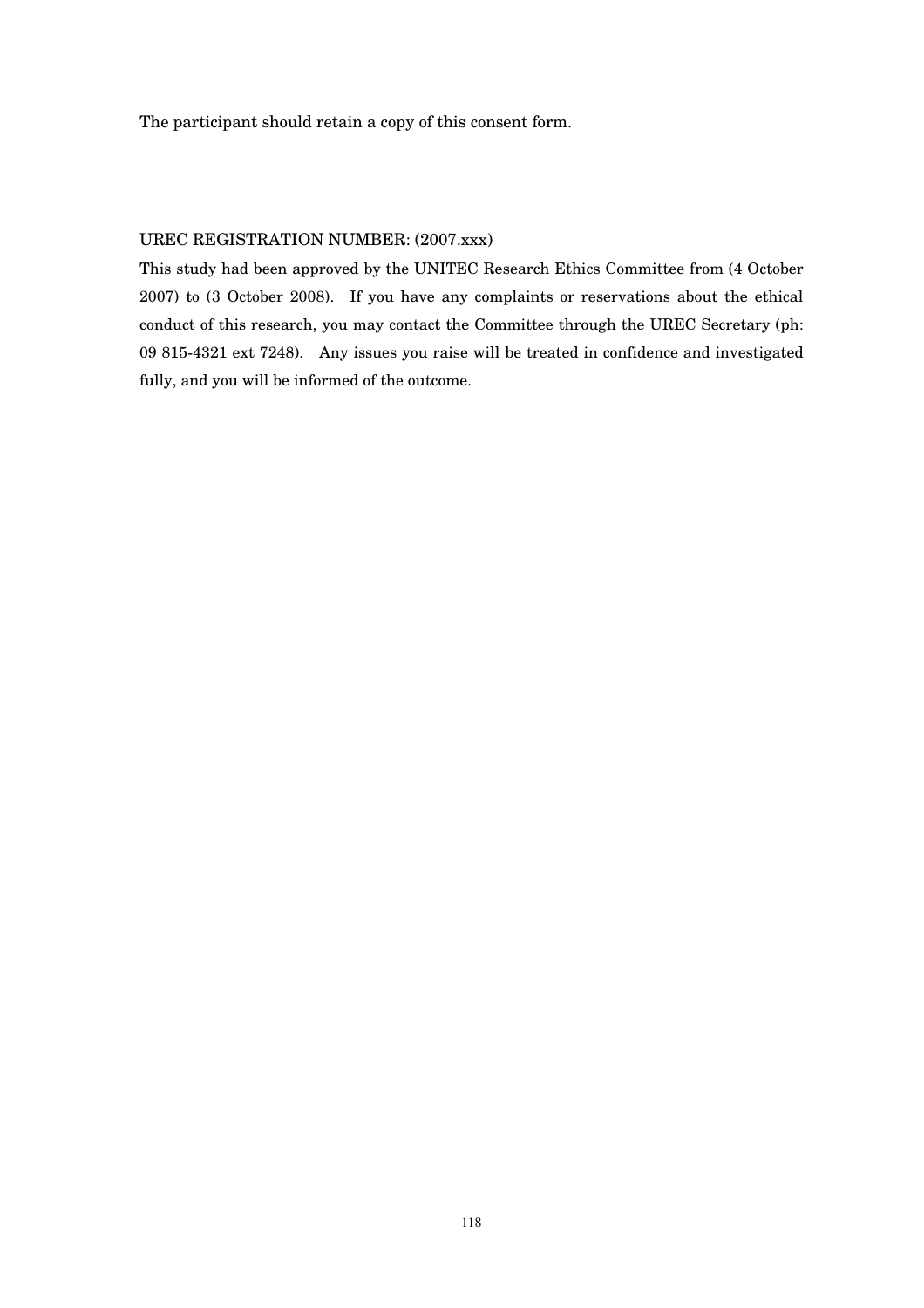The participant should retain a copy of this consent form.

UREC REGISTRATION NUMBER: (2007.xxx)

This study had been approved by the UNITEC Research Ethics Committee from (4 October 2007) to (3 October 2008). If you have any complaints or reservations about the ethical conduct of this research, you may contact the Committee through the UREC Secretary (ph: 09 815-4321 ext 7248). Any issues you raise will be treated in confidence and investigated fully, and you will be informed of the outcome.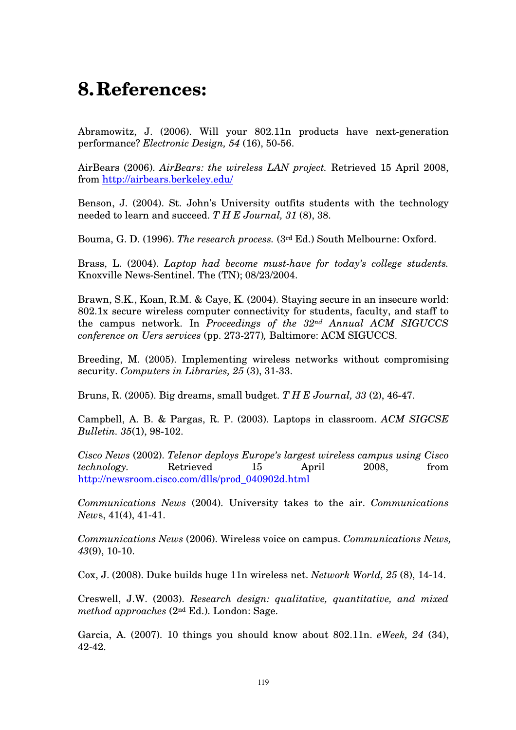# 8. References:

Abramowitz, J. (2006). Will your 802.11n products have next-generation performance? *Electronic Design, 54* (16), 50-56.

AirBears (2006). *AirBears: the wireless LAN project.* Retrieved 15 April 2008, from http://airbears.berkeley.edu/

Benson, J. (2004). St. John's University outfits students with the technology needed to learn and succeed. *T H E Journal, 31* (8), 38.

Bouma, G. D. (1996). *The research process.* (3rd Ed.) South Melbourne: Oxford.

Brass, L. (2004). *Laptop had become must-have for today's college students.* Knoxville News-Sentinel. The (TN); 08/23/2004.

Brawn, S.K., Koan, R.M. & Caye, K. (2004). Staying secure in an insecure world: 802.1x secure wireless computer connectivity for students, faculty, and staff to the campus network. In *Proceedings of the 32nd Annual ACM SIGUCCS conference on Uers services* (pp. 273-277)*,* Baltimore: ACM SIGUCCS.

Breeding, M. (2005). Implementing wireless networks without compromising security. *Computers in Libraries, 25* (3), 31-33.

Bruns, R. (2005). Big dreams, small budget. *T H E Journal, 33* (2), 46-47.

Campbell, A. B. & Pargas, R. P. (2003). Laptops in classroom. *ACM SIGCSE Bulletin. 35*(1), 98-102.

*Cisco News* (2002). *Telenor deploys Europe's largest wireless campus using Cisco technology.* Retrieved 15 April 2008, from http://newsroom.cisco.com/dlls/prod_040902d.html

*Communications News* (2004). University takes to the air. *Communications News*, 41(4), 41-41.

*Communications News* (2006). Wireless voice on campus. *Communications News, 43*(9), 10-10.

Cox, J. (2008). Duke builds huge 11n wireless net. *Network World, 25* (8), 14-14.

Creswell, J.W. (2003). *Research design: qualitative, quantitative, and mixed method approaches* (2nd Ed.). London: Sage.

Garcia, A. (2007). 10 things you should know about 802.11n. *eWeek, 24* (34), 42-42.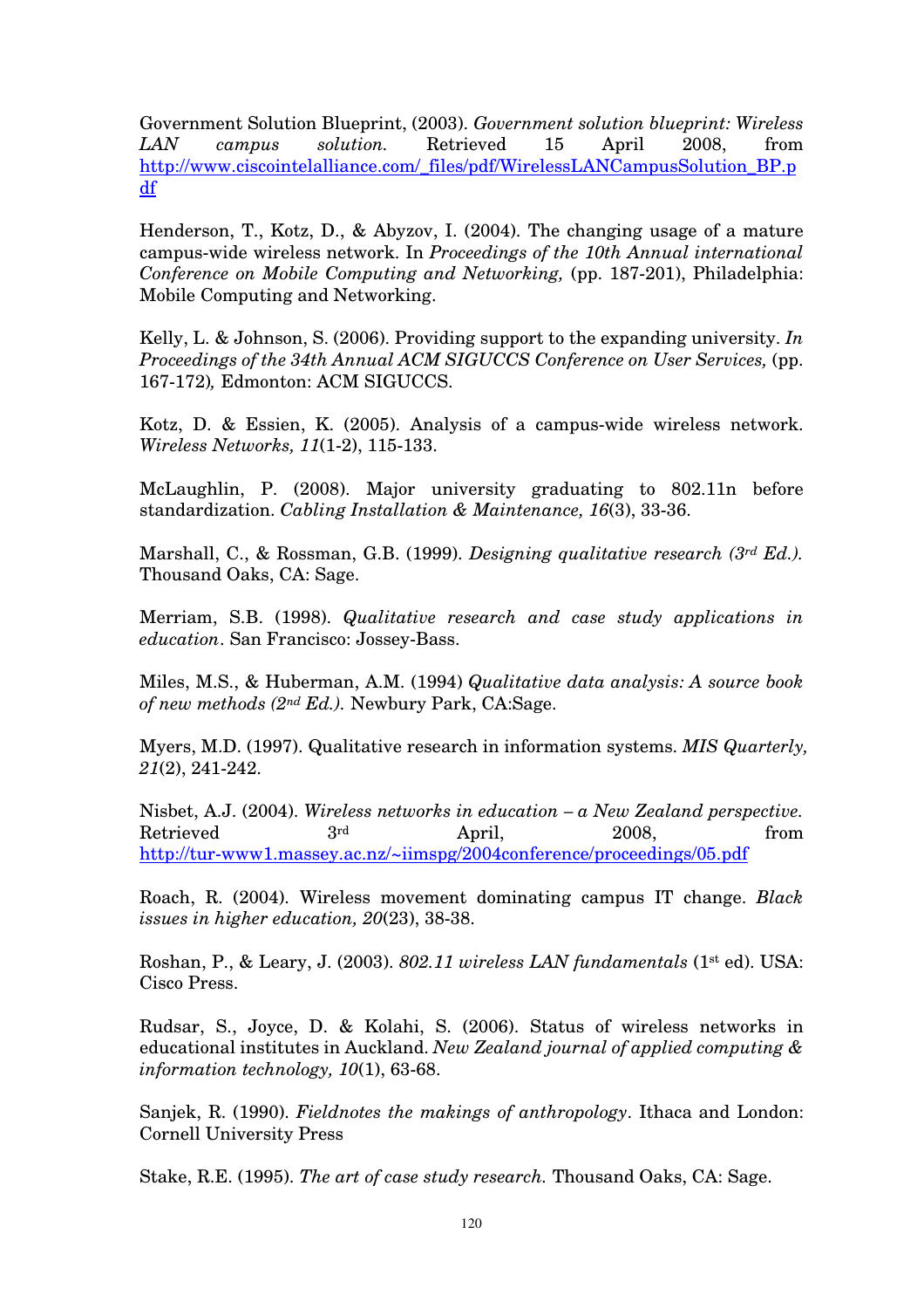Government Solution Blueprint, (2003). *Government solution blueprint: Wireless LAN campus solution.* Retrieved 15 April 2008, from http://www.ciscointelalliance.com/_files/pdf/WirelessLANCampusSolution_BP.pdf

Henderson, T., Kotz, D., & Abyzov, I. (2004). The changing usage of a mature campus-wide wireless network. In *Proceedings of the 10th Annual international Conference on Mobile Computing and Networking,* (pp. 187-201), Philadelphia: Mobile Computing and Networking.

Kelly, L. & Johnson, S. (2006). Providing support to the expanding university. *In Proceedings of the 34th Annual ACM SIGUCCS Conference on User Services,* (pp. 167-172)*,* Edmonton: ACM SIGUCCS.

Kotz, D. & Essien, K. (2005). Analysis of a campus-wide wireless network. *Wireless Networks, 11*(1-2), 115-133.

McLaughlin, P. (2008). Major university graduating to 802.11n before standardization. *Cabling Installation & Maintenance, 16*(3), 33-36.

Marshall, C., & Rossman, G.B. (1999). *Designing qualitative research (3rd Ed.).* Thousand Oaks, CA: Sage.

Merriam, S.B. (1998). *Qualitative research and case study applications in education*. San Francisco: Jossey-Bass.

Miles, M.S., & Huberman, A.M. (1994) *Qualitative data analysis: A source book of new methods (2nd Ed.).* Newbury Park, CA:Sage.

Myers, M.D. (1997). Qualitative research in information systems. *MIS Quarterly, 21*(2), 241-242.

Nisbet, A.J. (2004). *Wireless networks in education – a New Zealand perspective.* Retrieved 3rd April, 2008, from http://tur-www1.massey.ac.nz/~iimspg/2004conference/proceedings/05.pdf

Roach, R. (2004). Wireless movement dominating campus IT change. *Black issues in higher education, 20*(23), 38-38.

Roshan, P., & Leary, J. (2003). *802.11 wireless LAN fundamentals* (1st ed). USA: Cisco Press.

Rudsar, S., Joyce, D. & Kolahi, S. (2006). Status of wireless networks in educational institutes in Auckland. *New Zealand journal of applied computing & information technology, 10*(1), 63-68.

Sanjek, R. (1990). *Fieldnotes the makings of anthropology*. Ithaca and London: Cornell University Press

Stake, R.E. (1995). *The art of case study research.* Thousand Oaks, CA: Sage.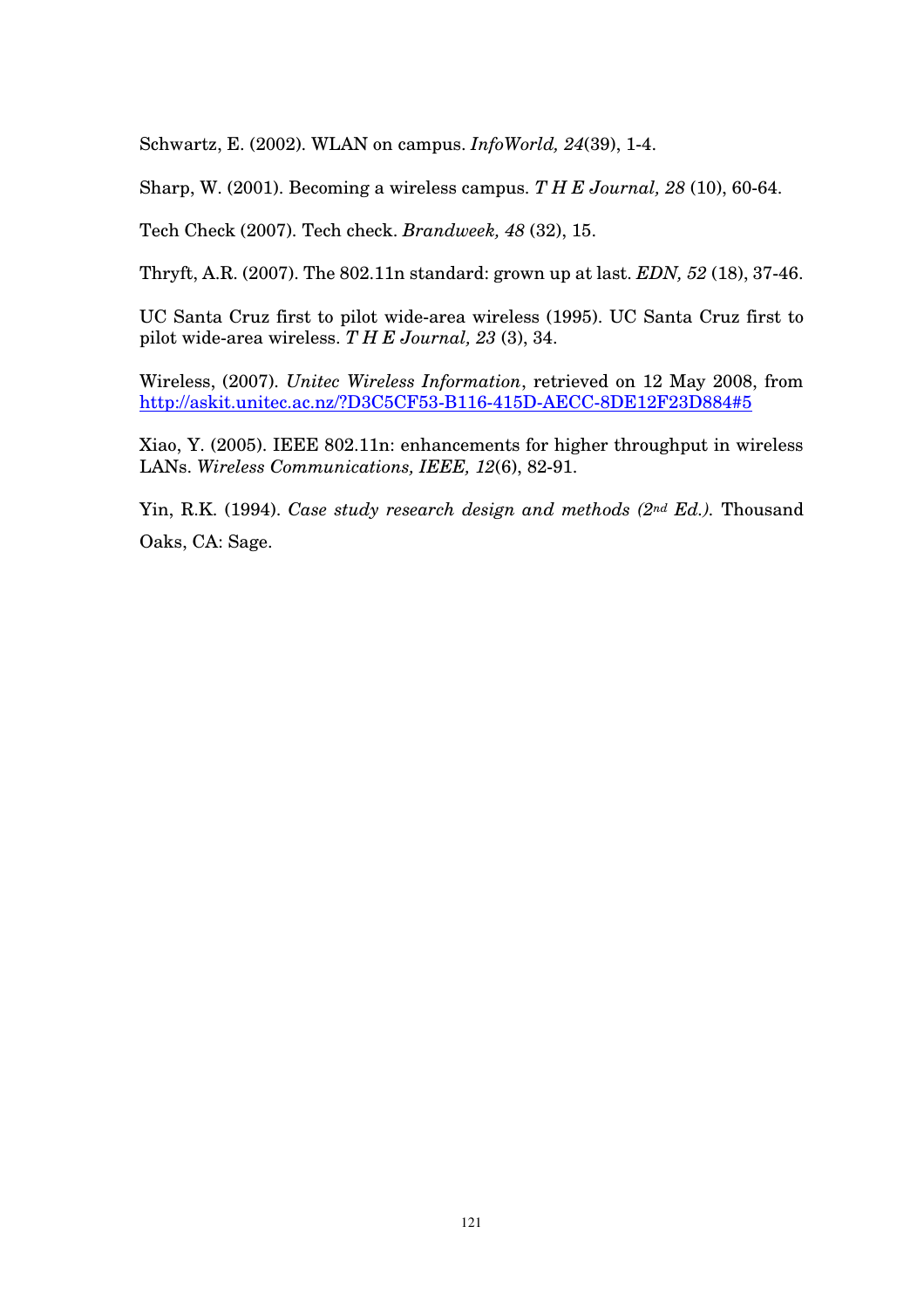Schwartz, E. (2002). WLAN on campus. *InfoWorld, 24*(39), 1-4.

Sharp, W. (2001). Becoming a wireless campus. *T H E Journal, 28* (10), 60-64.

Tech Check (2007). Tech check. *Brandweek, 48* (32), 15.

Thryft, A.R. (2007). The 802.11n standard: grown up at last. *EDN, 52* (18), 37-46.

UC Santa Cruz first to pilot wide-area wireless (1995). UC Santa Cruz first to pilot wide-area wireless. *T H E Journal, 23* (3), 34.

Wireless, (2007). *Unitec Wireless Information*, retrieved on 12 May 2008, from http://askit.unitec.ac.nz/?D3C5CF53-B116-415D-AECC-8DE12F23D884#5

Xiao, Y. (2005). IEEE 802.11n: enhancements for higher throughput in wireless LANs. *Wireless Communications, IEEE, 12*(6), 82-91.

Yin, R.K. (1994). *Case study research design and methods (2nd Ed.).* Thousand Oaks, CA: Sage.